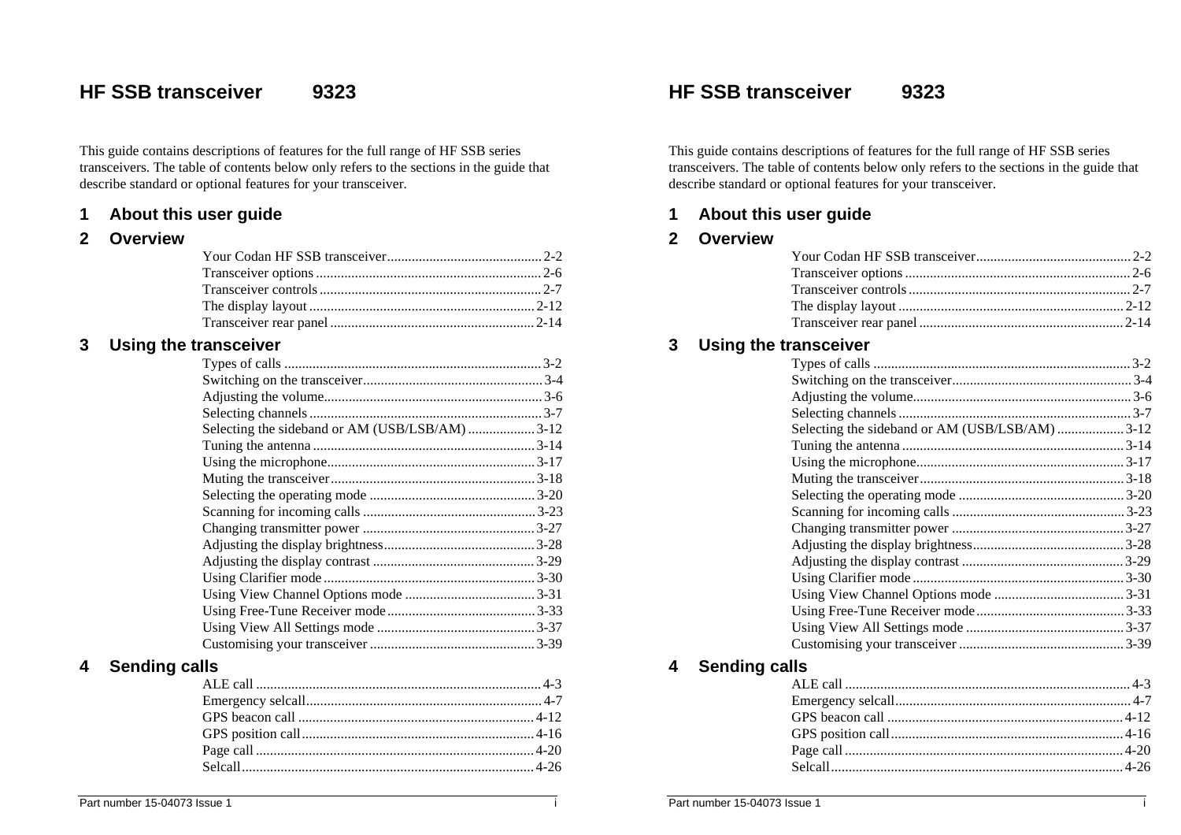# HF SSB transceiver 9323

This guide contains descriptions of features for the full range of HF SSB series transceivers. The table of contents below only refers to the sections in the guide that describe standard or optional features for your transceiver.

## 1 About this user guide

## 2 Overview

- Your Codan HF SSB transceiver ........ 2-2
- Transceiver options ........ 2-6
- Transceiver controls ........ 2-7
- The display layout ........ 2-12
- Transceiver rear panel ........ 2-14

## 3 Using the transceiver

- Types of calls ........ 3-2
- Switching on the transceiver ........ 3-4
- Adjusting the volume ........ 3-6
- Selecting channels ........ 3-7
- Selecting the sideband or AM (USB/LSB/AM) ........ 3-12
- Tuning the antenna ........ 3-14
- Using the microphone ........ 3-17
- Muting the transceiver ........ 3-18
- Selecting the operating mode ........ 3-20
- Scanning for incoming calls ........ 3-23
- Changing transmitter power ........ 3-27
- Adjusting the display brightness ........ 3-28
- Adjusting the display contrast ........ 3-29
- Using Clarifier mode ........ 3-30
- Using View Channel Options mode ........ 3-31
- Using Free-Tune Receiver mode ........ 3-33
- Using View All Settings mode ........ 3-37
- Customising your transceiver ........ 3-39

## 4 Sending calls

- ALE call ........ 4-3
- Emergency selcall ........ 4-7
- GPS beacon call ........ 4-12
- GPS position call ........ 4-16
- Page call ........ 4-20
- Selcall ........ 4-26

# HF SSB transceiver 9323

This guide contains descriptions of features for the full range of HF SSB series transceivers. The table of contents below only refers to the sections in the guide that describe standard or optional features for your transceiver.

## 1 About this user guide

## 2 Overview

- Your Codan HF SSB transceiver ........ 2-2
- Transceiver options ........ 2-6
- Transceiver controls ........ 2-7
- The display layout ........ 2-12
- Transceiver rear panel ........ 2-14

## 3 Using the transceiver

- Types of calls ........ 3-2
- Switching on the transceiver ........ 3-4
- Adjusting the volume ........ 3-6
- Selecting channels ........ 3-7
- Selecting the sideband or AM (USB/LSB/AM) ........ 3-12
- Tuning the antenna ........ 3-14
- Using the microphone ........ 3-17
- Muting the transceiver ........ 3-18
- Selecting the operating mode ........ 3-20
- Scanning for incoming calls ........ 3-23
- Changing transmitter power ........ 3-27
- Adjusting the display brightness ........ 3-28
- Adjusting the display contrast ........ 3-29
- Using Clarifier mode ........ 3-30
- Using View Channel Options mode ........ 3-31
- Using Free-Tune Receiver mode ........ 3-33
- Using View All Settings mode ........ 3-37
- Customising your transceiver ........ 3-39

## 4 Sending calls

- ALE call ........ 4-3
- Emergency selcall ........ 4-7
- GPS beacon call ........ 4-12
- GPS position call ........ 4-16
- Page call ........ 4-20
- Selcall ........ 4-26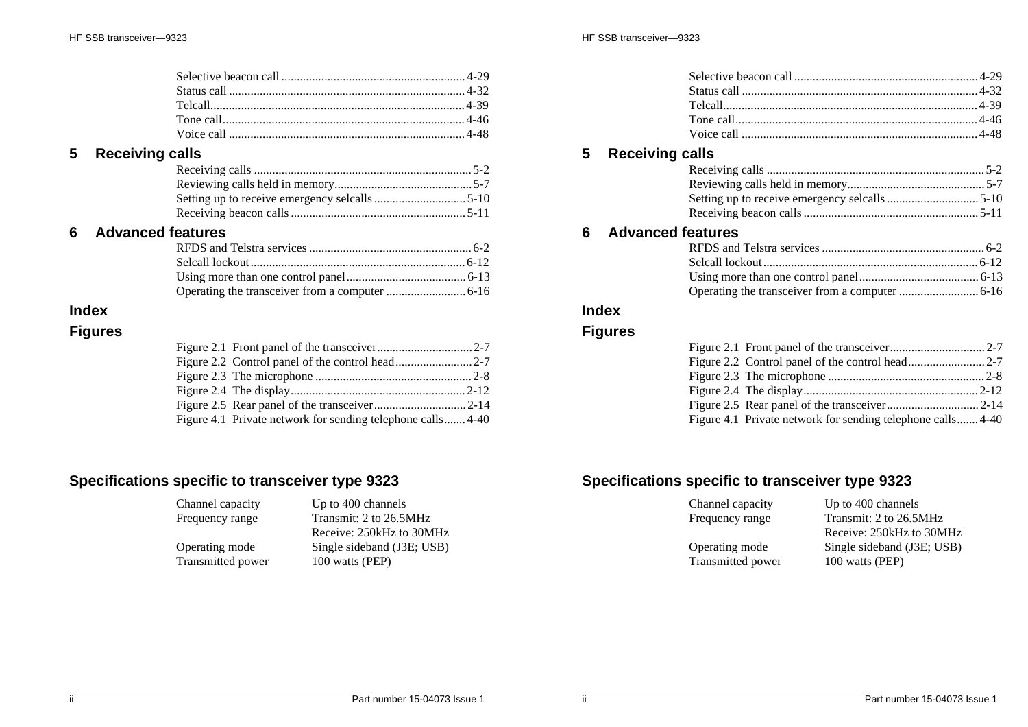Selective beacon call ........ 4-29
Status call ........ 4-32
Telcall ........ 4-39
Tone call ........ 4-46
Voice call ........ 4-48

## 5 Receiving calls

Receiving calls ........ 5-2
Reviewing calls held in memory ........ 5-7
Setting up to receive emergency selcalls ........ 5-10
Receiving beacon calls ........ 5-11

## 6 Advanced features

RFDS and Telstra services ........ 6-2
Selcall lockout ........ 6-12
Using more than one control panel ........ 6-13
Operating the transceiver from a computer ........ 6-16

## Index

## Figures

Figure 2.1 Front panel of the transceiver ........ 2-7
Figure 2.2 Control panel of the control head ........ 2-7
Figure 2.3 The microphone ........ 2-8
Figure 2.4 The display ........ 2-12
Figure 2.5 Rear panel of the transceiver ........ 2-14
Figure 4.1 Private network for sending telephone calls ........ 4-40

## Specifications specific to transceiver type 9323

| | |
|---|---|
| Channel capacity | Up to 400 channels |
| Frequency range | Transmit: 2 to 26.5MHz<br>Receive: 250kHz to 30MHz |
| Operating mode | Single sideband (J3E; USB) |
| Transmitted power | 100 watts (PEP) |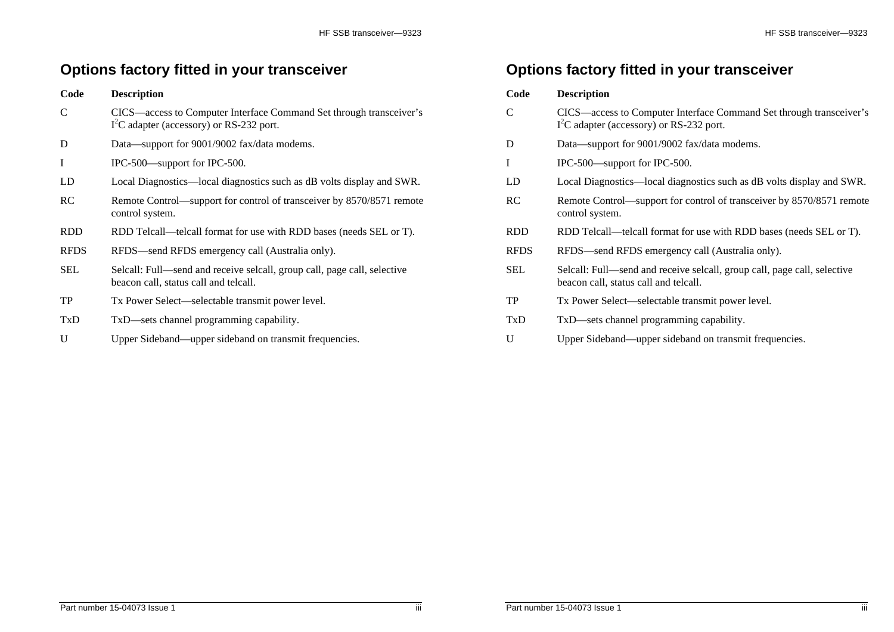## Options factory fitted in your transceiver

| Code | Description |
|---|---|
| C | CICS—access to Computer Interface Command Set through transceiver's $I^2C$ adapter (accessory) or RS-232 port. |
| D | Data—support for 9001/9002 fax/data modems. |
| I | IPC-500—support for IPC-500. |
| LD | Local Diagnostics—local diagnostics such as dB volts display and SWR. |
| RC | Remote Control—support for control of transceiver by 8570/8571 remote control system. |
| RDD | RDD Telcall—telcall format for use with RDD bases (needs SEL or T). |
| RFDS | RFDS—send RFDS emergency call (Australia only). |
| SEL | Selcall: Full—send and receive selcall, group call, page call, selective beacon call, status call and telcall. |
| TP | Tx Power Select—selectable transmit power level. |
| TxD | TxD—sets channel programming capability. |
| U | Upper Sideband—upper sideband on transmit frequencies. |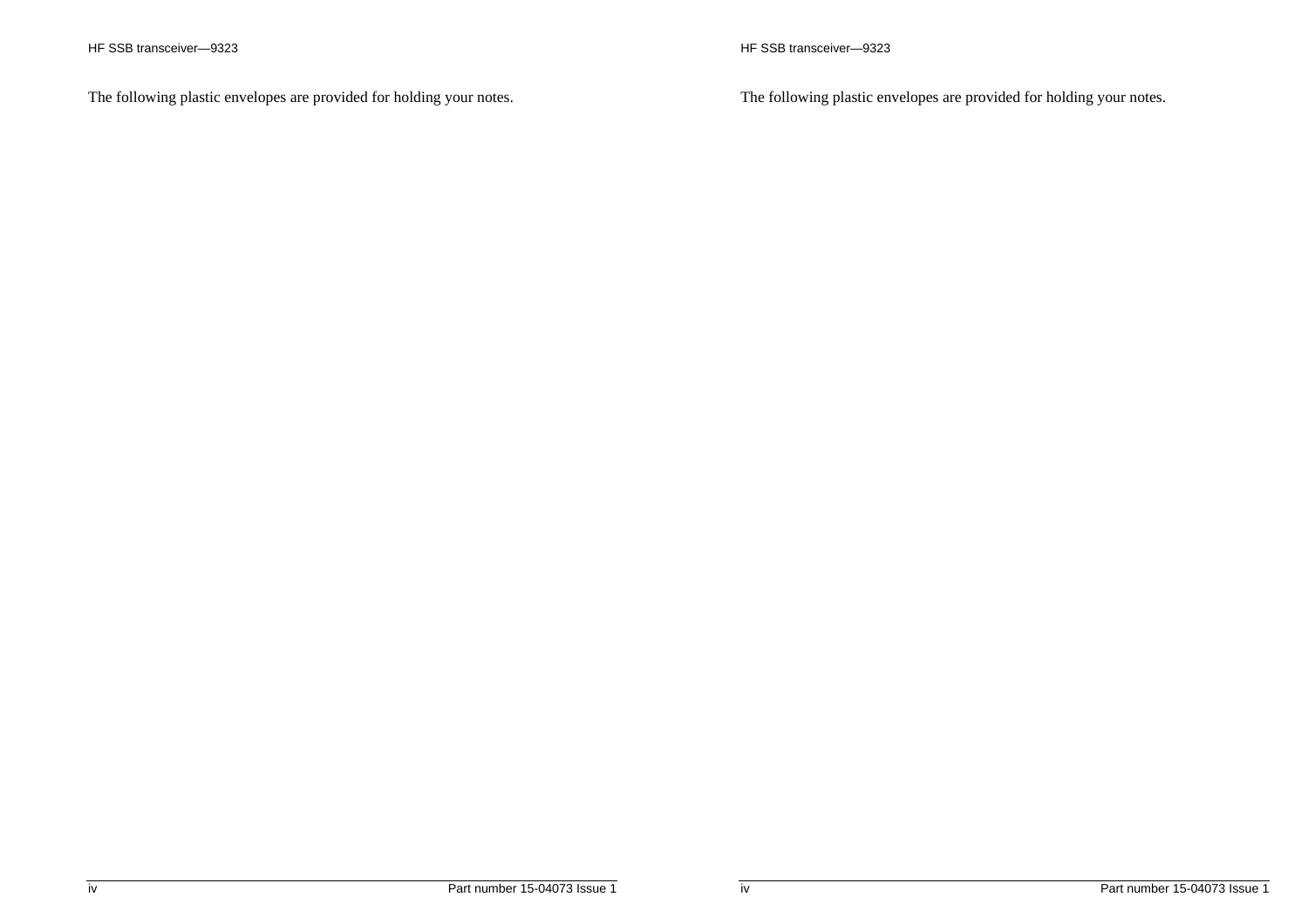The following plastic envelopes are provided for holding your notes.

The following plastic envelopes are provided for holding your notes.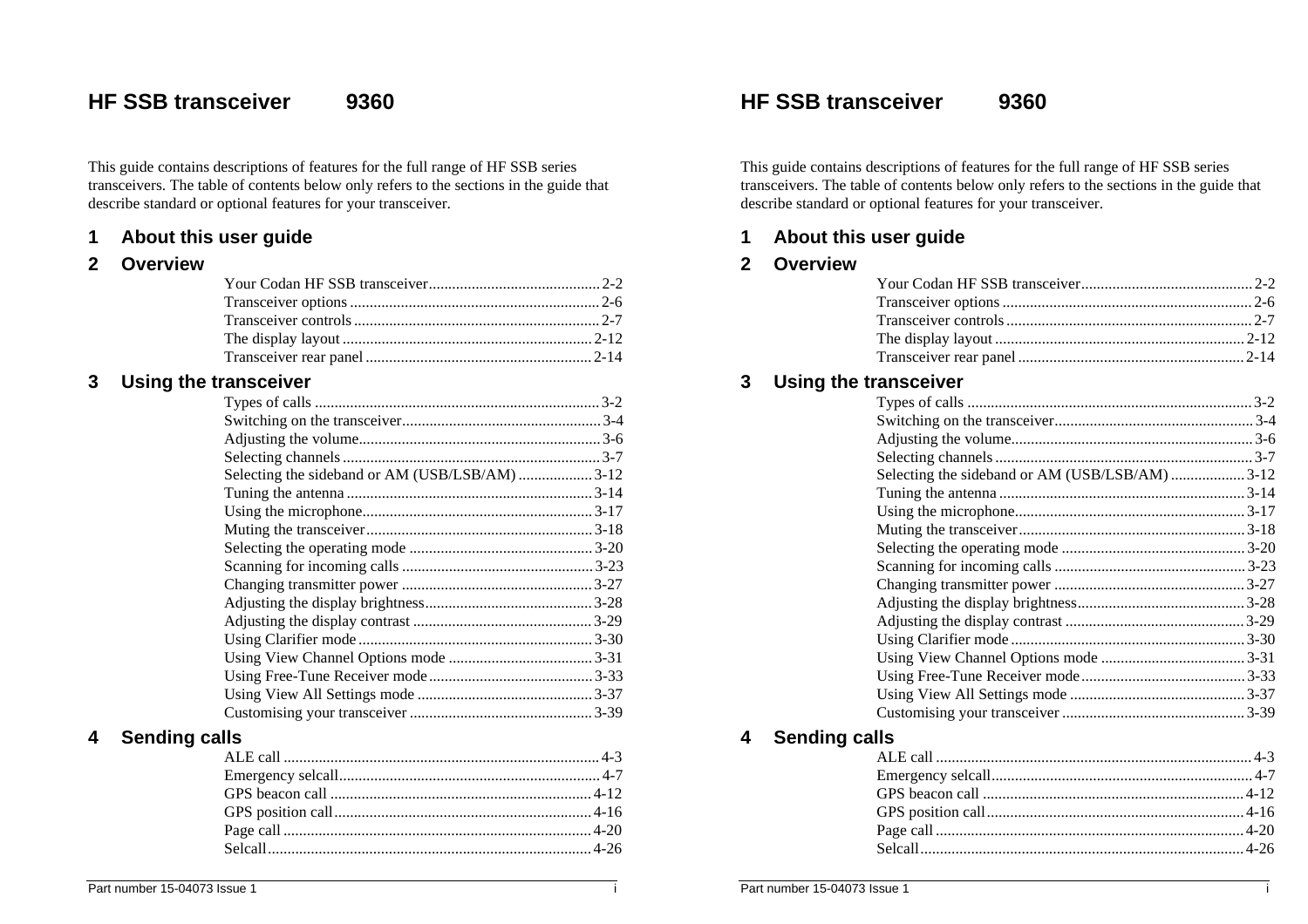# HF SSB transceiver 9360

This guide contains descriptions of features for the full range of HF SSB series transceivers. The table of contents below only refers to the sections in the guide that describe standard or optional features for your transceiver.

## 1 About this user guide

## 2 Overview

- Your Codan HF SSB transceiver ........ 2-2
- Transceiver options ........ 2-6
- Transceiver controls ........ 2-7
- The display layout ........ 2-12
- Transceiver rear panel ........ 2-14

## 3 Using the transceiver

- Types of calls ........ 3-2
- Switching on the transceiver ........ 3-4
- Adjusting the volume ........ 3-6
- Selecting channels ........ 3-7
- Selecting the sideband or AM (USB/LSB/AM) ........ 3-12
- Tuning the antenna ........ 3-14
- Using the microphone ........ 3-17
- Muting the transceiver ........ 3-18
- Selecting the operating mode ........ 3-20
- Scanning for incoming calls ........ 3-23
- Changing transmitter power ........ 3-27
- Adjusting the display brightness ........ 3-28
- Adjusting the display contrast ........ 3-29
- Using Clarifier mode ........ 3-30
- Using View Channel Options mode ........ 3-31
- Using Free-Tune Receiver mode ........ 3-33
- Using View All Settings mode ........ 3-37
- Customising your transceiver ........ 3-39

## 4 Sending calls

- ALE call ........ 4-3
- Emergency selcall ........ 4-7
- GPS beacon call ........ 4-12
- GPS position call ........ 4-16
- Page call ........ 4-20
- Selcall ........ 4-26

# HF SSB transceiver 9360

This guide contains descriptions of features for the full range of HF SSB series transceivers. The table of contents below only refers to the sections in the guide that describe standard or optional features for your transceiver.

## 1 About this user guide

## 2 Overview

- Your Codan HF SSB transceiver ........ 2-2
- Transceiver options ........ 2-6
- Transceiver controls ........ 2-7
- The display layout ........ 2-12
- Transceiver rear panel ........ 2-14

## 3 Using the transceiver

- Types of calls ........ 3-2
- Switching on the transceiver ........ 3-4
- Adjusting the volume ........ 3-6
- Selecting channels ........ 3-7
- Selecting the sideband or AM (USB/LSB/AM) ........ 3-12
- Tuning the antenna ........ 3-14
- Using the microphone ........ 3-17
- Muting the transceiver ........ 3-18
- Selecting the operating mode ........ 3-20
- Scanning for incoming calls ........ 3-23
- Changing transmitter power ........ 3-27
- Adjusting the display brightness ........ 3-28
- Adjusting the display contrast ........ 3-29
- Using Clarifier mode ........ 3-30
- Using View Channel Options mode ........ 3-31
- Using Free-Tune Receiver mode ........ 3-33
- Using View All Settings mode ........ 3-37
- Customising your transceiver ........ 3-39

## 4 Sending calls

- ALE call ........ 4-3
- Emergency selcall ........ 4-7
- GPS beacon call ........ 4-12
- GPS position call ........ 4-16
- Page call ........ 4-20
- Selcall ........ 4-26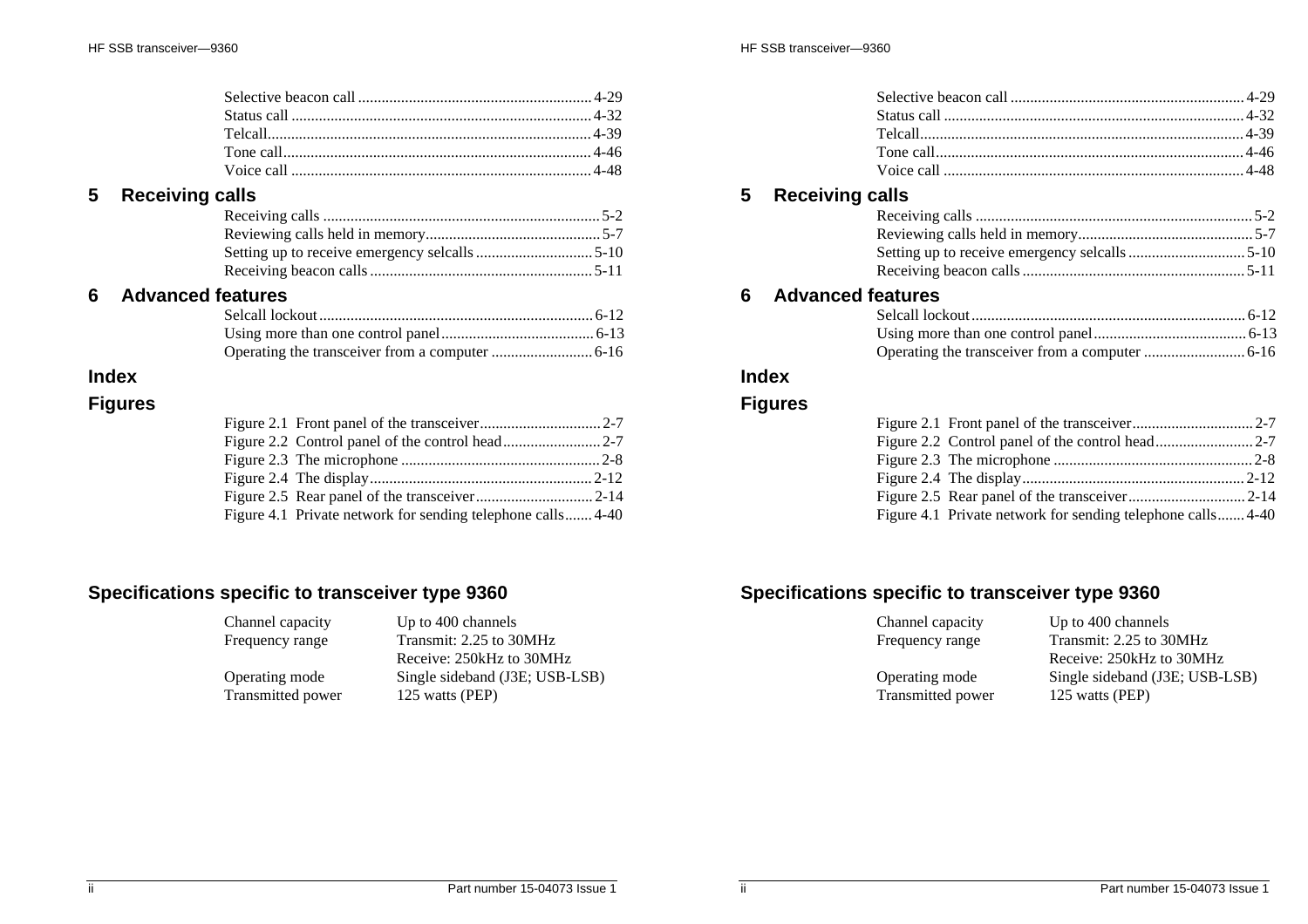Selective beacon call ............ 4-29
Status call ............ 4-32
Telcall............ 4-39
Tone call............ 4-46
Voice call ............ 4-48

## 5 Receiving calls

Receiving calls ............ 5-2
Reviewing calls held in memory............ 5-7
Setting up to receive emergency selcalls ............ 5-10
Receiving beacon calls ............ 5-11

## 6 Advanced features

Selcall lockout............ 6-12
Using more than one control panel............ 6-13
Operating the transceiver from a computer ............ 6-16

## Index

## Figures

Figure 2.1 Front panel of the transceiver............ 2-7
Figure 2.2 Control panel of the control head............ 2-7
Figure 2.3 The microphone ............ 2-8
Figure 2.4 The display............ 2-12
Figure 2.5 Rear panel of the transceiver............ 2-14
Figure 4.1 Private network for sending telephone calls............ 4-40

## Specifications specific to transceiver type 9360

| | |
|---|---|
| Channel capacity | Up to 400 channels |
| Frequency range | Transmit: 2.25 to 30MHz<br>Receive: 250kHz to 30MHz |
| Operating mode | Single sideband (J3E; USB-LSB) |
| Transmitted power | 125 watts (PEP) |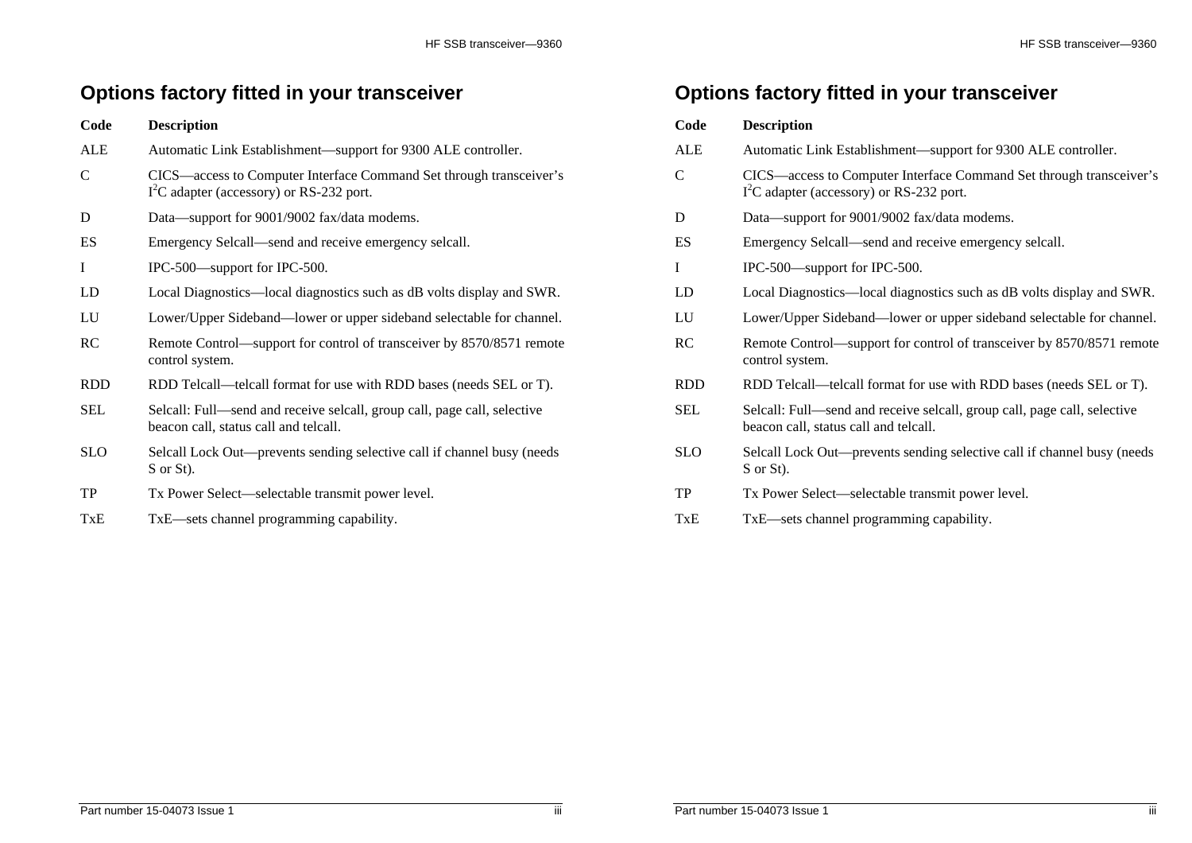## Options factory fitted in your transceiver

| Code | Description |
|---|---|
| ALE | Automatic Link Establishment—support for 9300 ALE controller. |
| C | CICS—access to Computer Interface Command Set through transceiver's $I^2C$ adapter (accessory) or RS-232 port. |
| D | Data—support for 9001/9002 fax/data modems. |
| ES | Emergency Selcall—send and receive emergency selcall. |
| I | IPC-500—support for IPC-500. |
| LD | Local Diagnostics—local diagnostics such as dB volts display and SWR. |
| LU | Lower/Upper Sideband—lower or upper sideband selectable for channel. |
| RC | Remote Control—support for control of transceiver by 8570/8571 remote control system. |
| RDD | RDD Telcall—telcall format for use with RDD bases (needs SEL or T). |
| SEL | Selcall: Full—send and receive selcall, group call, page call, selective beacon call, status call and telcall. |
| SLO | Selcall Lock Out—prevents sending selective call if channel busy (needs S or St). |
| TP | Tx Power Select—selectable transmit power level. |
| TxE | TxE—sets channel programming capability. |

## Options factory fitted in your transceiver

| Code | Description |
|---|---|
| ALE | Automatic Link Establishment—support for 9300 ALE controller. |
| C | CICS—access to Computer Interface Command Set through transceiver's $I^2C$ adapter (accessory) or RS-232 port. |
| D | Data—support for 9001/9002 fax/data modems. |
| ES | Emergency Selcall—send and receive emergency selcall. |
| I | IPC-500—support for IPC-500. |
| LD | Local Diagnostics—local diagnostics such as dB volts display and SWR. |
| LU | Lower/Upper Sideband—lower or upper sideband selectable for channel. |
| RC | Remote Control—support for control of transceiver by 8570/8571 remote control system. |
| RDD | RDD Telcall—telcall format for use with RDD bases (needs SEL or T). |
| SEL | Selcall: Full—send and receive selcall, group call, page call, selective beacon call, status call and telcall. |
| SLO | Selcall Lock Out—prevents sending selective call if channel busy (needs S or St). |
| TP | Tx Power Select—selectable transmit power level. |
| TxE | TxE—sets channel programming capability. |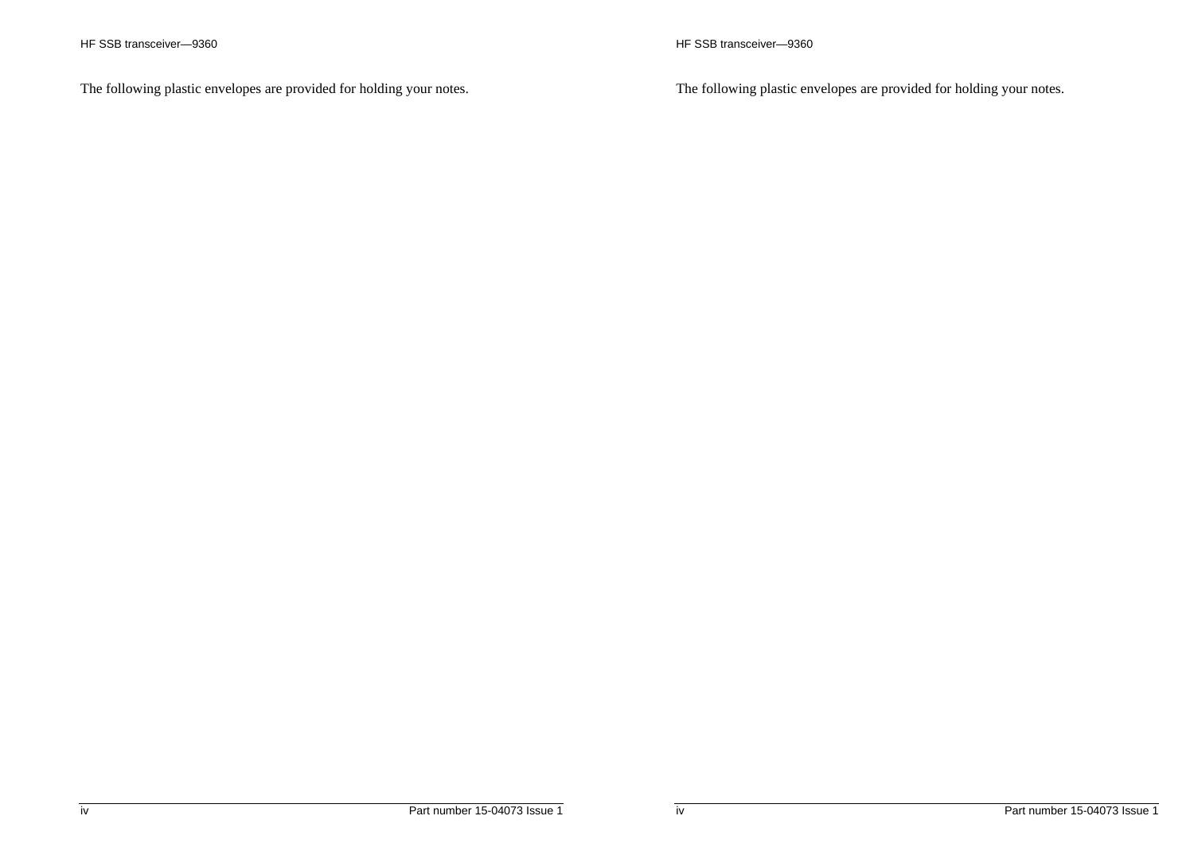The following plastic envelopes are provided for holding your notes.

The following plastic envelopes are provided for holding your notes.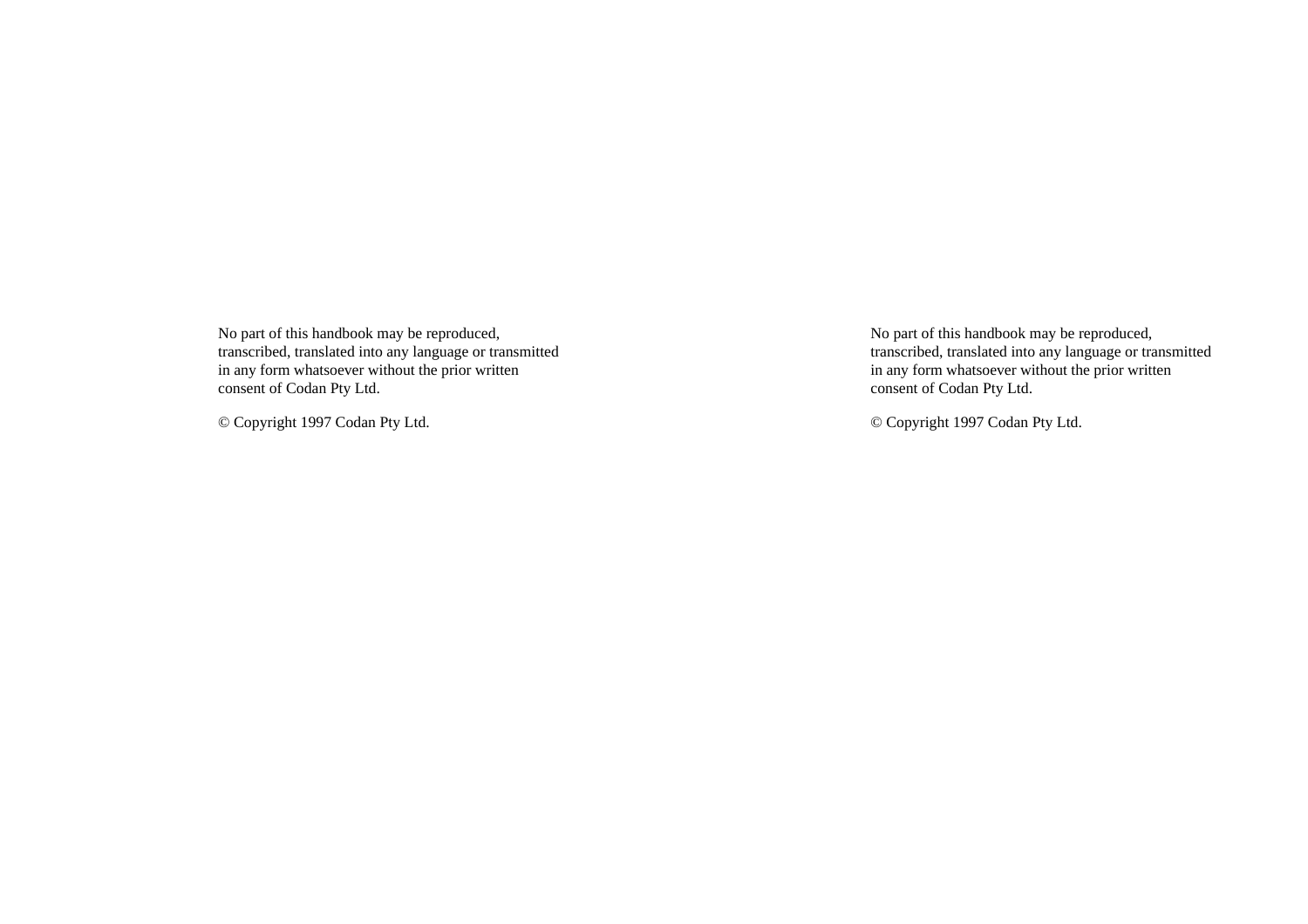No part of this handbook may be reproduced, transcribed, translated into any language or transmitted in any form whatsoever without the prior written consent of Codan Pty Ltd.

© Copyright 1997 Codan Pty Ltd.

No part of this handbook may be reproduced, transcribed, translated into any language or transmitted in any form whatsoever without the prior written consent of Codan Pty Ltd.

© Copyright 1997 Codan Pty Ltd.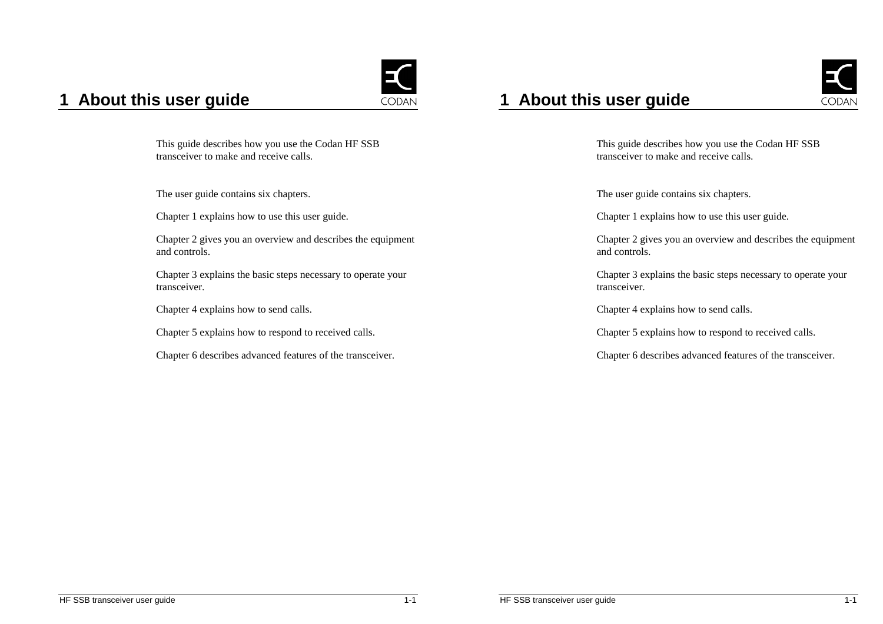# 1 About this user guide

This guide describes how you use the Codan HF SSB transceiver to make and receive calls.

The user guide contains six chapters.

Chapter 1 explains how to use this user guide.

Chapter 2 gives you an overview and describes the equipment and controls.

Chapter 3 explains the basic steps necessary to operate your transceiver.

Chapter 4 explains how to send calls.

Chapter 5 explains how to respond to received calls.

Chapter 6 describes advanced features of the transceiver.

# 1 About this user guide

This guide describes how you use the Codan HF SSB transceiver to make and receive calls.

The user guide contains six chapters.

Chapter 1 explains how to use this user guide.

Chapter 2 gives you an overview and describes the equipment and controls.

Chapter 3 explains the basic steps necessary to operate your transceiver.

Chapter 4 explains how to send calls.

Chapter 5 explains how to respond to received calls.

Chapter 6 describes advanced features of the transceiver.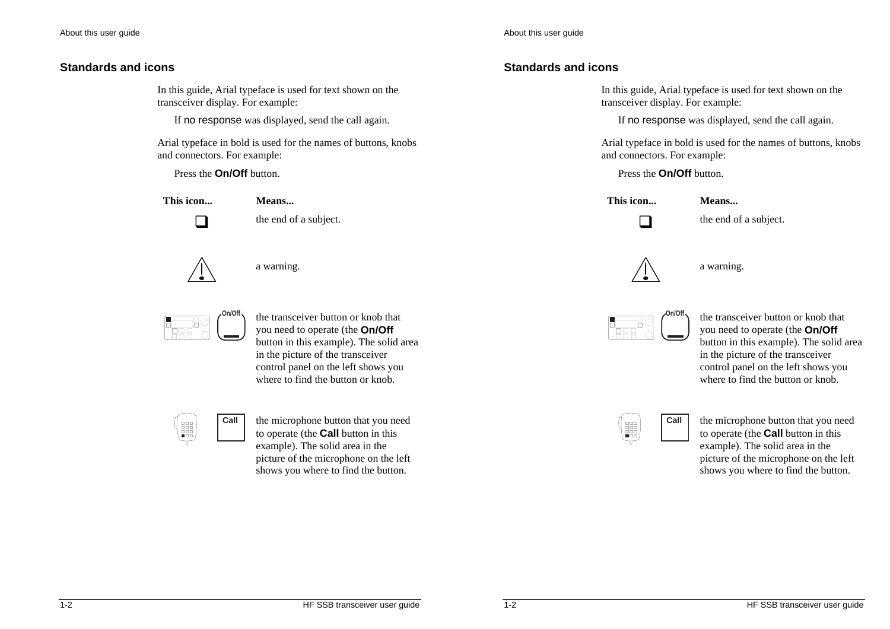## Standards and icons

In this guide, Arial typeface is used for text shown on the transceiver display. For example:

If no response was displayed, send the call again.

Arial typeface in bold is used for the names of buttons, knobs and connectors. For example:

Press the **On/Off** button.

| This icon... | Means... |
|---|---|
| ❑ | the end of a subject. |
| ⚠ | a warning. |
| On/Off | the transceiver button or knob that you need to operate (the **On/Off** button in this example). The solid area in the picture of the transceiver control panel on the left shows you where to find the button or knob. |
| Call | the microphone button that you need to operate (the **Call** button in this example). The solid area in the picture of the microphone on the left shows you where to find the button. |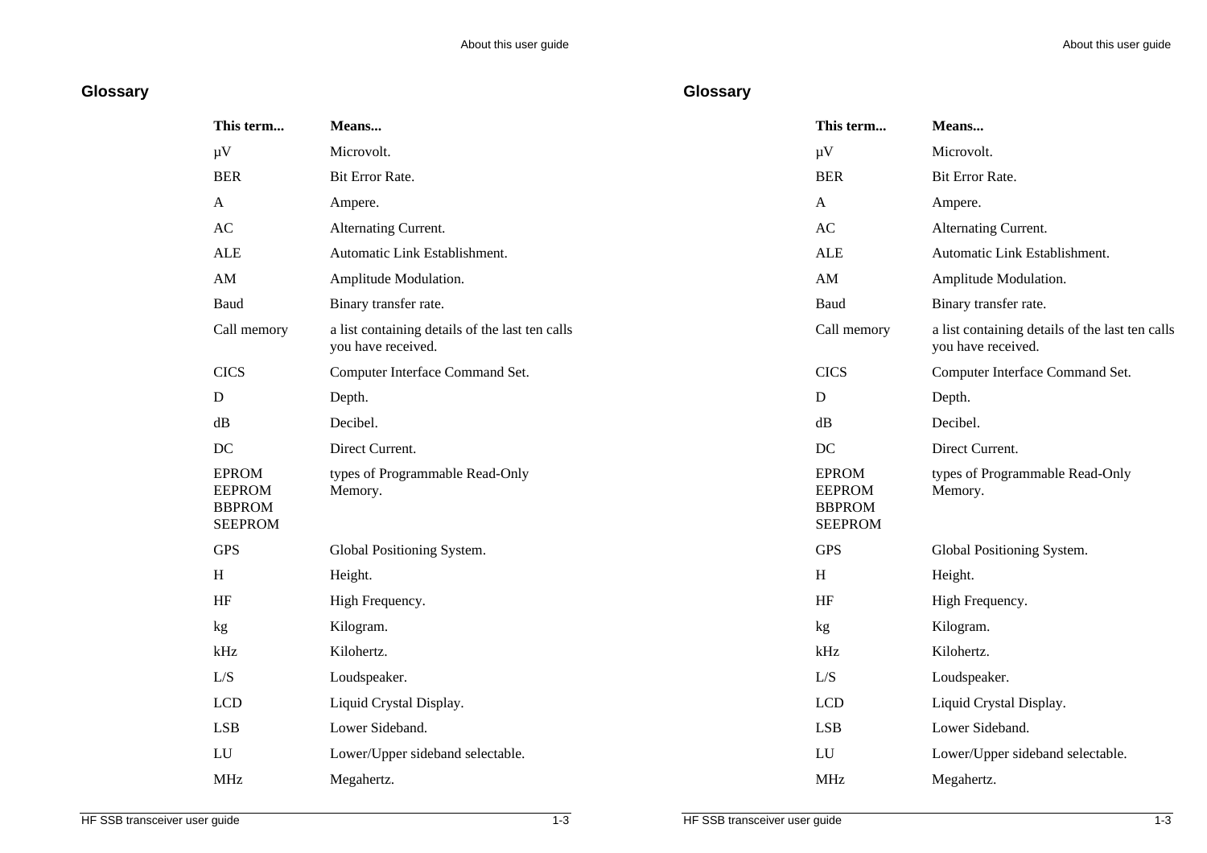## Glossary

| This term... | Means... |
| --- | --- |
| µV | Microvolt. |
| BER | Bit Error Rate. |
| A | Ampere. |
| AC | Alternating Current. |
| ALE | Automatic Link Establishment. |
| AM | Amplitude Modulation. |
| Baud | Binary transfer rate. |
| Call memory | a list containing details of the last ten calls you have received. |
| CICS | Computer Interface Command Set. |
| D | Depth. |
| dB | Decibel. |
| DC | Direct Current. |
| EPROM<br>EEPROM<br>BBPROM<br>SEEPROM | types of Programmable Read-Only Memory. |
| GPS | Global Positioning System. |
| H | Height. |
| HF | High Frequency. |
| kg | Kilogram. |
| kHz | Kilohertz. |
| L/S | Loudspeaker. |
| LCD | Liquid Crystal Display. |
| LSB | Lower Sideband. |
| LU | Lower/Upper sideband selectable. |
| MHz | Megahertz. |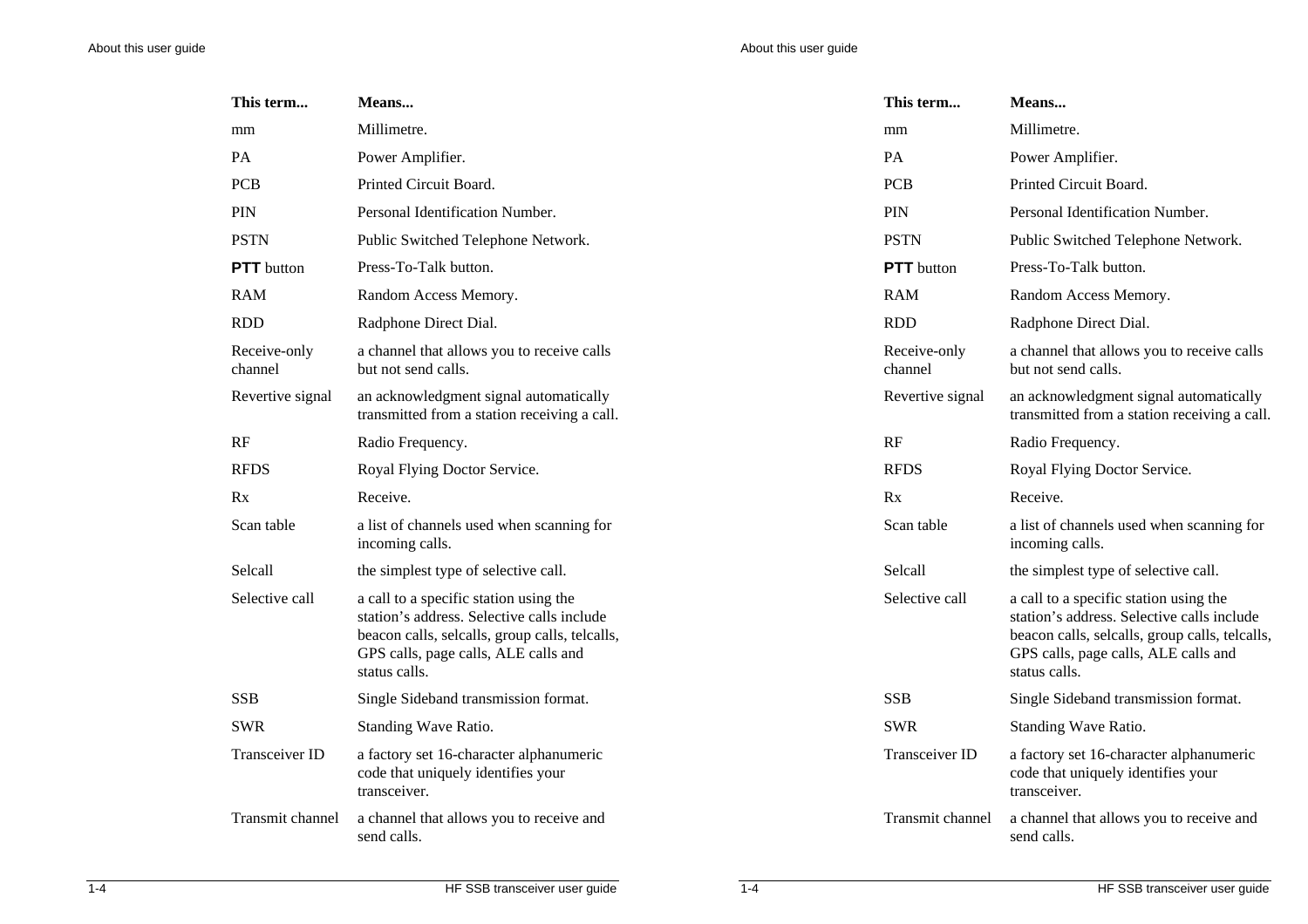| This term... | Means... |
| --- | --- |
| mm | Millimetre. |
| PA | Power Amplifier. |
| PCB | Printed Circuit Board. |
| PIN | Personal Identification Number. |
| PSTN | Public Switched Telephone Network. |
| **PTT** button | Press-To-Talk button. |
| RAM | Random Access Memory. |
| RDD | Radphone Direct Dial. |
| Receive-only channel | a channel that allows you to receive calls but not send calls. |
| Revertive signal | an acknowledgment signal automatically transmitted from a station receiving a call. |
| RF | Radio Frequency. |
| RFDS | Royal Flying Doctor Service. |
| Rx | Receive. |
| Scan table | a list of channels used when scanning for incoming calls. |
| Selcall | the simplest type of selective call. |
| Selective call | a call to a specific station using the station's address. Selective calls include beacon calls, selcalls, group calls, telcalls, GPS calls, page calls, ALE calls and status calls. |
| SSB | Single Sideband transmission format. |
| SWR | Standing Wave Ratio. |
| Transceiver ID | a factory set 16-character alphanumeric code that uniquely identifies your transceiver. |
| Transmit channel | a channel that allows you to receive and send calls. |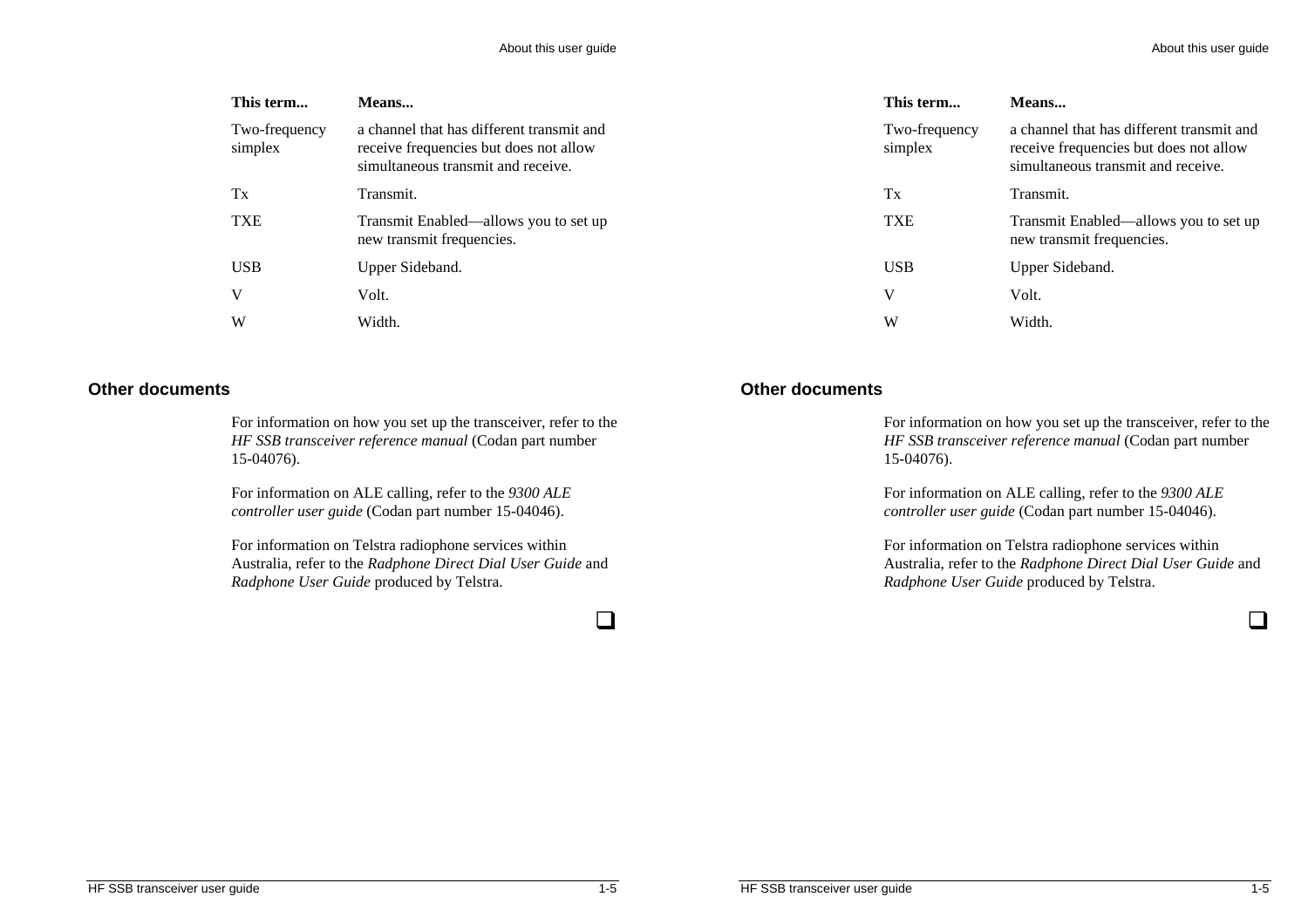| This term... | Means... |
| --- | --- |
| Two-frequency simplex | a channel that has different transmit and receive frequencies but does not allow simultaneous transmit and receive. |
| Tx | Transmit. |
| TXE | Transmit Enabled—allows you to set up new transmit frequencies. |
| USB | Upper Sideband. |
| V | Volt. |
| W | Width. |

## Other documents

For information on how you set up the transceiver, refer to the *HF SSB transceiver reference manual* (Codan part number 15-04076).

For information on ALE calling, refer to the *9300 ALE controller user guide* (Codan part number 15-04046).

For information on Telstra radiophone services within Australia, refer to the *Radphone Direct Dial User Guide* and *Radphone User Guide* produced by Telstra.

❑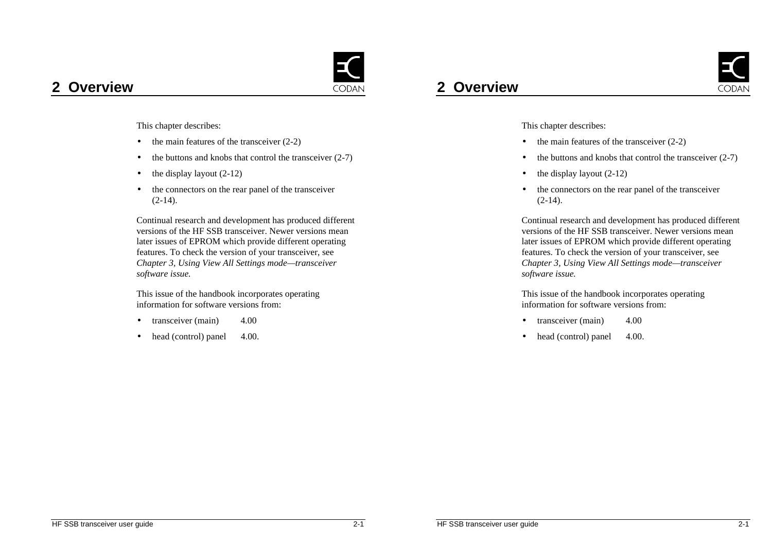# 2 Overview

This chapter describes:

- the main features of the transceiver (2-2)
- the buttons and knobs that control the transceiver (2-7)
- the display layout (2-12)
- the connectors on the rear panel of the transceiver (2-14).

Continual research and development has produced different versions of the HF SSB transceiver. Newer versions mean later issues of EPROM which provide different operating features. To check the version of your transceiver, see *Chapter 3, Using View All Settings mode—transceiver software issue.*

This issue of the handbook incorporates operating information for software versions from:

- transceiver (main) 4.00
- head (control) panel 4.00.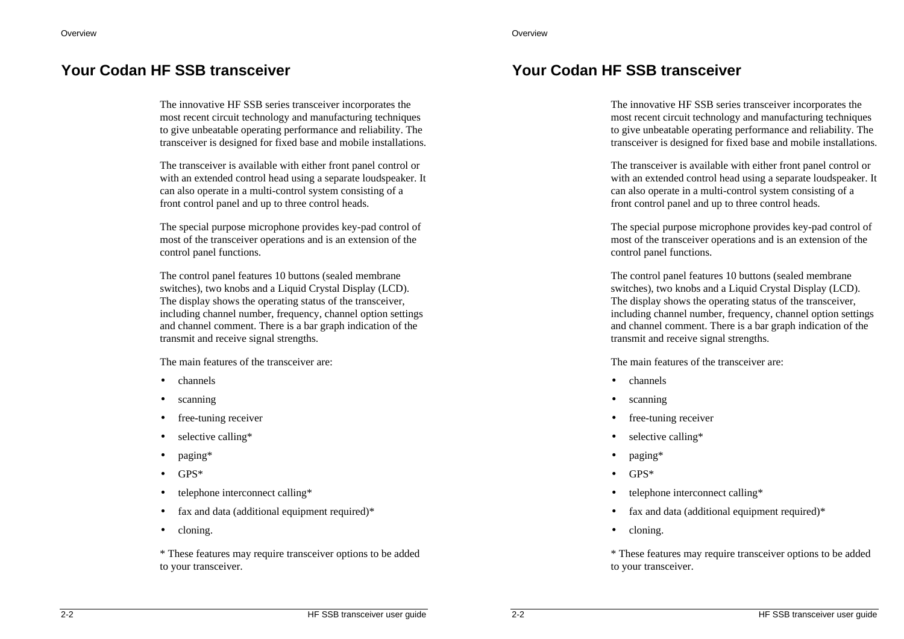# Your Codan HF SSB transceiver

The innovative HF SSB series transceiver incorporates the most recent circuit technology and manufacturing techniques to give unbeatable operating performance and reliability. The transceiver is designed for fixed base and mobile installations.

The transceiver is available with either front panel control or with an extended control head using a separate loudspeaker. It can also operate in a multi-control system consisting of a front control panel and up to three control heads.

The special purpose microphone provides key-pad control of most of the transceiver operations and is an extension of the control panel functions.

The control panel features 10 buttons (sealed membrane switches), two knobs and a Liquid Crystal Display (LCD). The display shows the operating status of the transceiver, including channel number, frequency, channel option settings and channel comment. There is a bar graph indication of the transmit and receive signal strengths.

The main features of the transceiver are:

- channels
- scanning
- free-tuning receiver
- selective calling*
- paging*
- GPS*
- telephone interconnect calling*
- fax and data (additional equipment required)*
- cloning.

* These features may require transceiver options to be added to your transceiver.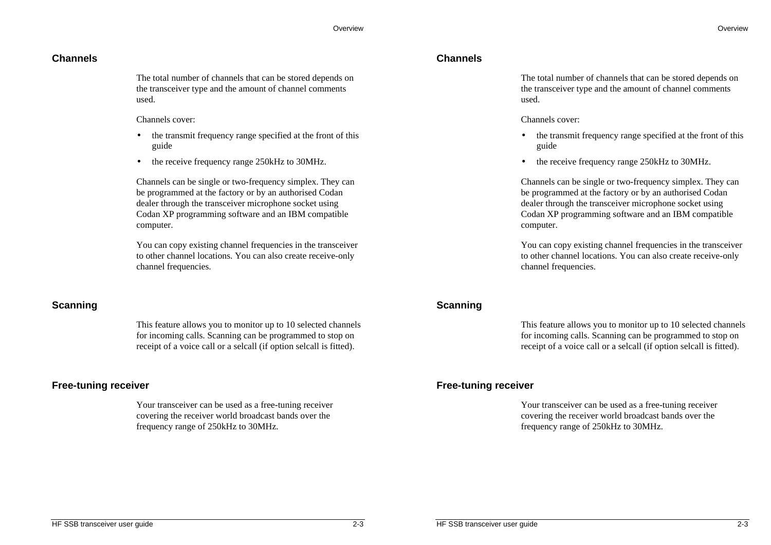## Channels

The total number of channels that can be stored depends on the transceiver type and the amount of channel comments used.

Channels cover:

- the transmit frequency range specified at the front of this guide
- the receive frequency range 250kHz to 30MHz.

Channels can be single or two-frequency simplex. They can be programmed at the factory or by an authorised Codan dealer through the transceiver microphone socket using Codan XP programming software and an IBM compatible computer.

You can copy existing channel frequencies in the transceiver to other channel locations. You can also create receive-only channel frequencies.

## Scanning

This feature allows you to monitor up to 10 selected channels for incoming calls. Scanning can be programmed to stop on receipt of a voice call or a selcall (if option selcall is fitted).

## Free-tuning receiver

Your transceiver can be used as a free-tuning receiver covering the receiver world broadcast bands over the frequency range of 250kHz to 30MHz.

## Channels

The total number of channels that can be stored depends on the transceiver type and the amount of channel comments used.

Channels cover:

- the transmit frequency range specified at the front of this guide
- the receive frequency range 250kHz to 30MHz.

Channels can be single or two-frequency simplex. They can be programmed at the factory or by an authorised Codan dealer through the transceiver microphone socket using Codan XP programming software and an IBM compatible computer.

You can copy existing channel frequencies in the transceiver to other channel locations. You can also create receive-only channel frequencies.

## Scanning

This feature allows you to monitor up to 10 selected channels for incoming calls. Scanning can be programmed to stop on receipt of a voice call or a selcall (if option selcall is fitted).

## Free-tuning receiver

Your transceiver can be used as a free-tuning receiver covering the receiver world broadcast bands over the frequency range of 250kHz to 30MHz.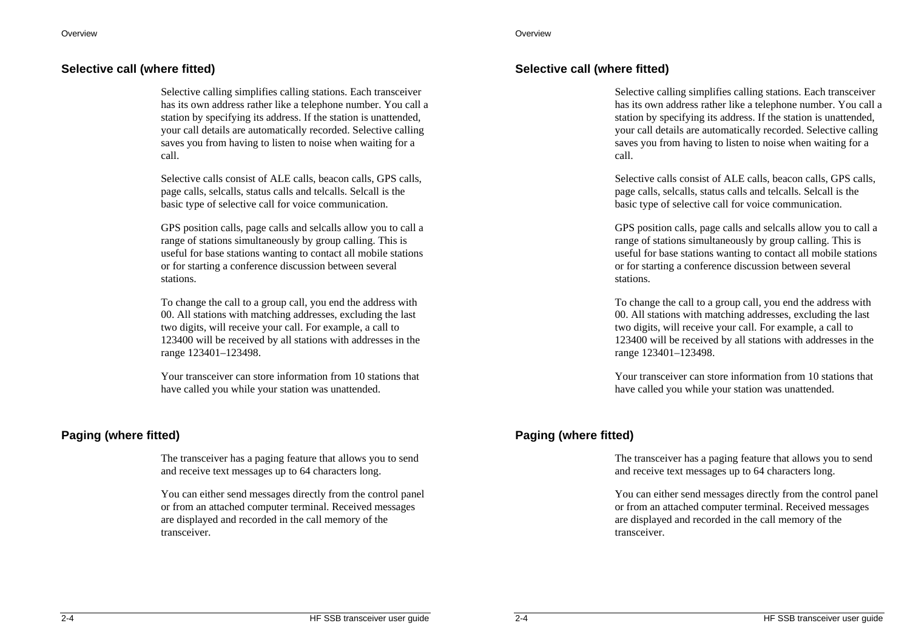## Selective call (where fitted)

Selective calling simplifies calling stations. Each transceiver has its own address rather like a telephone number. You call a station by specifying its address. If the station is unattended, your call details are automatically recorded. Selective calling saves you from having to listen to noise when waiting for a call.

Selective calls consist of ALE calls, beacon calls, GPS calls, page calls, selcalls, status calls and telcalls. Selcall is the basic type of selective call for voice communication.

GPS position calls, page calls and selcalls allow you to call a range of stations simultaneously by group calling. This is useful for base stations wanting to contact all mobile stations or for starting a conference discussion between several stations.

To change the call to a group call, you end the address with 00. All stations with matching addresses, excluding the last two digits, will receive your call. For example, a call to 123400 will be received by all stations with addresses in the range 123401–123498.

Your transceiver can store information from 10 stations that have called you while your station was unattended.

## Paging (where fitted)

The transceiver has a paging feature that allows you to send and receive text messages up to 64 characters long.

You can either send messages directly from the control panel or from an attached computer terminal. Received messages are displayed and recorded in the call memory of the transceiver.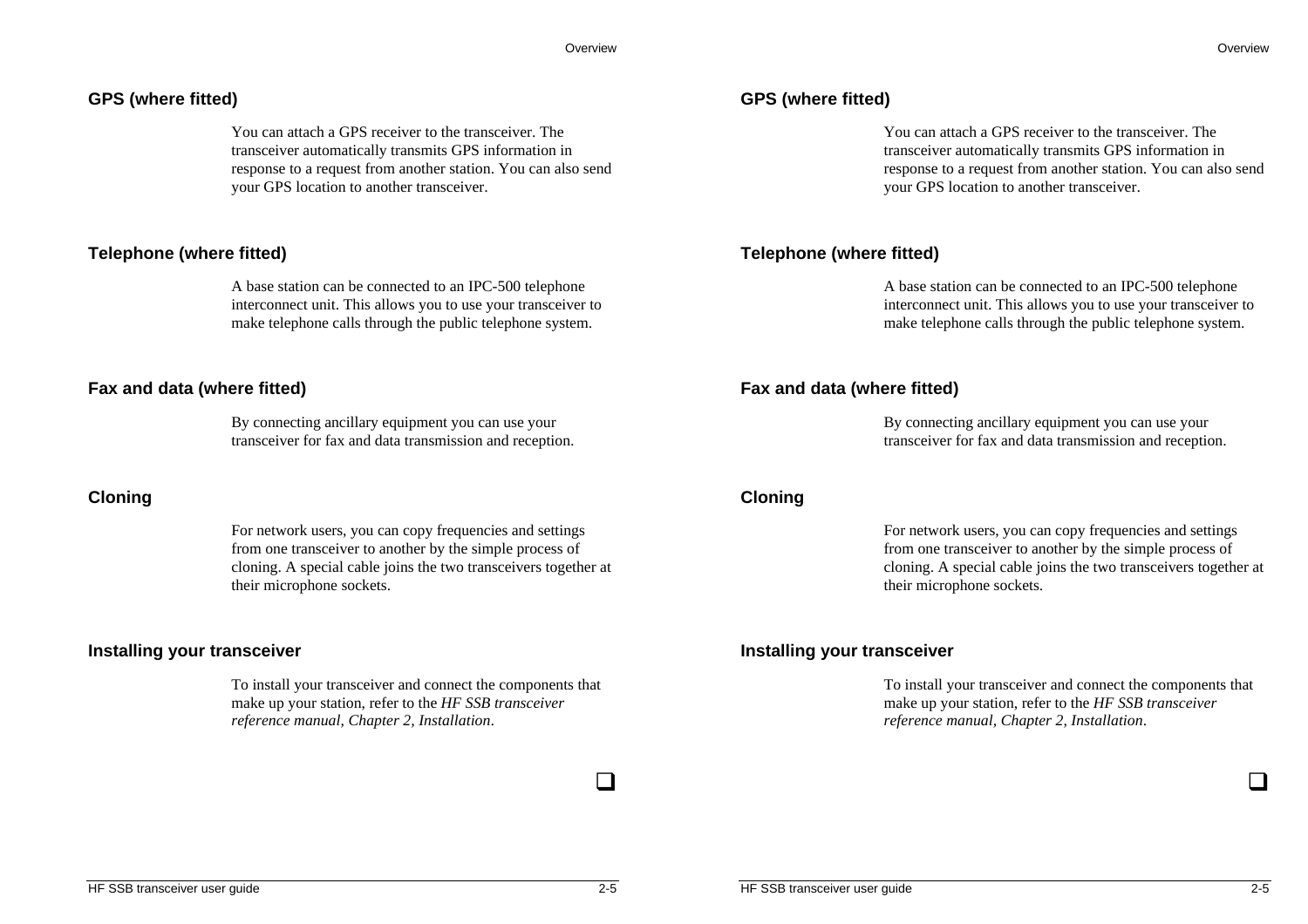## GPS (where fitted)

You can attach a GPS receiver to the transceiver. The transceiver automatically transmits GPS information in response to a request from another station. You can also send your GPS location to another transceiver.

## Telephone (where fitted)

A base station can be connected to an IPC-500 telephone interconnect unit. This allows you to use your transceiver to make telephone calls through the public telephone system.

## Fax and data (where fitted)

By connecting ancillary equipment you can use your transceiver for fax and data transmission and reception.

## Cloning

For network users, you can copy frequencies and settings from one transceiver to another by the simple process of cloning. A special cable joins the two transceivers together at their microphone sockets.

## Installing your transceiver

To install your transceiver and connect the components that make up your station, refer to the *HF SSB transceiver reference manual, Chapter 2, Installation*.

❑

## GPS (where fitted)

You can attach a GPS receiver to the transceiver. The transceiver automatically transmits GPS information in response to a request from another station. You can also send your GPS location to another transceiver.

## Telephone (where fitted)

A base station can be connected to an IPC-500 telephone interconnect unit. This allows you to use your transceiver to make telephone calls through the public telephone system.

## Fax and data (where fitted)

By connecting ancillary equipment you can use your transceiver for fax and data transmission and reception.

## Cloning

For network users, you can copy frequencies and settings from one transceiver to another by the simple process of cloning. A special cable joins the two transceivers together at their microphone sockets.

## Installing your transceiver

To install your transceiver and connect the components that make up your station, refer to the *HF SSB transceiver reference manual, Chapter 2, Installation*.

❑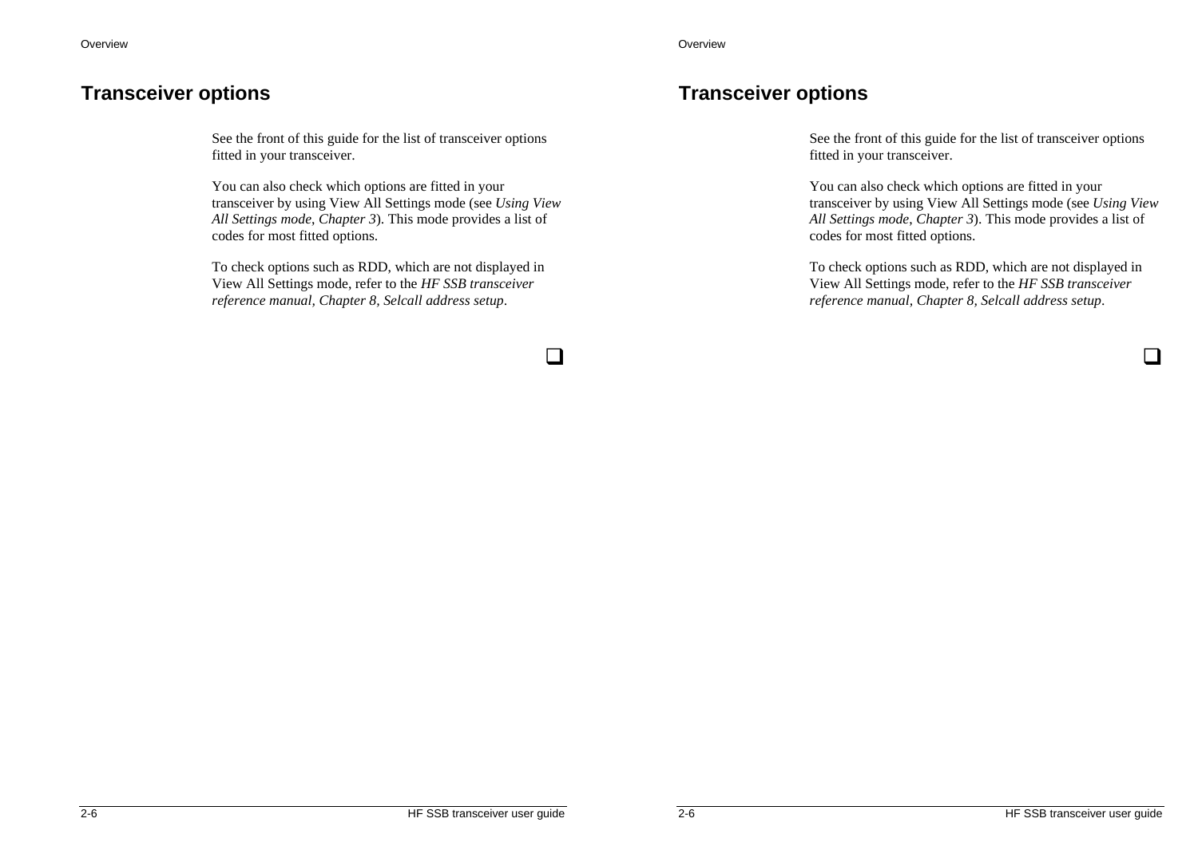## Transceiver options

See the front of this guide for the list of transceiver options fitted in your transceiver.

You can also check which options are fitted in your transceiver by using View All Settings mode (see *Using View All Settings mode, Chapter 3*). This mode provides a list of codes for most fitted options.

To check options such as RDD, which are not displayed in View All Settings mode, refer to the *HF SSB transceiver reference manual, Chapter 8, Selcall address setup*.

## Transceiver options

See the front of this guide for the list of transceiver options fitted in your transceiver.

You can also check which options are fitted in your transceiver by using View All Settings mode (see *Using View All Settings mode, Chapter 3*). This mode provides a list of codes for most fitted options.

To check options such as RDD, which are not displayed in View All Settings mode, refer to the *HF SSB transceiver reference manual, Chapter 8, Selcall address setup*.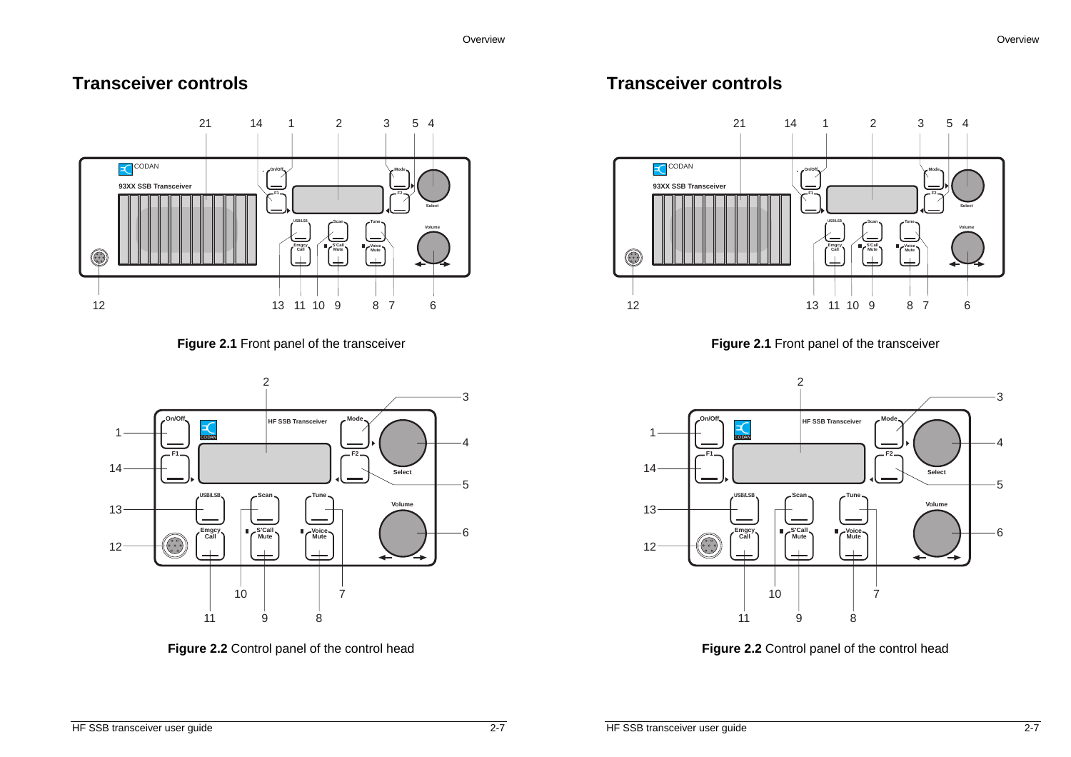# Transceiver controls

**Figure 2.1** Front panel of the transceiver

**Figure 2.2** Control panel of the control head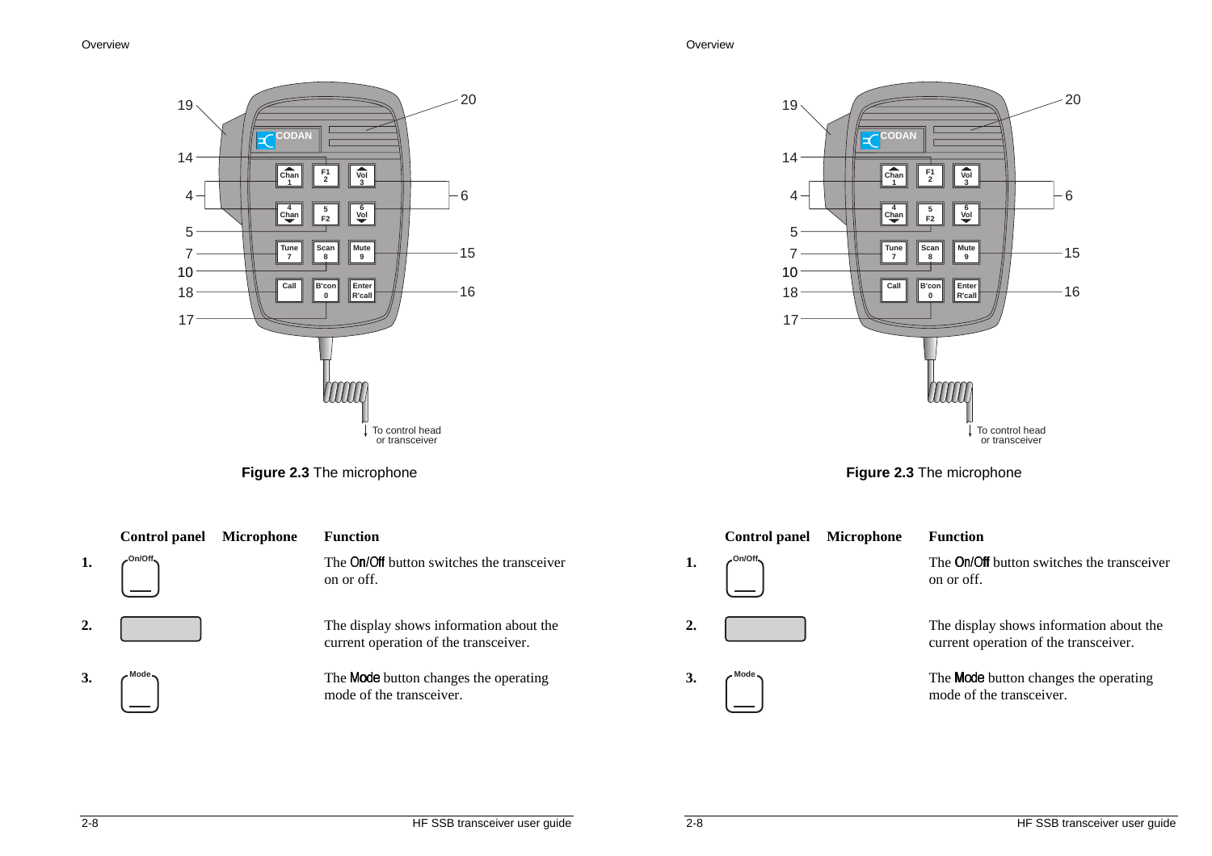**Figure 2.3** The microphone

| | Control panel | Microphone | Function |
|---|---|---|---|
| **1.** | On/Off | | The On/Off button switches the transceiver on or off. |
| **2.** | | | The display shows information about the current operation of the transceiver. |
| **3.** | Mode | | The Mode button changes the operating mode of the transceiver. |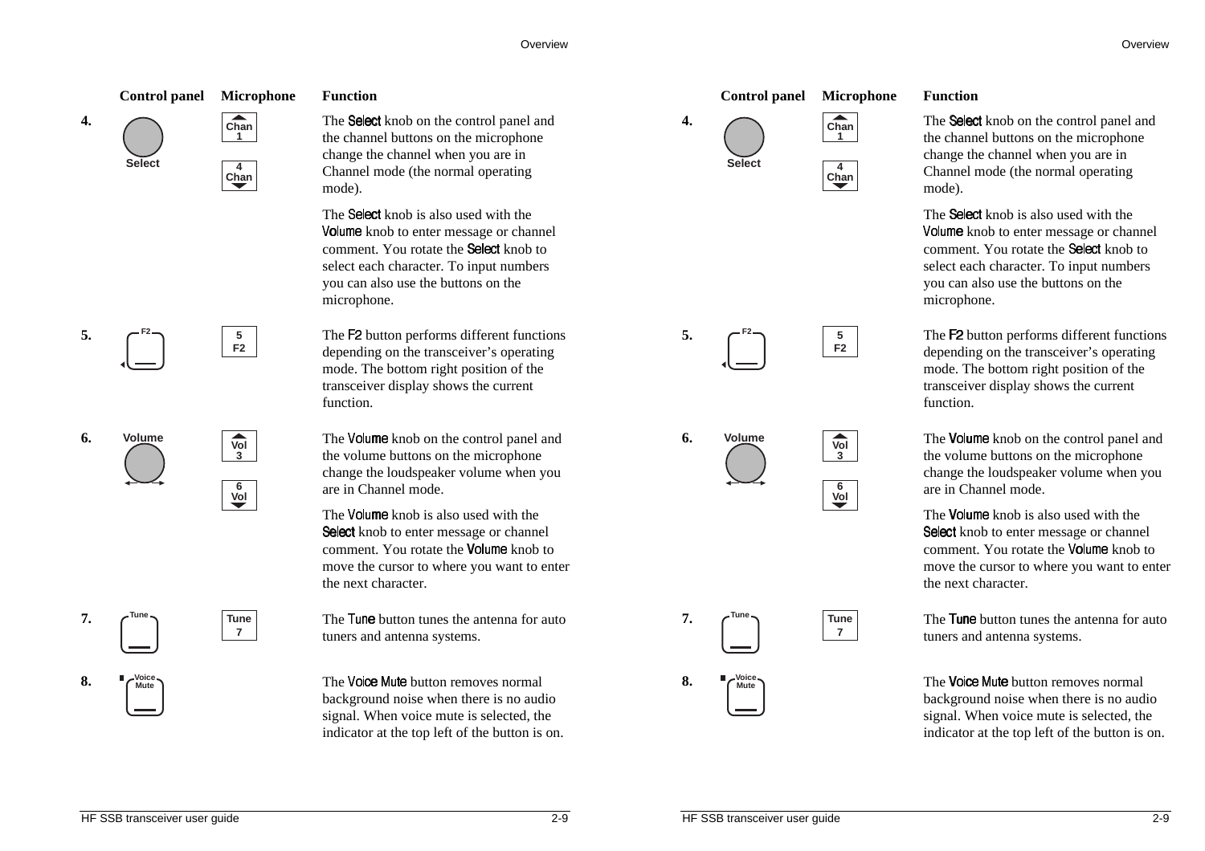| | Control panel | Microphone | Function |
|---|---|---|---|
| 4. | Select | Chan 1 / 4 Chan | The Select knob on the control panel and the channel buttons on the microphone change the channel when you are in Channel mode (the normal operating mode). The Select knob is also used with the Volume knob to enter message or channel comment. You rotate the Select knob to select each character. To input numbers you can also use the buttons on the microphone. |
| 5. | F2 | 5 F2 | The F2 button performs different functions depending on the transceiver's operating mode. The bottom right position of the transceiver display shows the current function. |
| 6. | Volume | Vol 3 / 6 Vol | The Volume knob on the control panel and the volume buttons on the microphone change the loudspeaker volume when you are in Channel mode. The Volume knob is also used with the Select knob to enter message or channel comment. You rotate the Volume knob to move the cursor to where you want to enter the next character. |
| 7. | Tune | Tune 7 | The Tune button tunes the antenna for auto tuners and antenna systems. |
| 8. | Voice Mute | | The Voice Mute button removes normal background noise when there is no audio signal. When voice mute is selected, the indicator at the top left of the button is on. |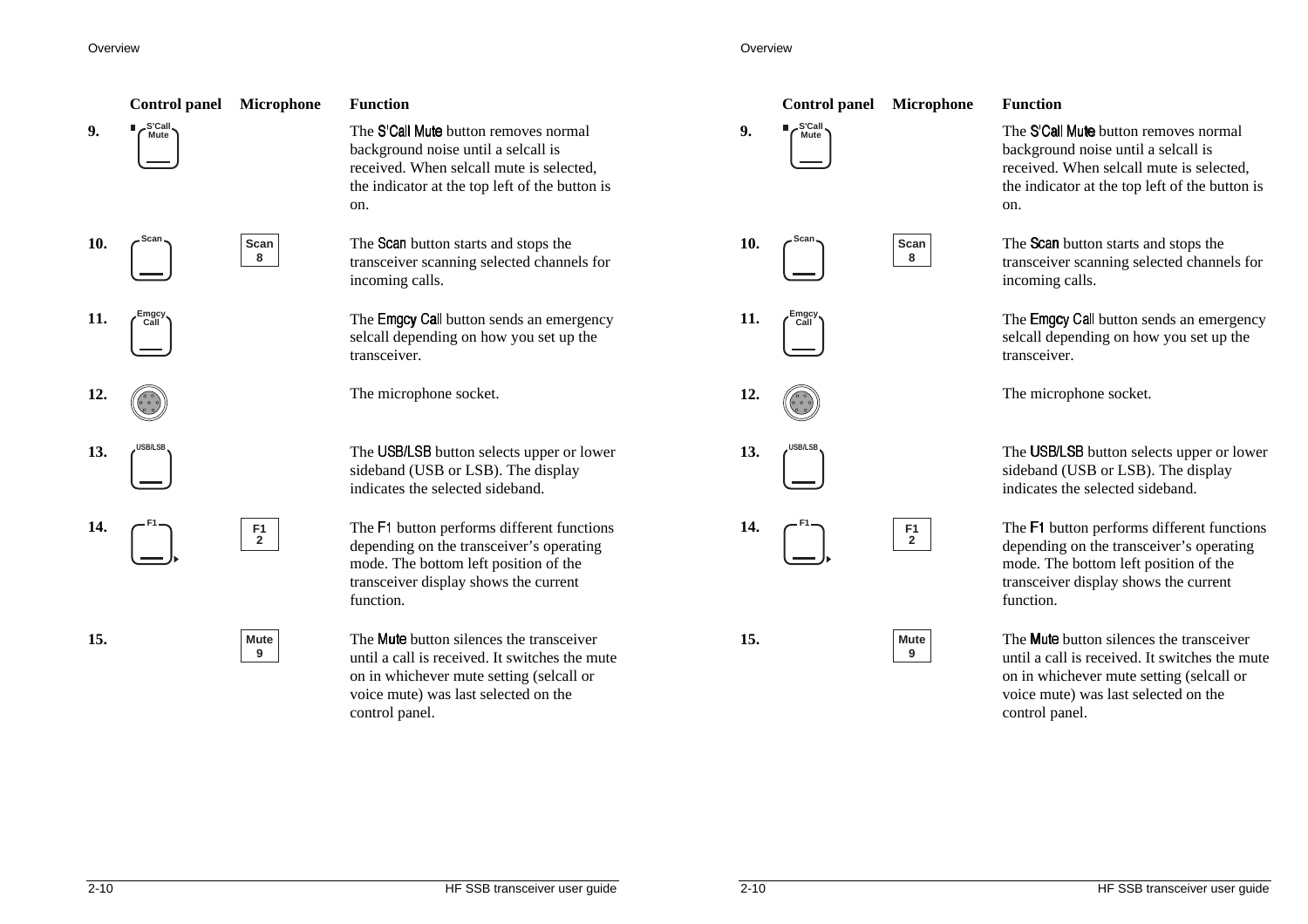| | Control panel | Microphone | Function |
|---|---|---|---|
| 9. | S'Call Mute | | The S'Call Mute button removes normal background noise until a selcall is received. When selcall mute is selected, the indicator at the top left of the button is on. |
| 10. | Scan | Scan 8 | The Scan button starts and stops the transceiver scanning selected channels for incoming calls. |
| 11. | Emgcy Call | | The Emgcy Call button sends an emergency selcall depending on how you set up the transceiver. |
| 12. | | | The microphone socket. |
| 13. | USB/LSB | | The USB/LSB button selects upper or lower sideband (USB or LSB). The display indicates the selected sideband. |
| 14. | F1 | F1 2 | The F1 button performs different functions depending on the transceiver's operating mode. The bottom left position of the transceiver display shows the current function. |
| 15. | | Mute 9 | The Mute button silences the transceiver until a call is received. It switches the mute on in whichever mute setting (selcall or voice mute) was last selected on the control panel. |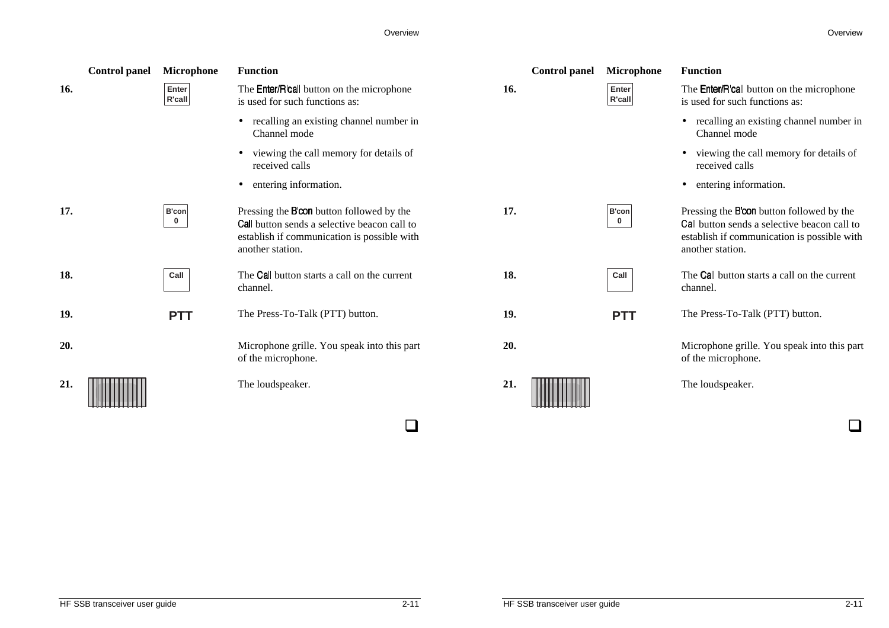| | Control panel | Microphone | Function |
|---|---|---|---|
| **16.** | | Enter R'call | The **Enter/R'call** button on the microphone is used for such functions as: <br>• recalling an existing channel number in Channel mode <br>• viewing the call memory for details of received calls <br>• entering information. |
| **17.** | | B'con 0 | Pressing the **B'con** button followed by the **Call** button sends a selective beacon call to establish if communication is possible with another station. |
| **18.** | | Call | The **Call** button starts a call on the current channel. |
| **19.** | | **PTT** | The Press-To-Talk (PTT) button. |
| **20.** | | | Microphone grille. You speak into this part of the microphone. |
| **21.** | | | The loudspeaker. |

❑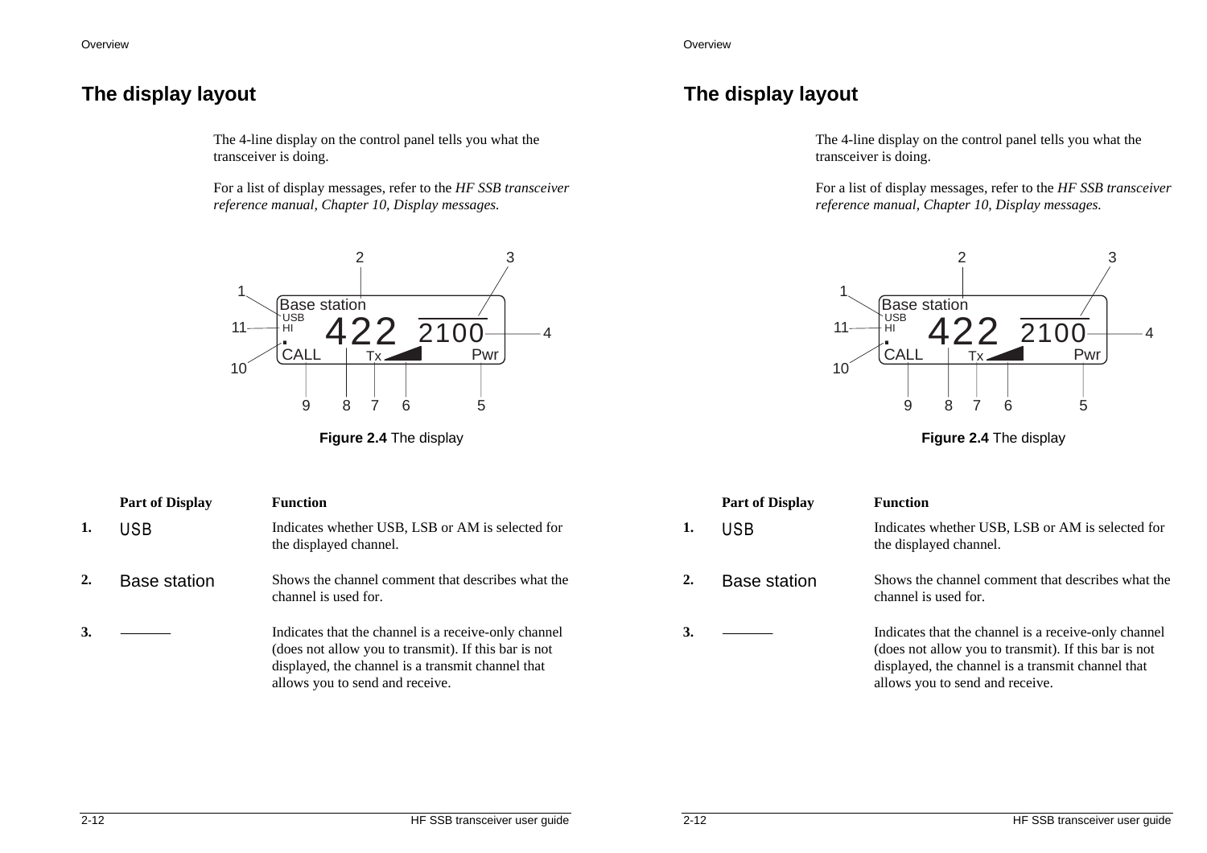## The display layout

The 4-line display on the control panel tells you what the transceiver is doing.

For a list of display messages, refer to the *HF SSB transceiver reference manual, Chapter 10, Display messages.*

**Figure 2.4** The display

| | Part of Display | Function |
|---|---|---|
| 1. | USB | Indicates whether USB, LSB or AM is selected for the displayed channel. |
| 2. | Base station | Shows the channel comment that describes what the channel is used for. |
| 3. | ——— | Indicates that the channel is a receive-only channel (does not allow you to transmit). If this bar is not displayed, the channel is a transmit channel that allows you to send and receive. |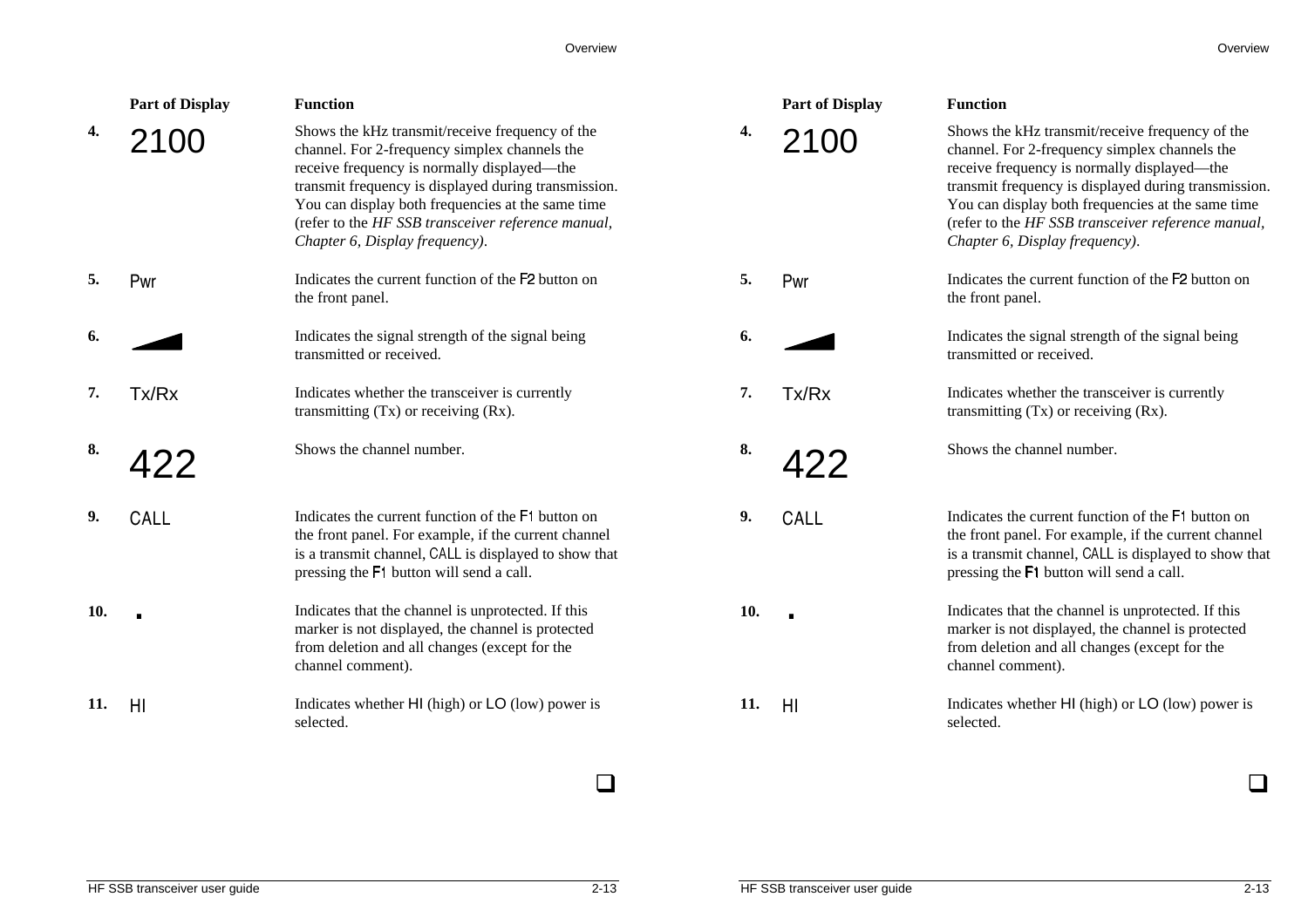| | Part of Display | Function |
|---|---|---|
| 4. | 2100 | Shows the kHz transmit/receive frequency of the channel. For 2-frequency simplex channels the receive frequency is normally displayed—the transmit frequency is displayed during transmission. You can display both frequencies at the same time (refer to the *HF SSB transceiver reference manual, Chapter 6, Display frequency*). |
| 5. | Pwr | Indicates the current function of the F2 button on the front panel. |
| 6. | | Indicates the signal strength of the signal being transmitted or received. |
| 7. | Tx/Rx | Indicates whether the transceiver is currently transmitting (Tx) or receiving (Rx). |
| 8. | 422 | Shows the channel number. |
| 9. | CALL | Indicates the current function of the F1 button on the front panel. For example, if the current channel is a transmit channel, CALL is displayed to show that pressing the F1 button will send a call. |
| 10. | ▪ | Indicates that the channel is unprotected. If this marker is not displayed, the channel is protected from deletion and all changes (except for the channel comment). |
| 11. | HI | Indicates whether HI (high) or LO (low) power is selected. |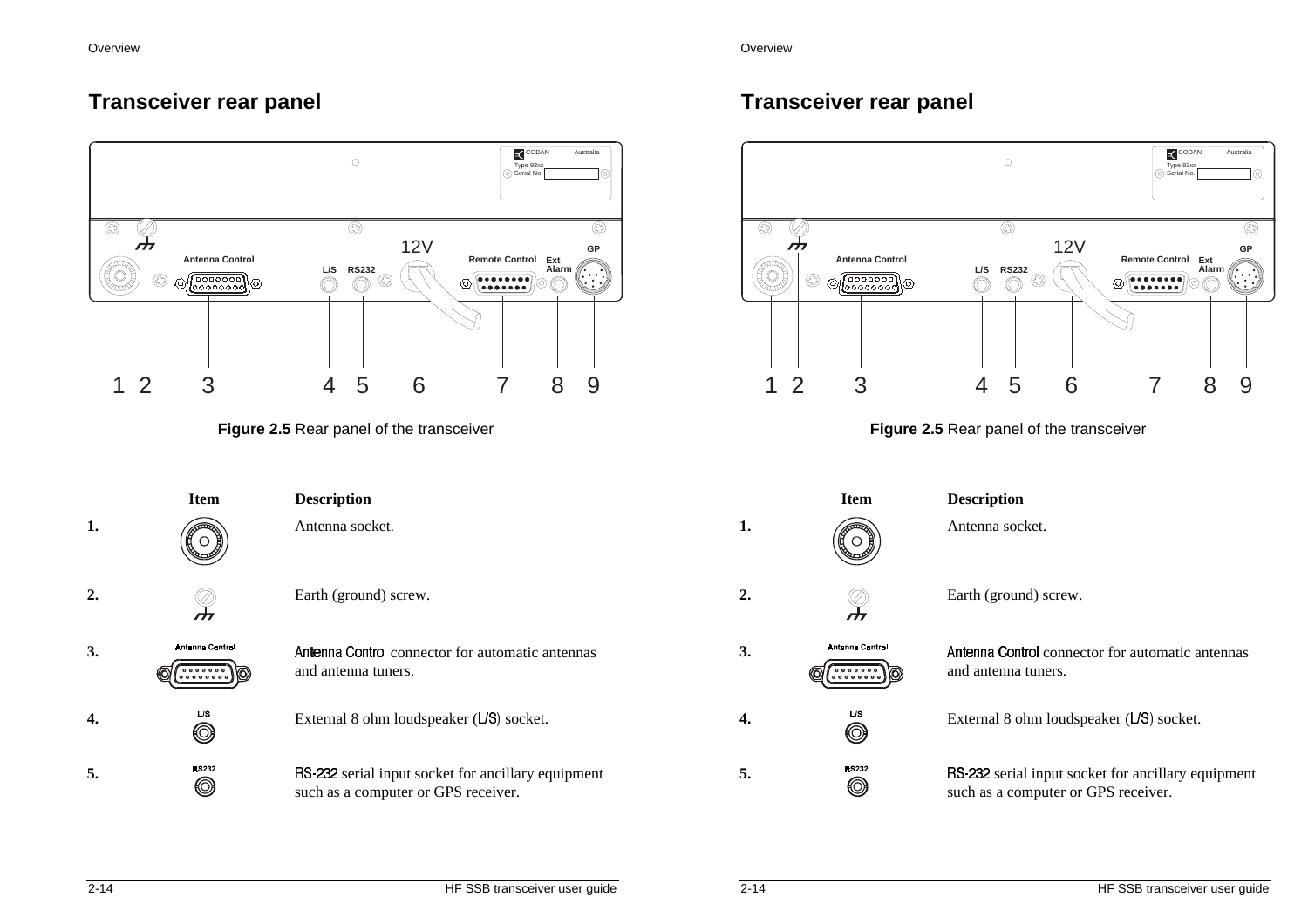## Transceiver rear panel

Figure 2.5 Rear panel of the transceiver

| | Item | Description |
|---|---|---|
| 1. | | Antenna socket. |
| 2. | | Earth (ground) screw. |
| 3. | Antenna Control | Antenna Control connector for automatic antennas and antenna tuners. |
| 4. | L/S | External 8 ohm loudspeaker (L/S) socket. |
| 5. | RS232 | RS-232 serial input socket for ancillary equipment such as a computer or GPS receiver. |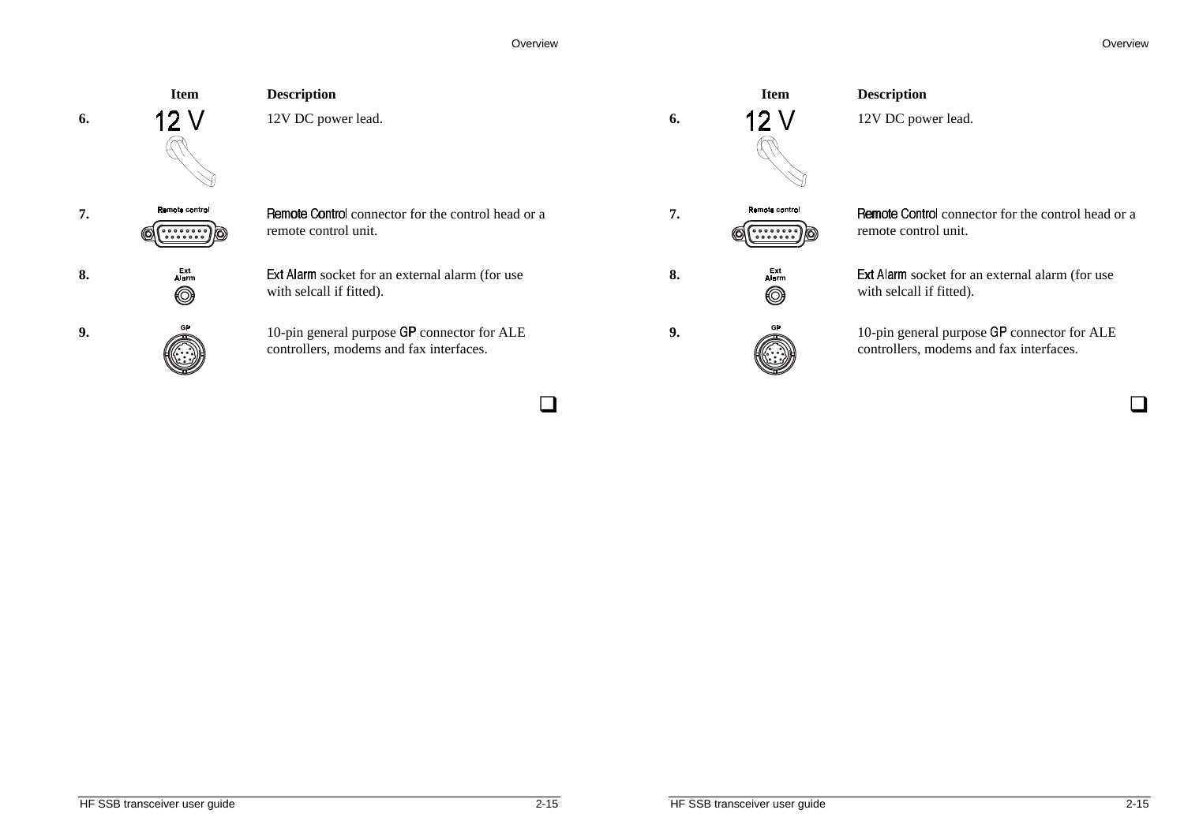| | Item | Description |
|---|---|---|
| 6. | 12 V | 12V DC power lead. |
| 7. | Remote control | Remote Control connector for the control head or a remote control unit. |
| 8. | Ext Alarm | Ext Alarm socket for an external alarm (for use with selcall if fitted). |
| 9. | GP | 10-pin general purpose GP connector for ALE controllers, modems and fax interfaces. |

❑

| | Item | Description |
|---|---|---|
| 6. | 12 V | 12V DC power lead. |
| 7. | Remote control | Remote Control connector for the control head or a remote control unit. |
| 8. | Ext Alarm | Ext Alarm socket for an external alarm (for use with selcall if fitted). |
| 9. | GP | 10-pin general purpose GP connector for ALE controllers, modems and fax interfaces. |

❑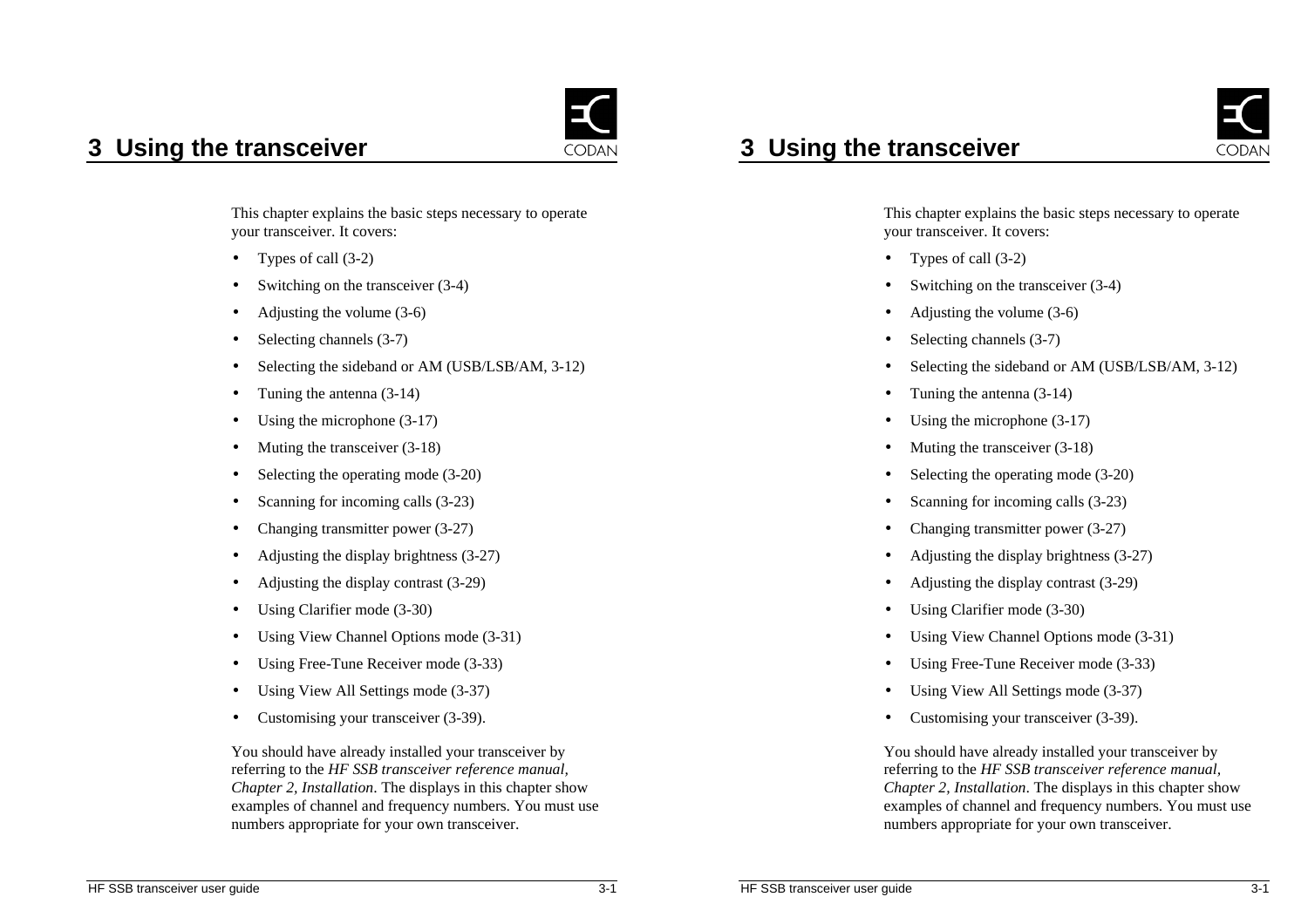# 3 Using the transceiver

This chapter explains the basic steps necessary to operate your transceiver. It covers:

- Types of call (3-2)
- Switching on the transceiver (3-4)
- Adjusting the volume (3-6)
- Selecting channels (3-7)
- Selecting the sideband or AM (USB/LSB/AM, 3-12)
- Tuning the antenna (3-14)
- Using the microphone (3-17)
- Muting the transceiver (3-18)
- Selecting the operating mode (3-20)
- Scanning for incoming calls (3-23)
- Changing transmitter power (3-27)
- Adjusting the display brightness (3-27)
- Adjusting the display contrast (3-29)
- Using Clarifier mode (3-30)
- Using View Channel Options mode (3-31)
- Using Free-Tune Receiver mode (3-33)
- Using View All Settings mode (3-37)
- Customising your transceiver (3-39).

You should have already installed your transceiver by referring to the *HF SSB transceiver reference manual, Chapter 2, Installation*. The displays in this chapter show examples of channel and frequency numbers. You must use numbers appropriate for your own transceiver.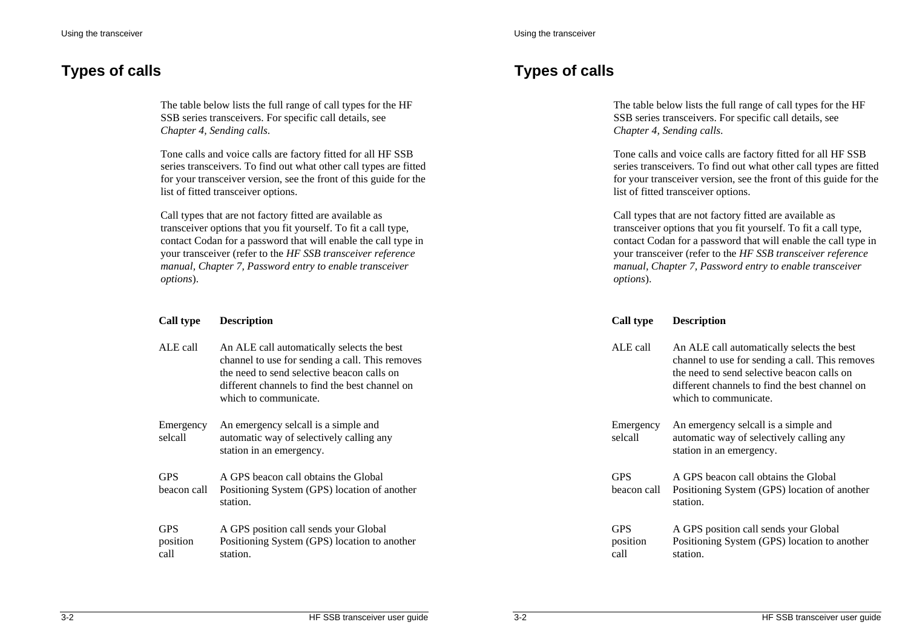# Types of calls

The table below lists the full range of call types for the HF SSB series transceivers. For specific call details, see *Chapter 4, Sending calls*.

Tone calls and voice calls are factory fitted for all HF SSB series transceivers. To find out what other call types are fitted for your transceiver version, see the front of this guide for the list of fitted transceiver options.

Call types that are not factory fitted are available as transceiver options that you fit yourself. To fit a call type, contact Codan for a password that will enable the call type in your transceiver (refer to the *HF SSB transceiver reference manual, Chapter 7, Password entry to enable transceiver options*).

| Call type | Description |
|---|---|
| ALE call | An ALE call automatically selects the best channel to use for sending a call. This removes the need to send selective beacon calls on different channels to find the best channel on which to communicate. |
| Emergency selcall | An emergency selcall is a simple and automatic way of selectively calling any station in an emergency. |
| GPS beacon call | A GPS beacon call obtains the Global Positioning System (GPS) location of another station. |
| GPS position call | A GPS position call sends your Global Positioning System (GPS) location to another station. |

# Types of calls

The table below lists the full range of call types for the HF SSB series transceivers. For specific call details, see *Chapter 4, Sending calls*.

Tone calls and voice calls are factory fitted for all HF SSB series transceivers. To find out what other call types are fitted for your transceiver version, see the front of this guide for the list of fitted transceiver options.

Call types that are not factory fitted are available as transceiver options that you fit yourself. To fit a call type, contact Codan for a password that will enable the call type in your transceiver (refer to the *HF SSB transceiver reference manual, Chapter 7, Password entry to enable transceiver options*).

| Call type | Description |
|---|---|
| ALE call | An ALE call automatically selects the best channel to use for sending a call. This removes the need to send selective beacon calls on different channels to find the best channel on which to communicate. |
| Emergency selcall | An emergency selcall is a simple and automatic way of selectively calling any station in an emergency. |
| GPS beacon call | A GPS beacon call obtains the Global Positioning System (GPS) location of another station. |
| GPS position call | A GPS position call sends your Global Positioning System (GPS) location to another station. |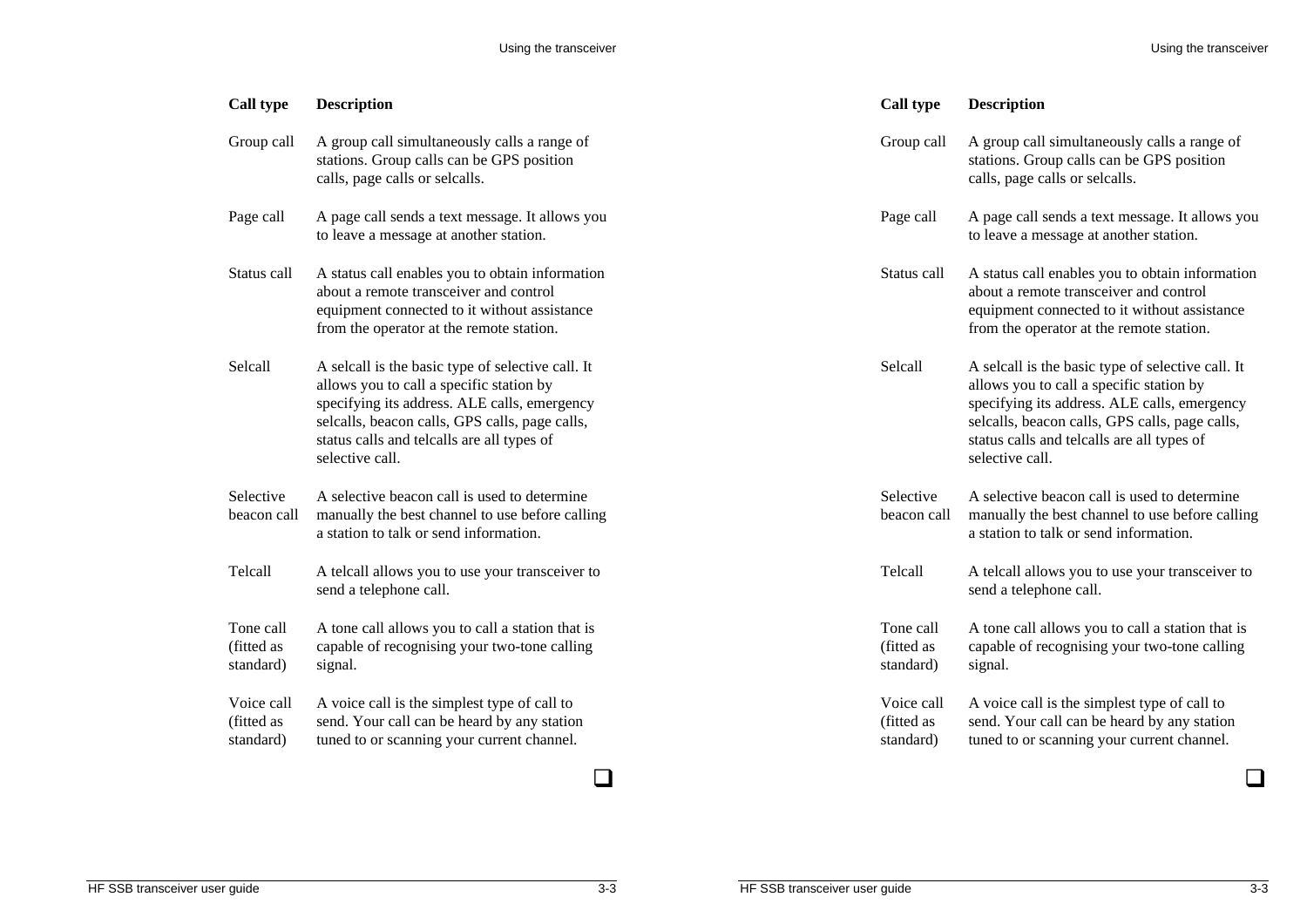| Call type | Description |
|---|---|
| Group call | A group call simultaneously calls a range of stations. Group calls can be GPS position calls, page calls or selcalls. |
| Page call | A page call sends a text message. It allows you to leave a message at another station. |
| Status call | A status call enables you to obtain information about a remote transceiver and control equipment connected to it without assistance from the operator at the remote station. |
| Selcall | A selcall is the basic type of selective call. It allows you to call a specific station by specifying its address. ALE calls, emergency selcalls, beacon calls, GPS calls, page calls, status calls and telcalls are all types of selective call. |
| Selective beacon call | A selective beacon call is used to determine manually the best channel to use before calling a station to talk or send information. |
| Telcall | A telcall allows you to use your transceiver to send a telephone call. |
| Tone call (fitted as standard) | A tone call allows you to call a station that is capable of recognising your two-tone calling signal. |
| Voice call (fitted as standard) | A voice call is the simplest type of call to send. Your call can be heard by any station tuned to or scanning your current channel. |

❑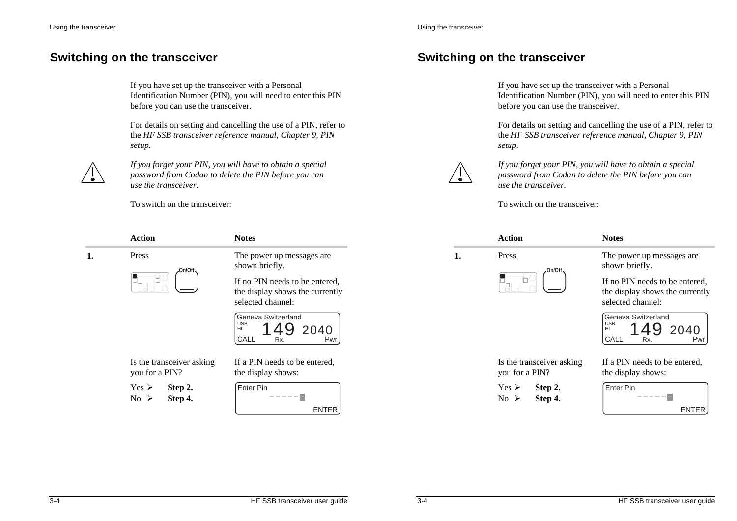# Switching on the transceiver

If you have set up the transceiver with a Personal Identification Number (PIN), you will need to enter this PIN before you can use the transceiver.

For details on setting and cancelling the use of a PIN, refer to the *HF SSB transceiver reference manual, Chapter 9, PIN setup.*

*If you forget your PIN, you will have to obtain a special password from Codan to delete the PIN before you can use the transceiver.*

To switch on the transceiver:

| | Action | Notes |
|---|---|---|
| **1.** | Press On/Off | The power up messages are shown briefly.<br><br>If no PIN needs to be entered, the display shows the currently selected channel:<br><br>Geneva Switzerland<br>USB HI 149 2040<br>CALL Rx. Pwr |
| | Is the transceiver asking you for a PIN?<br><br>Yes ➤ **Step 2.**<br>No ➤ **Step 4.** | If a PIN needs to be entered, the display shows:<br><br>Enter Pin<br>– – – – – –<br>ENTER |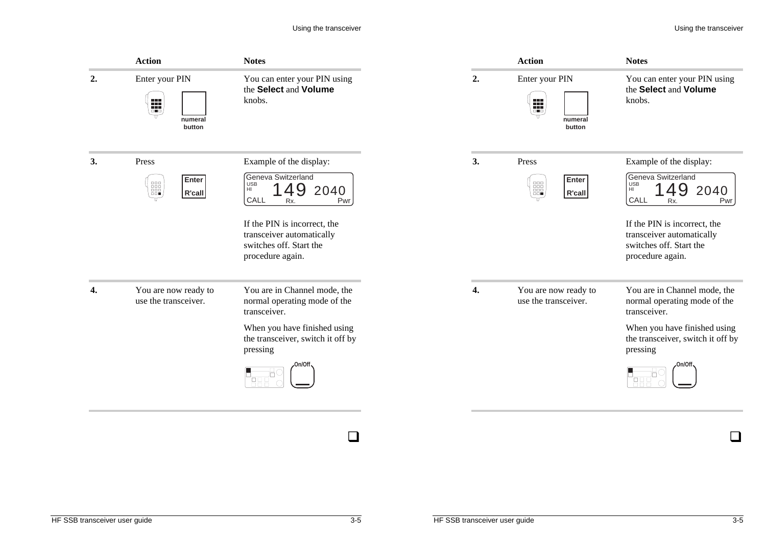| | Action | Notes |
|---|---|---|
| **2.** | Enter your PIN<br>numeral button | You can enter your PIN using the **Select** and **Volume** knobs. |
| **3.** | Press<br>Enter<br>R'call | Example of the display:<br>Geneva Switzerland<br>USB HI 149 2040<br>CALL Rx. Pwr<br><br>If the PIN is incorrect, the transceiver automatically switches off. Start the procedure again. |
| **4.** | You are now ready to use the transceiver. | You are in Channel mode, the normal operating mode of the transceiver.<br><br>When you have finished using the transceiver, switch it off by pressing<br>On/Off |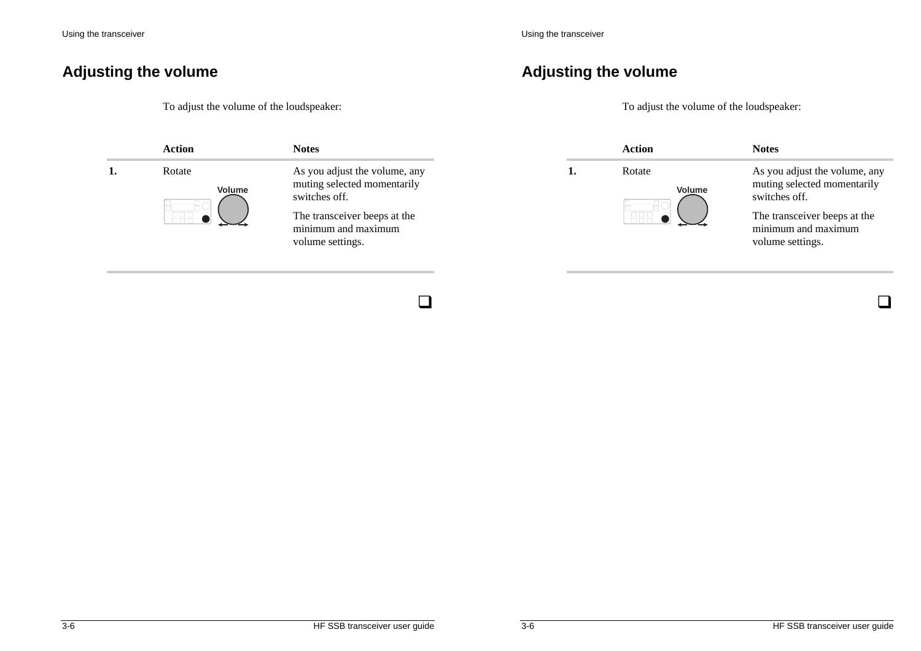## Adjusting the volume

To adjust the volume of the loudspeaker:

| | Action | Notes |
|---|---|---|
| **1.** | Rotate Volume | As you adjust the volume, any muting selected momentarily switches off.<br><br>The transceiver beeps at the minimum and maximum volume settings. |

❑

## Adjusting the volume

To adjust the volume of the loudspeaker:

| | Action | Notes |
|---|---|---|
| **1.** | Rotate Volume | As you adjust the volume, any muting selected momentarily switches off.<br><br>The transceiver beeps at the minimum and maximum volume settings. |

❑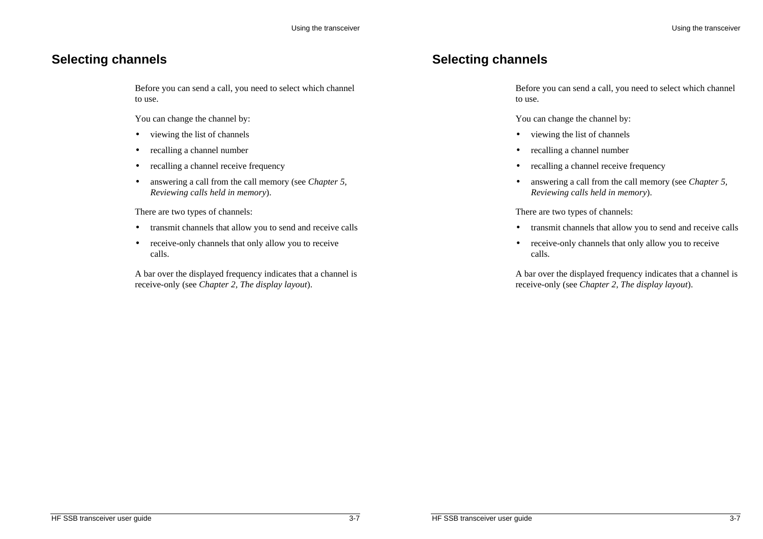## Selecting channels

Before you can send a call, you need to select which channel to use.

You can change the channel by:

- viewing the list of channels
- recalling a channel number
- recalling a channel receive frequency
- answering a call from the call memory (see *Chapter 5, Reviewing calls held in memory*).

There are two types of channels:

- transmit channels that allow you to send and receive calls
- receive-only channels that only allow you to receive calls.

A bar over the displayed frequency indicates that a channel is receive-only (see *Chapter 2, The display layout*).

## Selecting channels

Before you can send a call, you need to select which channel to use.

You can change the channel by:

- viewing the list of channels
- recalling a channel number
- recalling a channel receive frequency
- answering a call from the call memory (see *Chapter 5, Reviewing calls held in memory*).

There are two types of channels:

- transmit channels that allow you to send and receive calls
- receive-only channels that only allow you to receive calls.

A bar over the displayed frequency indicates that a channel is receive-only (see *Chapter 2, The display layout*).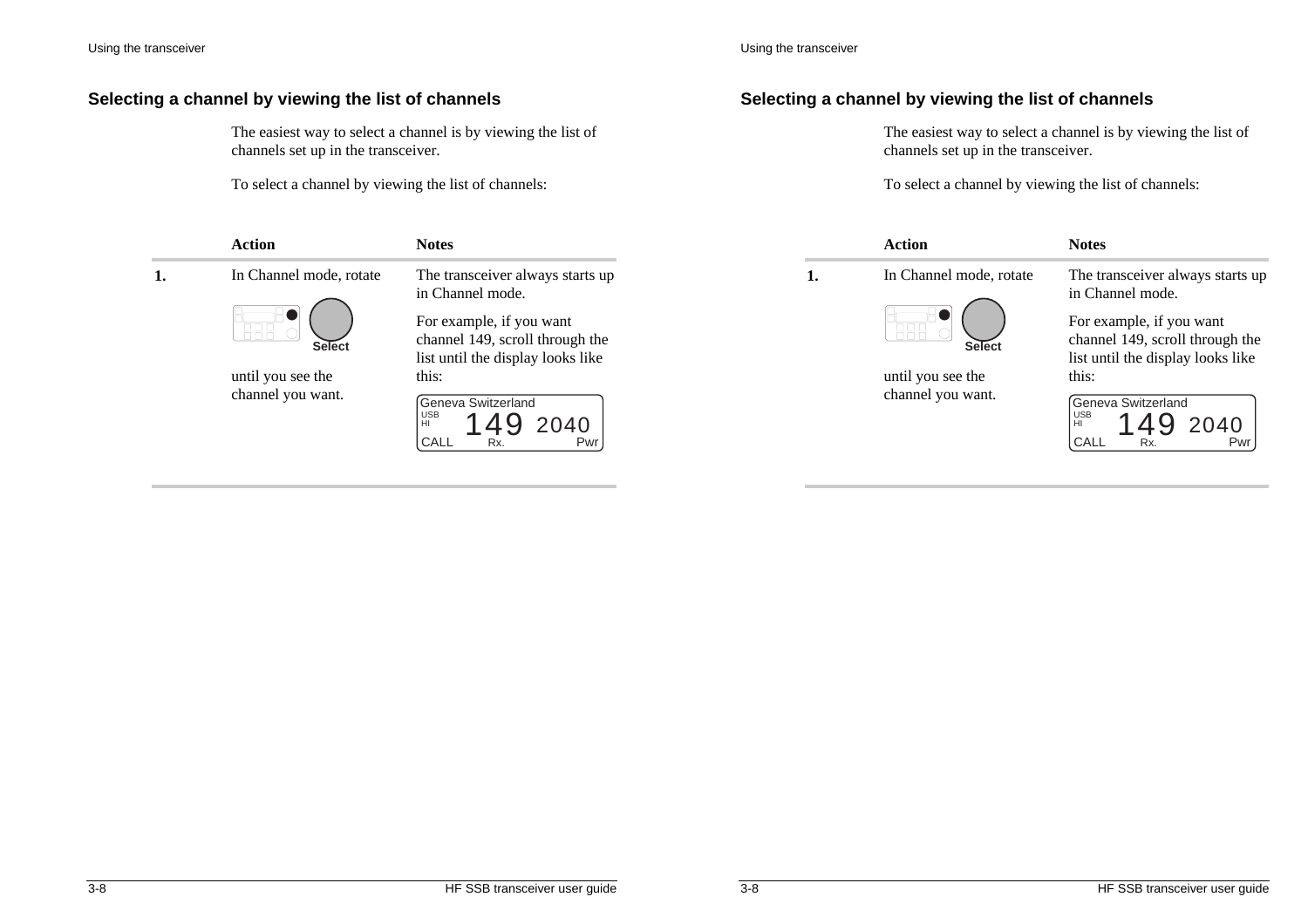## Selecting a channel by viewing the list of channels

The easiest way to select a channel is by viewing the list of channels set up in the transceiver.

To select a channel by viewing the list of channels:

| | Action | Notes |
|---|---|---|
| **1.** | In Channel mode, rotate **Select** until you see the channel you want. | The transceiver always starts up in Channel mode. For example, if you want channel 149, scroll through the list until the display looks like this: Geneva Switzerland USB HI 149 2040 CALL Rx. Pwr |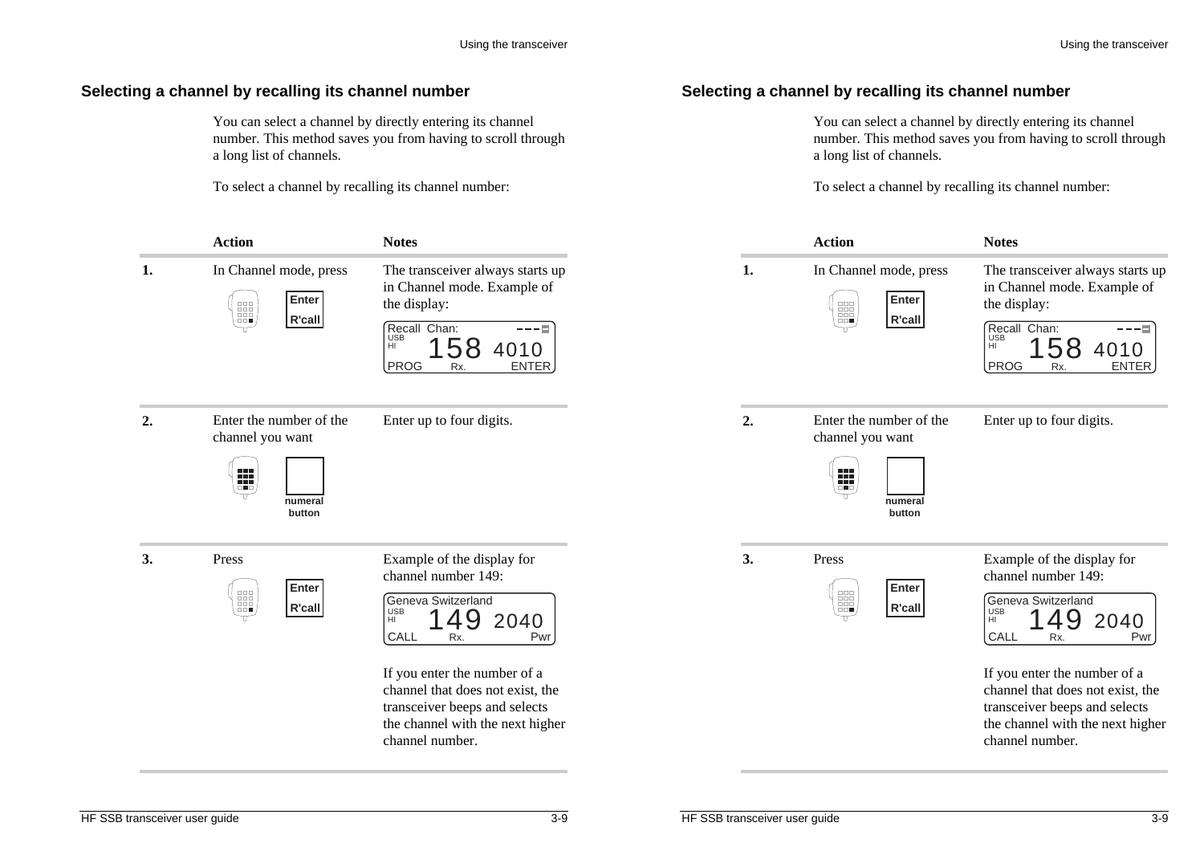## Selecting a channel by recalling its channel number

You can select a channel by directly entering its channel number. This method saves you from having to scroll through a long list of channels.

To select a channel by recalling its channel number:

| | Action | Notes |
|---|---|---|
| **1.** | In Channel mode, press Enter R'call | The transceiver always starts up in Channel mode. Example of the display: Recall Chan: USB HI 158 4010 PROG Rx. ENTER |
| **2.** | Enter the number of the channel you want (numeral button) | Enter up to four digits. |
| **3.** | Press Enter R'call | Example of the display for channel number 149: Geneva Switzerland USB HI 149 2040 CALL Rx. Pwr<br><br>If you enter the number of a channel that does not exist, the transceiver beeps and selects the channel with the next higher channel number. |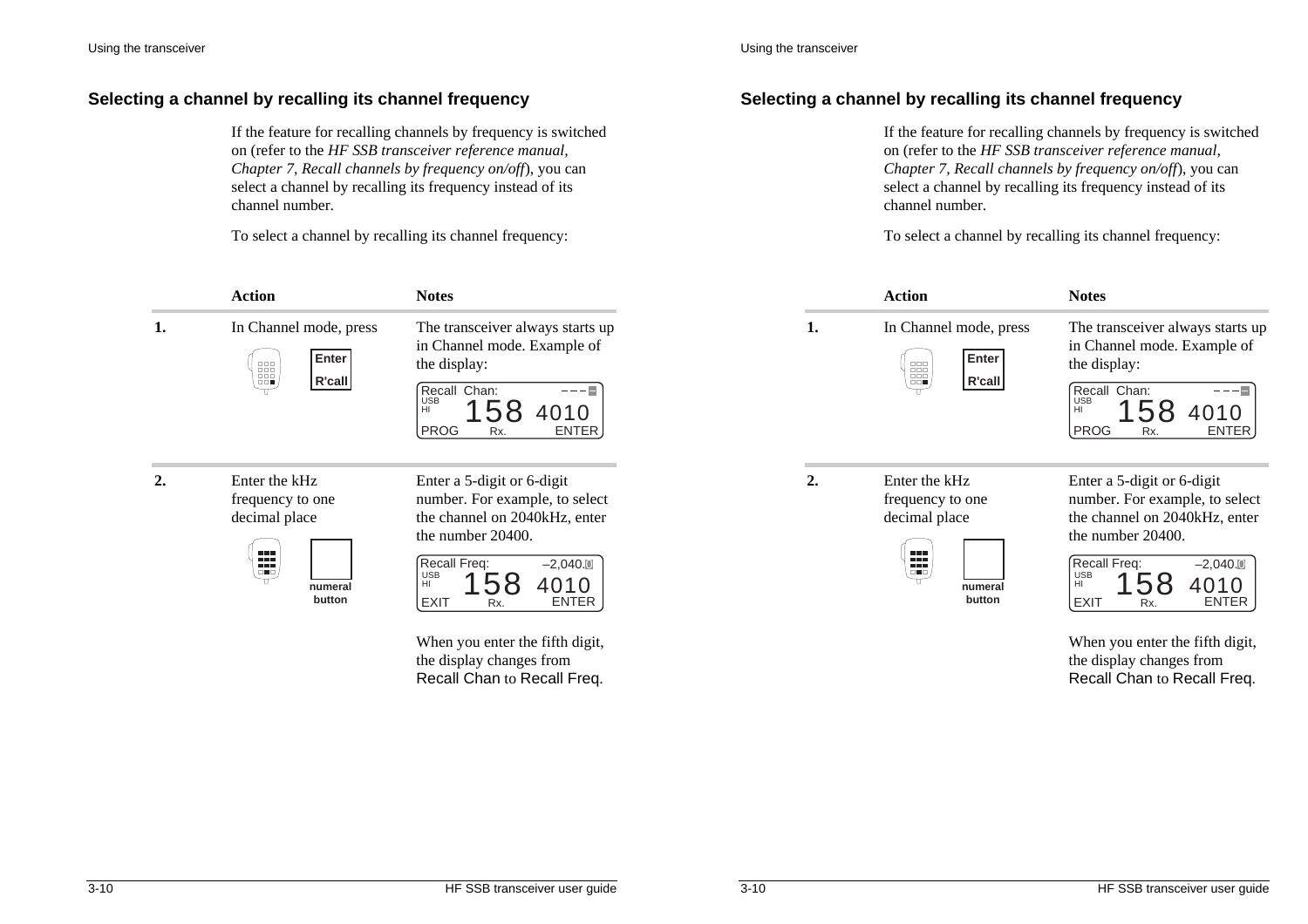## Selecting a channel by recalling its channel frequency

If the feature for recalling channels by frequency is switched on (refer to the *HF SSB transceiver reference manual, Chapter 7, Recall channels by frequency on/off*), you can select a channel by recalling its frequency instead of its channel number.

To select a channel by recalling its channel frequency:

| | Action | Notes |
|---|---|---|
| **1.** | In Channel mode, press **Enter / R'call** | The transceiver always starts up in Channel mode. Example of the display: Recall Chan: – – – USB HI 158 4010 PROG Rx. ENTER |
| **2.** | Enter the kHz frequency to one decimal place (**numeral button**) | Enter a 5-digit or 6-digit number. For example, to select the channel on 2040kHz, enter the number 20400. Recall Freq: –2,040.0 USB HI 158 4010 EXIT Rx. ENTER<br><br>When you enter the fifth digit, the display changes from Recall Chan to Recall Freq. |

## Selecting a channel by recalling its channel frequency

If the feature for recalling channels by frequency is switched on (refer to the *HF SSB transceiver reference manual, Chapter 7, Recall channels by frequency on/off*), you can select a channel by recalling its frequency instead of its channel number.

To select a channel by recalling its channel frequency:

| | Action | Notes |
|---|---|---|
| **1.** | In Channel mode, press **Enter / R'call** | The transceiver always starts up in Channel mode. Example of the display: Recall Chan: – – – USB HI 158 4010 PROG Rx. ENTER |
| **2.** | Enter the kHz frequency to one decimal place (**numeral button**) | Enter a 5-digit or 6-digit number. For example, to select the channel on 2040kHz, enter the number 20400. Recall Freq: –2,040.0 USB HI 158 4010 EXIT Rx. ENTER<br><br>When you enter the fifth digit, the display changes from Recall Chan to Recall Freq. |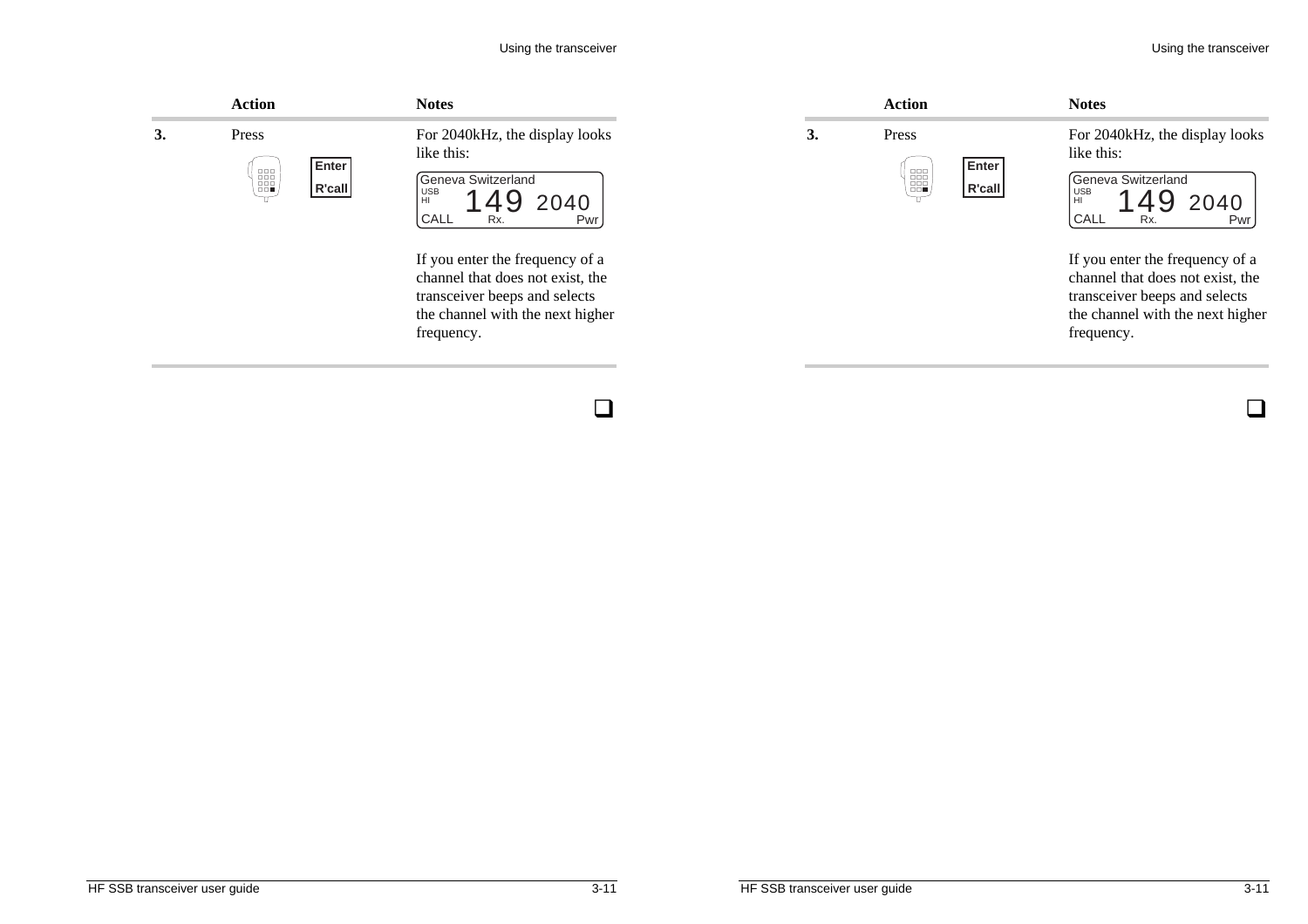| | Action | Notes |
|---|---|---|
| **3.** | Press **Enter R'call** | For 2040kHz, the display looks like this: |
| | | Geneva Switzerland USB HI 149 2040 CALL Rx. Pwr |
| | | If you enter the frequency of a channel that does not exist, the transceiver beeps and selects the channel with the next higher frequency. |

❑

| | Action | Notes |
|---|---|---|
| **3.** | Press **Enter R'call** | For 2040kHz, the display looks like this: |
| | | Geneva Switzerland USB HI 149 2040 CALL Rx. Pwr |
| | | If you enter the frequency of a channel that does not exist, the transceiver beeps and selects the channel with the next higher frequency. |

❑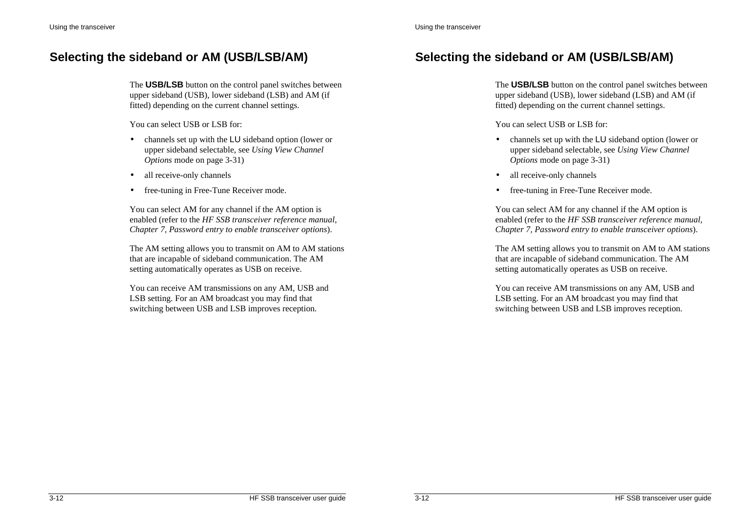## Selecting the sideband or AM (USB/LSB/AM)

The **USB/LSB** button on the control panel switches between upper sideband (USB), lower sideband (LSB) and AM (if fitted) depending on the current channel settings.

You can select USB or LSB for:

- channels set up with the LU sideband option (lower or upper sideband selectable, see *Using View Channel Options* mode on page 3-31)
- all receive-only channels
- free-tuning in Free-Tune Receiver mode.

You can select AM for any channel if the AM option is enabled (refer to the *HF SSB transceiver reference manual, Chapter 7, Password entry to enable transceiver options*).

The AM setting allows you to transmit on AM to AM stations that are incapable of sideband communication. The AM setting automatically operates as USB on receive.

You can receive AM transmissions on any AM, USB and LSB setting. For an AM broadcast you may find that switching between USB and LSB improves reception.

## Selecting the sideband or AM (USB/LSB/AM)

The **USB/LSB** button on the control panel switches between upper sideband (USB), lower sideband (LSB) and AM (if fitted) depending on the current channel settings.

You can select USB or LSB for:

- channels set up with the LU sideband option (lower or upper sideband selectable, see *Using View Channel Options* mode on page 3-31)
- all receive-only channels
- free-tuning in Free-Tune Receiver mode.

You can select AM for any channel if the AM option is enabled (refer to the *HF SSB transceiver reference manual, Chapter 7, Password entry to enable transceiver options*).

The AM setting allows you to transmit on AM to AM stations that are incapable of sideband communication. The AM setting automatically operates as USB on receive.

You can receive AM transmissions on any AM, USB and LSB setting. For an AM broadcast you may find that switching between USB and LSB improves reception.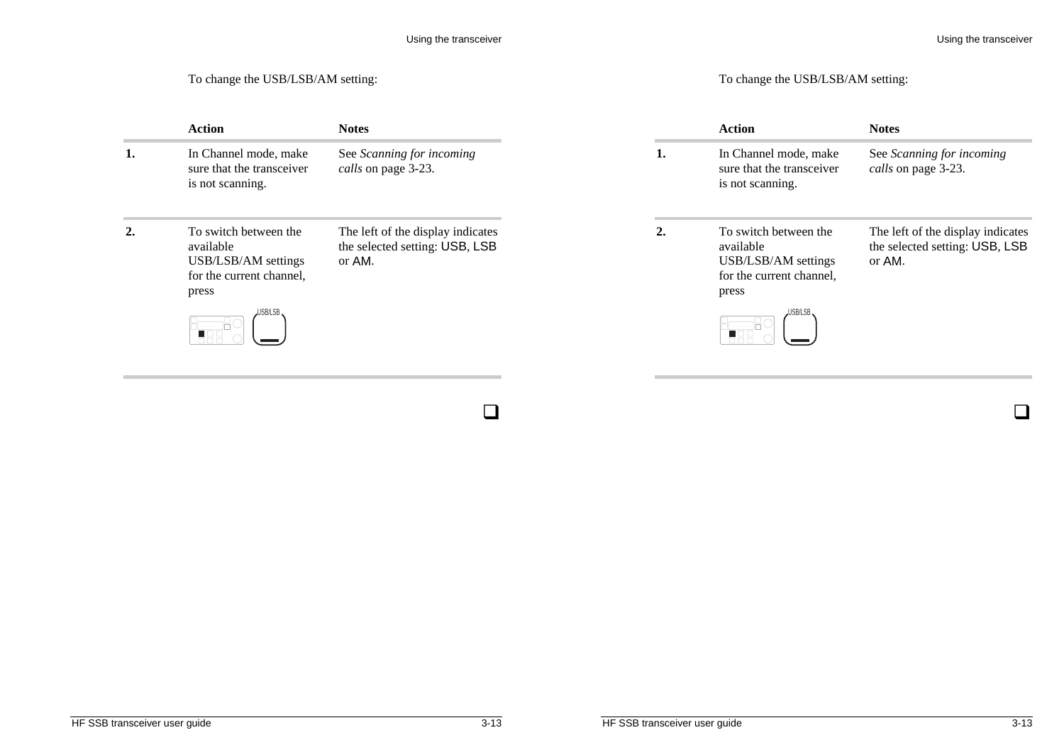To change the USB/LSB/AM setting:

| | Action | Notes |
|---|---|---|
| **1.** | In Channel mode, make sure that the transceiver is not scanning. | See *Scanning for incoming calls* on page 3-23. |
| **2.** | To switch between the available USB/LSB/AM settings for the current channel, press USB/LSB | The left of the display indicates the selected setting: USB, LSB or AM. |

❑

To change the USB/LSB/AM setting:

| | Action | Notes |
|---|---|---|
| **1.** | In Channel mode, make sure that the transceiver is not scanning. | See *Scanning for incoming calls* on page 3-23. |
| **2.** | To switch between the available USB/LSB/AM settings for the current channel, press USB/LSB | The left of the display indicates the selected setting: USB, LSB or AM. |

❑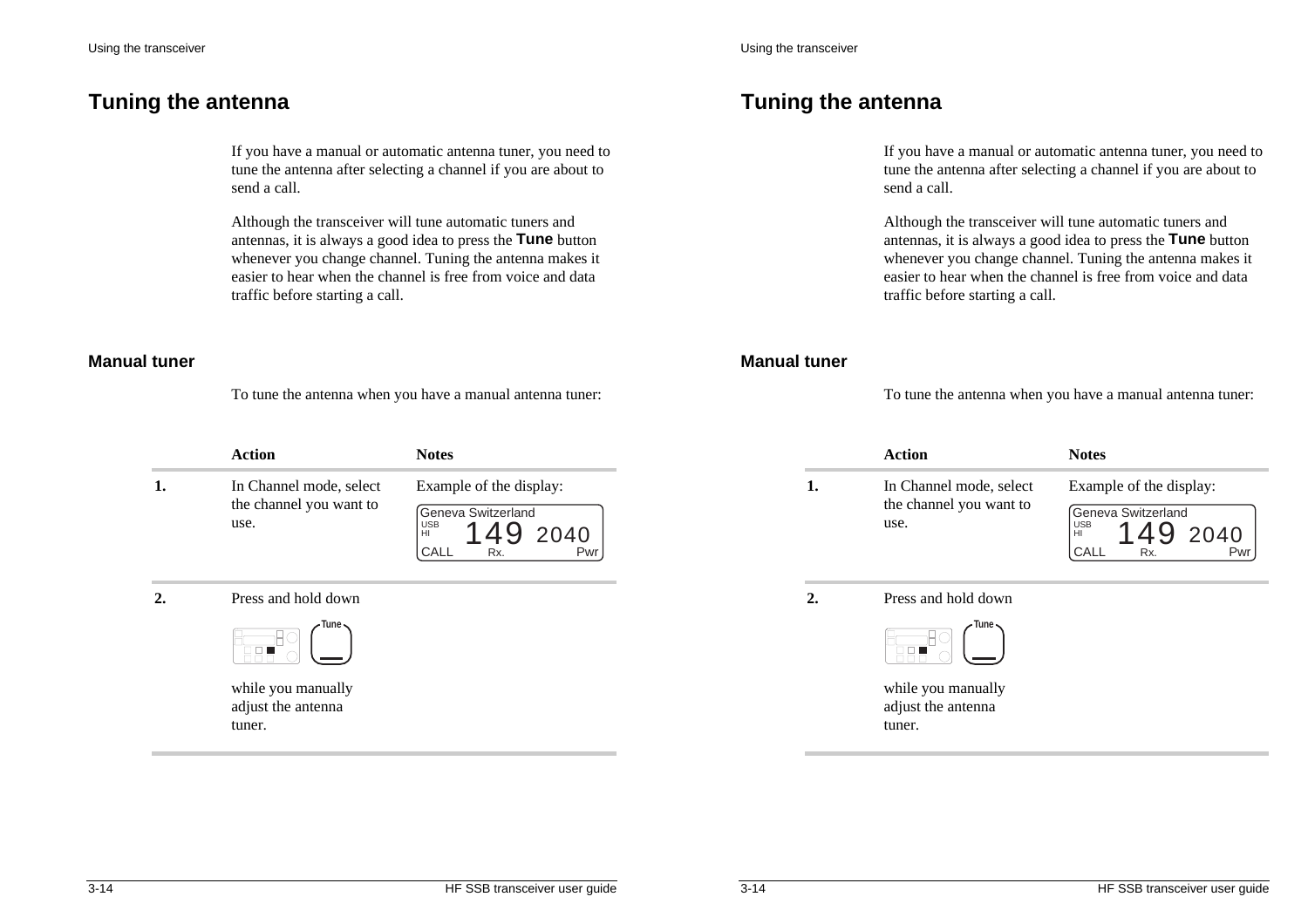# Tuning the antenna

If you have a manual or automatic antenna tuner, you need to tune the antenna after selecting a channel if you are about to send a call.

Although the transceiver will tune automatic tuners and antennas, it is always a good idea to press the **Tune** button whenever you change channel. Tuning the antenna makes it easier to hear when the channel is free from voice and data traffic before starting a call.

## Manual tuner

To tune the antenna when you have a manual antenna tuner:

| | Action | Notes |
|---|---|---|
| **1.** | In Channel mode, select the channel you want to use. | Example of the display: Geneva Switzerland USB HI 149 2040 CALL Rx. Pwr |
| **2.** | Press and hold down Tune while you manually adjust the antenna tuner. | |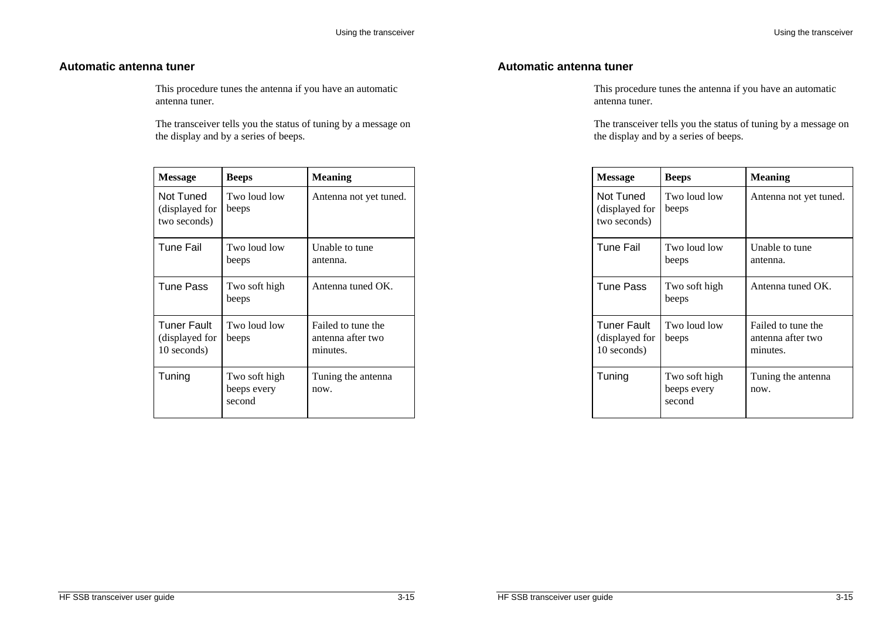## Automatic antenna tuner

This procedure tunes the antenna if you have an automatic antenna tuner.

The transceiver tells you the status of tuning by a message on the display and by a series of beeps.

| Message | Beeps | Meaning |
|---|---|---|
| Not Tuned (displayed for two seconds) | Two loud low beeps | Antenna not yet tuned. |
| Tune Fail | Two loud low beeps | Unable to tune antenna. |
| Tune Pass | Two soft high beeps | Antenna tuned OK. |
| Tuner Fault (displayed for 10 seconds) | Two loud low beeps | Failed to tune the antenna after two minutes. |
| Tuning | Two soft high beeps every second | Tuning the antenna now. |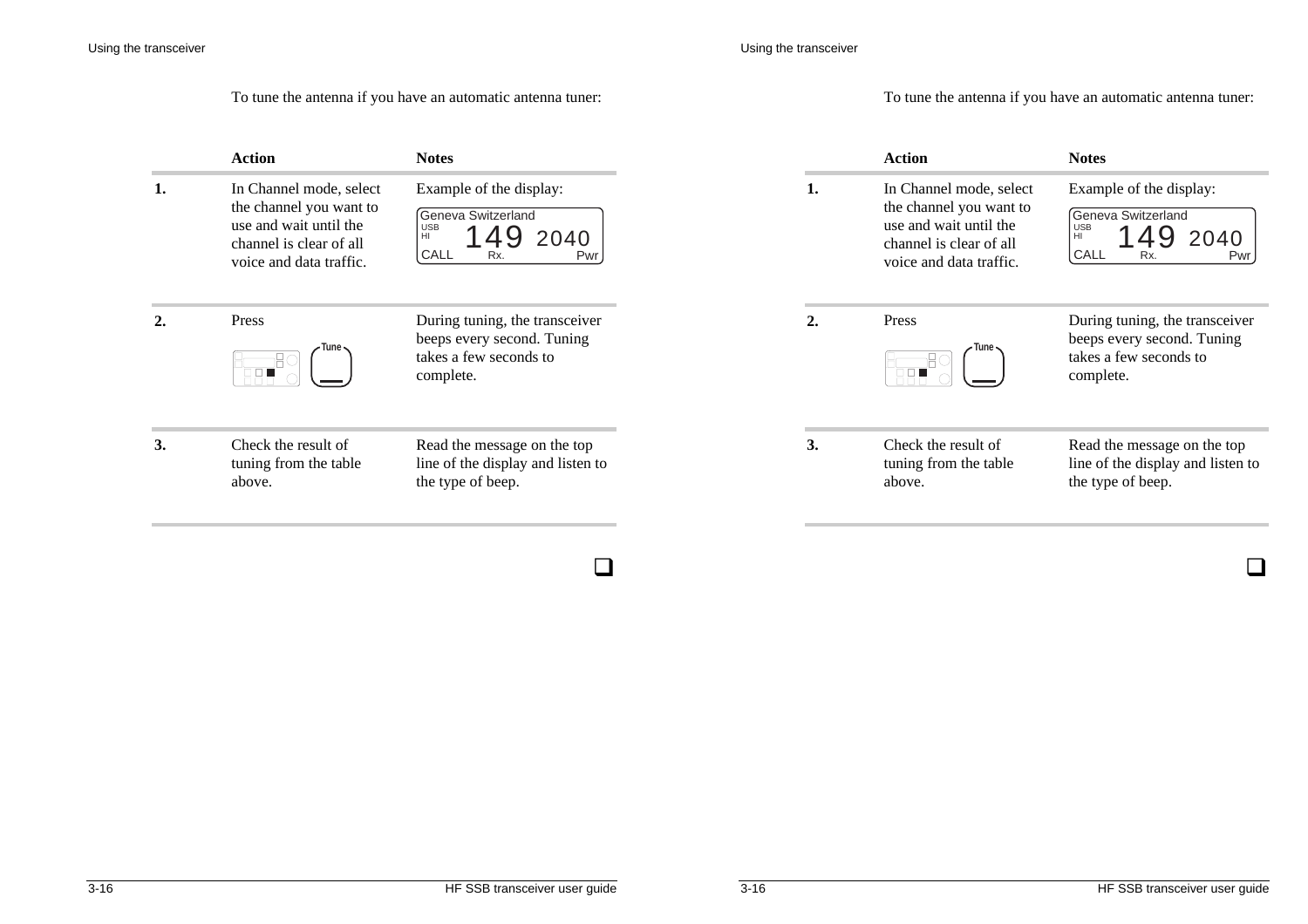To tune the antenna if you have an automatic antenna tuner:

| | Action | Notes |
|---|---|---|
| 1. | In Channel mode, select the channel you want to use and wait until the channel is clear of all voice and data traffic. | Example of the display: Geneva Switzerland USB HI 149 2040 CALL Rx. Pwr |
| 2. | Press Tune | During tuning, the transceiver beeps every second. Tuning takes a few seconds to complete. |
| 3. | Check the result of tuning from the table above. | Read the message on the top line of the display and listen to the type of beep. |

❑

To tune the antenna if you have an automatic antenna tuner:

| | Action | Notes |
|---|---|---|
| 1. | In Channel mode, select the channel you want to use and wait until the channel is clear of all voice and data traffic. | Example of the display: Geneva Switzerland USB HI 149 2040 CALL Rx. Pwr |
| 2. | Press Tune | During tuning, the transceiver beeps every second. Tuning takes a few seconds to complete. |
| 3. | Check the result of tuning from the table above. | Read the message on the top line of the display and listen to the type of beep. |

❑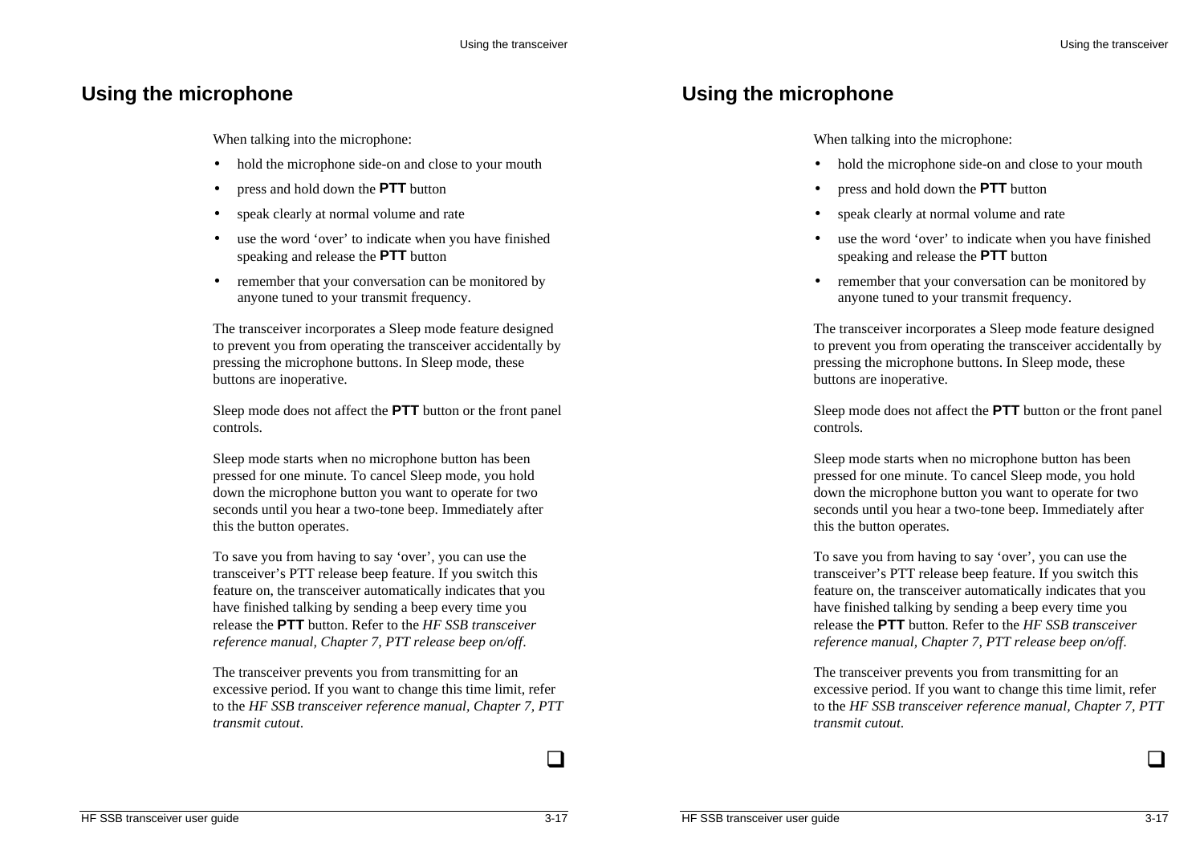## Using the microphone

When talking into the microphone:

- hold the microphone side-on and close to your mouth
- press and hold down the **PTT** button
- speak clearly at normal volume and rate
- use the word 'over' to indicate when you have finished speaking and release the **PTT** button
- remember that your conversation can be monitored by anyone tuned to your transmit frequency.

The transceiver incorporates a Sleep mode feature designed to prevent you from operating the transceiver accidentally by pressing the microphone buttons. In Sleep mode, these buttons are inoperative.

Sleep mode does not affect the **PTT** button or the front panel controls.

Sleep mode starts when no microphone button has been pressed for one minute. To cancel Sleep mode, you hold down the microphone button you want to operate for two seconds until you hear a two-tone beep. Immediately after this the button operates.

To save you from having to say 'over', you can use the transceiver's PTT release beep feature. If you switch this feature on, the transceiver automatically indicates that you have finished talking by sending a beep every time you release the **PTT** button. Refer to the *HF SSB transceiver reference manual, Chapter 7, PTT release beep on/off*.

The transceiver prevents you from transmitting for an excessive period. If you want to change this time limit, refer to the *HF SSB transceiver reference manual, Chapter 7, PTT transmit cutout*.

❑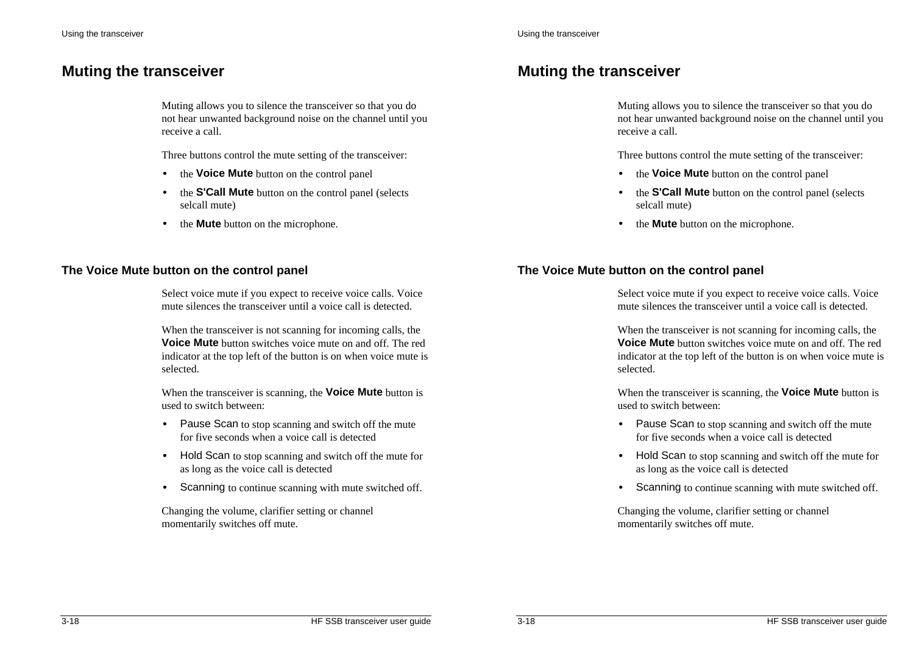# Muting the transceiver

Muting allows you to silence the transceiver so that you do not hear unwanted background noise on the channel until you receive a call.

Three buttons control the mute setting of the transceiver:

- the **Voice Mute** button on the control panel
- the **S'Call Mute** button on the control panel (selects selcall mute)
- the **Mute** button on the microphone.

## The Voice Mute button on the control panel

Select voice mute if you expect to receive voice calls. Voice mute silences the transceiver until a voice call is detected.

When the transceiver is not scanning for incoming calls, the **Voice Mute** button switches voice mute on and off. The red indicator at the top left of the button is on when voice mute is selected.

When the transceiver is scanning, the **Voice Mute** button is used to switch between:

- Pause Scan to stop scanning and switch off the mute for five seconds when a voice call is detected
- Hold Scan to stop scanning and switch off the mute for as long as the voice call is detected
- Scanning to continue scanning with mute switched off.

Changing the volume, clarifier setting or channel momentarily switches off mute.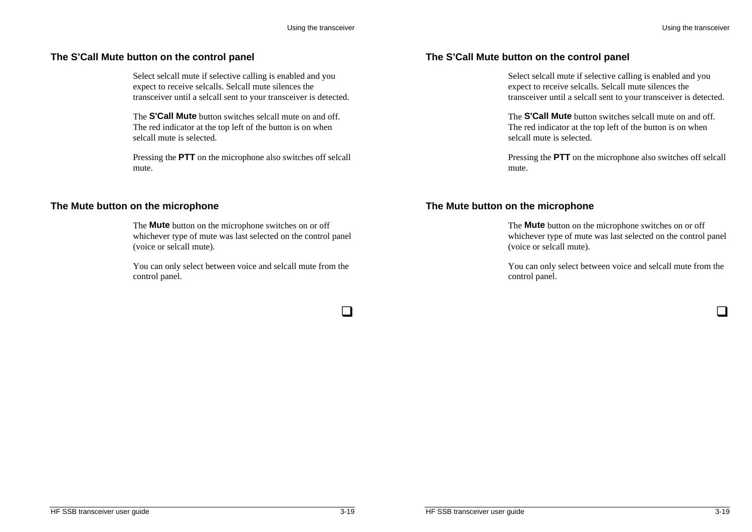## The S'Call Mute button on the control panel

Select selcall mute if selective calling is enabled and you expect to receive selcalls. Selcall mute silences the transceiver until a selcall sent to your transceiver is detected.

The **S'Call Mute** button switches selcall mute on and off. The red indicator at the top left of the button is on when selcall mute is selected.

Pressing the **PTT** on the microphone also switches off selcall mute.

## The Mute button on the microphone

The **Mute** button on the microphone switches on or off whichever type of mute was last selected on the control panel (voice or selcall mute).

You can only select between voice and selcall mute from the control panel.

❑

## The S'Call Mute button on the control panel

Select selcall mute if selective calling is enabled and you expect to receive selcalls. Selcall mute silences the transceiver until a selcall sent to your transceiver is detected.

The **S'Call Mute** button switches selcall mute on and off. The red indicator at the top left of the button is on when selcall mute is selected.

Pressing the **PTT** on the microphone also switches off selcall mute.

## The Mute button on the microphone

The **Mute** button on the microphone switches on or off whichever type of mute was last selected on the control panel (voice or selcall mute).

You can only select between voice and selcall mute from the control panel.

❑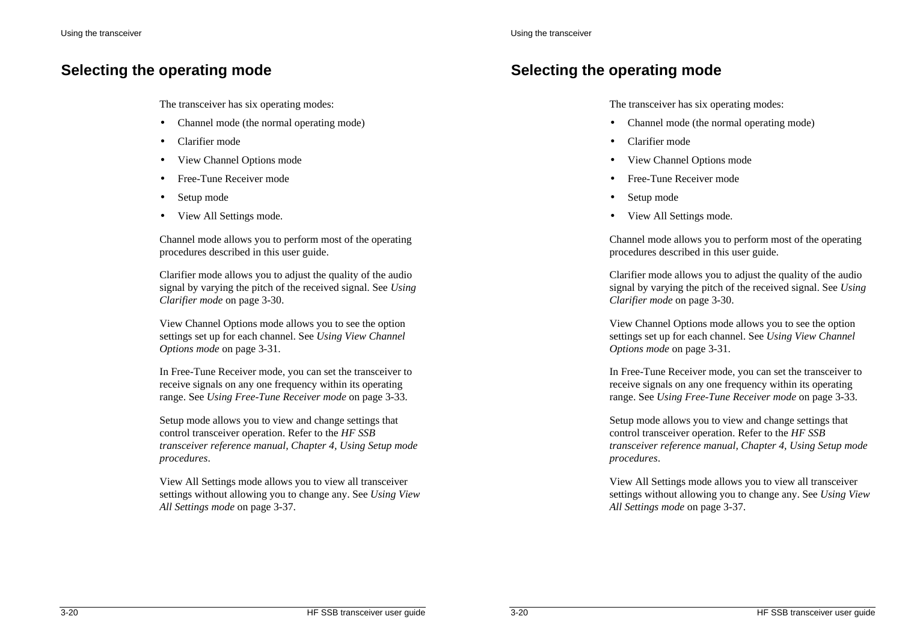## Selecting the operating mode

The transceiver has six operating modes:

- Channel mode (the normal operating mode)
- Clarifier mode
- View Channel Options mode
- Free-Tune Receiver mode
- Setup mode
- View All Settings mode.

Channel mode allows you to perform most of the operating procedures described in this user guide.

Clarifier mode allows you to adjust the quality of the audio signal by varying the pitch of the received signal. See *Using Clarifier mode* on page 3-30.

View Channel Options mode allows you to see the option settings set up for each channel. See *Using View Channel Options mode* on page 3-31.

In Free-Tune Receiver mode, you can set the transceiver to receive signals on any one frequency within its operating range. See *Using Free-Tune Receiver mode* on page 3-33.

Setup mode allows you to view and change settings that control transceiver operation. Refer to the *HF SSB transceiver reference manual, Chapter 4, Using Setup mode procedures*.

View All Settings mode allows you to view all transceiver settings without allowing you to change any. See *Using View All Settings mode* on page 3-37.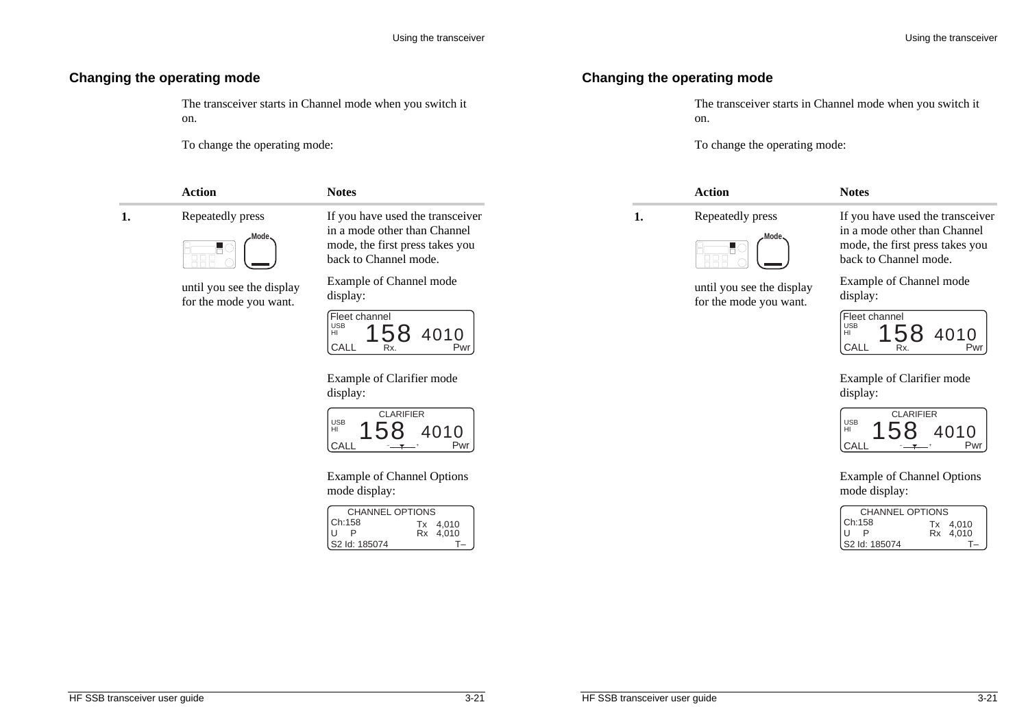## Changing the operating mode

The transceiver starts in Channel mode when you switch it on.

To change the operating mode:

| | Action | Notes |
|---|---|---|
| 1. | Repeatedly press **Mode** until you see the display for the mode you want. | If you have used the transceiver in a mode other than Channel mode, the first press takes you back to Channel mode. |
| | | Example of Channel mode display: |
| | | Fleet channel / USB HI / 158 4010 / CALL Rx. Pwr |
| | | Example of Clarifier mode display: |
| | | CLARIFIER / USB HI / 158 4010 / CALL Pwr |
| | | Example of Channel Options mode display: |
| | | CHANNEL OPTIONS / Ch:158 Tx 4,010 / U P Rx 4,010 / S2 Id: 185074 T– |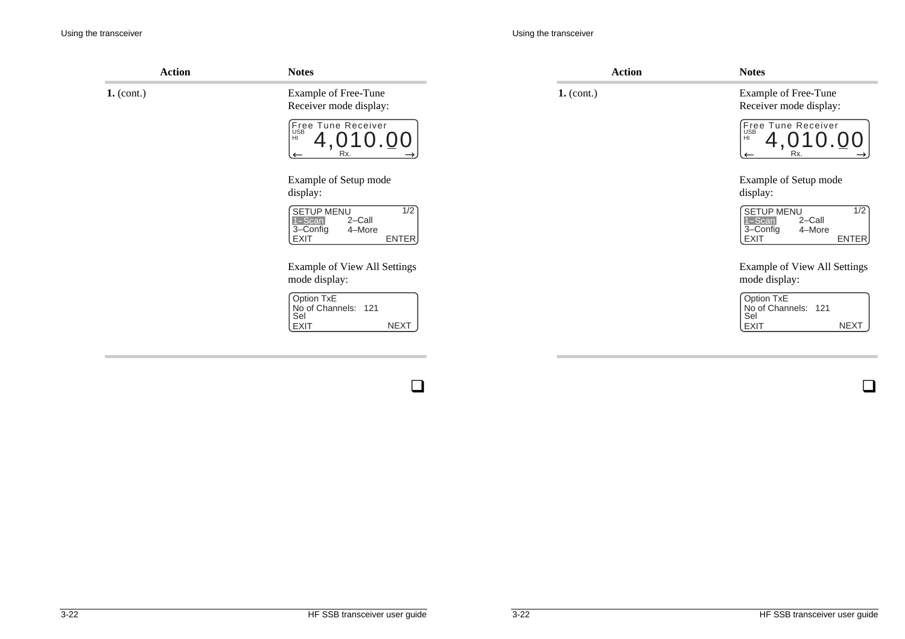| Action | Notes |
|---|---|
| **1.** (cont.) | Example of Free-Tune Receiver mode display: |
| | Free Tune Receiver<br>USB<br>HI 4,010.00<br>← Rx. → |
| | Example of Setup mode display: |
| | SETUP MENU 1/2<br>1–Scan 2–Call<br>3–Config 4–More<br>EXIT ENTER |
| | Example of View All Settings mode display: |
| | Option TxE<br>No of Channels: 121<br>Sel<br>EXIT NEXT |

❑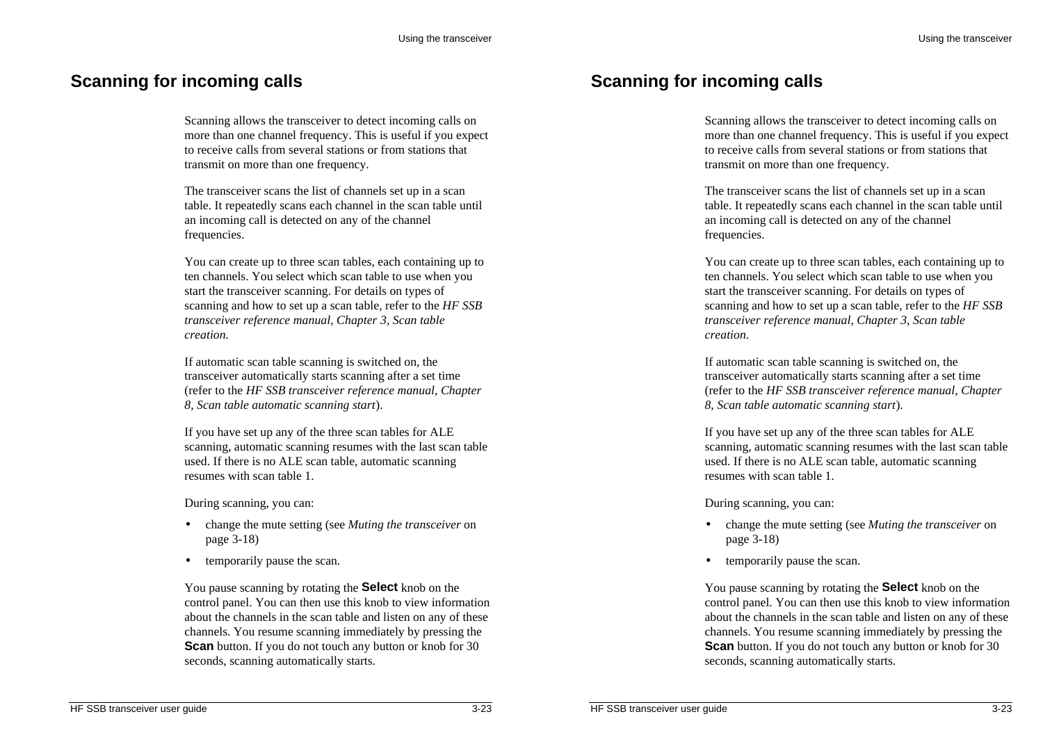# Scanning for incoming calls

Scanning allows the transceiver to detect incoming calls on more than one channel frequency. This is useful if you expect to receive calls from several stations or from stations that transmit on more than one frequency.

The transceiver scans the list of channels set up in a scan table. It repeatedly scans each channel in the scan table until an incoming call is detected on any of the channel frequencies.

You can create up to three scan tables, each containing up to ten channels. You select which scan table to use when you start the transceiver scanning. For details on types of scanning and how to set up a scan table, refer to the *HF SSB transceiver reference manual, Chapter 3, Scan table creation.*

If automatic scan table scanning is switched on, the transceiver automatically starts scanning after a set time (refer to the *HF SSB transceiver reference manual, Chapter 8, Scan table automatic scanning start*).

If you have set up any of the three scan tables for ALE scanning, automatic scanning resumes with the last scan table used. If there is no ALE scan table, automatic scanning resumes with scan table 1.

During scanning, you can:

- change the mute setting (see *Muting the transceiver* on page 3-18)
- temporarily pause the scan.

You pause scanning by rotating the **Select** knob on the control panel. You can then use this knob to view information about the channels in the scan table and listen on any of these channels. You resume scanning immediately by pressing the **Scan** button. If you do not touch any button or knob for 30 seconds, scanning automatically starts.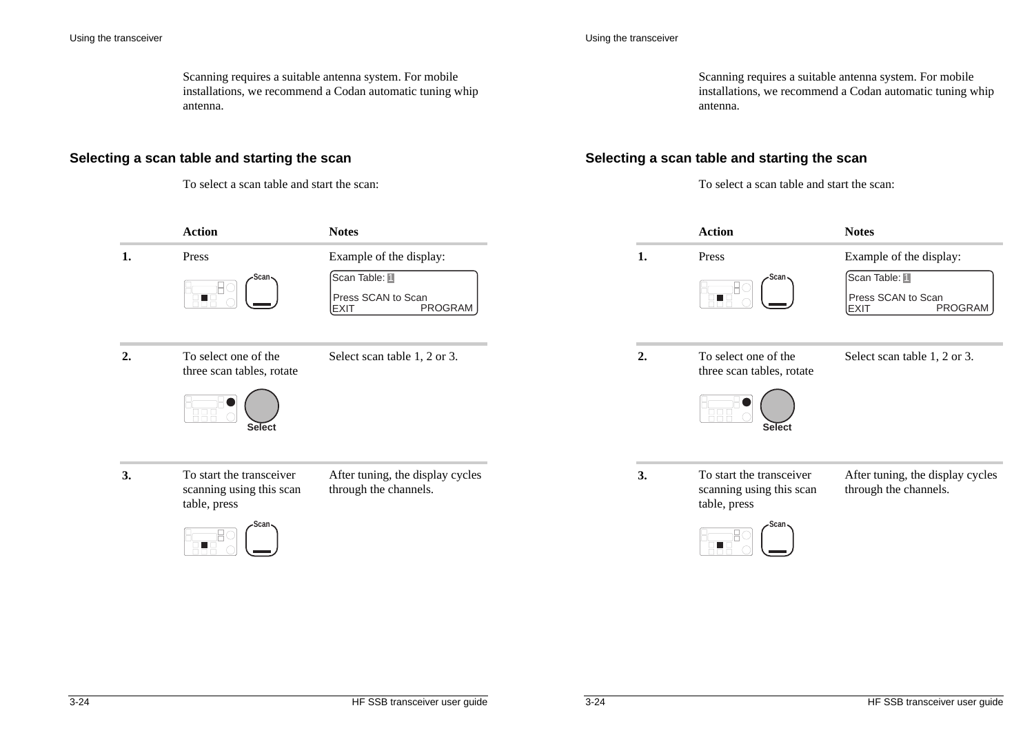Scanning requires a suitable antenna system. For mobile installations, we recommend a Codan automatic tuning whip antenna.

## Selecting a scan table and starting the scan

To select a scan table and start the scan:

| | Action | Notes |
|---|---|---|
| 1. | Press Scan | Example of the display: Scan Table: 1 / Press SCAN to Scan / EXIT PROGRAM |
| 2. | To select one of the three scan tables, rotate Select | Select scan table 1, 2 or 3. |
| 3. | To start the transceiver scanning using this scan table, press Scan | After tuning, the display cycles through the channels. |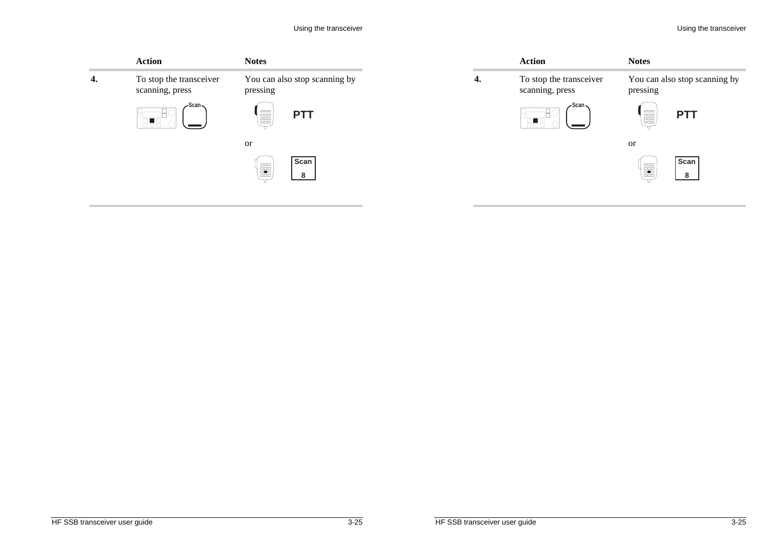| | Action | Notes |
|---|---|---|
| **4.** | To stop the transceiver scanning, press **Scan** | You can also stop scanning by pressing **PTT** or **Scan 8** |

| | Action | Notes |
|---|---|---|
| **4.** | To stop the transceiver scanning, press **Scan** | You can also stop scanning by pressing **PTT** or **Scan 8** |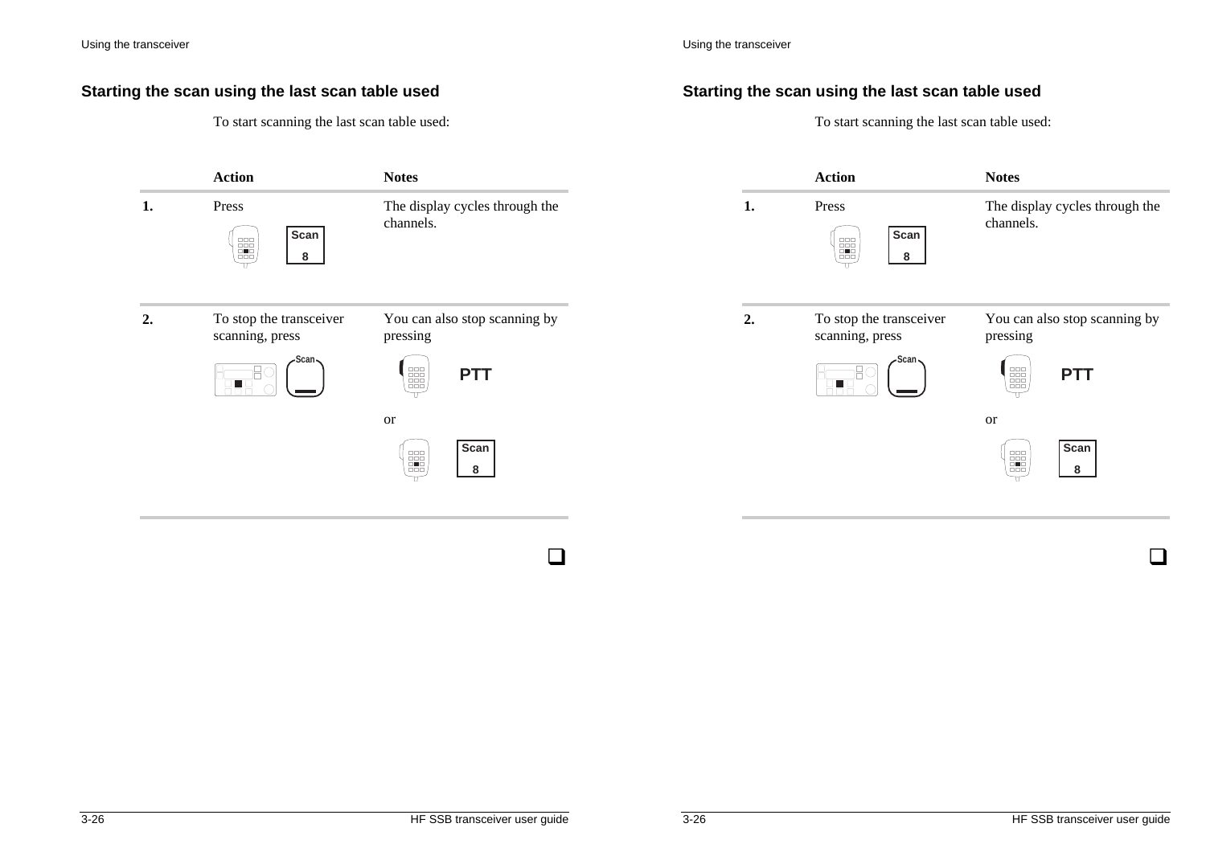## Starting the scan using the last scan table used

To start scanning the last scan table used:

| | Action | Notes |
|---|---|---|
| **1.** | Press Scan 8 | The display cycles through the channels. |
| **2.** | To stop the transceiver scanning, press Scan | You can also stop scanning by pressing PTT or Scan 8 |

❑

## Starting the scan using the last scan table used

To start scanning the last scan table used:

| | Action | Notes |
|---|---|---|
| **1.** | Press Scan 8 | The display cycles through the channels. |
| **2.** | To stop the transceiver scanning, press Scan | You can also stop scanning by pressing PTT or Scan 8 |

❑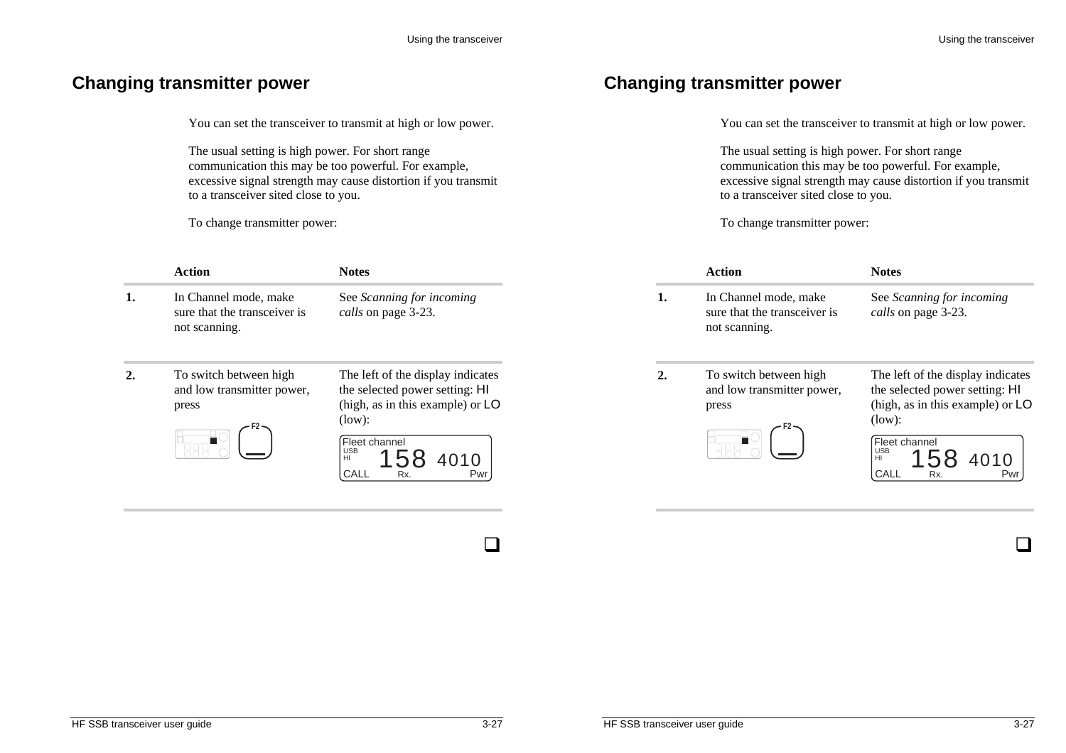# Changing transmitter power

You can set the transceiver to transmit at high or low power.

The usual setting is high power. For short range communication this may be too powerful. For example, excessive signal strength may cause distortion if you transmit to a transceiver sited close to you.

To change transmitter power:

| | Action | Notes |
|---|---|---|
| **1.** | In Channel mode, make sure that the transceiver is not scanning. | See *Scanning for incoming calls* on page 3-23. |
| **2.** | To switch between high and low transmitter power, press F2 | The left of the display indicates the selected power setting: HI (high, as in this example) or LO (low): Fleet channel USB HI 158 4010 CALL Rx. Pwr |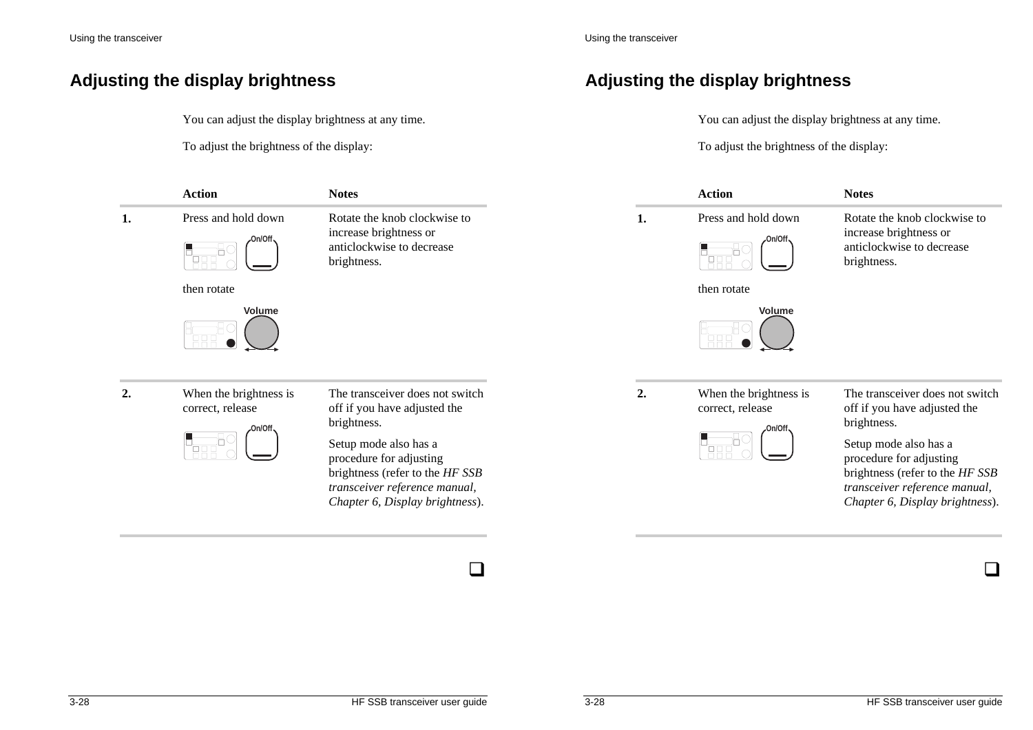# Adjusting the display brightness

You can adjust the display brightness at any time.

To adjust the brightness of the display:

| | Action | Notes |
|---|---|---|
| **1.** | Press and hold down **On/Off** then rotate **Volume** | Rotate the knob clockwise to increase brightness or anticlockwise to decrease brightness. |
| **2.** | When the brightness is correct, release **On/Off** | The transceiver does not switch off if you have adjusted the brightness. Setup mode also has a procedure for adjusting brightness (refer to the *HF SSB transceiver reference manual, Chapter 6, Display brightness*). |

❑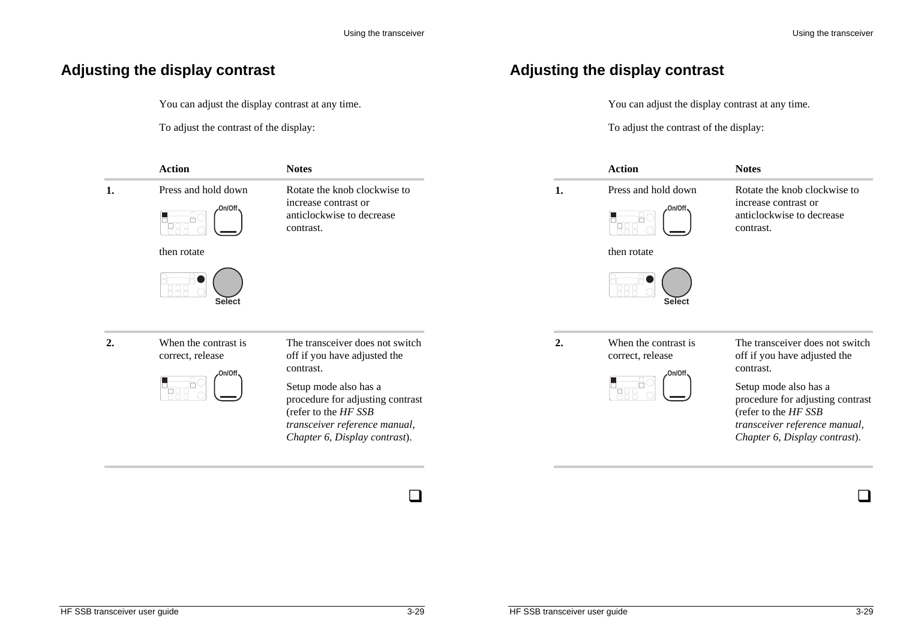# Adjusting the display contrast

You can adjust the display contrast at any time.

To adjust the contrast of the display:

| | Action | Notes |
|---|---|---|
| 1. | Press and hold down On/Off then rotate Select | Rotate the knob clockwise to increase contrast or anticlockwise to decrease contrast. |
| 2. | When the contrast is correct, release On/Off | The transceiver does not switch off if you have adjusted the contrast. Setup mode also has a procedure for adjusting contrast (refer to the *HF SSB transceiver reference manual, Chapter 6, Display contrast*). |

❑

# Adjusting the display contrast

You can adjust the display contrast at any time.

To adjust the contrast of the display:

| | Action | Notes |
|---|---|---|
| 1. | Press and hold down On/Off then rotate Select | Rotate the knob clockwise to increase contrast or anticlockwise to decrease contrast. |
| 2. | When the contrast is correct, release On/Off | The transceiver does not switch off if you have adjusted the contrast. Setup mode also has a procedure for adjusting contrast (refer to the *HF SSB transceiver reference manual, Chapter 6, Display contrast*). |

❑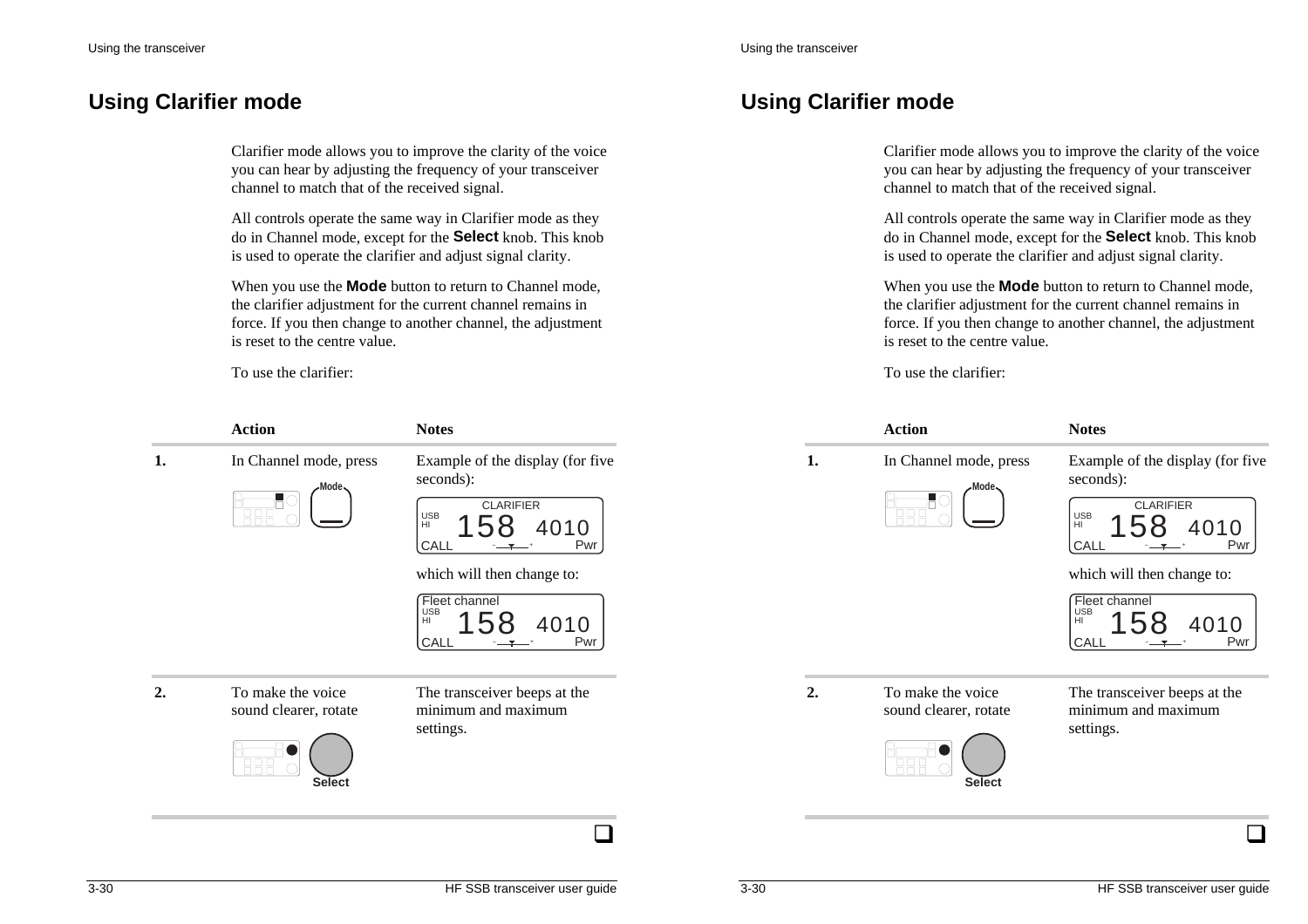# Using Clarifier mode

Clarifier mode allows you to improve the clarity of the voice you can hear by adjusting the frequency of your transceiver channel to match that of the received signal.

All controls operate the same way in Clarifier mode as they do in Channel mode, except for the **Select** knob. This knob is used to operate the clarifier and adjust signal clarity.

When you use the **Mode** button to return to Channel mode, the clarifier adjustment for the current channel remains in force. If you then change to another channel, the adjustment is reset to the centre value.

To use the clarifier:

| | Action | Notes |
|---|---|---|
| 1. | In Channel mode, press **Mode** | Example of the display (for five seconds): CLARIFIER USB HI 158 4010 CALL Pwr<br><br>which will then change to: Fleet channel USB HI 158 4010 CALL Pwr |
| 2. | To make the voice sound clearer, rotate **Select** | The transceiver beeps at the minimum and maximum settings. |

❑

# Using Clarifier mode

Clarifier mode allows you to improve the clarity of the voice you can hear by adjusting the frequency of your transceiver channel to match that of the received signal.

All controls operate the same way in Clarifier mode as they do in Channel mode, except for the **Select** knob. This knob is used to operate the clarifier and adjust signal clarity.

When you use the **Mode** button to return to Channel mode, the clarifier adjustment for the current channel remains in force. If you then change to another channel, the adjustment is reset to the centre value.

To use the clarifier:

| | Action | Notes |
|---|---|---|
| 1. | In Channel mode, press **Mode** | Example of the display (for five seconds): CLARIFIER USB HI 158 4010 CALL Pwr<br><br>which will then change to: Fleet channel USB HI 158 4010 CALL Pwr |
| 2. | To make the voice sound clearer, rotate **Select** | The transceiver beeps at the minimum and maximum settings. |

❑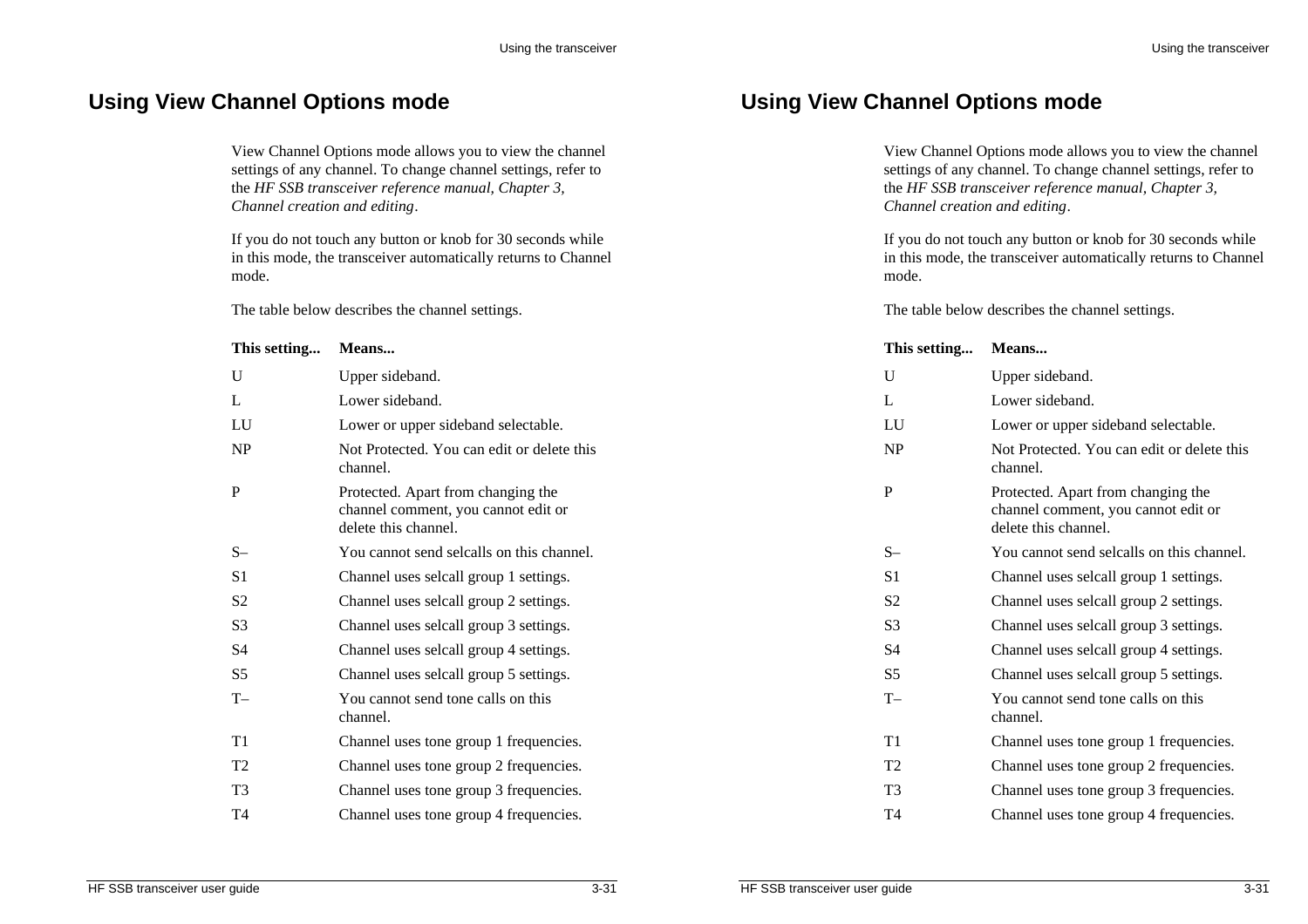## Using View Channel Options mode

View Channel Options mode allows you to view the channel settings of any channel. To change channel settings, refer to the *HF SSB transceiver reference manual, Chapter 3, Channel creation and editing*.

If you do not touch any button or knob for 30 seconds while in this mode, the transceiver automatically returns to Channel mode.

The table below describes the channel settings.

| This setting... | Means... |
|---|---|
| U | Upper sideband. |
| L | Lower sideband. |
| LU | Lower or upper sideband selectable. |
| NP | Not Protected. You can edit or delete this channel. |
| P | Protected. Apart from changing the channel comment, you cannot edit or delete this channel. |
| S– | You cannot send selcalls on this channel. |
| S1 | Channel uses selcall group 1 settings. |
| S2 | Channel uses selcall group 2 settings. |
| S3 | Channel uses selcall group 3 settings. |
| S4 | Channel uses selcall group 4 settings. |
| S5 | Channel uses selcall group 5 settings. |
| T– | You cannot send tone calls on this channel. |
| T1 | Channel uses tone group 1 frequencies. |
| T2 | Channel uses tone group 2 frequencies. |
| T3 | Channel uses tone group 3 frequencies. |
| T4 | Channel uses tone group 4 frequencies. |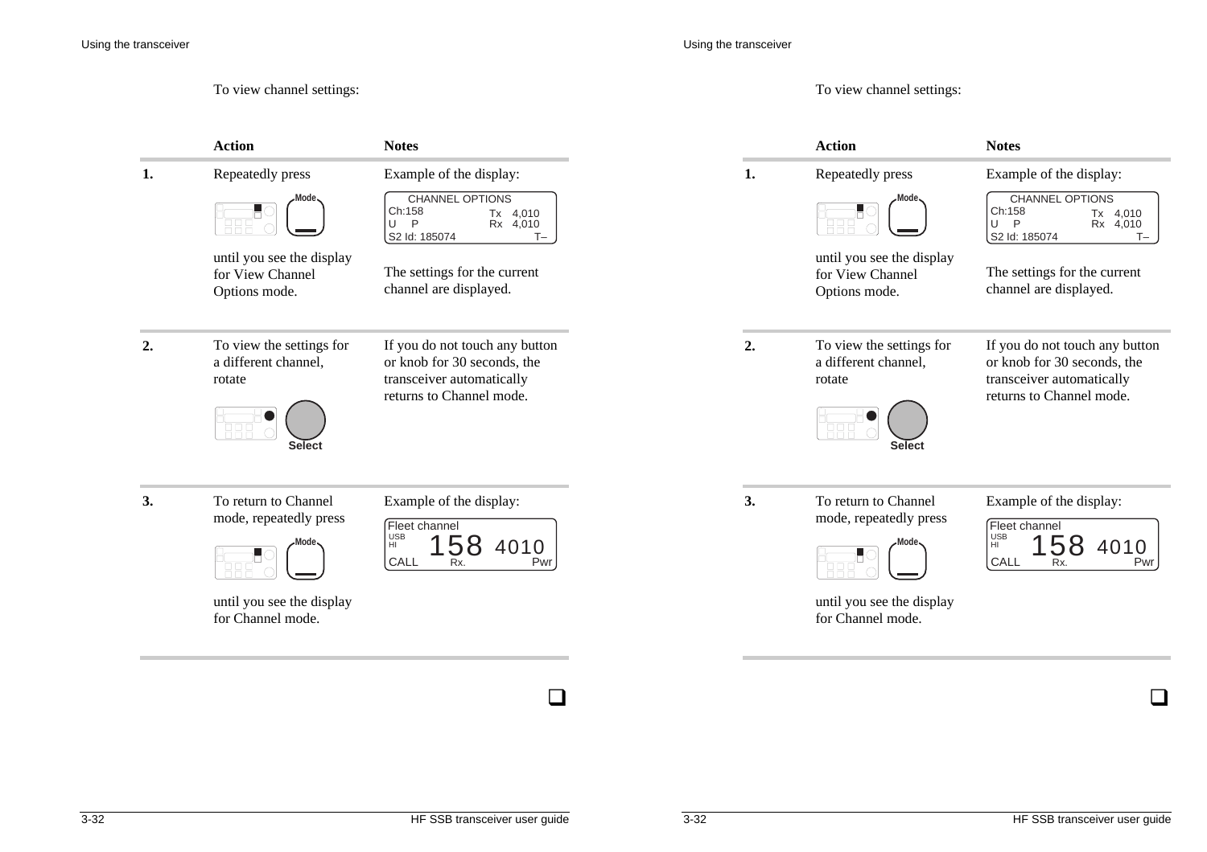To view channel settings:

| | Action | Notes |
|---|---|---|
| **1.** | Repeatedly press **Mode** until you see the display for View Channel Options mode. | Example of the display: CHANNEL OPTIONS Ch:158 Tx 4,010 U P Rx 4,010 S2 Id: 185074 T– <br><br>The settings for the current channel are displayed. |
| **2.** | To view the settings for a different channel, rotate **Select** | If you do not touch any button or knob for 30 seconds, the transceiver automatically returns to Channel mode. |
| **3.** | To return to Channel mode, repeatedly press **Mode** until you see the display for Channel mode. | Example of the display: Fleet channel USB HI 158 4010 CALL Rx. Pwr |

❑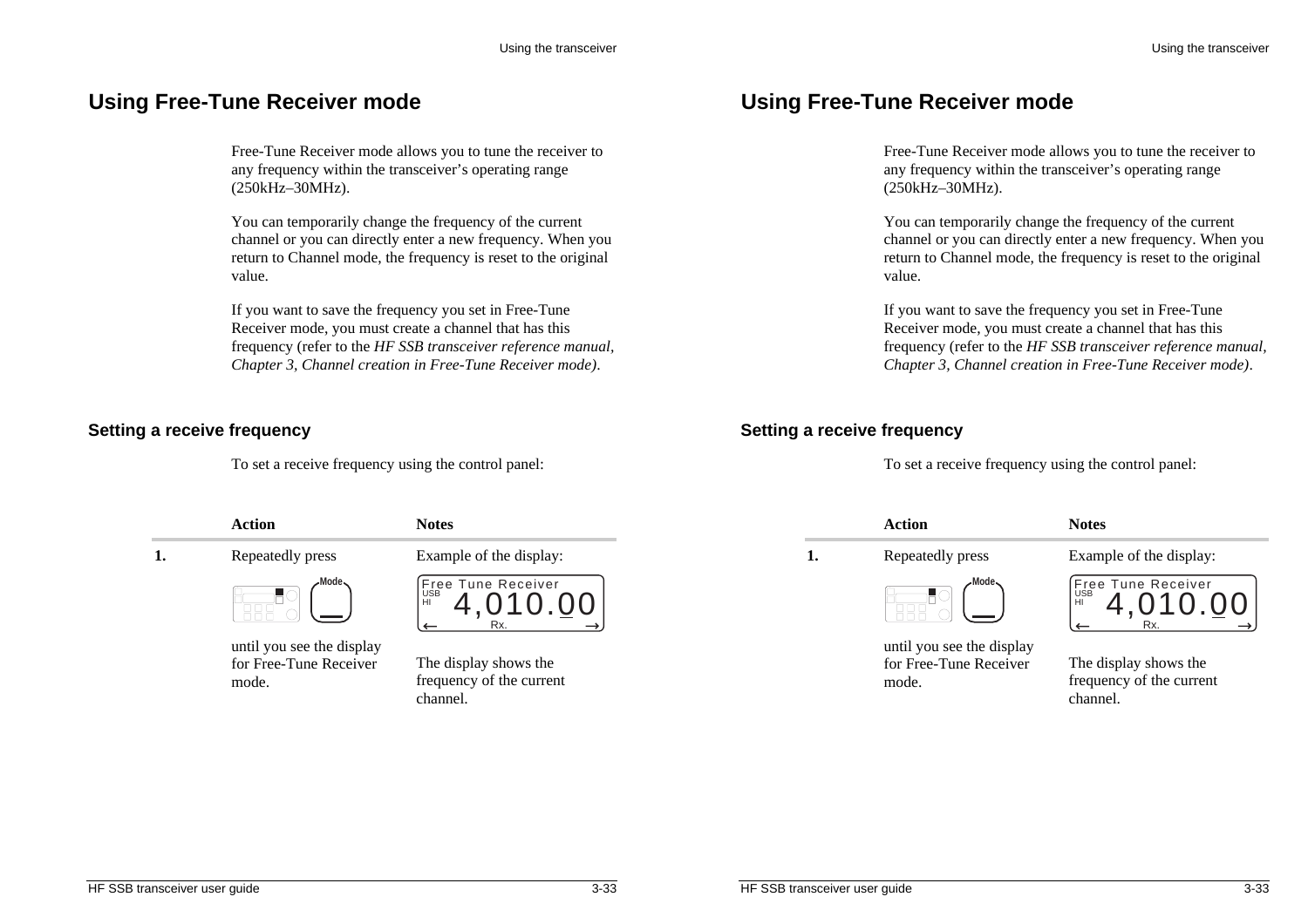# Using Free-Tune Receiver mode

Free-Tune Receiver mode allows you to tune the receiver to any frequency within the transceiver's operating range (250kHz–30MHz).

You can temporarily change the frequency of the current channel or you can directly enter a new frequency. When you return to Channel mode, the frequency is reset to the original value.

If you want to save the frequency you set in Free-Tune Receiver mode, you must create a channel that has this frequency (refer to the *HF SSB transceiver reference manual, Chapter 3, Channel creation in Free-Tune Receiver mode)*.

## Setting a receive frequency

To set a receive frequency using the control panel:

| | Action | Notes |
|---|---|---|
| **1.** | Repeatedly press Mode until you see the display for Free-Tune Receiver mode. | Example of the display: Free Tune Receiver USB HI 4,010.00 Rx. The display shows the frequency of the current channel. |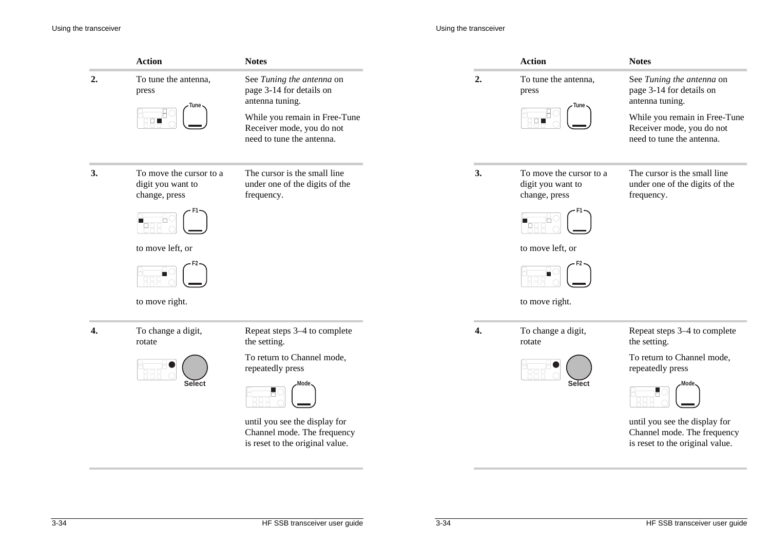| | Action | Notes |
|---|---|---|
| **2.** | To tune the antenna, press **Tune** | See *Tuning the antenna* on page 3-14 for details on antenna tuning. While you remain in Free-Tune Receiver mode, you do not need to tune the antenna. |
| **3.** | To move the cursor to a digit you want to change, press **F1** to move left, or **F2** to move right. | The cursor is the small line under one of the digits of the frequency. |
| **4.** | To change a digit, rotate **Select** | Repeat steps 3–4 to complete the setting. To return to Channel mode, repeatedly press **Mode** until you see the display for Channel mode. The frequency is reset to the original value. |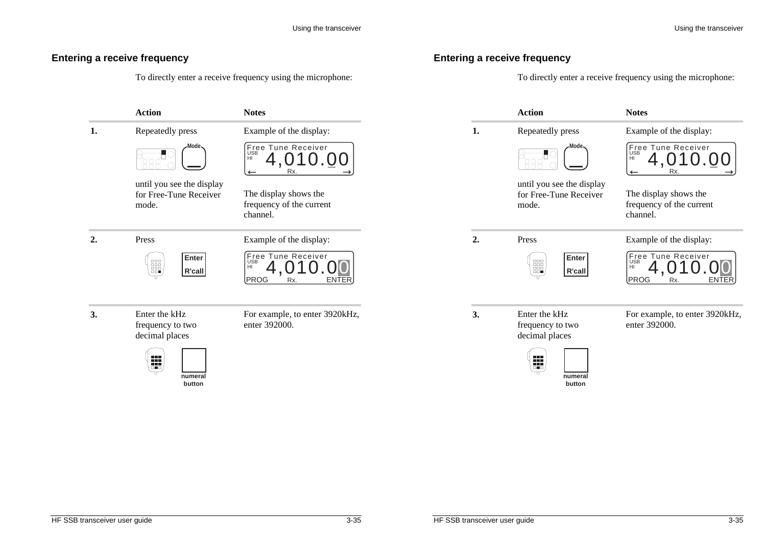## Entering a receive frequency

To directly enter a receive frequency using the microphone:

| | Action | Notes |
|---|---|---|
| **1.** | Repeatedly press Mode until you see the display for Free-Tune Receiver mode. | Example of the display: Free Tune Receiver USB HI 4,010.00 Rx. The display shows the frequency of the current channel. |
| **2.** | Press Enter R'call | Example of the display: Free Tune Receiver USB HI 4,010.00 PROG Rx. ENTER |
| **3.** | Enter the kHz frequency to two decimal places (numeral button) | For example, to enter 3920kHz, enter 392000. |

## Entering a receive frequency

To directly enter a receive frequency using the microphone:

| | Action | Notes |
|---|---|---|
| **1.** | Repeatedly press Mode until you see the display for Free-Tune Receiver mode. | Example of the display: Free Tune Receiver USB HI 4,010.00 Rx. The display shows the frequency of the current channel. |
| **2.** | Press Enter R'call | Example of the display: Free Tune Receiver USB HI 4,010.00 PROG Rx. ENTER |
| **3.** | Enter the kHz frequency to two decimal places (numeral button) | For example, to enter 3920kHz, enter 392000. |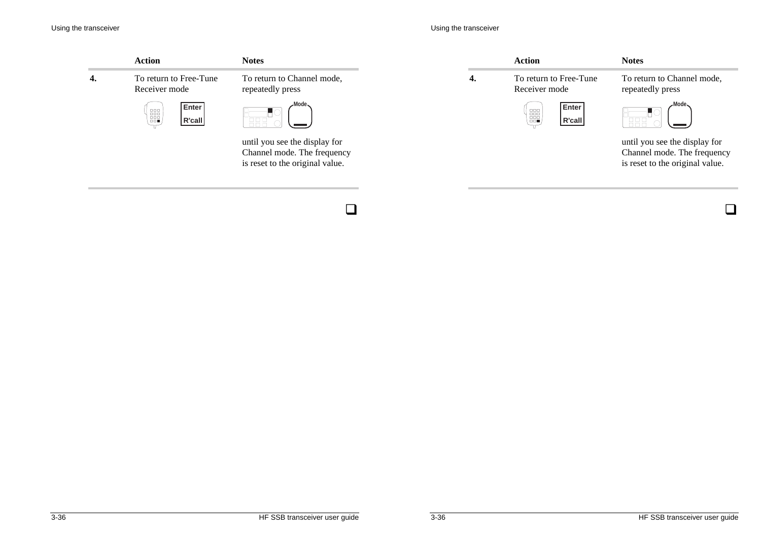| | Action | Notes |
|---|---|---|
| **4.** | To return to Free-Tune Receiver mode<br><br>Enter<br>R'call | To return to Channel mode, repeatedly press<br><br>Mode<br><br>until you see the display for Channel mode. The frequency is reset to the original value. |

❑

| | Action | Notes |
|---|---|---|
| **4.** | To return to Free-Tune Receiver mode<br><br>Enter<br>R'call | To return to Channel mode, repeatedly press<br><br>Mode<br><br>until you see the display for Channel mode. The frequency is reset to the original value. |

❑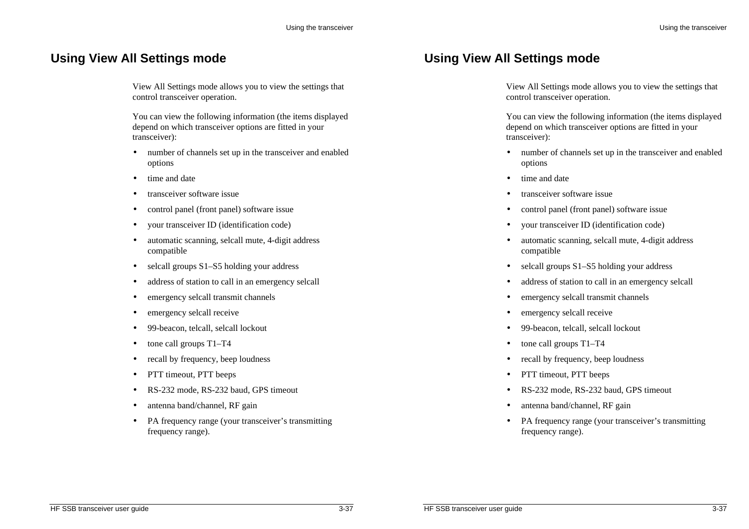## Using View All Settings mode

View All Settings mode allows you to view the settings that control transceiver operation.

You can view the following information (the items displayed depend on which transceiver options are fitted in your transceiver):

- number of channels set up in the transceiver and enabled options
- time and date
- transceiver software issue
- control panel (front panel) software issue
- your transceiver ID (identification code)
- automatic scanning, selcall mute, 4-digit address compatible
- selcall groups S1–S5 holding your address
- address of station to call in an emergency selcall
- emergency selcall transmit channels
- emergency selcall receive
- 99-beacon, telcall, selcall lockout
- tone call groups T1–T4
- recall by frequency, beep loudness
- PTT timeout, PTT beeps
- RS-232 mode, RS-232 baud, GPS timeout
- antenna band/channel, RF gain
- PA frequency range (your transceiver’s transmitting frequency range).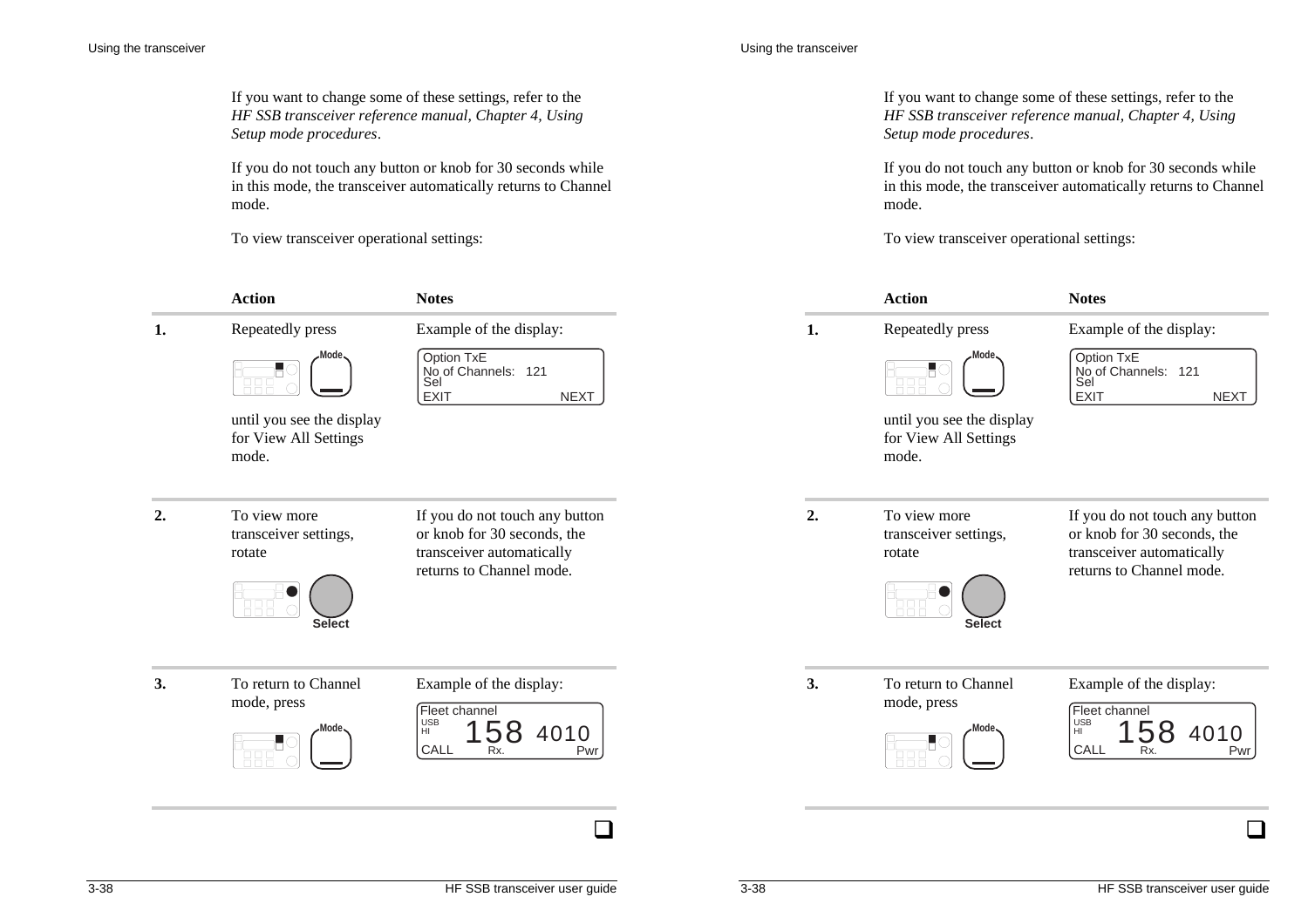If you want to change some of these settings, refer to the *HF SSB transceiver reference manual, Chapter 4, Using Setup mode procedures*.

If you do not touch any button or knob for 30 seconds while in this mode, the transceiver automatically returns to Channel mode.

To view transceiver operational settings:

| | Action | Notes |
|---|---|---|
| 1. | Repeatedly press Mode until you see the display for View All Settings mode. | Example of the display: Option TxE / No of Channels: 121 / Sel / EXIT NEXT |
| 2. | To view more transceiver settings, rotate Select | If you do not touch any button or knob for 30 seconds, the transceiver automatically returns to Channel mode. |
| 3. | To return to Channel mode, press Mode | Example of the display: Fleet channel / USB HI 158 4010 / CALL Rx. Pwr |

If you want to change some of these settings, refer to the *HF SSB transceiver reference manual, Chapter 4, Using Setup mode procedures*.

If you do not touch any button or knob for 30 seconds while in this mode, the transceiver automatically returns to Channel mode.

To view transceiver operational settings:

| | Action | Notes |
|---|---|---|
| 1. | Repeatedly press Mode until you see the display for View All Settings mode. | Example of the display: Option TxE / No of Channels: 121 / Sel / EXIT NEXT |
| 2. | To view more transceiver settings, rotate Select | If you do not touch any button or knob for 30 seconds, the transceiver automatically returns to Channel mode. |
| 3. | To return to Channel mode, press Mode | Example of the display: Fleet channel / USB HI 158 4010 / CALL Rx. Pwr |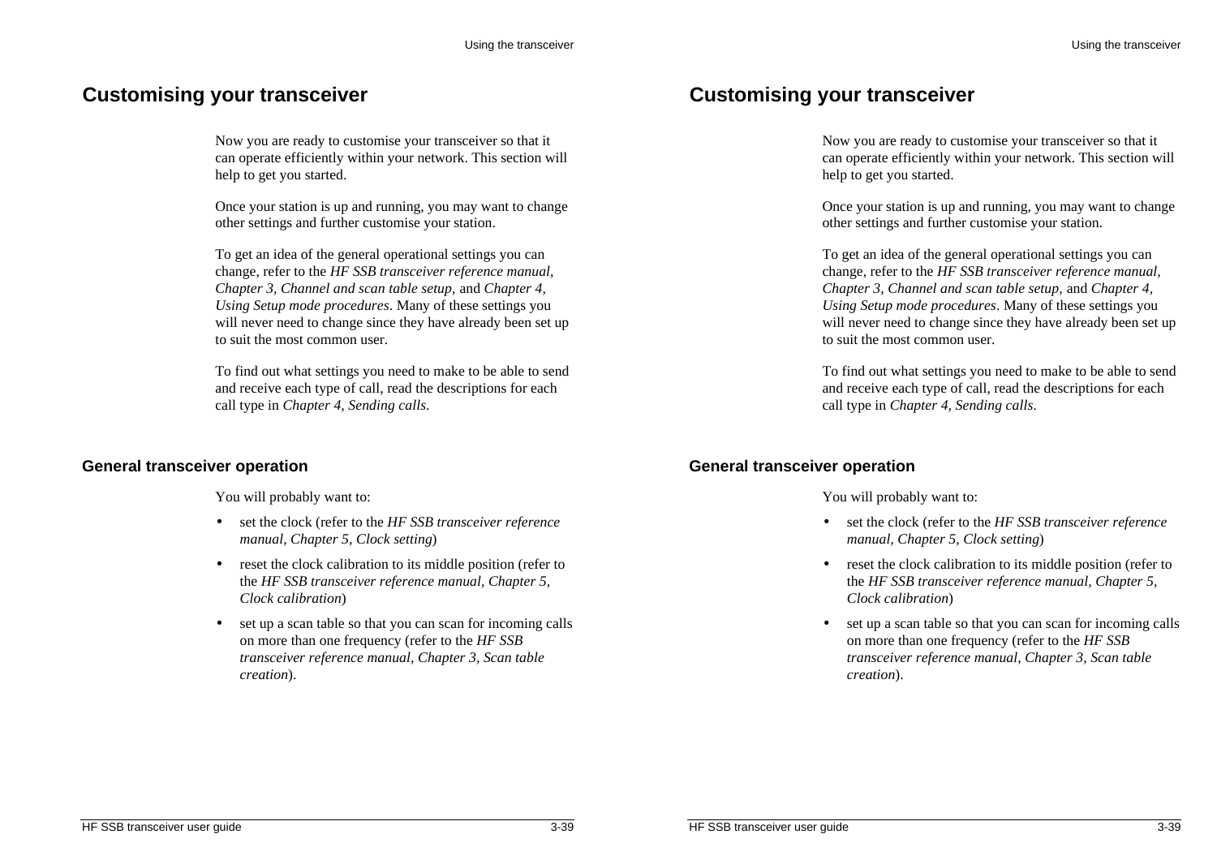# Customising your transceiver

Now you are ready to customise your transceiver so that it can operate efficiently within your network. This section will help to get you started.

Once your station is up and running, you may want to change other settings and further customise your station.

To get an idea of the general operational settings you can change, refer to the *HF SSB transceiver reference manual, Chapter 3, Channel and scan table setup,* and *Chapter 4, Using Setup mode procedures*. Many of these settings you will never need to change since they have already been set up to suit the most common user.

To find out what settings you need to make to be able to send and receive each type of call, read the descriptions for each call type in *Chapter 4, Sending calls.*

## General transceiver operation

You will probably want to:

- set the clock (refer to the *HF SSB transceiver reference manual, Chapter 5, Clock setting*)
- reset the clock calibration to its middle position (refer to the *HF SSB transceiver reference manual, Chapter 5, Clock calibration*)
- set up a scan table so that you can scan for incoming calls on more than one frequency (refer to the *HF SSB transceiver reference manual, Chapter 3, Scan table creation*).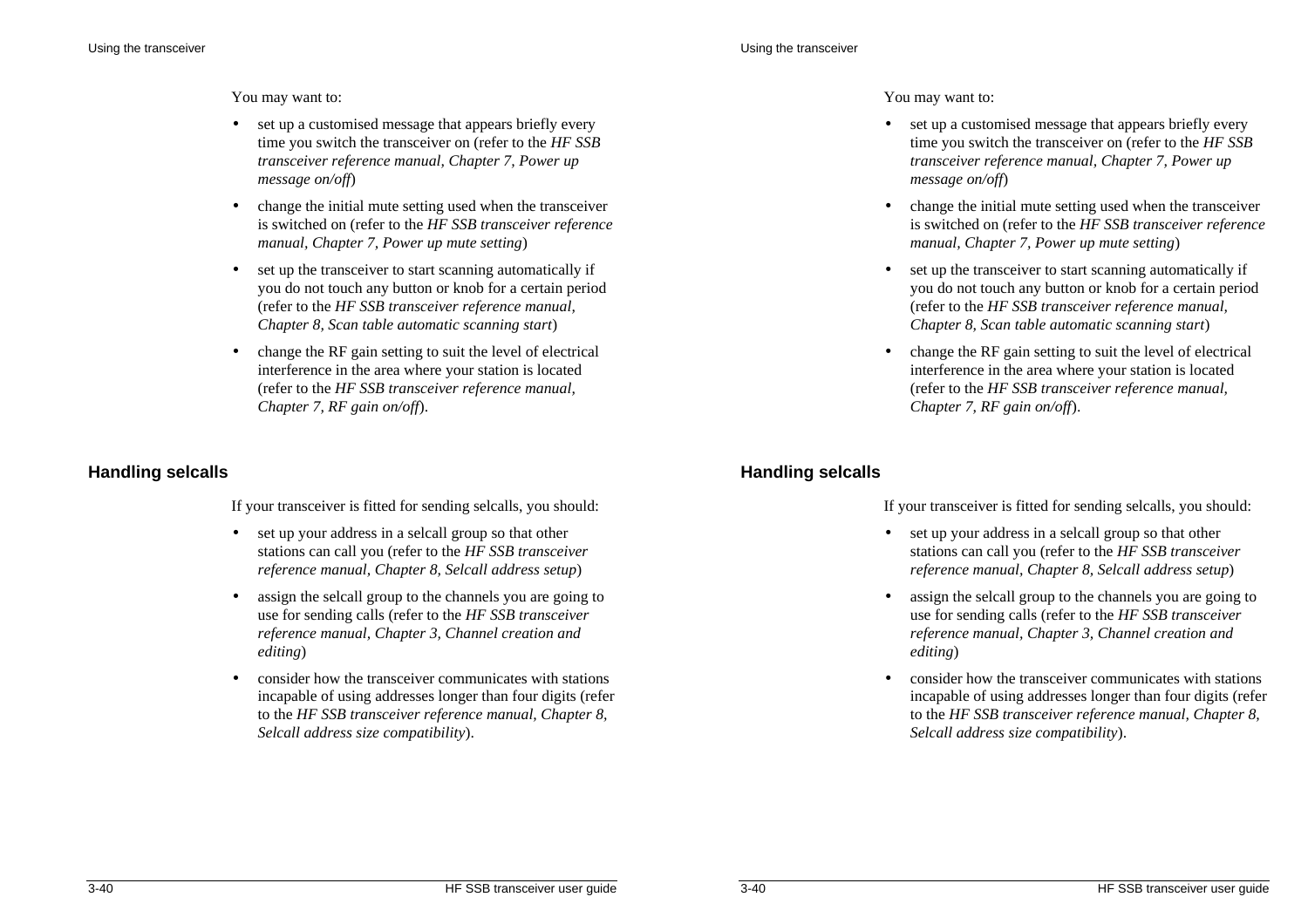You may want to:

- set up a customised message that appears briefly every time you switch the transceiver on (refer to the *HF SSB transceiver reference manual, Chapter 7, Power up message on/off*)
- change the initial mute setting used when the transceiver is switched on (refer to the *HF SSB transceiver reference manual, Chapter 7, Power up mute setting*)
- set up the transceiver to start scanning automatically if you do not touch any button or knob for a certain period (refer to the *HF SSB transceiver reference manual, Chapter 8, Scan table automatic scanning start*)
- change the RF gain setting to suit the level of electrical interference in the area where your station is located (refer to the *HF SSB transceiver reference manual, Chapter 7, RF gain on/off*).

## Handling selcalls

If your transceiver is fitted for sending selcalls, you should:

- set up your address in a selcall group so that other stations can call you (refer to the *HF SSB transceiver reference manual, Chapter 8, Selcall address setup*)
- assign the selcall group to the channels you are going to use for sending calls (refer to the *HF SSB transceiver reference manual, Chapter 3, Channel creation and editing*)
- consider how the transceiver communicates with stations incapable of using addresses longer than four digits (refer to the *HF SSB transceiver reference manual, Chapter 8, Selcall address size compatibility*).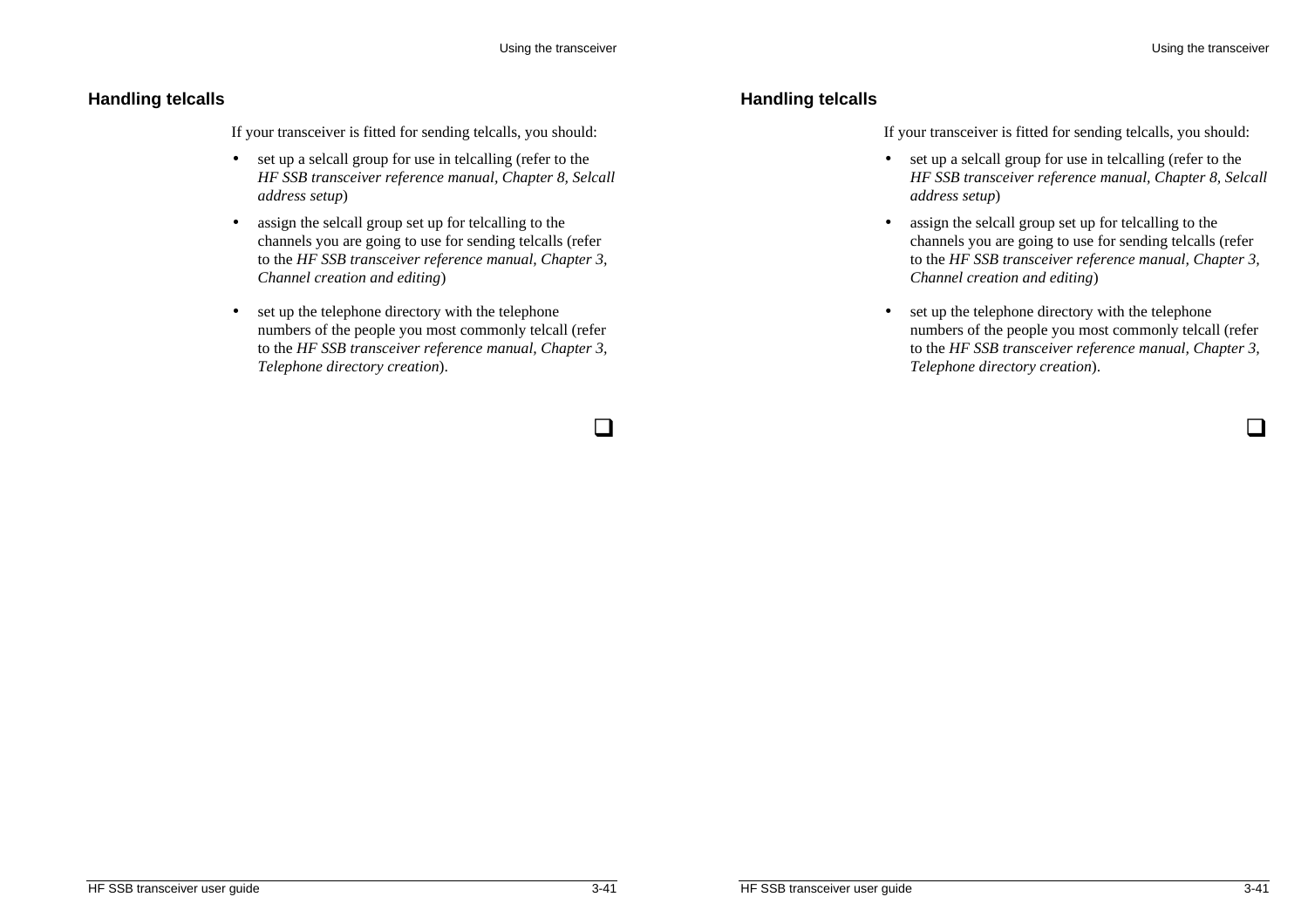## Handling telcalls

If your transceiver is fitted for sending telcalls, you should:

- set up a selcall group for use in telcalling (refer to the *HF SSB transceiver reference manual, Chapter 8, Selcall address setup*)
- assign the selcall group set up for telcalling to the channels you are going to use for sending telcalls (refer to the *HF SSB transceiver reference manual, Chapter 3, Channel creation and editing*)
- set up the telephone directory with the telephone numbers of the people you most commonly telcall (refer to the *HF SSB transceiver reference manual, Chapter 3, Telephone directory creation*).

❑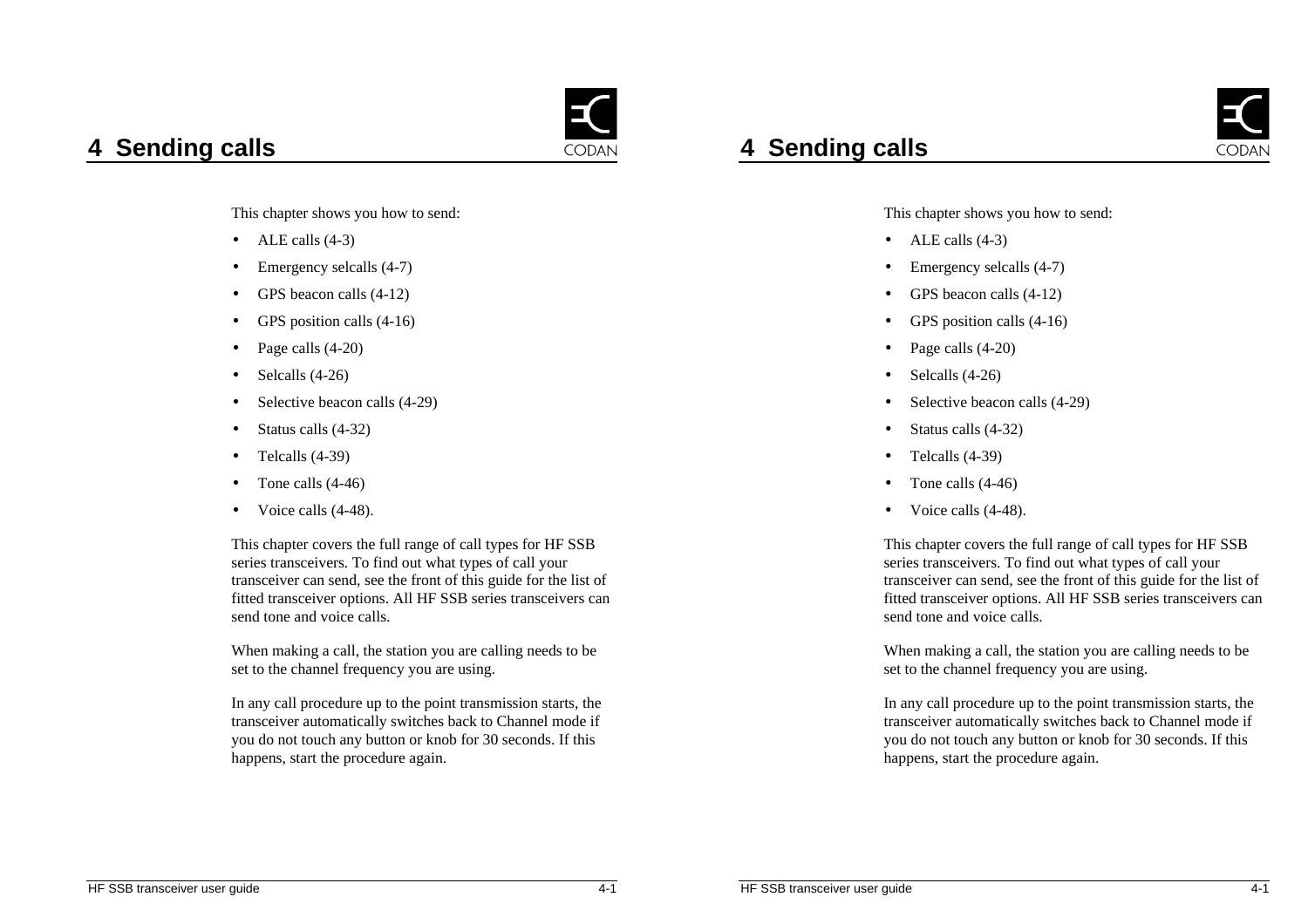# 4 Sending calls

This chapter shows you how to send:

- ALE calls (4-3)
- Emergency selcalls (4-7)
- GPS beacon calls (4-12)
- GPS position calls (4-16)
- Page calls (4-20)
- Selcalls (4-26)
- Selective beacon calls (4-29)
- Status calls (4-32)
- Telcalls (4-39)
- Tone calls (4-46)
- Voice calls (4-48).

This chapter covers the full range of call types for HF SSB series transceivers. To find out what types of call your transceiver can send, see the front of this guide for the list of fitted transceiver options. All HF SSB series transceivers can send tone and voice calls.

When making a call, the station you are calling needs to be set to the channel frequency you are using.

In any call procedure up to the point transmission starts, the transceiver automatically switches back to Channel mode if you do not touch any button or knob for 30 seconds. If this happens, start the procedure again.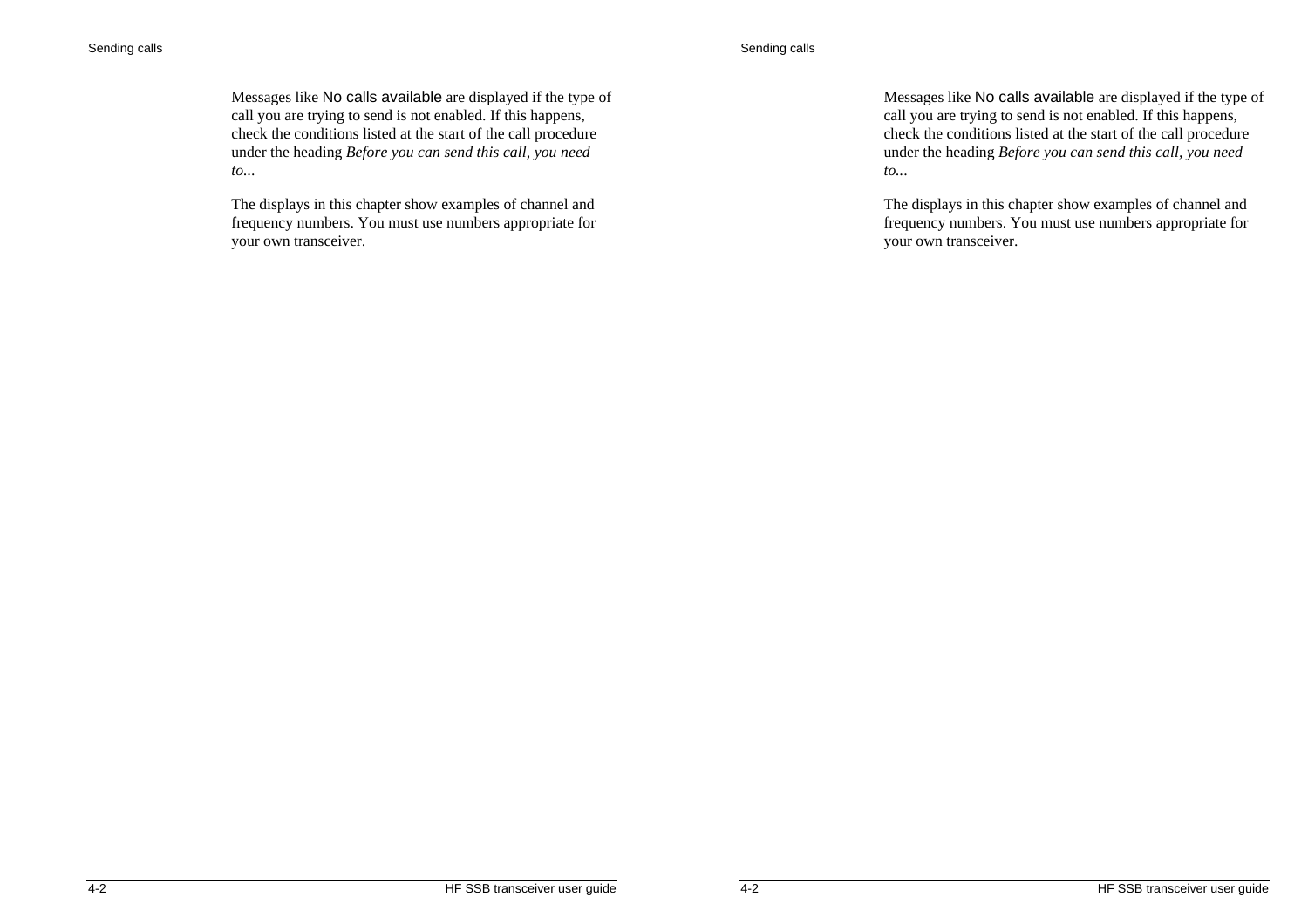Messages like No calls available are displayed if the type of call you are trying to send is not enabled. If this happens, check the conditions listed at the start of the call procedure under the heading *Before you can send this call, you need to...*

The displays in this chapter show examples of channel and frequency numbers. You must use numbers appropriate for your own transceiver.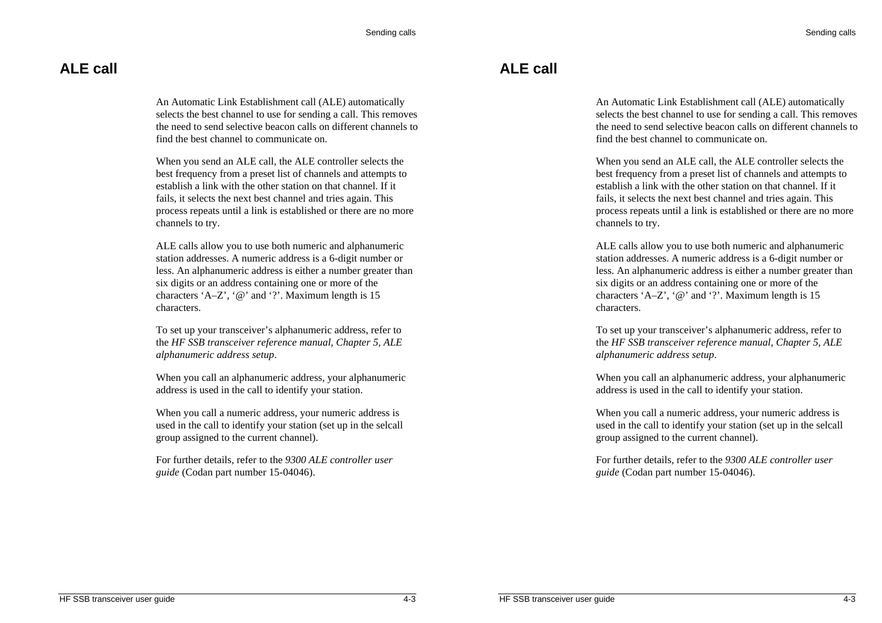## ALE call

An Automatic Link Establishment call (ALE) automatically selects the best channel to use for sending a call. This removes the need to send selective beacon calls on different channels to find the best channel to communicate on.

When you send an ALE call, the ALE controller selects the best frequency from a preset list of channels and attempts to establish a link with the other station on that channel. If it fails, it selects the next best channel and tries again. This process repeats until a link is established or there are no more channels to try.

ALE calls allow you to use both numeric and alphanumeric station addresses. A numeric address is a 6-digit number or less. An alphanumeric address is either a number greater than six digits or an address containing one or more of the characters ‘A–Z’, ‘@’ and ‘?’. Maximum length is 15 characters.

To set up your transceiver’s alphanumeric address, refer to the *HF SSB transceiver reference manual, Chapter 5, ALE alphanumeric address setup*.

When you call an alphanumeric address, your alphanumeric address is used in the call to identify your station.

When you call a numeric address, your numeric address is used in the call to identify your station (set up in the selcall group assigned to the current channel).

For further details, refer to the *9300 ALE controller user guide* (Codan part number 15-04046).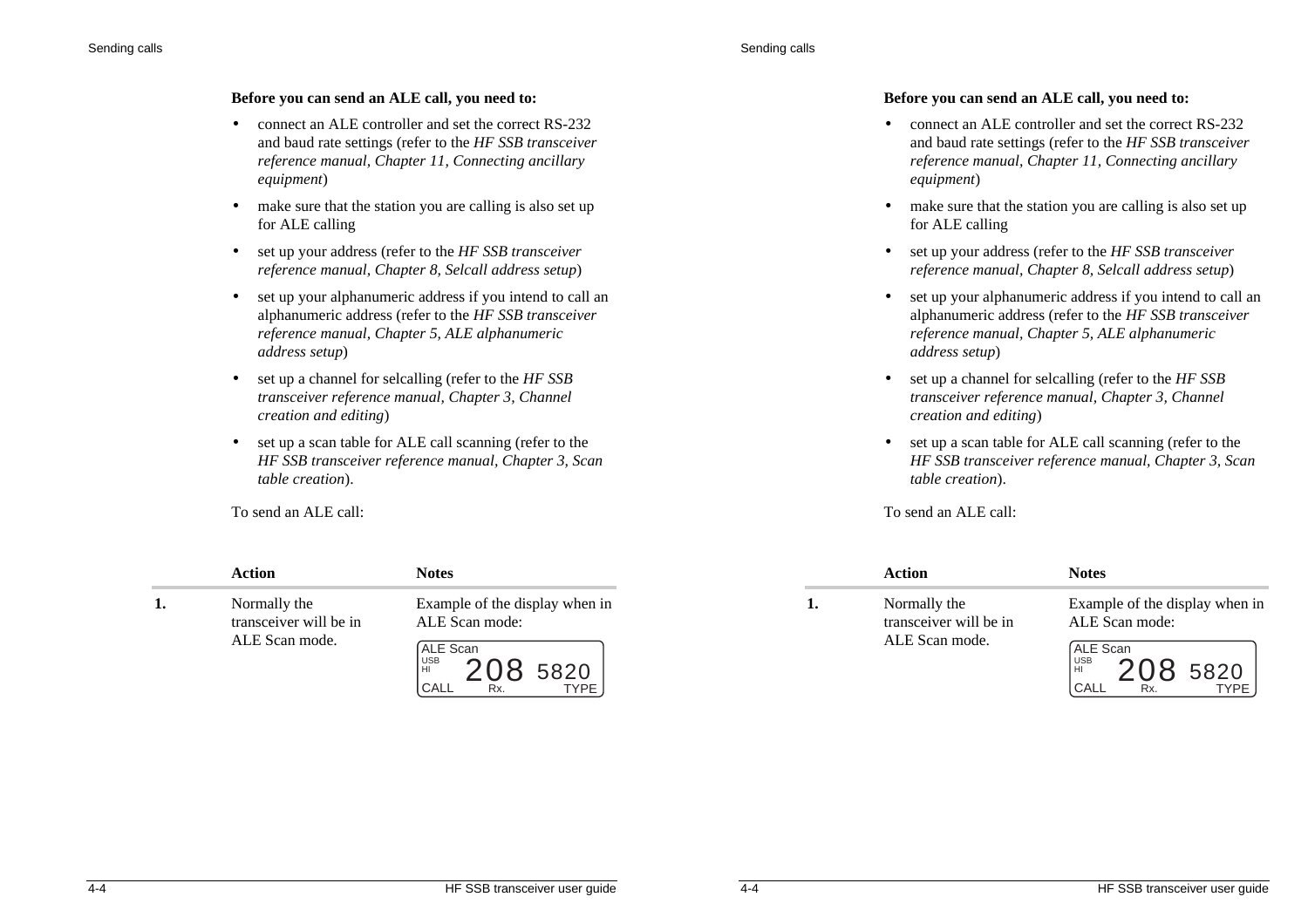**Before you can send an ALE call, you need to:**

- connect an ALE controller and set the correct RS-232 and baud rate settings (refer to the *HF SSB transceiver reference manual, Chapter 11, Connecting ancillary equipment*)
- make sure that the station you are calling is also set up for ALE calling
- set up your address (refer to the *HF SSB transceiver reference manual, Chapter 8, Selcall address setup*)
- set up your alphanumeric address if you intend to call an alphanumeric address (refer to the *HF SSB transceiver reference manual, Chapter 5, ALE alphanumeric address setup*)
- set up a channel for selcalling (refer to the *HF SSB transceiver reference manual, Chapter 3, Channel creation and editing*)
- set up a scan table for ALE call scanning (refer to the *HF SSB transceiver reference manual, Chapter 3, Scan table creation*).

To send an ALE call:

| | Action | Notes |
|---|---|---|
| **1.** | Normally the transceiver will be in ALE Scan mode. | Example of the display when in ALE Scan mode:<br>ALE Scan<br>USB HI 208 5820<br>CALL Rx. TYPE |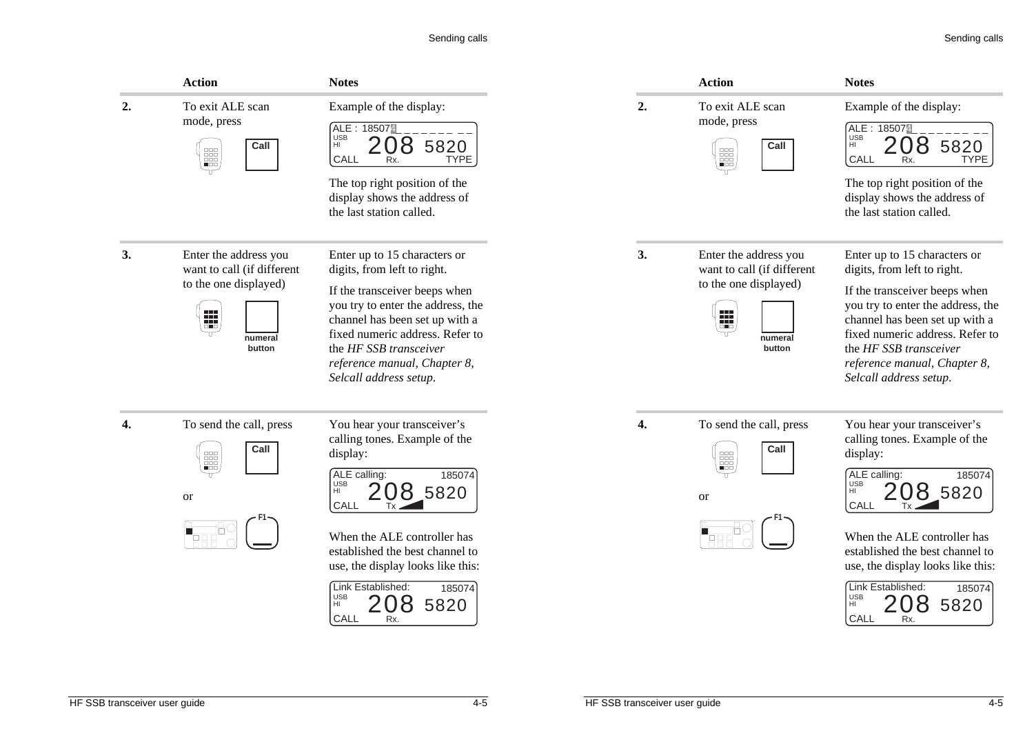| | Action | Notes |
|---|---|---|
| **2.** | To exit ALE scan mode, press **Call** | Example of the display: ALE : 18507 4 _ _ _ _ _ _ _ _ USB HI 208 5820 CALL Rx. TYPE<br><br>The top right position of the display shows the address of the last station called. |
| **3.** | Enter the address you want to call (if different to the one displayed)<br><br>**numeral button** | Enter up to 15 characters or digits, from left to right.<br><br>If the transceiver beeps when you try to enter the address, the channel has been set up with a fixed numeric address. Refer to the *HF SSB transceiver reference manual, Chapter 8, Selcall address setup*. |
| **4.** | To send the call, press **Call**<br><br>or<br><br>**F1** | You hear your transceiver's calling tones. Example of the display: ALE calling: 185074 USB HI 208 5820 CALL Tx<br><br>When the ALE controller has established the best channel to use, the display looks like this: Link Established: 185074 USB HI 208 5820 CALL Rx. |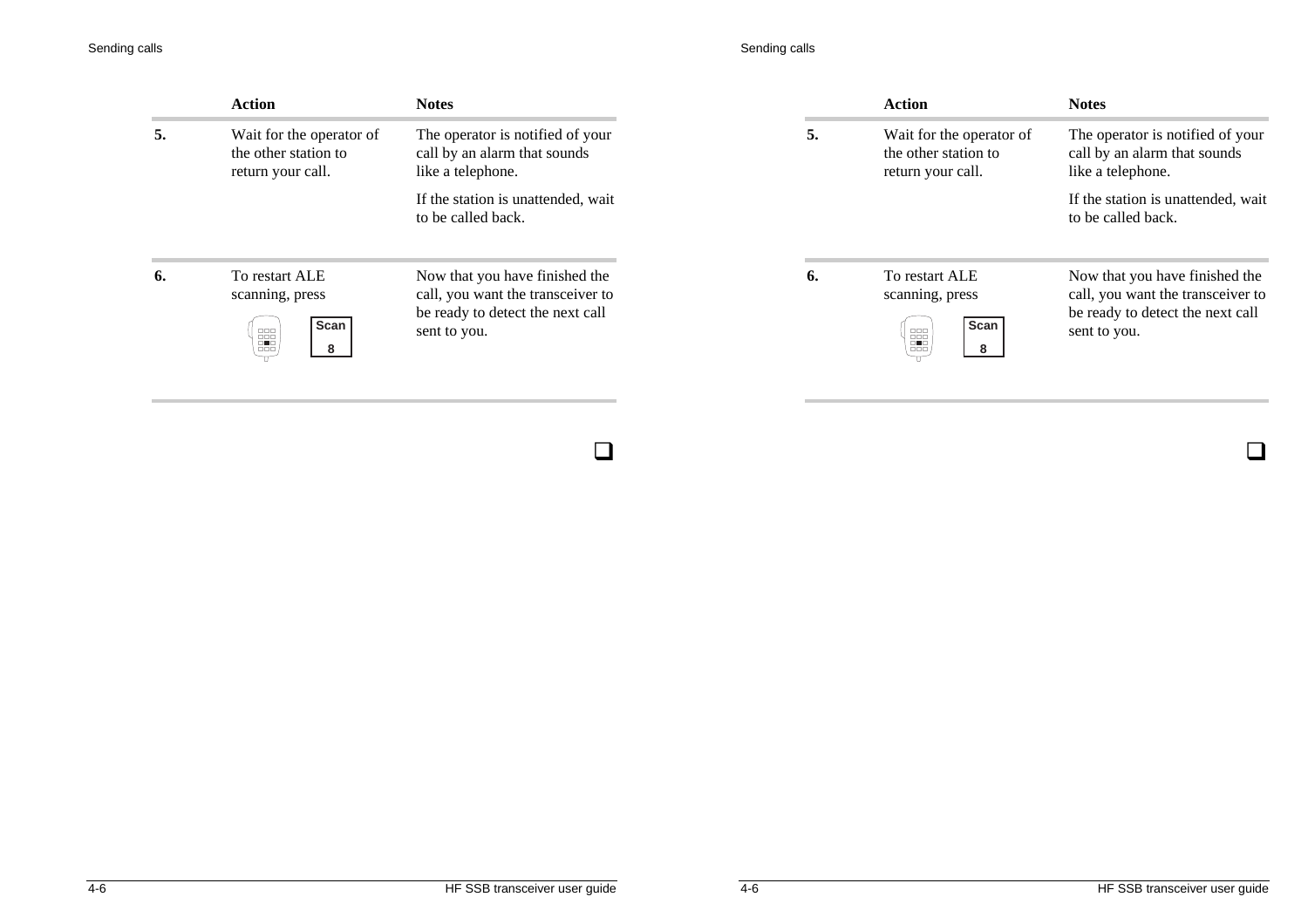| | Action | Notes |
|---|---|---|
| **5.** | Wait for the operator of the other station to return your call. | The operator is notified of your call by an alarm that sounds like a telephone.<br><br>If the station is unattended, wait to be called back. |
| **6.** | To restart ALE scanning, press **Scan 8** | Now that you have finished the call, you want the transceiver to be ready to detect the next call sent to you. |

❑

| | Action | Notes |
|---|---|---|
| **5.** | Wait for the operator of the other station to return your call. | The operator is notified of your call by an alarm that sounds like a telephone.<br><br>If the station is unattended, wait to be called back. |
| **6.** | To restart ALE scanning, press **Scan 8** | Now that you have finished the call, you want the transceiver to be ready to detect the next call sent to you. |

❑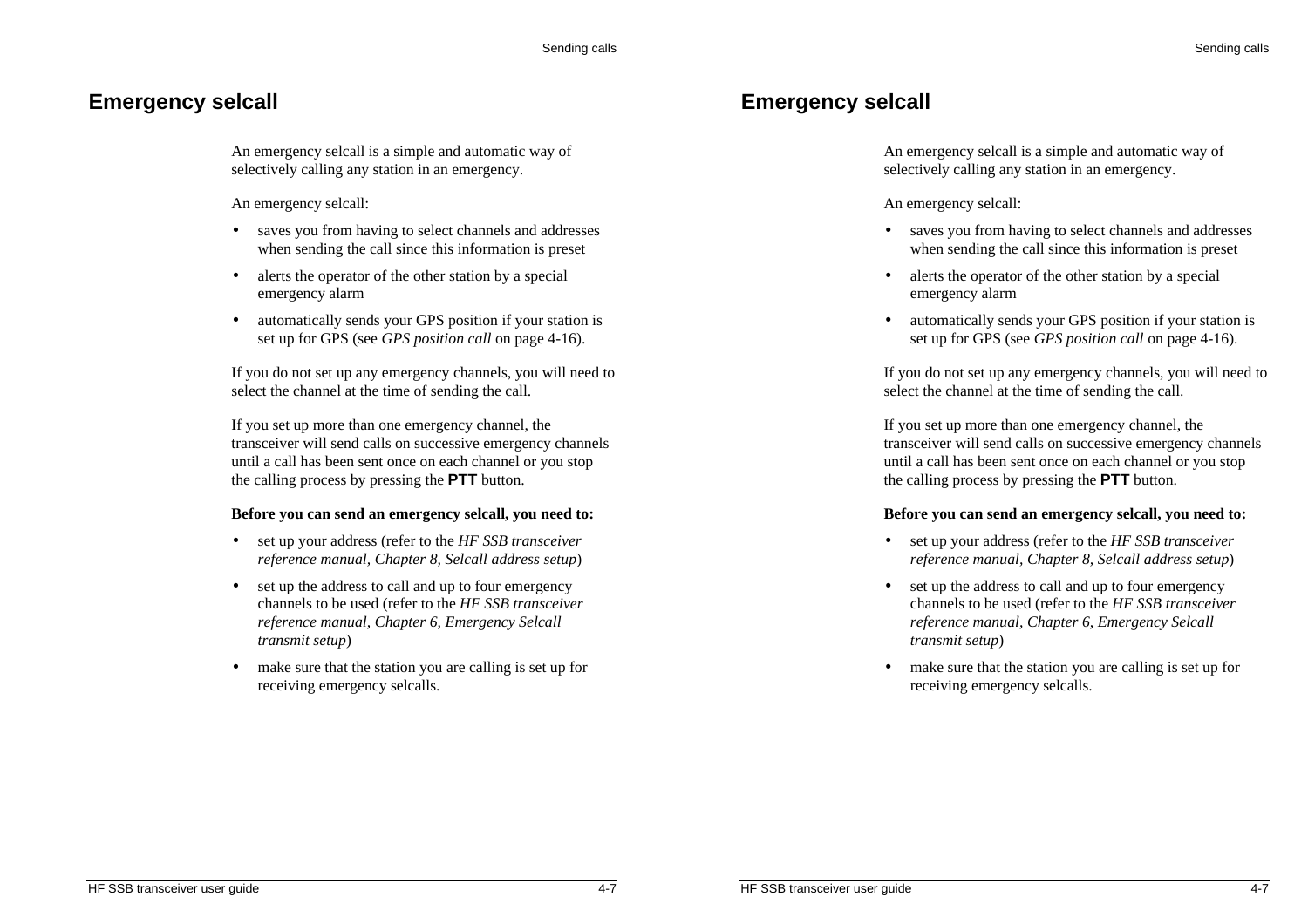# Emergency selcall

An emergency selcall is a simple and automatic way of selectively calling any station in an emergency.

An emergency selcall:

- saves you from having to select channels and addresses when sending the call since this information is preset
- alerts the operator of the other station by a special emergency alarm
- automatically sends your GPS position if your station is set up for GPS (see *GPS position call* on page 4-16).

If you do not set up any emergency channels, you will need to select the channel at the time of sending the call.

If you set up more than one emergency channel, the transceiver will send calls on successive emergency channels until a call has been sent once on each channel or you stop the calling process by pressing the **PTT** button.

**Before you can send an emergency selcall, you need to:**

- set up your address (refer to the *HF SSB transceiver reference manual, Chapter 8, Selcall address setup*)
- set up the address to call and up to four emergency channels to be used (refer to the *HF SSB transceiver reference manual, Chapter 6, Emergency Selcall transmit setup*)
- make sure that the station you are calling is set up for receiving emergency selcalls.

# Emergency selcall

An emergency selcall is a simple and automatic way of selectively calling any station in an emergency.

An emergency selcall:

- saves you from having to select channels and addresses when sending the call since this information is preset
- alerts the operator of the other station by a special emergency alarm
- automatically sends your GPS position if your station is set up for GPS (see *GPS position call* on page 4-16).

If you do not set up any emergency channels, you will need to select the channel at the time of sending the call.

If you set up more than one emergency channel, the transceiver will send calls on successive emergency channels until a call has been sent once on each channel or you stop the calling process by pressing the **PTT** button.

**Before you can send an emergency selcall, you need to:**

- set up your address (refer to the *HF SSB transceiver reference manual, Chapter 8, Selcall address setup*)
- set up the address to call and up to four emergency channels to be used (refer to the *HF SSB transceiver reference manual, Chapter 6, Emergency Selcall transmit setup*)
- make sure that the station you are calling is set up for receiving emergency selcalls.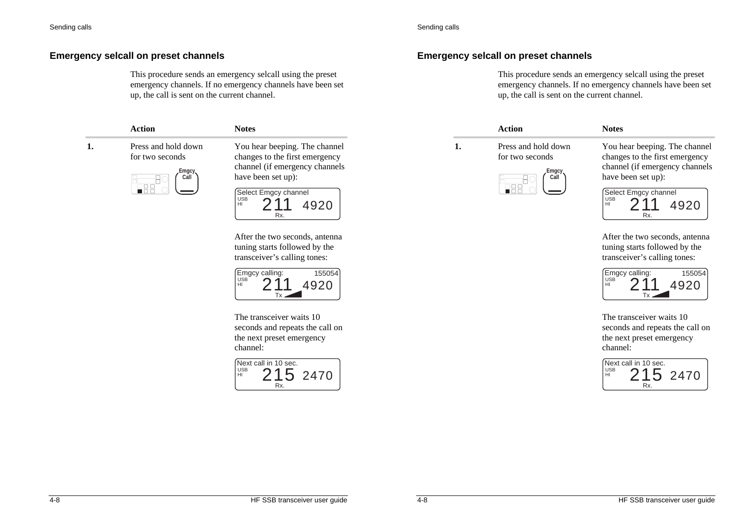## Emergency selcall on preset channels

This procedure sends an emergency selcall using the preset emergency channels. If no emergency channels have been set up, the call is sent on the current channel.

| | Action | Notes |
|---|---|---|
| 1. | Press and hold down for two seconds<br>Emgcy Call | You hear beeping. The channel changes to the first emergency channel (if emergency channels have been set up):<br>Select Emgcy channel<br>USB HI 211 4920 Rx.<br><br>After the two seconds, antenna tuning starts followed by the transceiver's calling tones:<br>Emgcy calling: 155054<br>USB HI 211 4920 Tx<br><br>The transceiver waits 10 seconds and repeats the call on the next preset emergency channel:<br>Next call in 10 sec.<br>USB HI 215 2470 Rx. |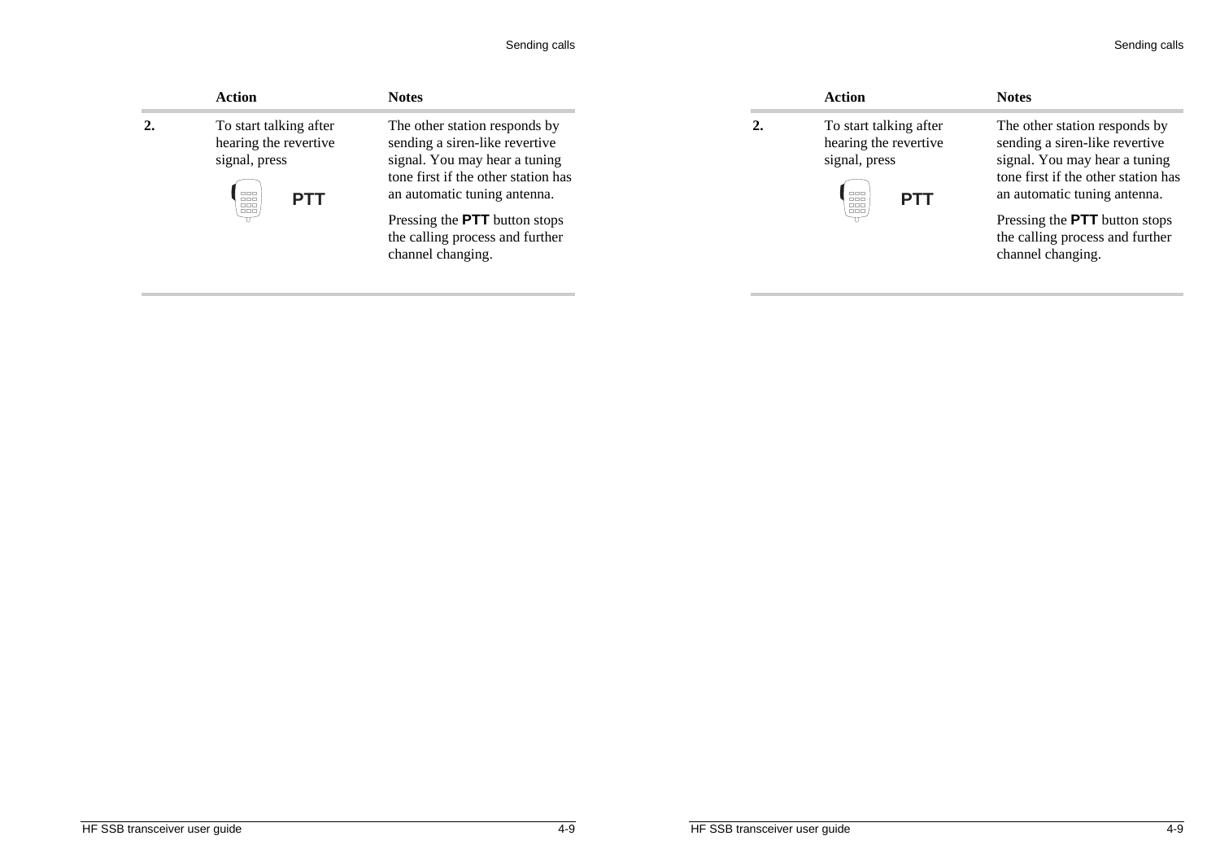| | Action | Notes |
|---|---|---|
| **2.** | To start talking after hearing the revertive signal, press **PTT** | The other station responds by sending a siren-like revertive signal. You may hear a tuning tone first if the other station has an automatic tuning antenna.<br><br>Pressing the **PTT** button stops the calling process and further channel changing. |

| | Action | Notes |
|---|---|---|
| **2.** | To start talking after hearing the revertive signal, press **PTT** | The other station responds by sending a siren-like revertive signal. You may hear a tuning tone first if the other station has an automatic tuning antenna.<br><br>Pressing the **PTT** button stops the calling process and further channel changing. |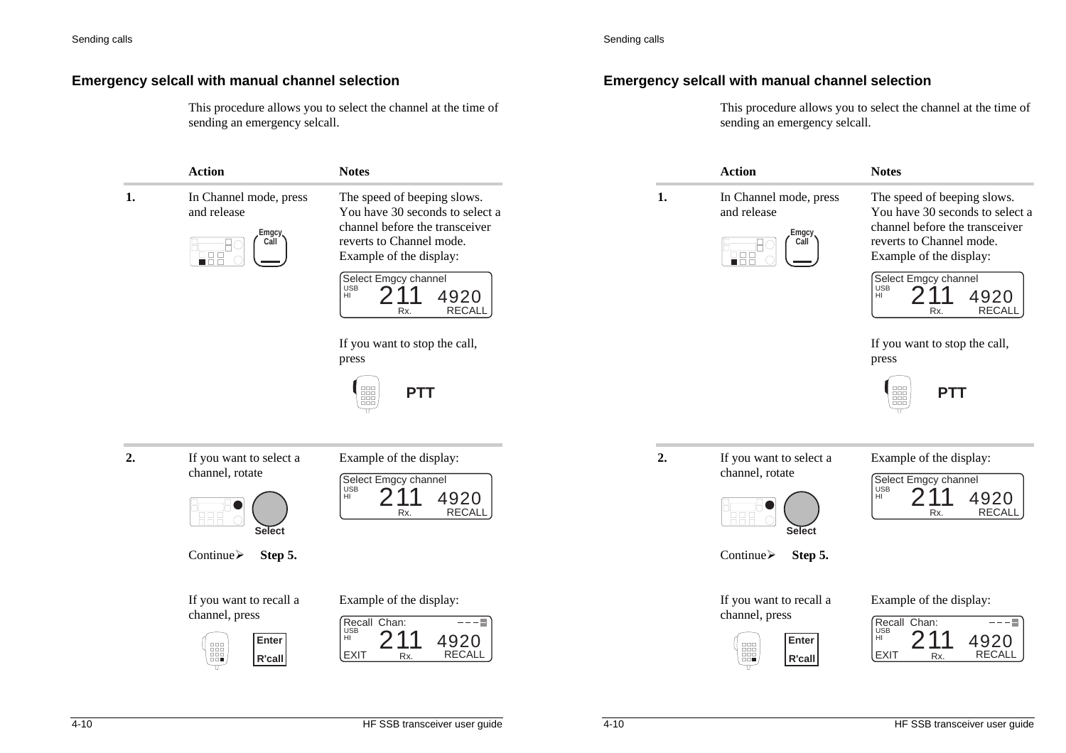## Emergency selcall with manual channel selection

This procedure allows you to select the channel at the time of sending an emergency selcall.

| | Action | Notes |
|---|---|---|
| **1.** | In Channel mode, press and release **Emgcy Call** | The speed of beeping slows. You have 30 seconds to select a channel before the transceiver reverts to Channel mode. Example of the display: Select Emgcy channel, USB HI, 211 4920, Rx. RECALL |
| | | If you want to stop the call, press **PTT** |
| **2.** | If you want to select a channel, rotate **Select** | Example of the display: Select Emgcy channel, USB HI, 211 4920, Rx. RECALL |
| | Continue ➢ **Step 5.** | |
| | If you want to recall a channel, press **Enter R'call** | Example of the display: Recall Chan: ---, USB HI, 211 4920, EXIT Rx. RECALL |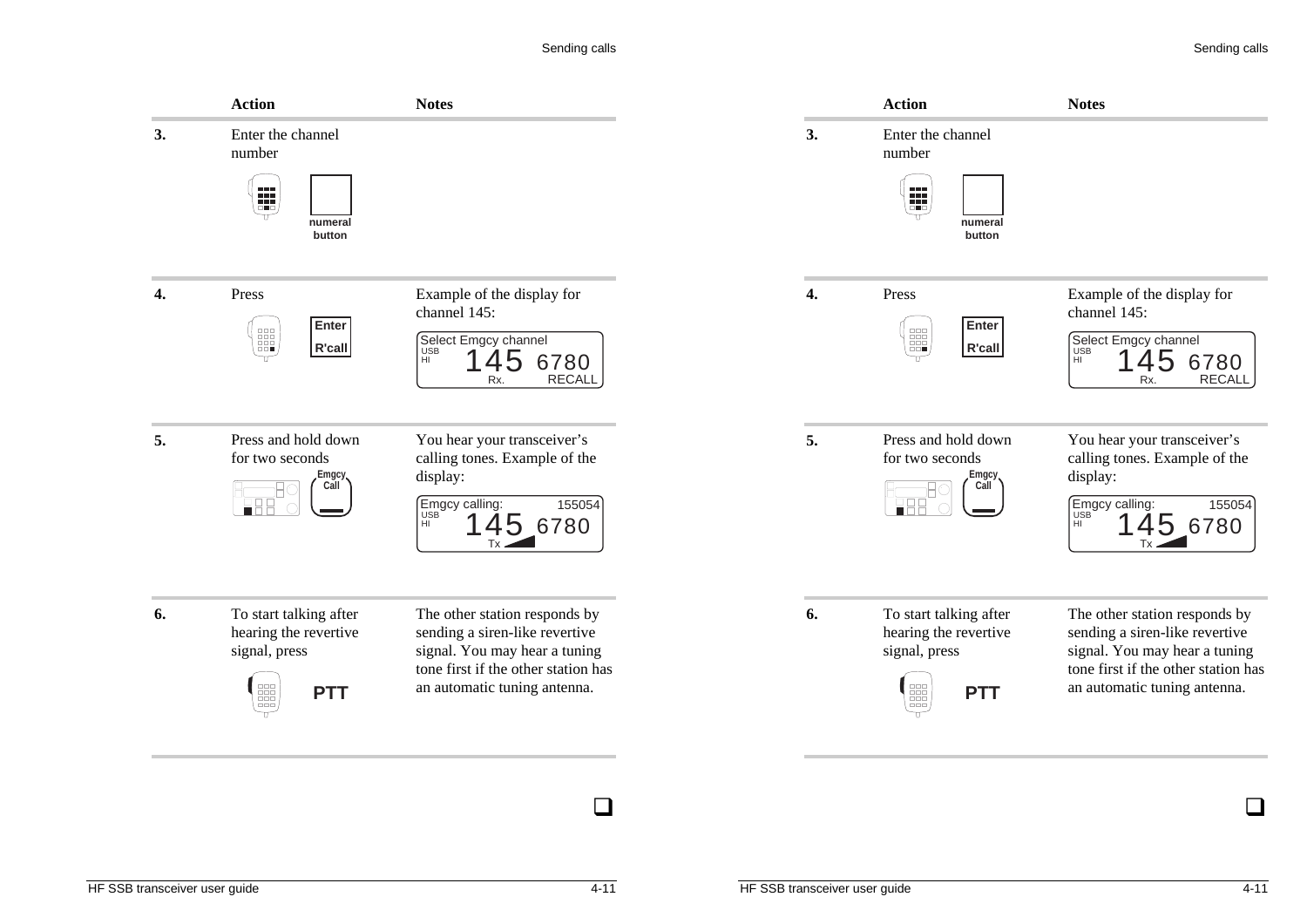| | Action | Notes |
|---|---|---|
| **3.** | Enter the channel number<br><br>numeral button | |
| **4.** | Press<br><br>Enter R'call | Example of the display for channel 145:<br><br>Select Emgcy channel<br>USB HI 145 6780<br>Rx. RECALL |
| **5.** | Press and hold down for two seconds<br><br>Emgcy Call | You hear your transceiver's calling tones. Example of the display:<br><br>Emgcy calling: 155054<br>USB HI 145 6780<br>Tx |
| **6.** | To start talking after hearing the revertive signal, press<br><br>PTT | The other station responds by sending a siren-like revertive signal. You may hear a tuning tone first if the other station has an automatic tuning antenna. |

❑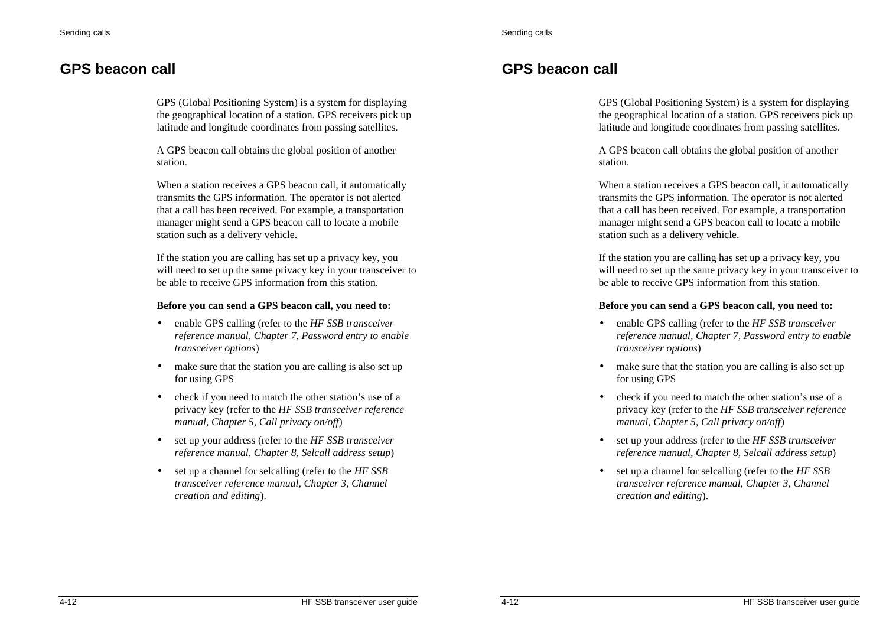## GPS beacon call

GPS (Global Positioning System) is a system for displaying the geographical location of a station. GPS receivers pick up latitude and longitude coordinates from passing satellites.

A GPS beacon call obtains the global position of another station.

When a station receives a GPS beacon call, it automatically transmits the GPS information. The operator is not alerted that a call has been received. For example, a transportation manager might send a GPS beacon call to locate a mobile station such as a delivery vehicle.

If the station you are calling has set up a privacy key, you will need to set up the same privacy key in your transceiver to be able to receive GPS information from this station.

**Before you can send a GPS beacon call, you need to:**

- enable GPS calling (refer to the *HF SSB transceiver reference manual, Chapter 7, Password entry to enable transceiver options*)
- make sure that the station you are calling is also set up for using GPS
- check if you need to match the other station’s use of a privacy key (refer to the *HF SSB transceiver reference manual, Chapter 5, Call privacy on/off*)
- set up your address (refer to the *HF SSB transceiver reference manual, Chapter 8, Selcall address setup*)
- set up a channel for selcalling (refer to the *HF SSB transceiver reference manual, Chapter 3, Channel creation and editing*).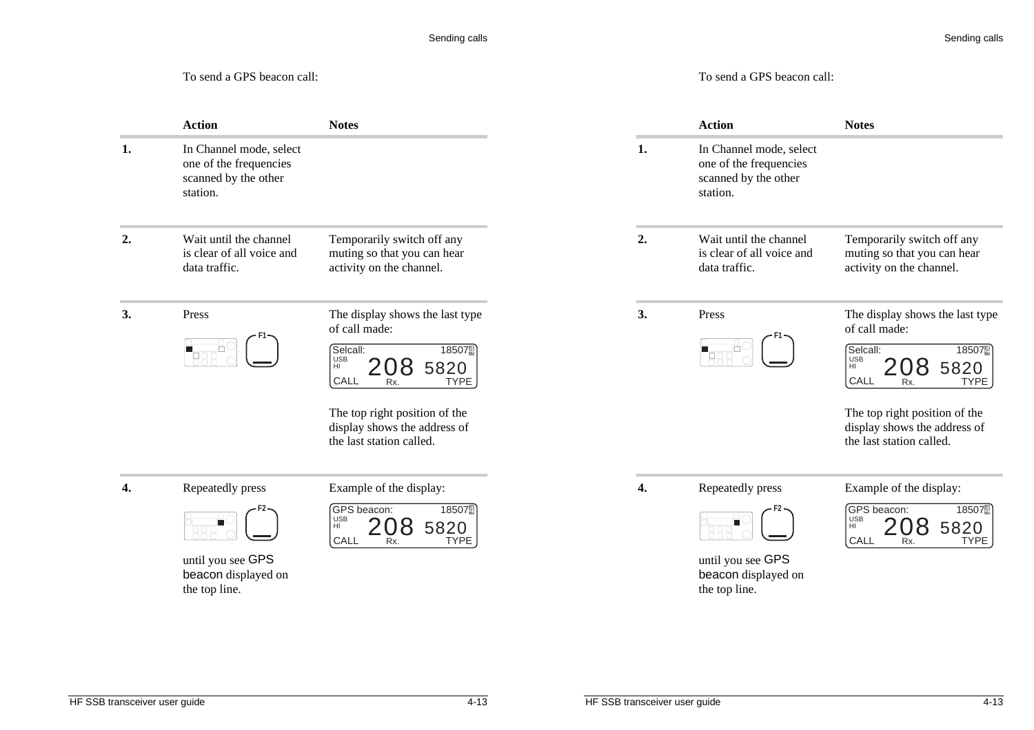To send a GPS beacon call:

| | Action | Notes |
|---|---|---|
| **1.** | In Channel mode, select one of the frequencies scanned by the other station. | |
| **2.** | Wait until the channel is clear of all voice and data traffic. | Temporarily switch off any muting so that you can hear activity on the channel. |
| **3.** | Press F1 | The display shows the last type of call made:<br>Selcall: 18507 / USB HI 208 5820 / CALL Rx. TYPE<br>The top right position of the display shows the address of the last station called. |
| **4.** | Repeatedly press F2<br>until you see GPS beacon displayed on the top line. | Example of the display:<br>GPS beacon: 18507 / USB HI 208 5820 / CALL Rx. TYPE |

To send a GPS beacon call:

| | Action | Notes |
|---|---|---|
| **1.** | In Channel mode, select one of the frequencies scanned by the other station. | |
| **2.** | Wait until the channel is clear of all voice and data traffic. | Temporarily switch off any muting so that you can hear activity on the channel. |
| **3.** | Press F1 | The display shows the last type of call made:<br>Selcall: 18507 / USB HI 208 5820 / CALL Rx. TYPE<br>The top right position of the display shows the address of the last station called. |
| **4.** | Repeatedly press F2<br>until you see GPS beacon displayed on the top line. | Example of the display:<br>GPS beacon: 18507 / USB HI 208 5820 / CALL Rx. TYPE |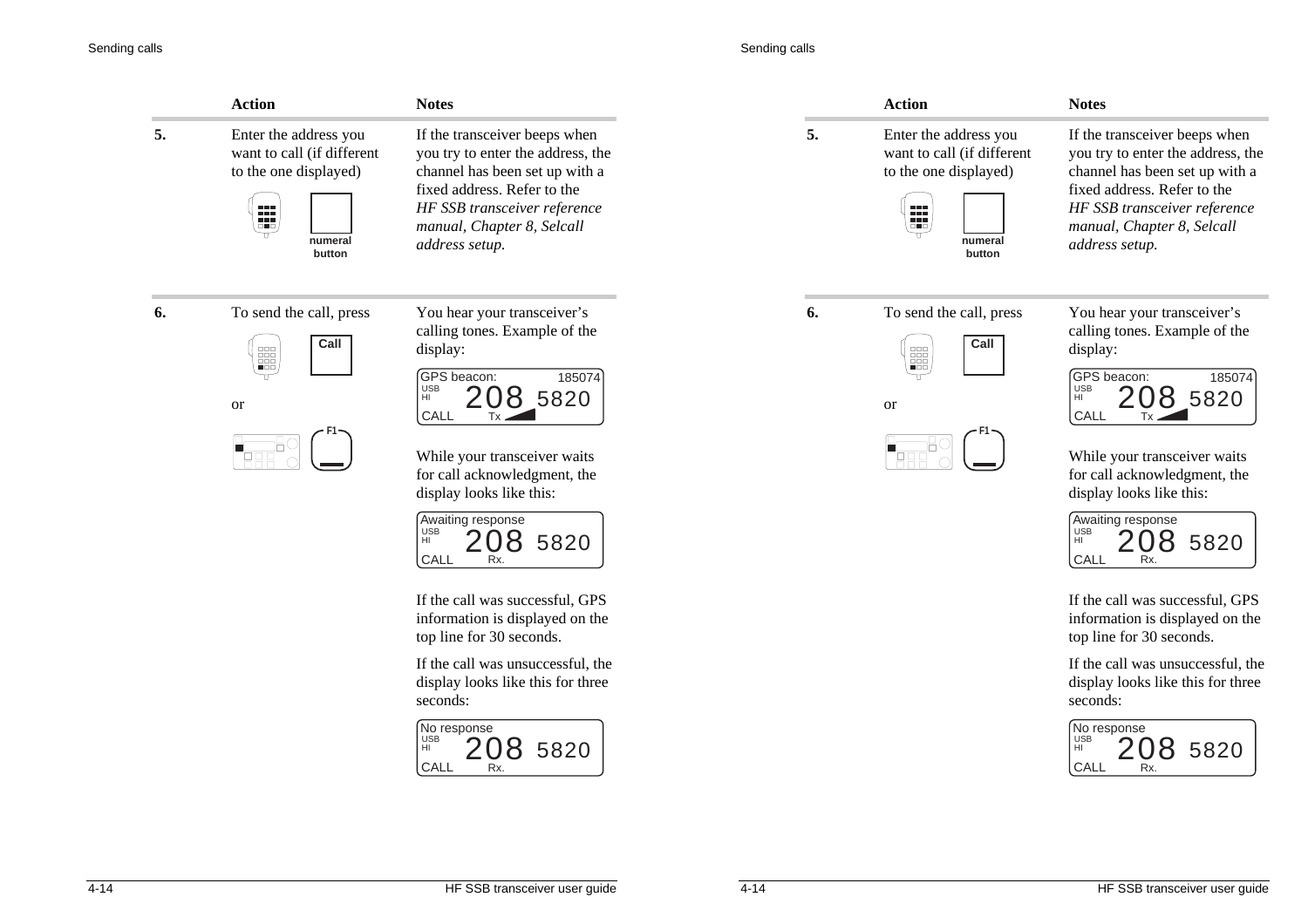| | Action | Notes |
|---|---|---|
| **5.** | Enter the address you want to call (if different to the one displayed)<br><br>**numeral button** | If the transceiver beeps when you try to enter the address, the channel has been set up with a fixed address. Refer to the *HF SSB transceiver reference manual, Chapter 8, Selcall address setup.* |
| **6.** | To send the call, press<br><br>**Call**<br><br>or<br><br>**F1** | You hear your transceiver's calling tones. Example of the display:<br><br>GPS beacon: 185074<br>USB HI 208 5820<br>CALL Tx<br><br>While your transceiver waits for call acknowledgment, the display looks like this:<br><br>Awaiting response<br>USB HI 208 5820<br>CALL Rx.<br><br>If the call was successful, GPS information is displayed on the top line for 30 seconds.<br><br>If the call was unsuccessful, the display looks like this for three seconds:<br><br>No response<br>USB HI 208 5820<br>CALL Rx. |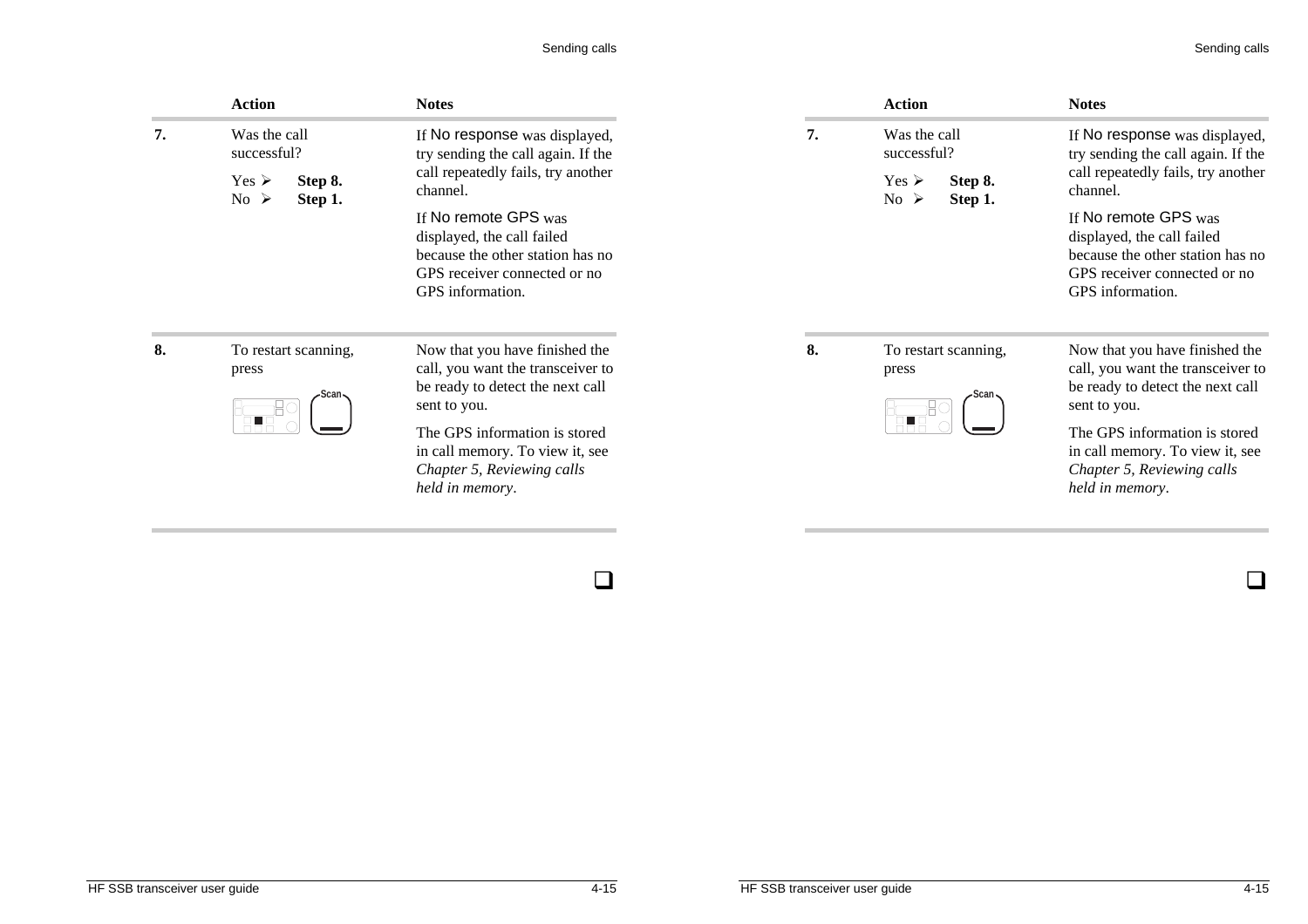| | Action | Notes |
|---|---|---|
| **7.** | Was the call successful?<br>Yes ➢ **Step 8.**<br>No ➢ **Step 1.** | If No response was displayed, try sending the call again. If the call repeatedly fails, try another channel.<br>If No remote GPS was displayed, the call failed because the other station has no GPS receiver connected or no GPS information. |
| **8.** | To restart scanning, press<br>Scan | Now that you have finished the call, you want the transceiver to be ready to detect the next call sent to you.<br>The GPS information is stored in call memory. To view it, see *Chapter 5, Reviewing calls held in memory*. |

❑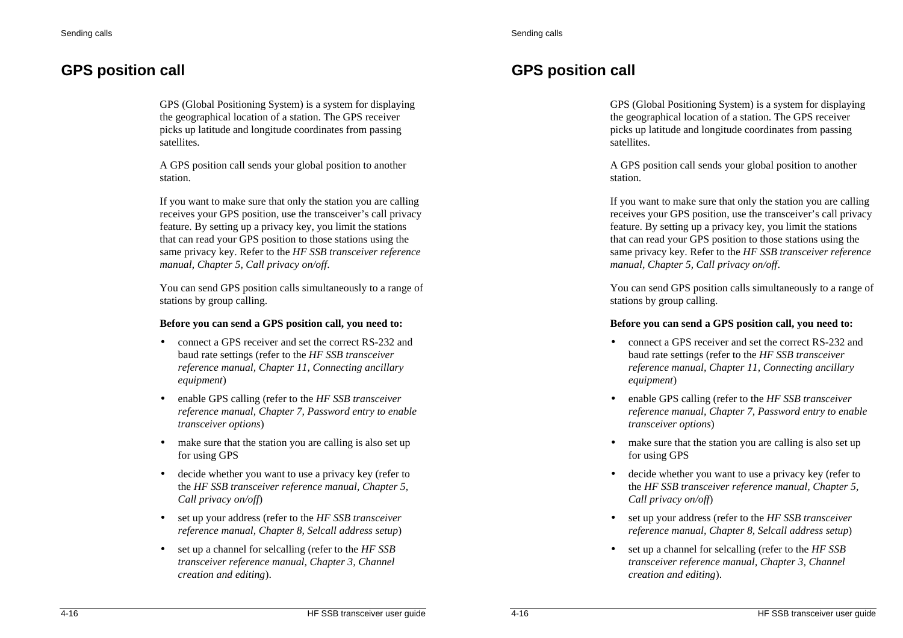# GPS position call

GPS (Global Positioning System) is a system for displaying the geographical location of a station. The GPS receiver picks up latitude and longitude coordinates from passing satellites.

A GPS position call sends your global position to another station.

If you want to make sure that only the station you are calling receives your GPS position, use the transceiver's call privacy feature. By setting up a privacy key, you limit the stations that can read your GPS position to those stations using the same privacy key. Refer to the *HF SSB transceiver reference manual, Chapter 5, Call privacy on/off*.

You can send GPS position calls simultaneously to a range of stations by group calling.

**Before you can send a GPS position call, you need to:**

- connect a GPS receiver and set the correct RS-232 and baud rate settings (refer to the *HF SSB transceiver reference manual, Chapter 11, Connecting ancillary equipment*)
- enable GPS calling (refer to the *HF SSB transceiver reference manual, Chapter 7, Password entry to enable transceiver options*)
- make sure that the station you are calling is also set up for using GPS
- decide whether you want to use a privacy key (refer to the *HF SSB transceiver reference manual, Chapter 5, Call privacy on/off*)
- set up your address (refer to the *HF SSB transceiver reference manual, Chapter 8, Selcall address setup*)
- set up a channel for selcalling (refer to the *HF SSB transceiver reference manual, Chapter 3, Channel creation and editing*).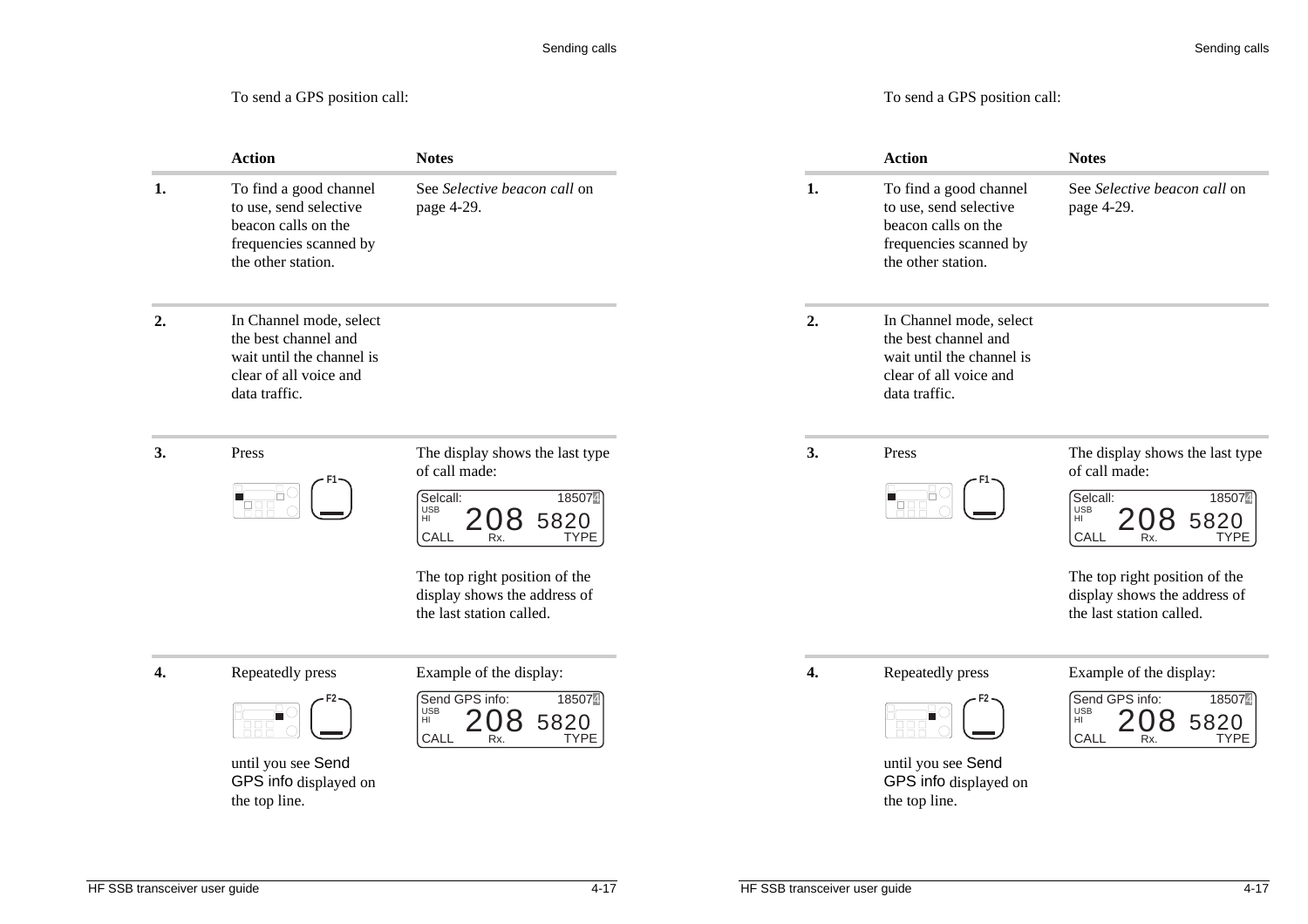To send a GPS position call:

| | Action | Notes |
|---|---|---|
| 1. | To find a good channel to use, send selective beacon calls on the frequencies scanned by the other station. | See *Selective beacon call* on page 4-29. |
| 2. | In Channel mode, select the best channel and wait until the channel is clear of all voice and data traffic. | |
| 3. | Press F1 | The display shows the last type of call made: Selcall: 18507 USB HI 208 5820 CALL Rx. TYPE<br>The top right position of the display shows the address of the last station called. |
| 4. | Repeatedly press F2 until you see Send GPS info displayed on the top line. | Example of the display: Send GPS info: 18507 USB HI 208 5820 CALL Rx. TYPE |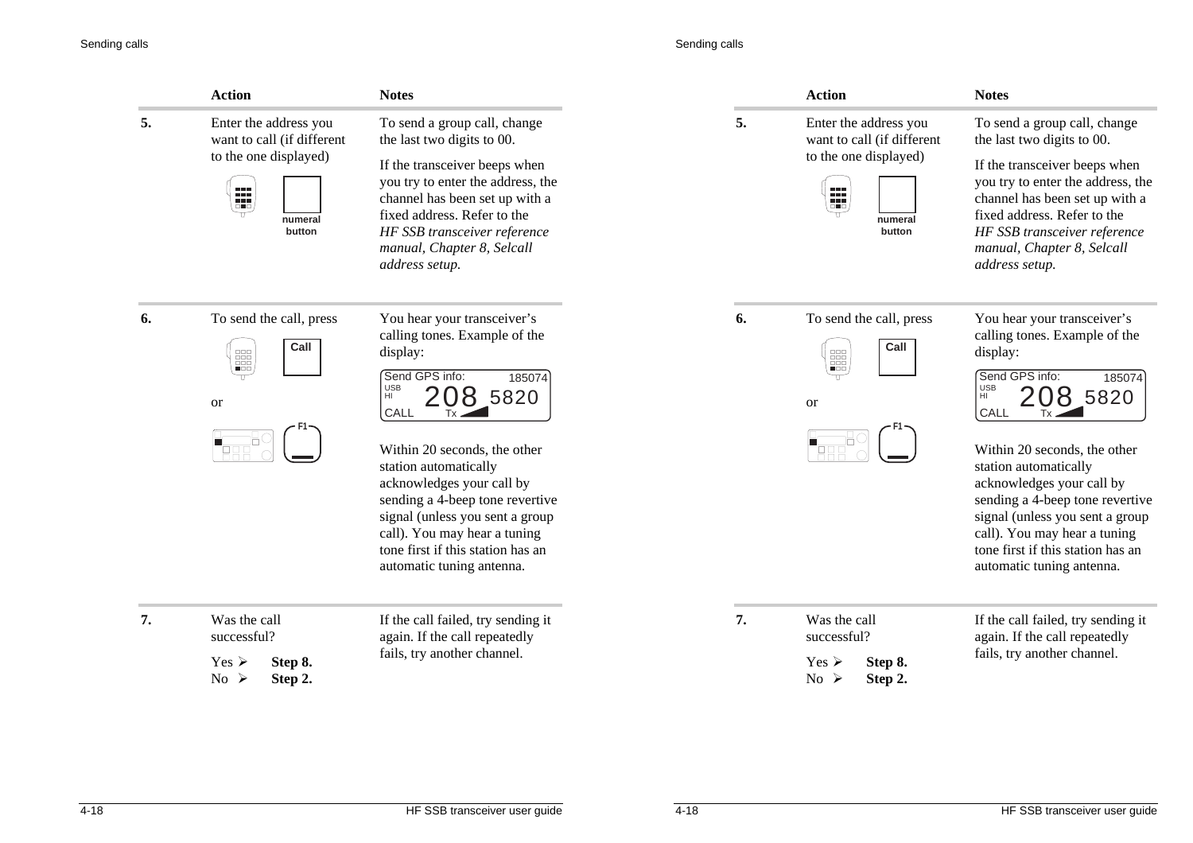| | Action | Notes |
|---|---|---|
| **5.** | Enter the address you want to call (if different to the one displayed)<br><br>numeral button | To send a group call, change the last two digits to 00.<br><br>If the transceiver beeps when you try to enter the address, the channel has been set up with a fixed address. Refer to the *HF SSB transceiver reference manual, Chapter 8, Selcall address setup.* |
| **6.** | To send the call, press<br><br>Call<br><br>or<br><br>F1 | You hear your transceiver's calling tones. Example of the display:<br><br>Send GPS info: 185074<br>USB HI 208 5820<br>CALL Tx<br><br>Within 20 seconds, the other station automatically acknowledges your call by sending a 4-beep tone revertive signal (unless you sent a group call). You may hear a tuning tone first if this station has an automatic tuning antenna. |
| **7.** | Was the call successful?<br><br>Yes ➢ **Step 8.**<br>No ➢ **Step 2.** | If the call failed, try sending it again. If the call repeatedly fails, try another channel. |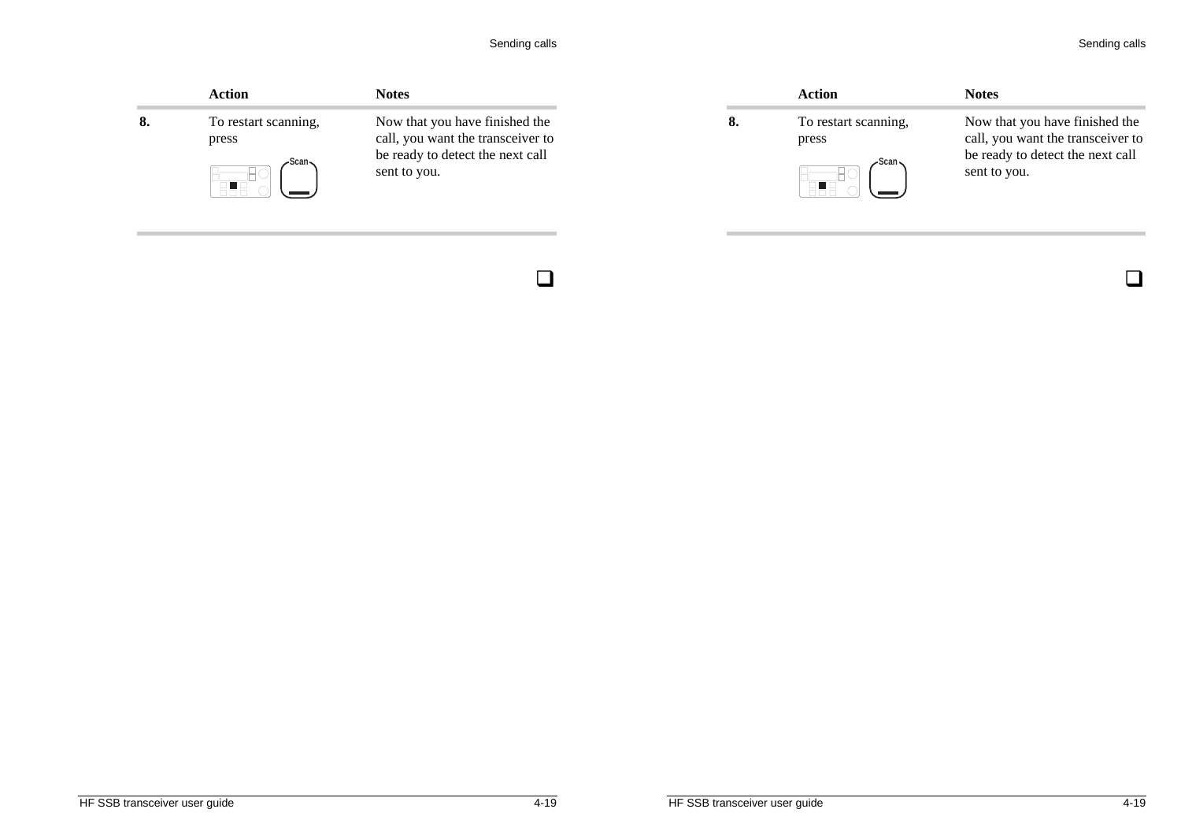| | Action | Notes |
|---|---|---|
| **8.** | To restart scanning, press Scan | Now that you have finished the call, you want the transceiver to be ready to detect the next call sent to you. |

❑

| | Action | Notes |
|---|---|---|
| **8.** | To restart scanning, press Scan | Now that you have finished the call, you want the transceiver to be ready to detect the next call sent to you. |

❑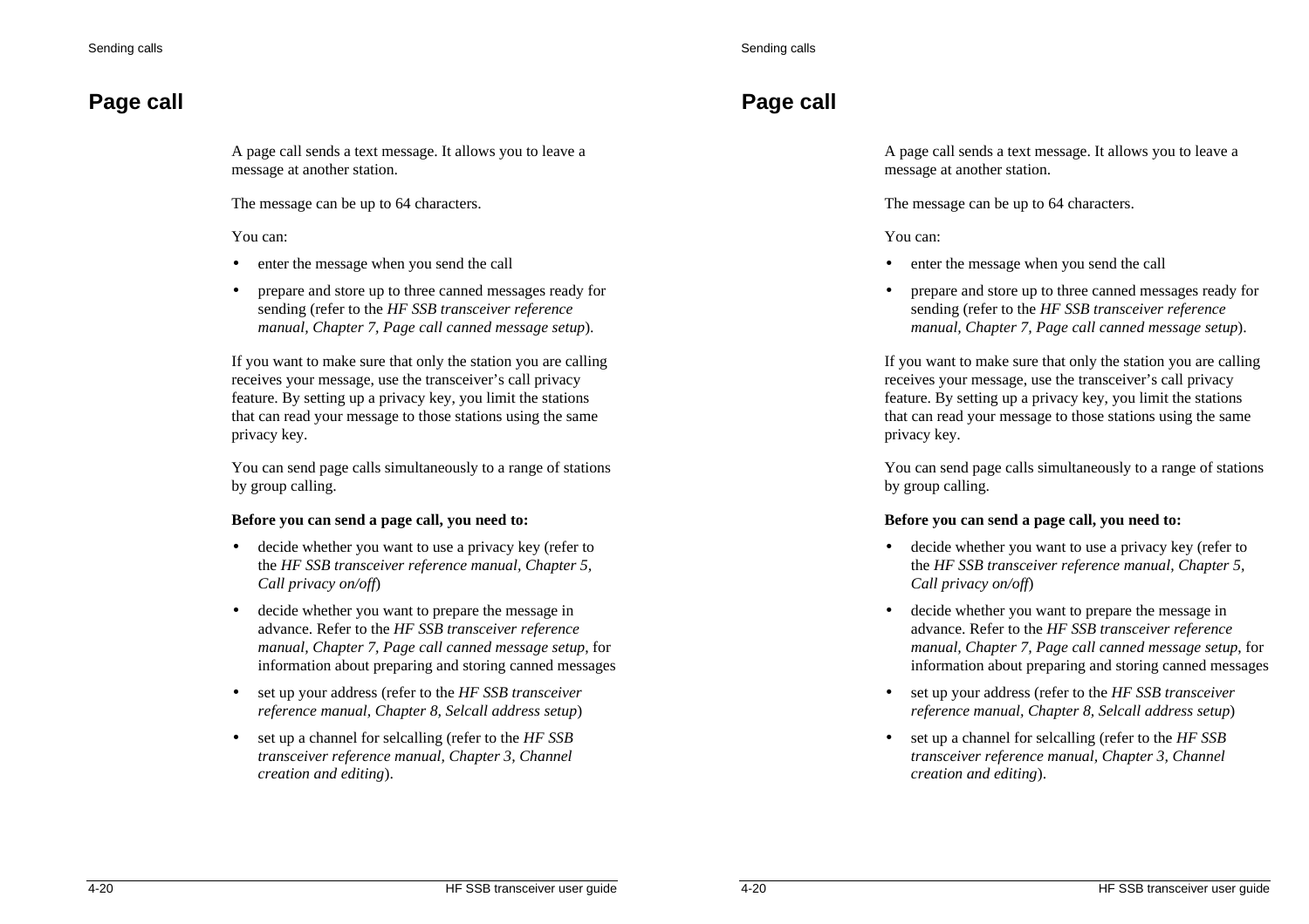# Page call

A page call sends a text message. It allows you to leave a message at another station.

The message can be up to 64 characters.

You can:

- enter the message when you send the call
- prepare and store up to three canned messages ready for sending (refer to the *HF SSB transceiver reference manual, Chapter 7, Page call canned message setup*).

If you want to make sure that only the station you are calling receives your message, use the transceiver's call privacy feature. By setting up a privacy key, you limit the stations that can read your message to those stations using the same privacy key.

You can send page calls simultaneously to a range of stations by group calling.

**Before you can send a page call, you need to:**

- decide whether you want to use a privacy key (refer to the *HF SSB transceiver reference manual, Chapter 5, Call privacy on/off*)
- decide whether you want to prepare the message in advance. Refer to the *HF SSB transceiver reference manual, Chapter 7, Page call canned message setup*, for information about preparing and storing canned messages
- set up your address (refer to the *HF SSB transceiver reference manual, Chapter 8, Selcall address setup*)
- set up a channel for selcalling (refer to the *HF SSB transceiver reference manual, Chapter 3, Channel creation and editing*).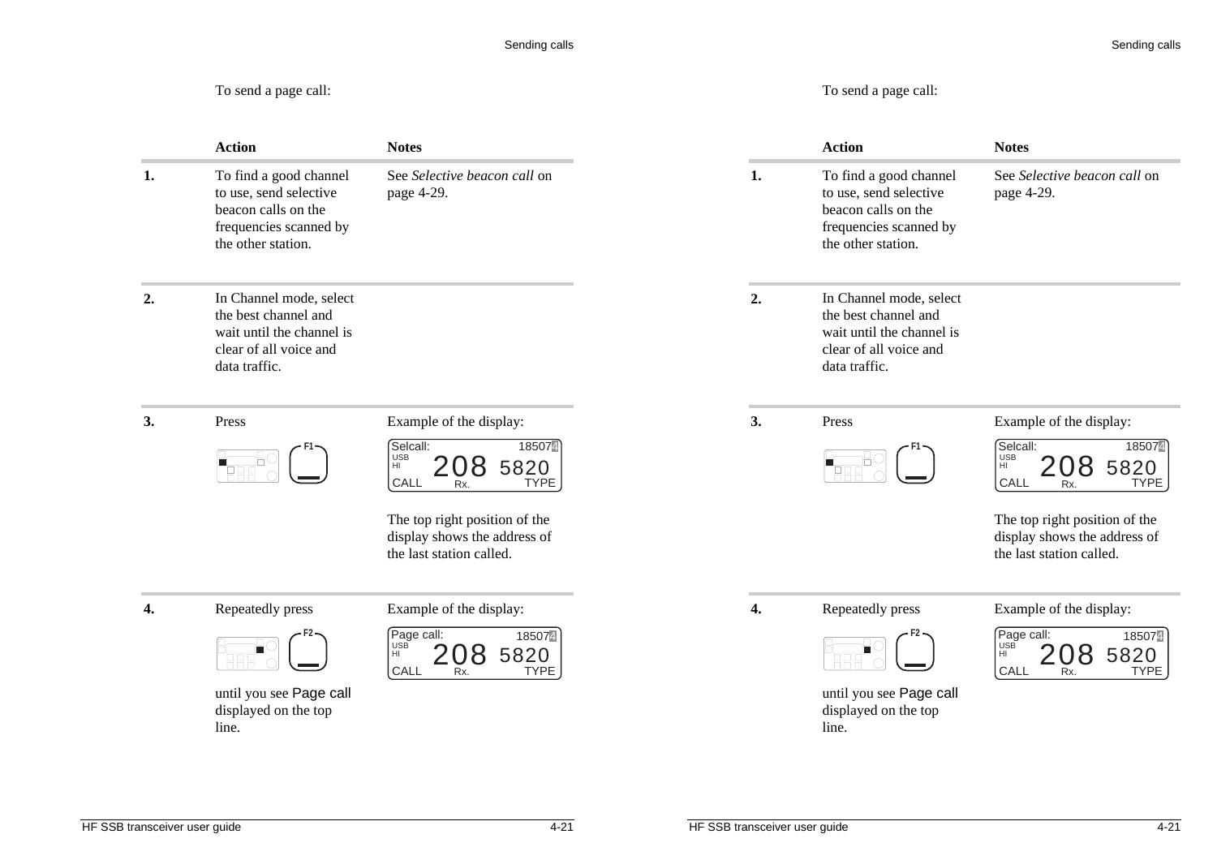To send a page call:

| | Action | Notes |
|---|---|---|
| **1.** | To find a good channel to use, send selective beacon calls on the frequencies scanned by the other station. | See *Selective beacon call* on page 4-29. |
| **2.** | In Channel mode, select the best channel and wait until the channel is clear of all voice and data traffic. | |
| **3.** | Press F1 | Example of the display: Selcall: 185074 USB HI 208 5820 CALL Rx. TYPE<br><br>The top right position of the display shows the address of the last station called. |
| **4.** | Repeatedly press F2 until you see Page call displayed on the top line. | Example of the display: Page call: 185074 USB HI 208 5820 CALL Rx. TYPE |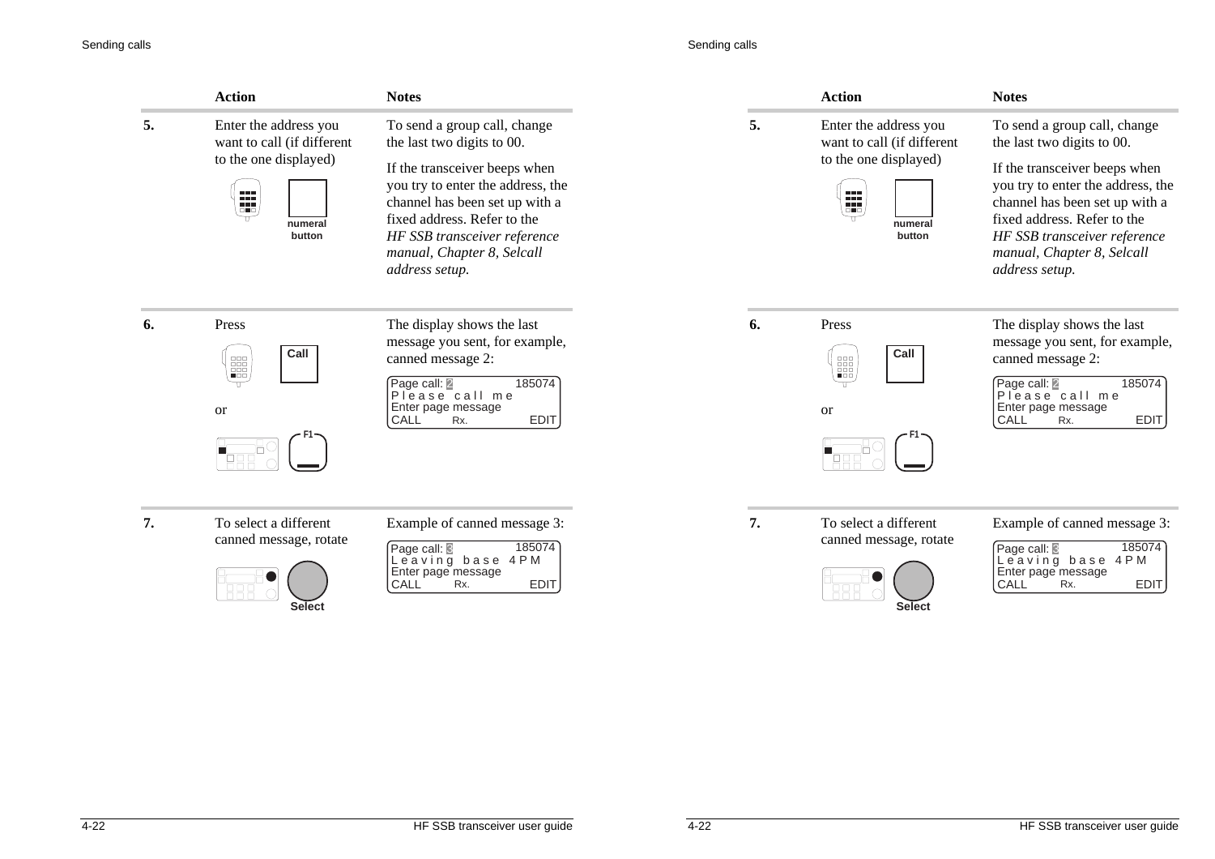| | Action | Notes |
|---|---|---|
| **5.** | Enter the address you want to call (if different to the one displayed)<br><br>numeral button | To send a group call, change the last two digits to 00.<br><br>If the transceiver beeps when you try to enter the address, the channel has been set up with a fixed address. Refer to the *HF SSB transceiver reference manual, Chapter 8, Selcall address setup.* |
| **6.** | Press<br><br>Call<br><br>or<br><br>F1 | The display shows the last message you sent, for example, canned message 2:<br><br>Page call: 2 185074<br>Please call me<br>Enter page message<br>CALL Rx. EDIT |
| **7.** | To select a different canned message, rotate<br><br>Select | Example of canned message 3:<br><br>Page call: 3 185074<br>Leaving base 4PM<br>Enter page message<br>CALL Rx. EDIT |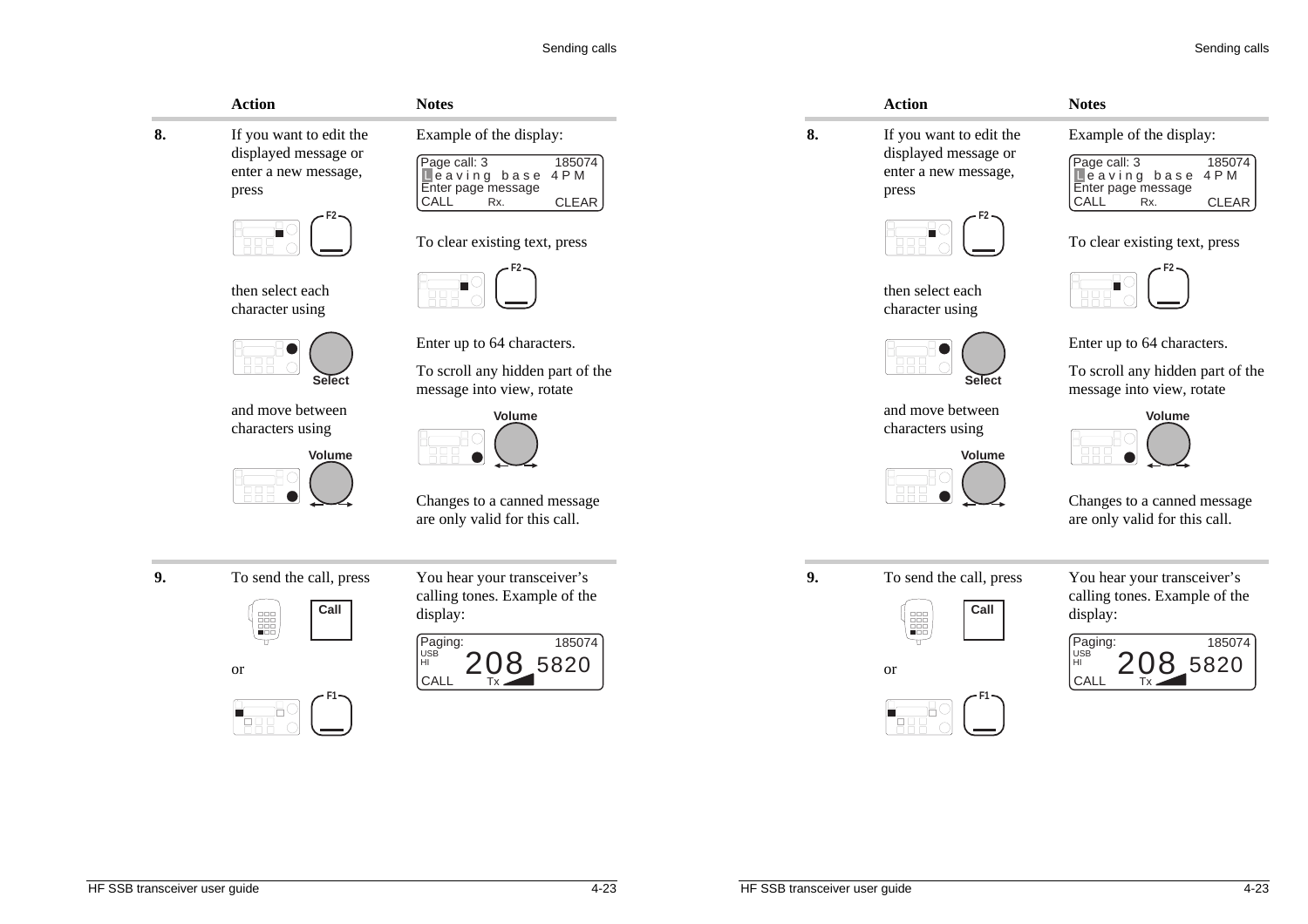| | Action | Notes |
|---|---|---|
| **8.** | If you want to edit the displayed message or enter a new message, press F2 then select each character using Select and move between characters using Volume | Example of the display: Page call: 3 185074 / Leaving base 4PM / Enter page message / CALL Rx. CLEAR<br><br>To clear existing text, press F2<br><br>Enter up to 64 characters.<br><br>To scroll any hidden part of the message into view, rotate Volume<br><br>Changes to a canned message are only valid for this call. |
| **9.** | To send the call, press Call or F1 | You hear your transceiver's calling tones. Example of the display: Paging: 185074 / USB HI 208 5820 / CALL Tx |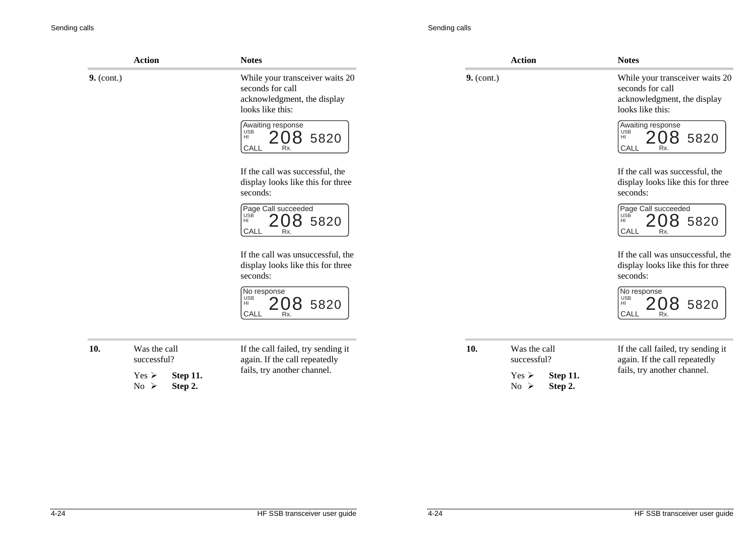| | Action | Notes |
|---|---|---|
| **9.** (cont.) | | While your transceiver waits 20 seconds for call acknowledgment, the display looks like this: |
| | | Awaiting response<br>USB HI 208 5820<br>CALL Rx. |
| | | If the call was successful, the display looks like this for three seconds: |
| | | Page Call succeeded<br>USB HI 208 5820<br>CALL Rx. |
| | | If the call was unsuccessful, the display looks like this for three seconds: |
| | | No response<br>USB HI 208 5820<br>CALL Rx. |
| **10.** | Was the call successful?<br>Yes ➢ **Step 11.**<br>No ➢ **Step 2.** | If the call failed, try sending it again. If the call repeatedly fails, try another channel. |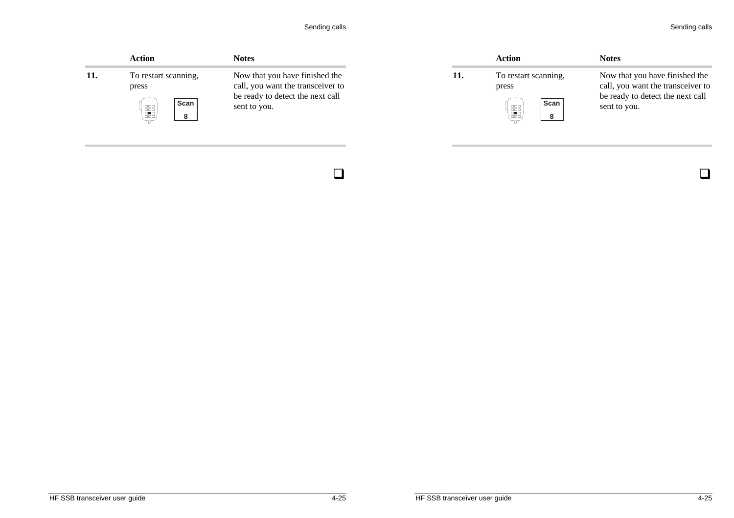| | Action | Notes |
|---|---|---|
| **11.** | To restart scanning, press **Scan 8** | Now that you have finished the call, you want the transceiver to be ready to detect the next call sent to you. |

❑

| | Action | Notes |
|---|---|---|
| **11.** | To restart scanning, press **Scan 8** | Now that you have finished the call, you want the transceiver to be ready to detect the next call sent to you. |

❑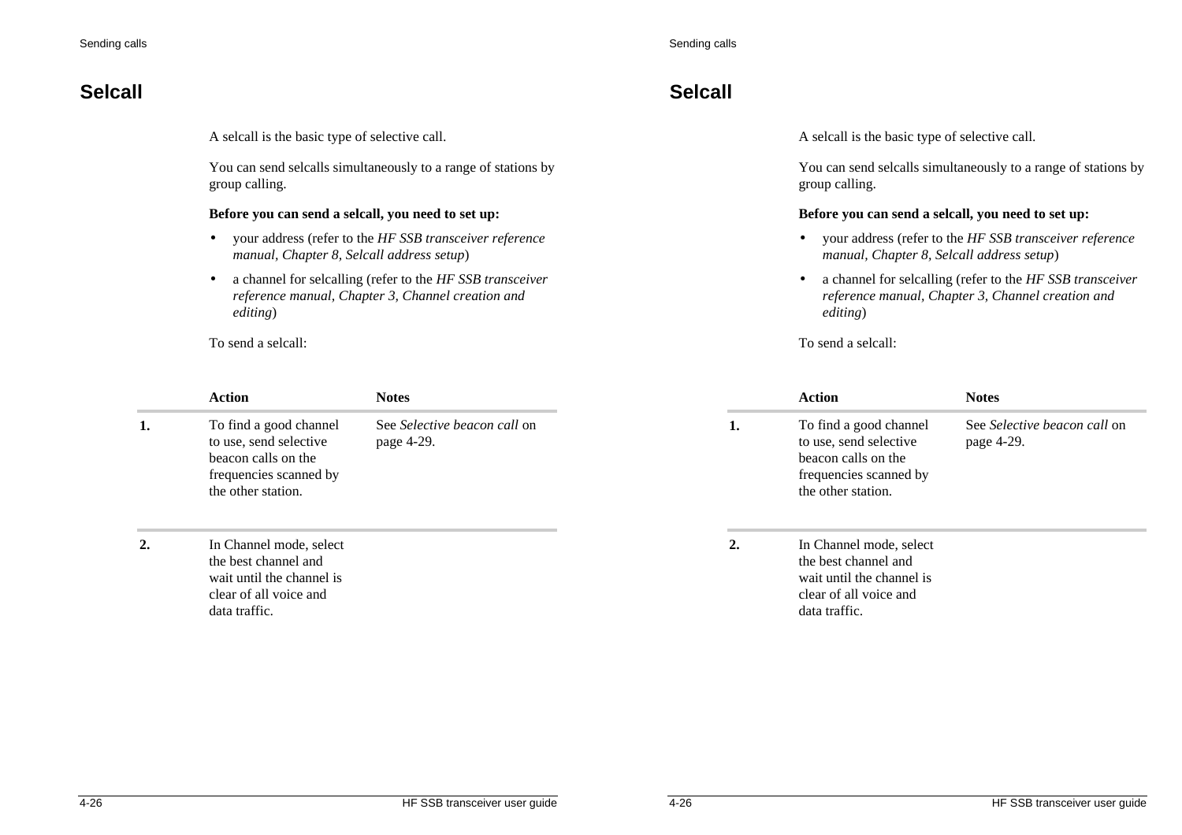## Selcall

A selcall is the basic type of selective call.

You can send selcalls simultaneously to a range of stations by group calling.

**Before you can send a selcall, you need to set up:**

- your address (refer to the *HF SSB transceiver reference manual, Chapter 8, Selcall address setup*)
- a channel for selcalling (refer to the *HF SSB transceiver reference manual, Chapter 3, Channel creation and editing*)

To send a selcall:

| | Action | Notes |
|---|---|---|
| **1.** | To find a good channel to use, send selective beacon calls on the frequencies scanned by the other station. | See *Selective beacon call* on page 4-29. |
| **2.** | In Channel mode, select the best channel and wait until the channel is clear of all voice and data traffic. | |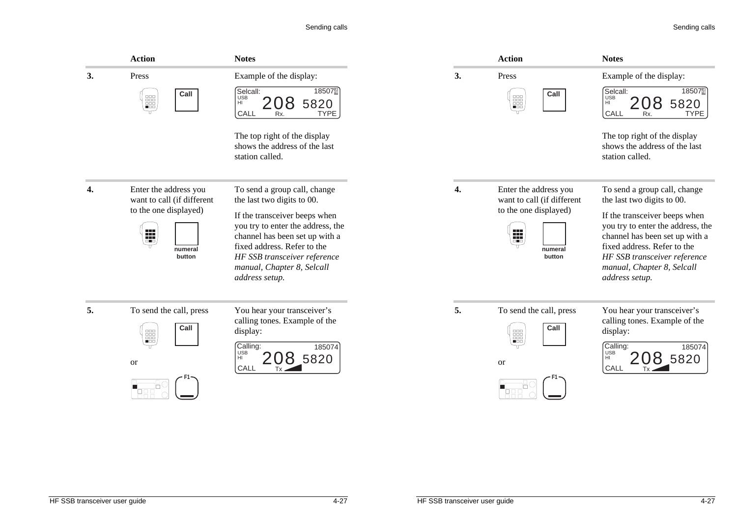| | Action | Notes |
|---|---|---|
| **3.** | Press<br>**Call** | Example of the display:<br>Selcall: 185074 USB HI 208 5820 CALL Rx. TYPE<br><br>The top right of the display shows the address of the last station called. |
| **4.** | Enter the address you want to call (if different to the one displayed)<br>**numeral button** | To send a group call, change the last two digits to 00.<br><br>If the transceiver beeps when you try to enter the address, the channel has been set up with a fixed address. Refer to the *HF SSB transceiver reference manual, Chapter 8, Selcall address setup.* |
| **5.** | To send the call, press<br>**Call**<br>or<br>**F1** | You hear your transceiver's calling tones. Example of the display:<br>Calling: 185074 USB HI 208 5820 CALL Tx |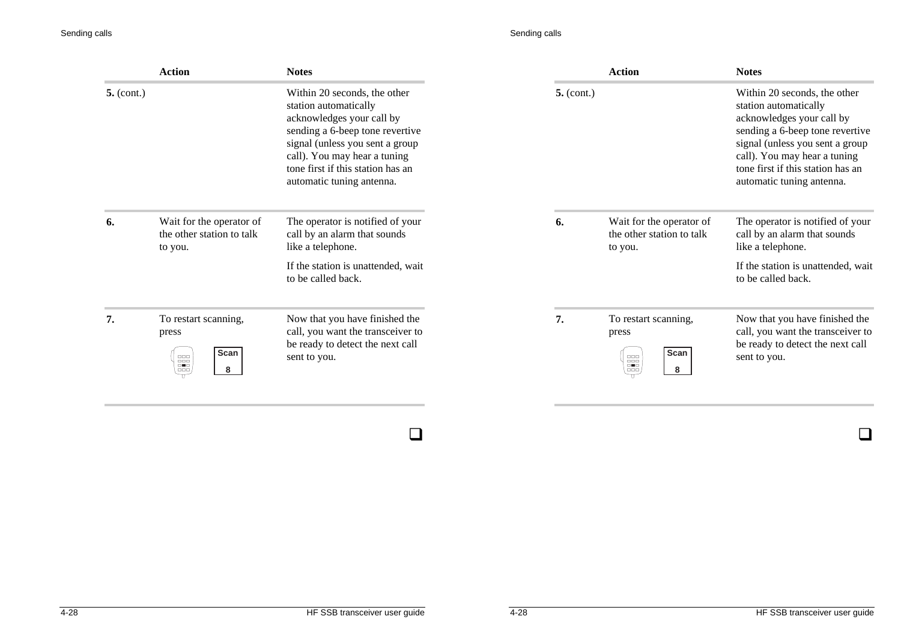| | Action | Notes |
|---|---|---|
| **5.** (cont.) | | Within 20 seconds, the other station automatically acknowledges your call by sending a 6-beep tone revertive signal (unless you sent a group call). You may hear a tuning tone first if this station has an automatic tuning antenna. |
| **6.** | Wait for the operator of the other station to talk to you. | The operator is notified of your call by an alarm that sounds like a telephone.<br><br>If the station is unattended, wait to be called back. |
| **7.** | To restart scanning, press **Scan 8** | Now that you have finished the call, you want the transceiver to be ready to detect the next call sent to you. |

❑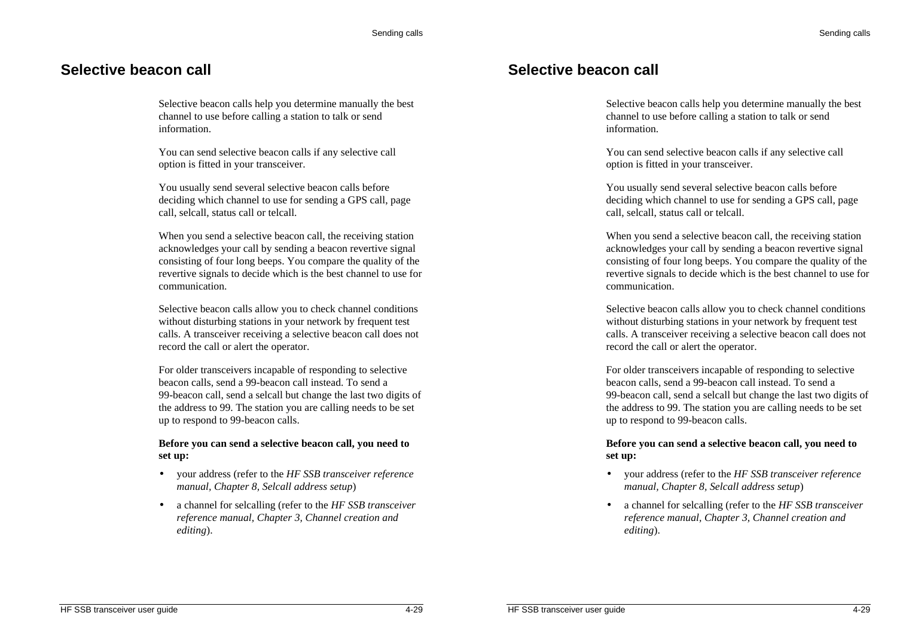## Selective beacon call

Selective beacon calls help you determine manually the best channel to use before calling a station to talk or send information.

You can send selective beacon calls if any selective call option is fitted in your transceiver.

You usually send several selective beacon calls before deciding which channel to use for sending a GPS call, page call, selcall, status call or telcall.

When you send a selective beacon call, the receiving station acknowledges your call by sending a beacon revertive signal consisting of four long beeps. You compare the quality of the revertive signals to decide which is the best channel to use for communication.

Selective beacon calls allow you to check channel conditions without disturbing stations in your network by frequent test calls. A transceiver receiving a selective beacon call does not record the call or alert the operator.

For older transceivers incapable of responding to selective beacon calls, send a 99-beacon call instead. To send a 99-beacon call, send a selcall but change the last two digits of the address to 99. The station you are calling needs to be set up to respond to 99-beacon calls.

**Before you can send a selective beacon call, you need to set up:**

- your address (refer to the *HF SSB transceiver reference manual, Chapter 8, Selcall address setup*)
- a channel for selcalling (refer to the *HF SSB transceiver reference manual, Chapter 3, Channel creation and editing*).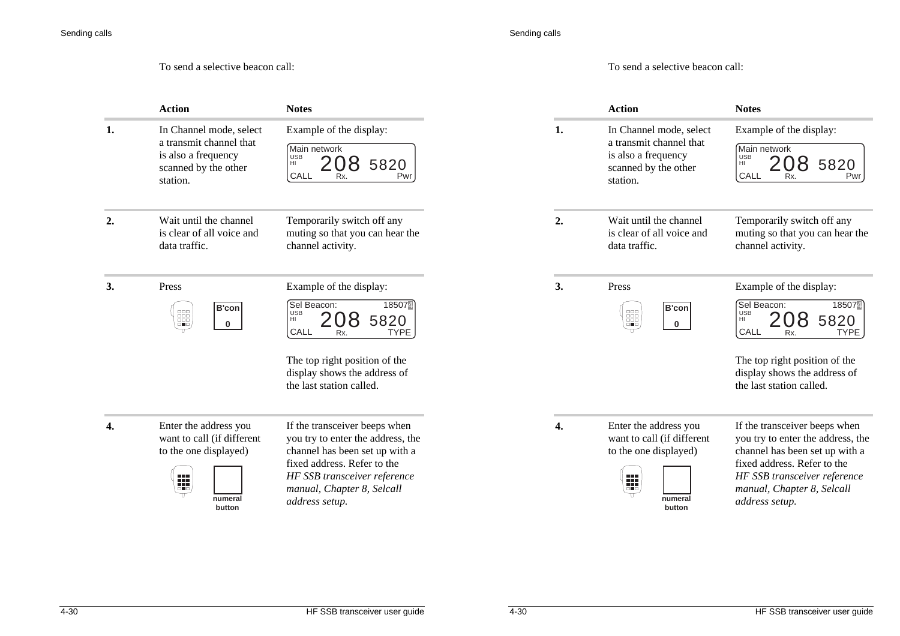To send a selective beacon call:

| | Action | Notes |
|---|---|---|
| **1.** | In Channel mode, select a transmit channel that is also a frequency scanned by the other station. | Example of the display: Main network USB HI 208 5820 CALL Rx. Pwr |
| **2.** | Wait until the channel is clear of all voice and data traffic. | Temporarily switch off any muting so that you can hear the channel activity. |
| **3.** | Press B'con 0 | Example of the display: Sel Beacon: 18507 USB HI 208 5820 CALL Rx. TYPE<br><br>The top right position of the display shows the address of the last station called. |
| **4.** | Enter the address you want to call (if different to the one displayed)<br><br>numeral button | If the transceiver beeps when you try to enter the address, the channel has been set up with a fixed address. Refer to the *HF SSB transceiver reference manual, Chapter 8, Selcall address setup.* |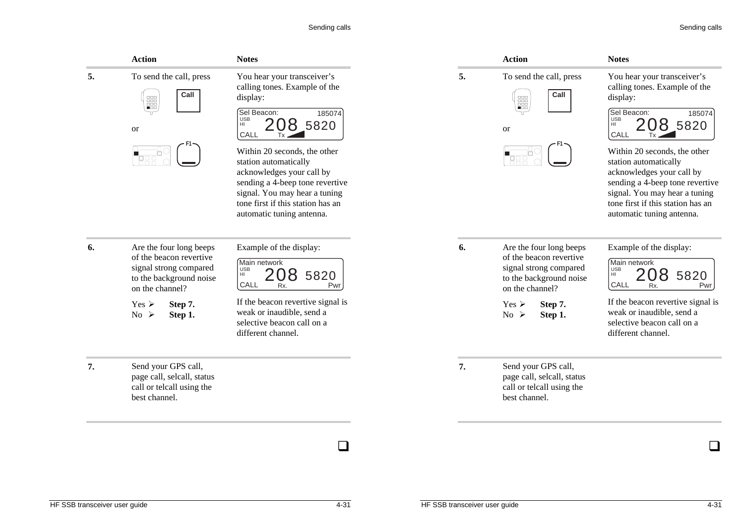| | Action | Notes |
|---|---|---|
| **5.** | To send the call, press **Call** or **F1** | You hear your transceiver's calling tones. Example of the display:<br>Sel Beacon: 185074<br>USB HI 208 5820<br>CALL Tx<br>Within 20 seconds, the other station automatically acknowledges your call by sending a 4-beep tone revertive signal. You may hear a tuning tone first if this station has an automatic tuning antenna. |
| **6.** | Are the four long beeps of the beacon revertive signal strong compared to the background noise on the channel?<br>Yes ➢ **Step 7.**<br>No ➢ **Step 1.** | Example of the display:<br>Main network<br>USB HI 208 5820<br>CALL Rx. Pwr<br>If the beacon revertive signal is weak or inaudible, send a selective beacon call on a different channel. |
| **7.** | Send your GPS call, page call, selcall, status call or telcall using the best channel. | |

❑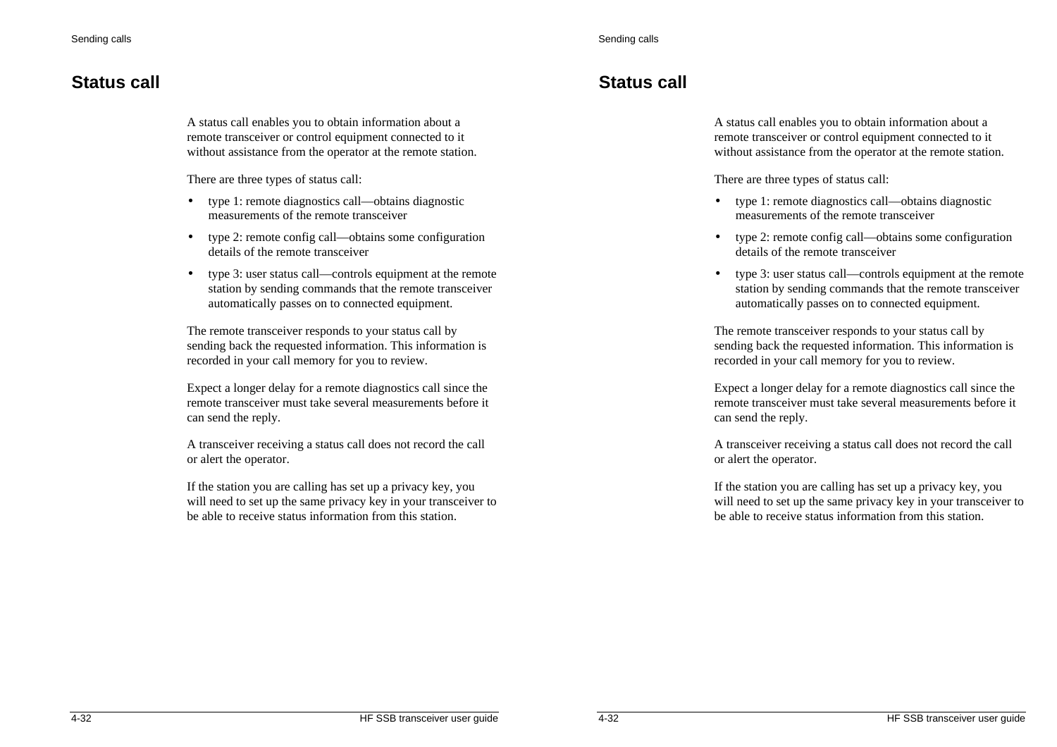## Status call

A status call enables you to obtain information about a remote transceiver or control equipment connected to it without assistance from the operator at the remote station.

There are three types of status call:

- type 1: remote diagnostics call—obtains diagnostic measurements of the remote transceiver
- type 2: remote config call—obtains some configuration details of the remote transceiver
- type 3: user status call—controls equipment at the remote station by sending commands that the remote transceiver automatically passes on to connected equipment.

The remote transceiver responds to your status call by sending back the requested information. This information is recorded in your call memory for you to review.

Expect a longer delay for a remote diagnostics call since the remote transceiver must take several measurements before it can send the reply.

A transceiver receiving a status call does not record the call or alert the operator.

If the station you are calling has set up a privacy key, you will need to set up the same privacy key in your transceiver to be able to receive status information from this station.

## Status call

A status call enables you to obtain information about a remote transceiver or control equipment connected to it without assistance from the operator at the remote station.

There are three types of status call:

- type 1: remote diagnostics call—obtains diagnostic measurements of the remote transceiver
- type 2: remote config call—obtains some configuration details of the remote transceiver
- type 3: user status call—controls equipment at the remote station by sending commands that the remote transceiver automatically passes on to connected equipment.

The remote transceiver responds to your status call by sending back the requested information. This information is recorded in your call memory for you to review.

Expect a longer delay for a remote diagnostics call since the remote transceiver must take several measurements before it can send the reply.

A transceiver receiving a status call does not record the call or alert the operator.

If the station you are calling has set up a privacy key, you will need to set up the same privacy key in your transceiver to be able to receive status information from this station.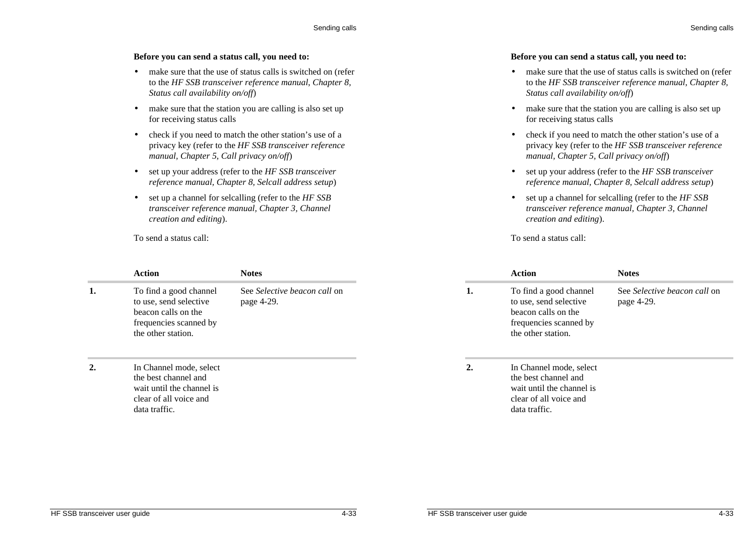**Before you can send a status call, you need to:**

- make sure that the use of status calls is switched on (refer to the *HF SSB transceiver reference manual*, *Chapter 8, Status call availability on/off*)
- make sure that the station you are calling is also set up for receiving status calls
- check if you need to match the other station's use of a privacy key (refer to the *HF SSB transceiver reference manual, Chapter 5, Call privacy on/off*)
- set up your address (refer to the *HF SSB transceiver reference manual, Chapter 8, Selcall address setup*)
- set up a channel for selcalling (refer to the *HF SSB transceiver reference manual, Chapter 3, Channel creation and editing*).

To send a status call:

| | Action | Notes |
|---|---|---|
| **1.** | To find a good channel to use, send selective beacon calls on the frequencies scanned by the other station. | See *Selective beacon call* on page 4-29. |
| **2.** | In Channel mode, select the best channel and wait until the channel is clear of all voice and data traffic. | |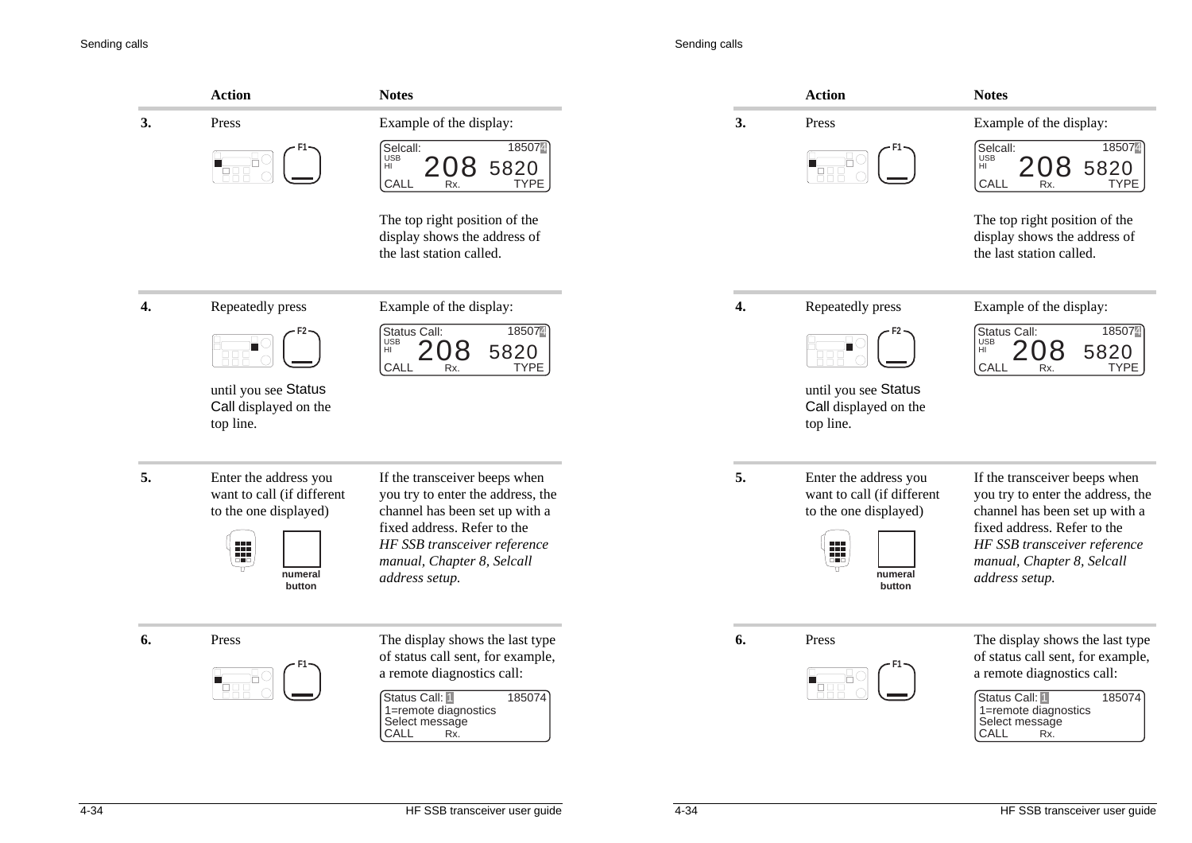| | Action | Notes |
|---|---|---|
| **3.** | Press F1 | Example of the display: Selcall: 185074 USB HI 208 5820 CALL Rx. TYPE<br><br>The top right position of the display shows the address of the last station called. |
| **4.** | Repeatedly press F2 until you see Status Call displayed on the top line. | Example of the display: Status Call: 185074 USB HI 208 5820 CALL Rx. TYPE |
| **5.** | Enter the address you want to call (if different to the one displayed)<br><br>numeral button | If the transceiver beeps when you try to enter the address, the channel has been set up with a fixed address. Refer to the *HF SSB transceiver reference manual, Chapter 8, Selcall address setup.* |
| **6.** | Press F1 | The display shows the last type of status call sent, for example, a remote diagnostics call:<br><br>Status Call: 1 185074<br>1=remote diagnostics<br>Select message<br>CALL Rx. |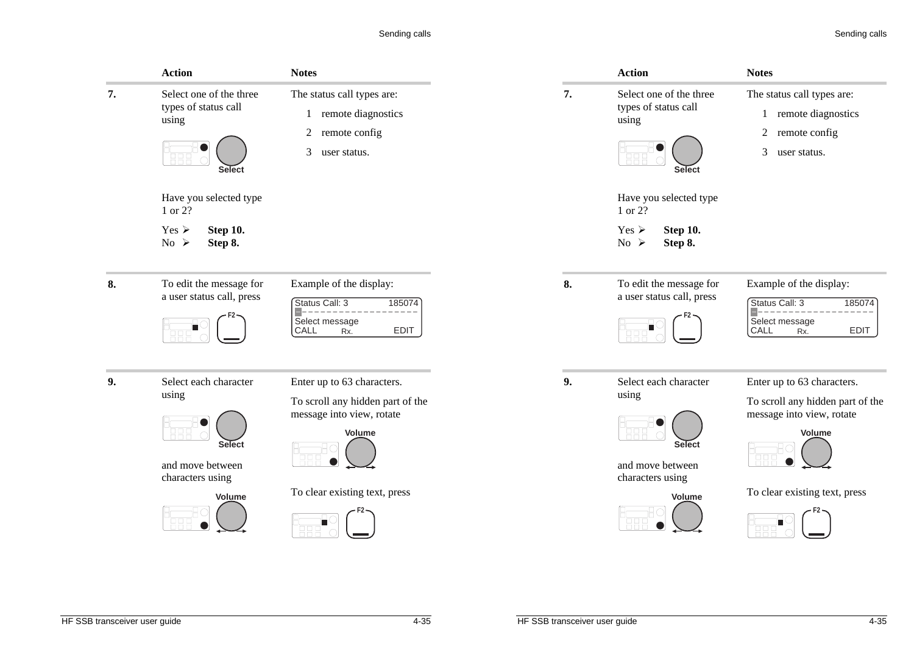| | Action | Notes |
|---|---|---|
| **7.** | Select one of the three types of status call using Select<br><br>Have you selected type 1 or 2?<br><br>Yes ➢ **Step 10.**<br>No ➢ **Step 8.** | The status call types are:<br>1 remote diagnostics<br>2 remote config<br>3 user status. |
| **8.** | To edit the message for a user status call, press F2 | Example of the display:<br>Status Call: 3 185074<br>Select message<br>CALL Rx. EDIT |
| **9.** | Select each character using Select<br><br>and move between characters using Volume | Enter up to 63 characters.<br><br>To scroll any hidden part of the message into view, rotate Volume<br><br>To clear existing text, press F2 |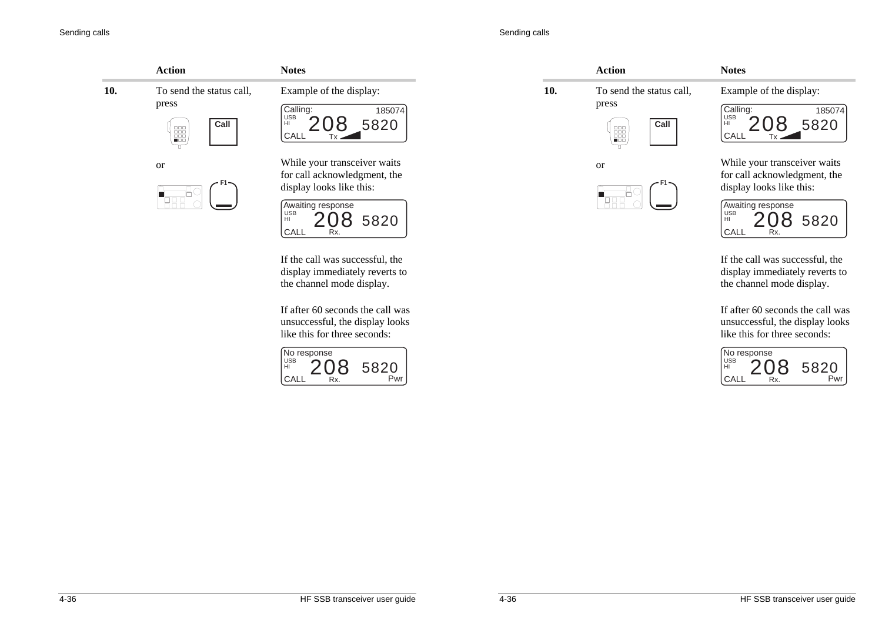| | Action | Notes |
|---|---|---|
| **10.** | To send the status call, press **Call** or **F1** | Example of the display:<br>Calling: 185074<br>USB HI 208 5820<br>CALL Tx<br><br>While your transceiver waits for call acknowledgment, the display looks like this:<br>Awaiting response<br>USB HI 208 5820<br>CALL Rx.<br><br>If the call was successful, the display immediately reverts to the channel mode display.<br><br>If after 60 seconds the call was unsuccessful, the display looks like this for three seconds:<br>No response<br>USB HI 208 5820<br>CALL Rx. Pwr |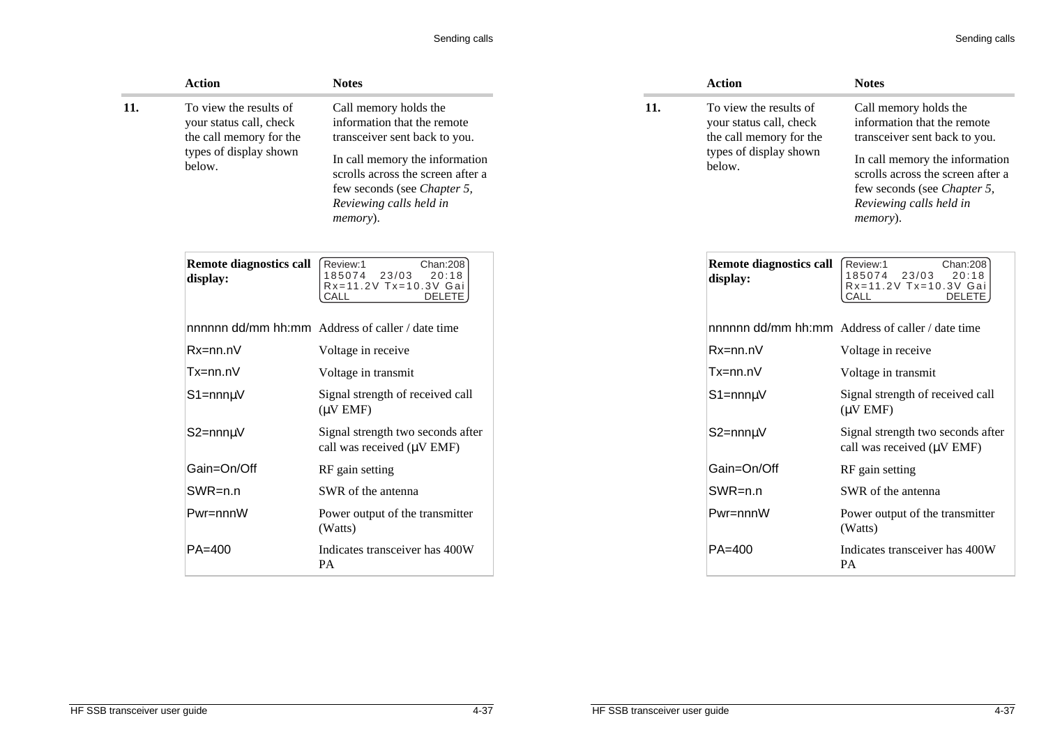| | Action | Notes |
|---|---|---|
| **11.** | To view the results of your status call, check the call memory for the types of display shown below. | Call memory holds the information that the remote transceiver sent back to you.<br><br>In call memory the information scrolls across the screen after a few seconds (see *Chapter 5, Reviewing calls held in memory*). |

| **Remote diagnostics call display:** | Review:1 Chan:208<br>185074 23/03 20:18<br>Rx=11.2V Tx=10.3V Gai<br>CALL DELETE |
|---|---|
| nnnnnn dd/mm hh:mm | Address of caller / date time |
| Rx=nn.nV | Voltage in receive |
| Tx=nn.nV | Voltage in transmit |
| S1=nnnµV | Signal strength of received call (µV EMF) |
| S2=nnnµV | Signal strength two seconds after call was received (µV EMF) |
| Gain=On/Off | RF gain setting |
| SWR=n.n | SWR of the antenna |
| Pwr=nnnW | Power output of the transmitter (Watts) |
| PA=400 | Indicates transceiver has 400W PA |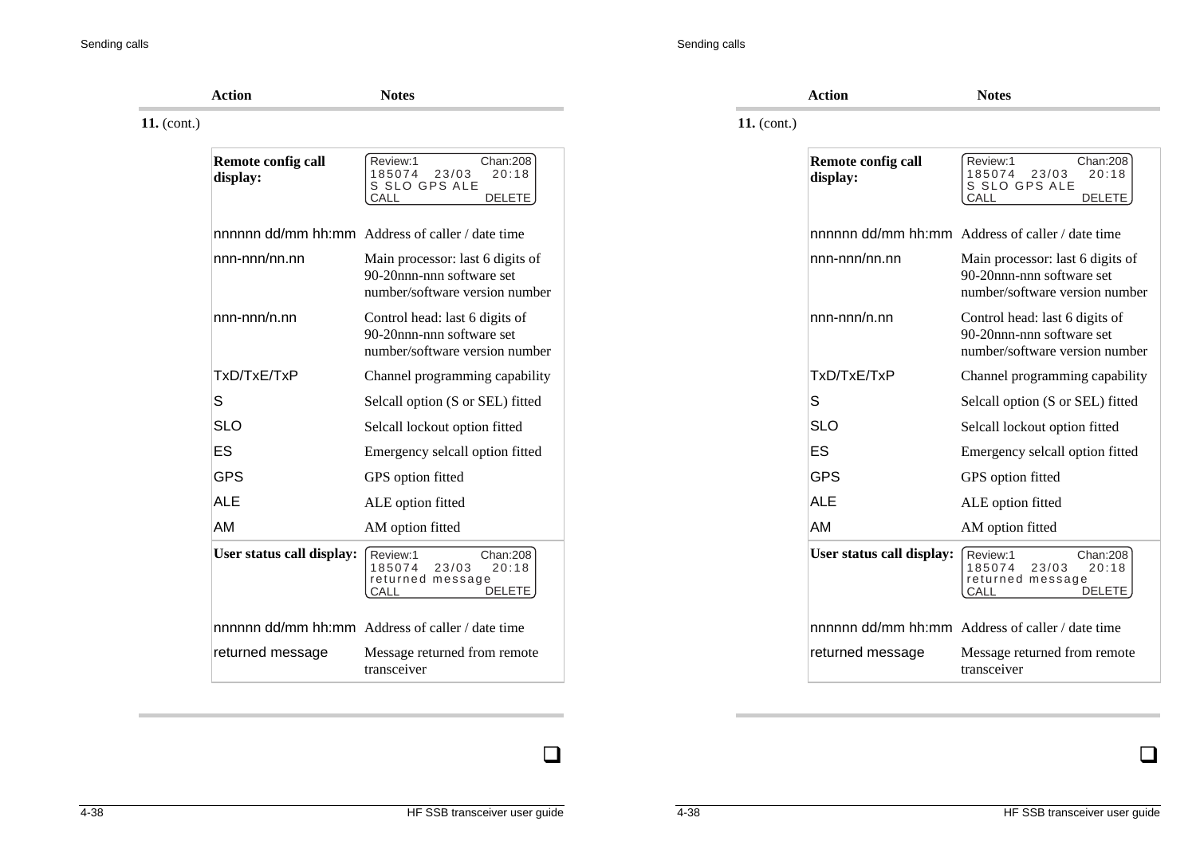| Action | Notes |
|---|---|

**11.** (cont.)

| **Remote config call display:** | Review:1 Chan:208<br>185074 23/03 20:18<br>S SLO GPS ALE<br>CALL DELETE |
|---|---|
| nnnnnn dd/mm hh:mm | Address of caller / date time |
| nnn-nnn/nn.nn | Main processor: last 6 digits of 90-20nnn-nnn software set number/software version number |
| nnn-nnn/n.nn | Control head: last 6 digits of 90-20nnn-nnn software set number/software version number |
| TxD/TxE/TxP | Channel programming capability |
| S | Selcall option (S or SEL) fitted |
| SLO | Selcall lockout option fitted |
| ES | Emergency selcall option fitted |
| GPS | GPS option fitted |
| ALE | ALE option fitted |
| AM | AM option fitted |
| **User status call display:** | Review:1 Chan:208<br>185074 23/03 20:18<br>returned message<br>CALL DELETE |
| nnnnnn dd/mm hh:mm | Address of caller / date time |
| returned message | Message returned from remote transceiver |

❑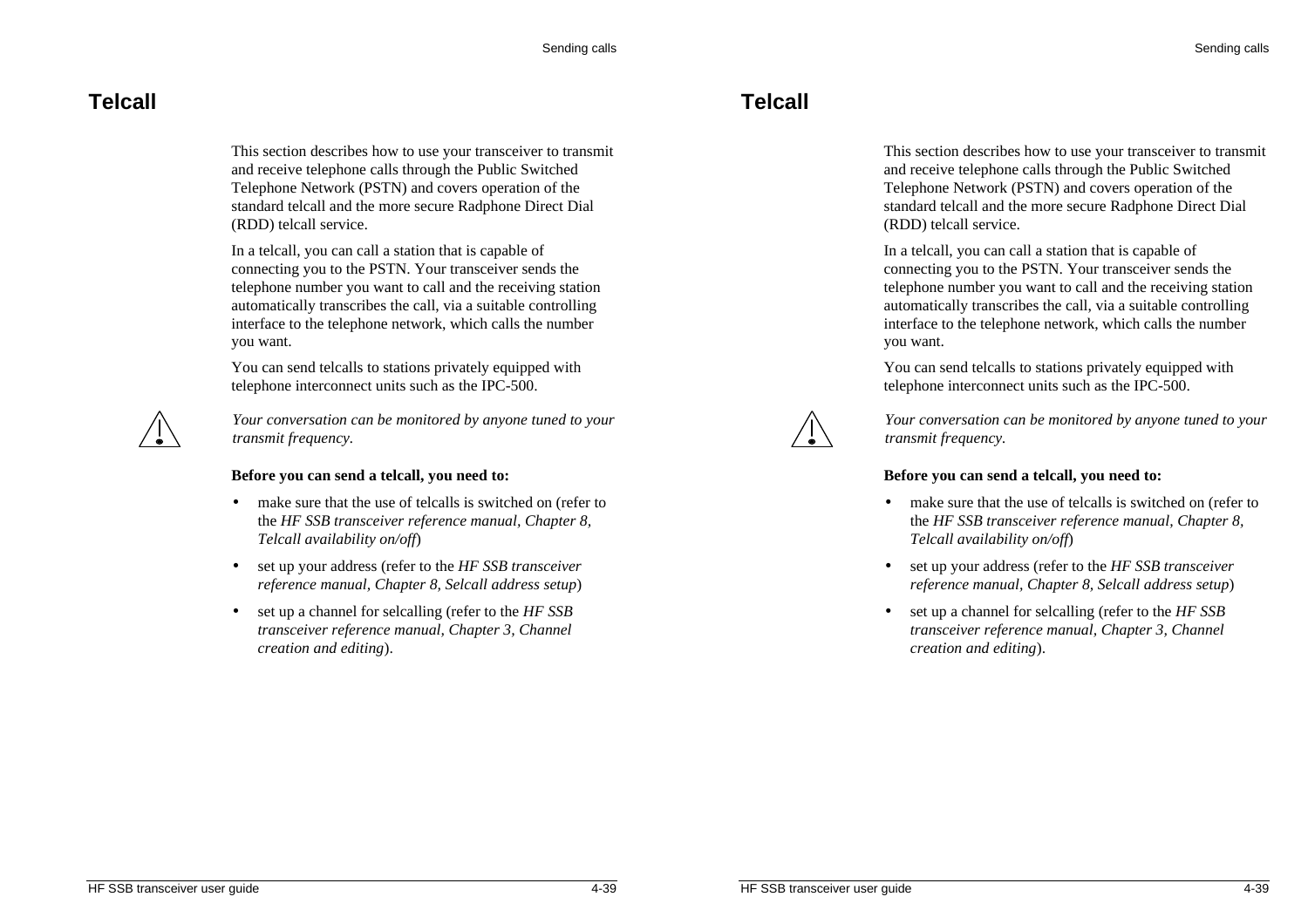# Telcall

This section describes how to use your transceiver to transmit and receive telephone calls through the Public Switched Telephone Network (PSTN) and covers operation of the standard telcall and the more secure Radphone Direct Dial (RDD) telcall service.

In a telcall, you can call a station that is capable of connecting you to the PSTN. Your transceiver sends the telephone number you want to call and the receiving station automatically transcribes the call, via a suitable controlling interface to the telephone network, which calls the number you want.

You can send telcalls to stations privately equipped with telephone interconnect units such as the IPC-500.

*Your conversation can be monitored by anyone tuned to your transmit frequency.*

**Before you can send a telcall, you need to:**

- make sure that the use of telcalls is switched on (refer to the *HF SSB transceiver reference manual, Chapter 8, Telcall availability on/off*)
- set up your address (refer to the *HF SSB transceiver reference manual, Chapter 8, Selcall address setup*)
- set up a channel for selcalling (refer to the *HF SSB transceiver reference manual, Chapter 3, Channel creation and editing*).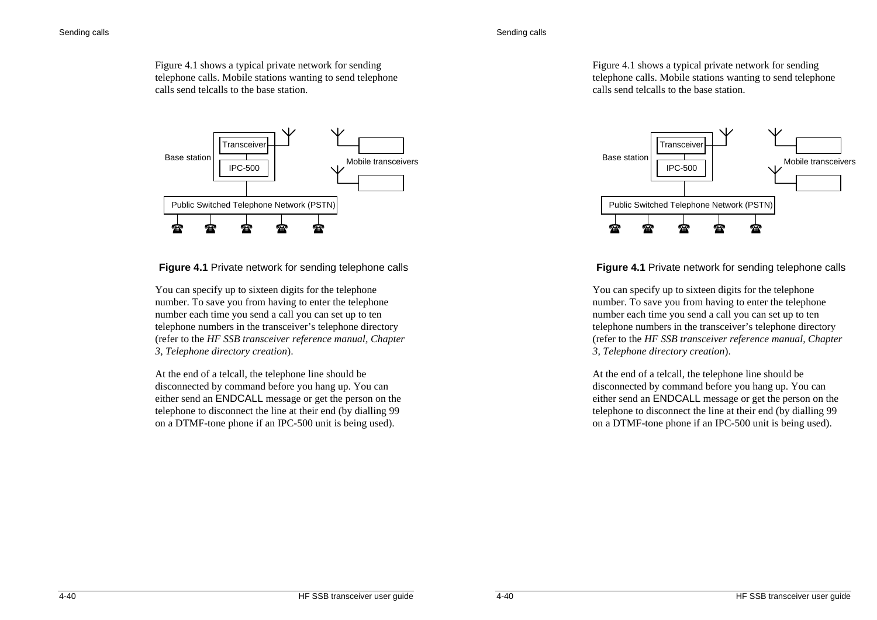Figure 4.1 shows a typical private network for sending telephone calls. Mobile stations wanting to send telephone calls send telcalls to the base station.

**Figure 4.1** Private network for sending telephone calls

You can specify up to sixteen digits for the telephone number. To save you from having to enter the telephone number each time you send a call you can set up to ten telephone numbers in the transceiver's telephone directory (refer to the *HF SSB transceiver reference manual, Chapter 3, Telephone directory creation*).

At the end of a telcall, the telephone line should be disconnected by command before you hang up. You can either send an ENDCALL message or get the person on the telephone to disconnect the line at their end (by dialling 99 on a DTMF-tone phone if an IPC-500 unit is being used).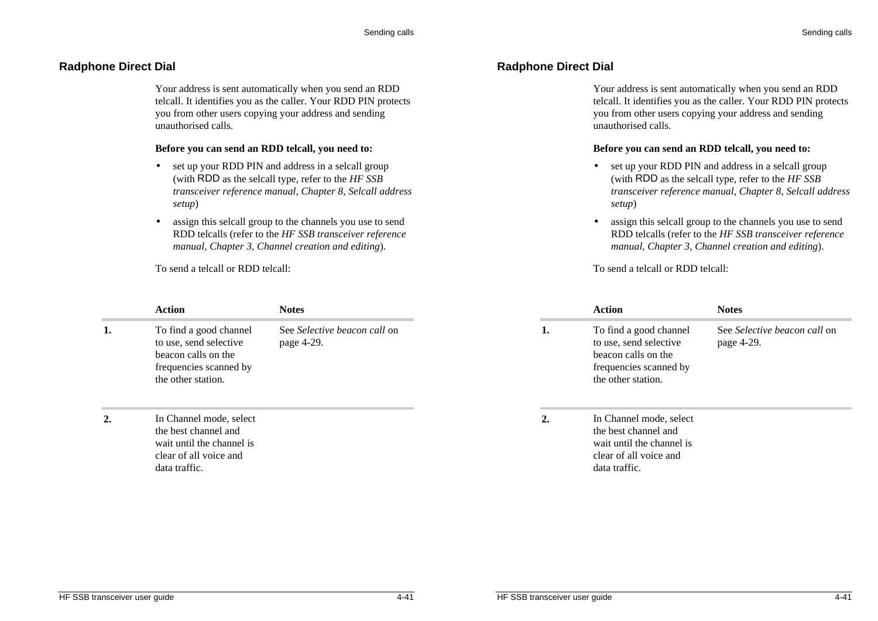## Radphone Direct Dial

Your address is sent automatically when you send an RDD telcall. It identifies you as the caller. Your RDD PIN protects you from other users copying your address and sending unauthorised calls.

**Before you can send an RDD telcall, you need to:**

- set up your RDD PIN and address in a selcall group (with RDD as the selcall type, refer to the *HF SSB transceiver reference manual, Chapter 8, Selcall address setup*)
- assign this selcall group to the channels you use to send RDD telcalls (refer to the *HF SSB transceiver reference manual, Chapter 3, Channel creation and editing*).

To send a telcall or RDD telcall:

| | Action | Notes |
|---|---|---|
| **1.** | To find a good channel to use, send selective beacon calls on the frequencies scanned by the other station. | See *Selective beacon call* on page 4-29. |
| **2.** | In Channel mode, select the best channel and wait until the channel is clear of all voice and data traffic. | |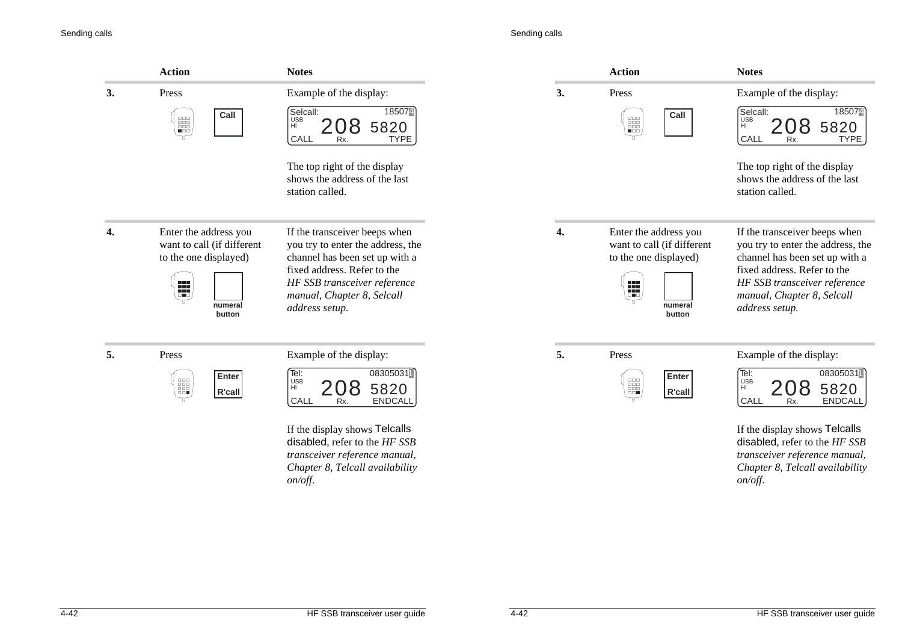| | Action | Notes |
|---|---|---|
| **3.** | Press **Call** | Example of the display: Selcall: 18507 / USB HI 208 5820 / CALL Rx. TYPE<br><br>The top right of the display shows the address of the last station called. |
| **4.** | Enter the address you want to call (if different to the one displayed)<br><br>**numeral button** | If the transceiver beeps when you try to enter the address, the channel has been set up with a fixed address. Refer to the *HF SSB transceiver reference manual, Chapter 8, Selcall address setup.* |
| **5.** | Press **Enter R'call** | Example of the display: Tel: 08305031 / USB HI 208 5820 / CALL Rx. ENDCALL<br><br>If the display shows Telcalls disabled, refer to the *HF SSB transceiver reference manual, Chapter 8, Telcall availability on/off.* |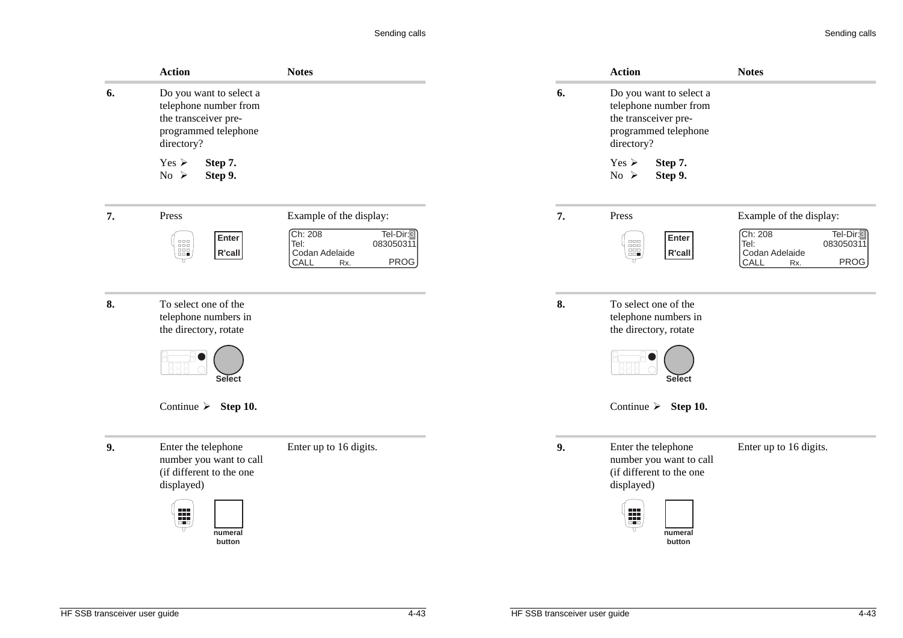| | Action | Notes |
|---|---|---|
| **6.** | Do you want to select a telephone number from the transceiver pre-programmed telephone directory?<br><br>Yes ➢ **Step 7.**<br>No ➢ **Step 9.** | |
| **7.** | Press<br><br>**Enter**<br>**R'call** | Example of the display:<br><br>Ch: 208 Tel-Dir:3<br>Tel: 083050311<br>Codan Adelaide<br>CALL Rx. PROG |
| **8.** | To select one of the telephone numbers in the directory, rotate<br><br>**Select**<br><br>Continue ➢ **Step 10.** | |
| **9.** | Enter the telephone number you want to call (if different to the one displayed)<br><br>**numeral button** | Enter up to 16 digits. |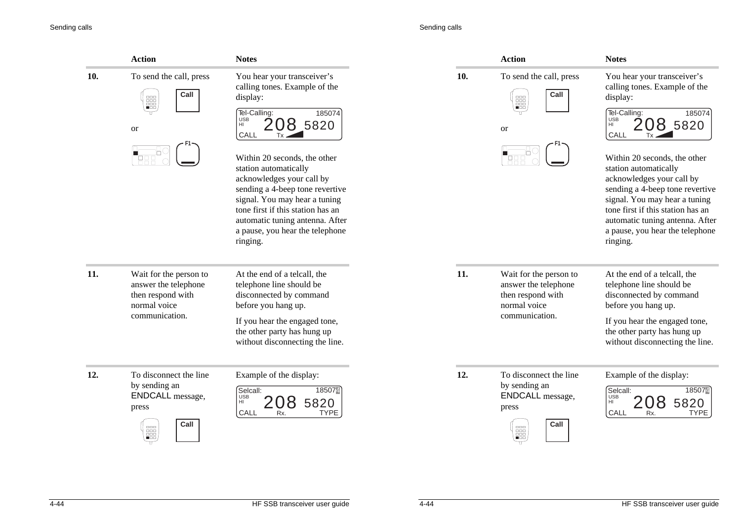| | Action | Notes |
|---|---|---|
| **10.** | To send the call, press Call or F1 | You hear your transceiver's calling tones. Example of the display:<br><br>Tel-Calling: 185074<br>USB HI 208 5820<br>CALL Tx<br><br>Within 20 seconds, the other station automatically acknowledges your call by sending a 4-beep tone revertive signal. You may hear a tuning tone first if this station has an automatic tuning antenna. After a pause, you hear the telephone ringing. |
| **11.** | Wait for the person to answer the telephone then respond with normal voice communication. | At the end of a telcall, the telephone line should be disconnected by command before you hang up.<br><br>If you hear the engaged tone, the other party has hung up without disconnecting the line. |
| **12.** | To disconnect the line by sending an ENDCALL message, press Call | Example of the display:<br><br>Selcall: 185074<br>USB HI 208 5820<br>CALL Rx. TYPE |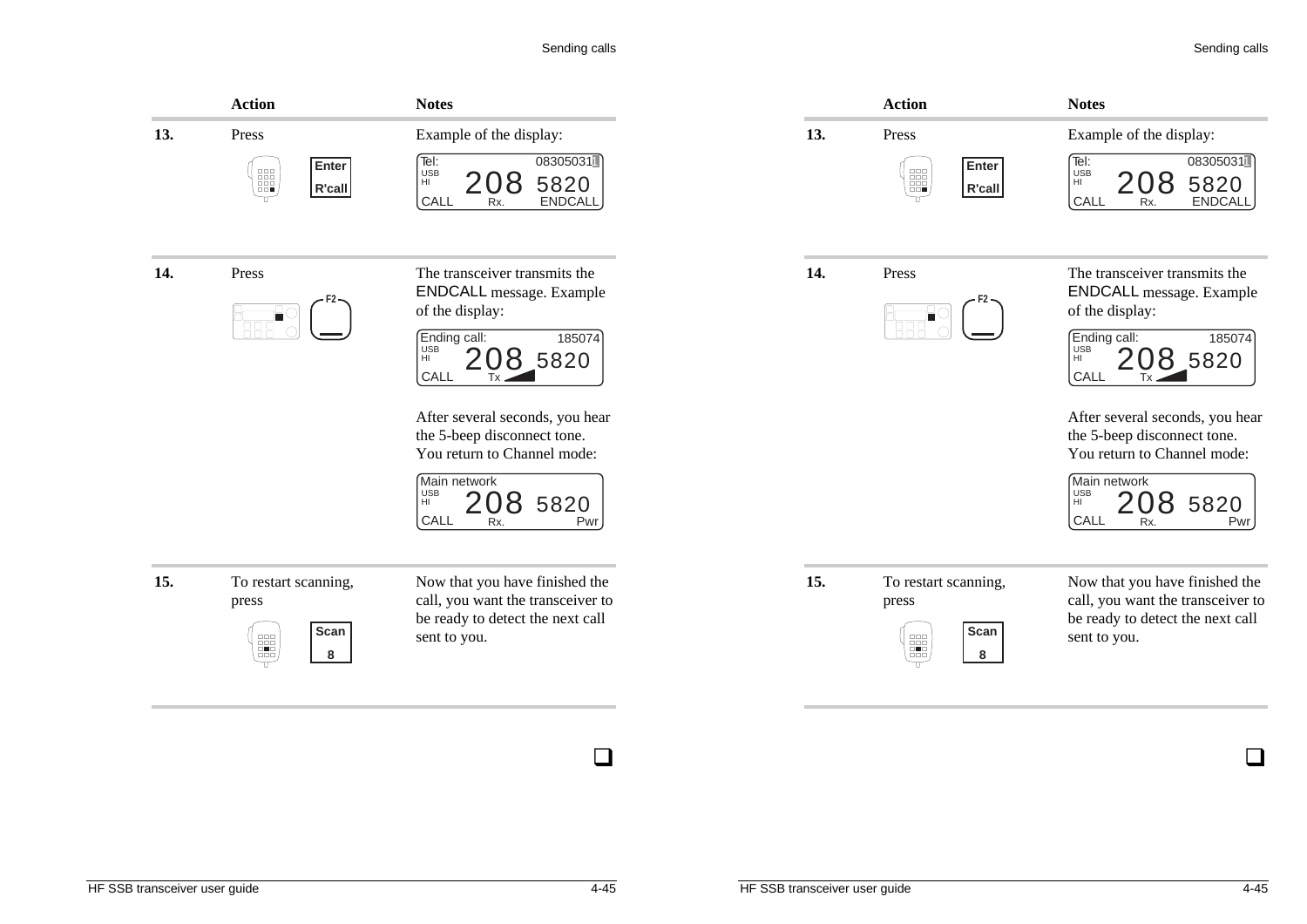| | Action | Notes |
|---|---|---|
| **13.** | Press Enter R'call | Example of the display:<br>Tel: 08305031 USB HI 208 5820 CALL Rx. ENDCALL |
| **14.** | Press F2 | The transceiver transmits the ENDCALL message. Example of the display:<br>Ending call: 185074 USB HI 208 5820 CALL Tx<br><br>After several seconds, you hear the 5-beep disconnect tone. You return to Channel mode:<br>Main network USB HI 208 5820 CALL Rx. Pwr |
| **15.** | To restart scanning, press Scan 8 | Now that you have finished the call, you want the transceiver to be ready to detect the next call sent to you. |

❑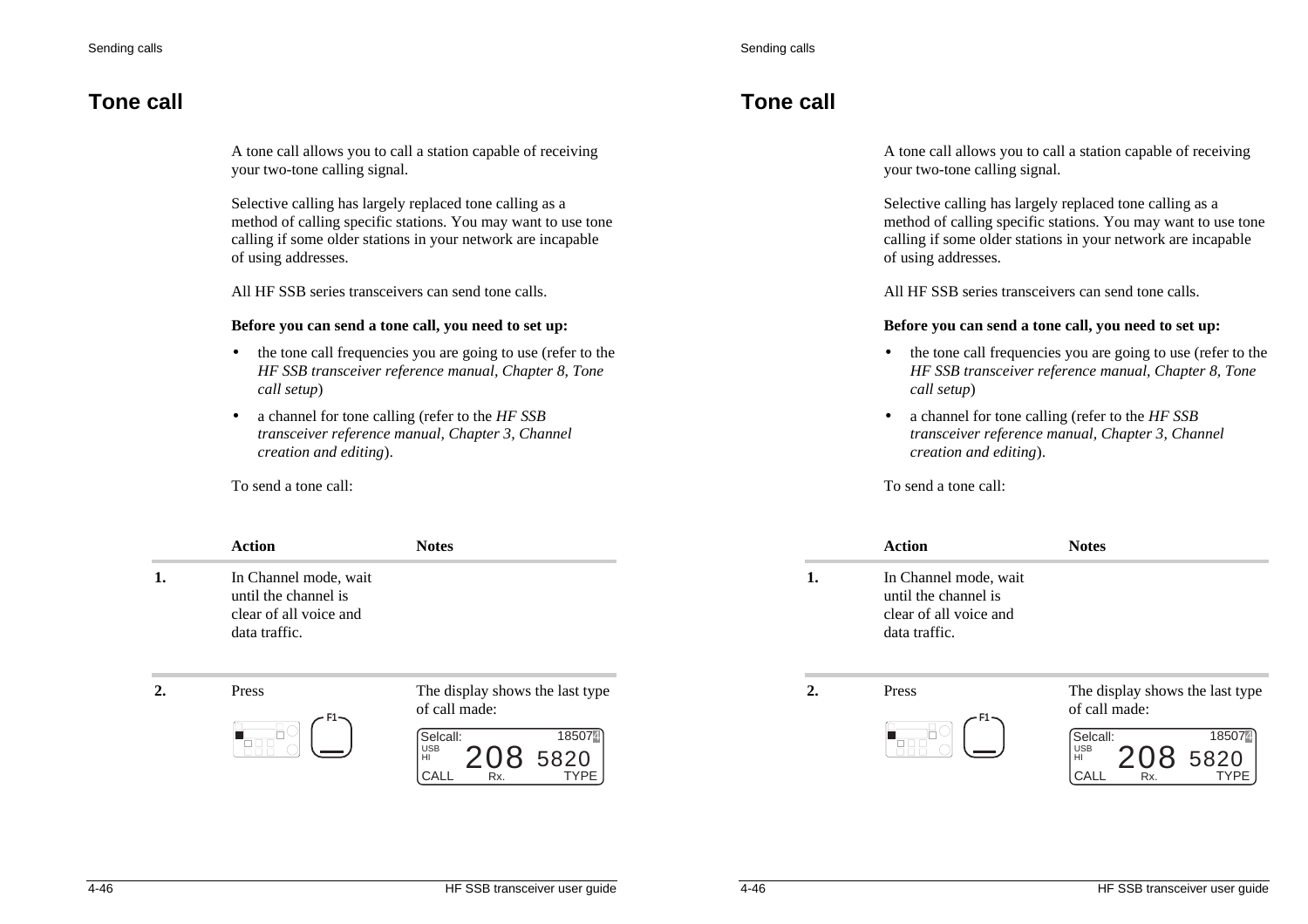## Tone call

A tone call allows you to call a station capable of receiving your two-tone calling signal.

Selective calling has largely replaced tone calling as a method of calling specific stations. You may want to use tone calling if some older stations in your network are incapable of using addresses.

All HF SSB series transceivers can send tone calls.

**Before you can send a tone call, you need to set up:**

- the tone call frequencies you are going to use (refer to the *HF SSB transceiver reference manual, Chapter 8, Tone call setup*)
- a channel for tone calling (refer to the *HF SSB transceiver reference manual, Chapter 3, Channel creation and editing*).

To send a tone call:

| | Action | Notes |
|---|---|---|
| **1.** | In Channel mode, wait until the channel is clear of all voice and data traffic. | |
| **2.** | Press F1 | The display shows the last type of call made: Selcall: 18507 USB HI 208 5820 CALL Rx. TYPE |

## Tone call

A tone call allows you to call a station capable of receiving your two-tone calling signal.

Selective calling has largely replaced tone calling as a method of calling specific stations. You may want to use tone calling if some older stations in your network are incapable of using addresses.

All HF SSB series transceivers can send tone calls.

**Before you can send a tone call, you need to set up:**

- the tone call frequencies you are going to use (refer to the *HF SSB transceiver reference manual, Chapter 8, Tone call setup*)
- a channel for tone calling (refer to the *HF SSB transceiver reference manual, Chapter 3, Channel creation and editing*).

To send a tone call:

| | Action | Notes |
|---|---|---|
| **1.** | In Channel mode, wait until the channel is clear of all voice and data traffic. | |
| **2.** | Press F1 | The display shows the last type of call made: Selcall: 18507 USB HI 208 5820 CALL Rx. TYPE |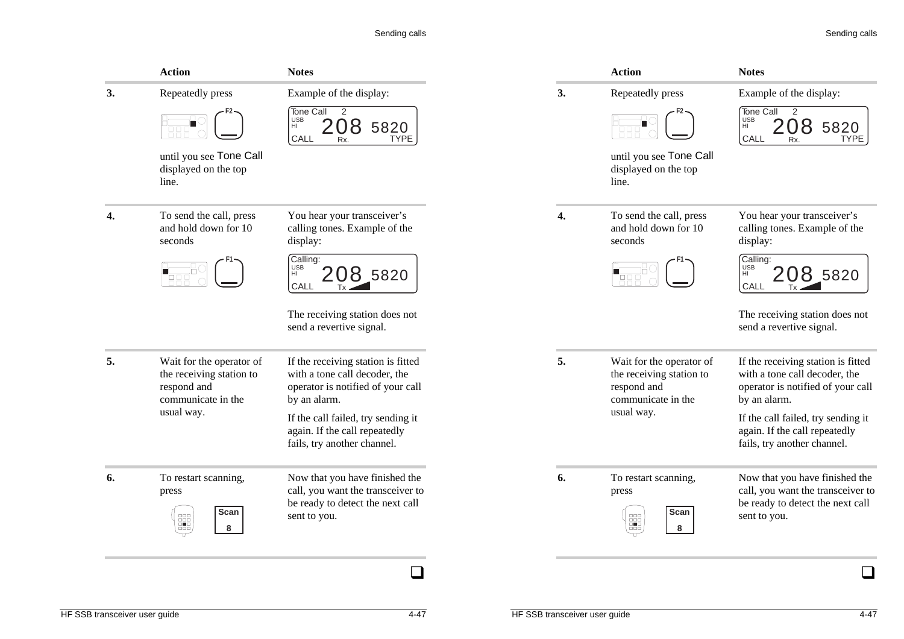| | Action | Notes |
|---|---|---|
| **3.** | Repeatedly press F2 until you see Tone Call displayed on the top line. | Example of the display: Tone Call 2 USB HI 208 5820 CALL Rx. TYPE |
| **4.** | To send the call, press and hold down for 10 seconds F1 | You hear your transceiver's calling tones. Example of the display: Calling: USB HI 208 5820 CALL Tx<br><br>The receiving station does not send a revertive signal. |
| **5.** | Wait for the operator of the receiving station to respond and communicate in the usual way. | If the receiving station is fitted with a tone call decoder, the operator is notified of your call by an alarm.<br><br>If the call failed, try sending it again. If the call repeatedly fails, try another channel. |
| **6.** | To restart scanning, press Scan 8 | Now that you have finished the call, you want the transceiver to be ready to detect the next call sent to you. |

❑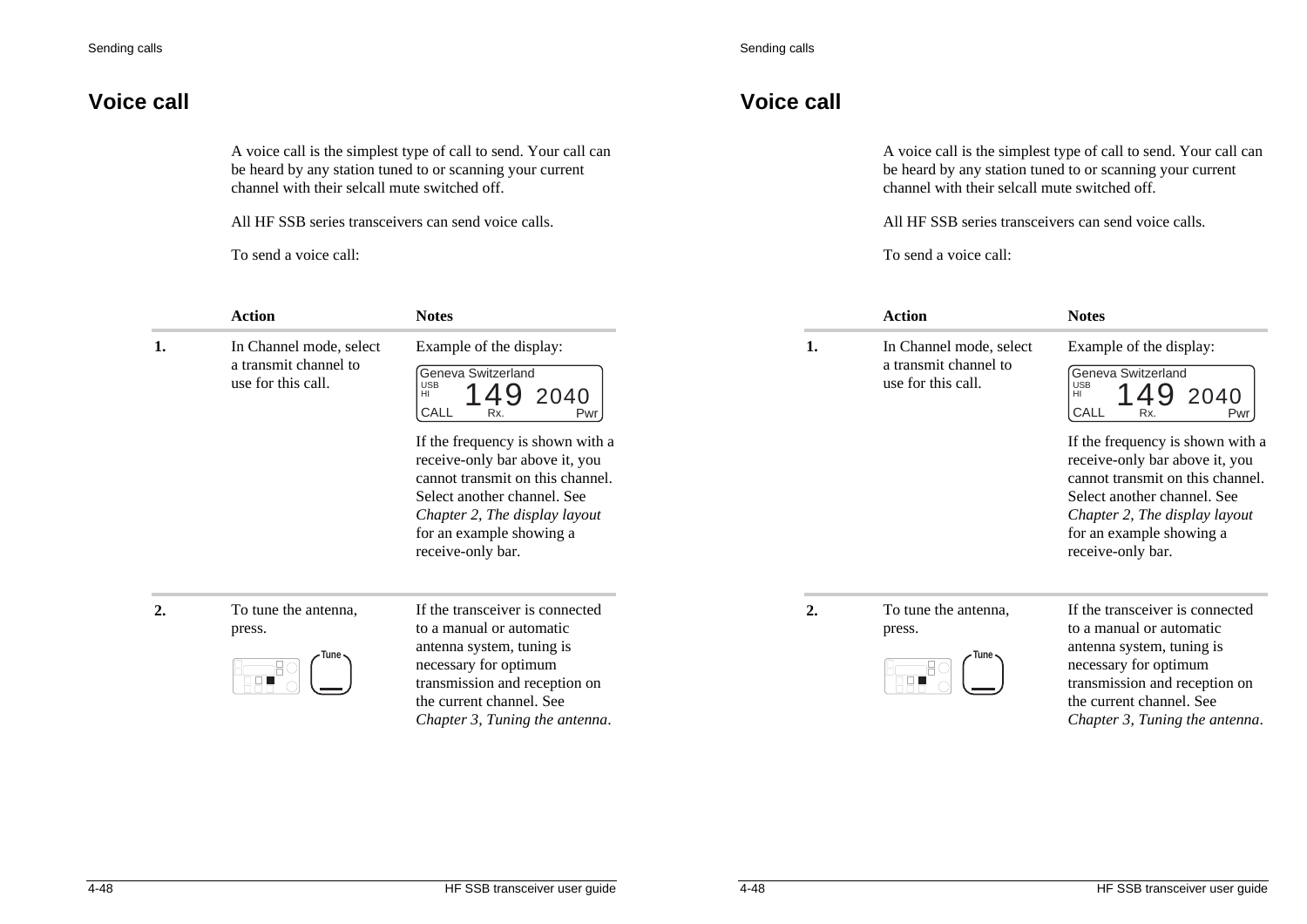# Voice call

A voice call is the simplest type of call to send. Your call can be heard by any station tuned to or scanning your current channel with their selcall mute switched off.

All HF SSB series transceivers can send voice calls.

To send a voice call:

| | Action | Notes |
|---|---|---|
| 1. | In Channel mode, select a transmit channel to use for this call. | Example of the display:<br><br>Geneva Switzerland<br>USB HI 149 2040<br>CALL Rx. Pwr<br><br>If the frequency is shown with a receive-only bar above it, you cannot transmit on this channel. Select another channel. See *Chapter 2, The display layout* for an example showing a receive-only bar. |
| 2. | To tune the antenna, press.<br><br>Tune | If the transceiver is connected to a manual or automatic antenna system, tuning is necessary for optimum transmission and reception on the current channel. See *Chapter 3, Tuning the antenna*. |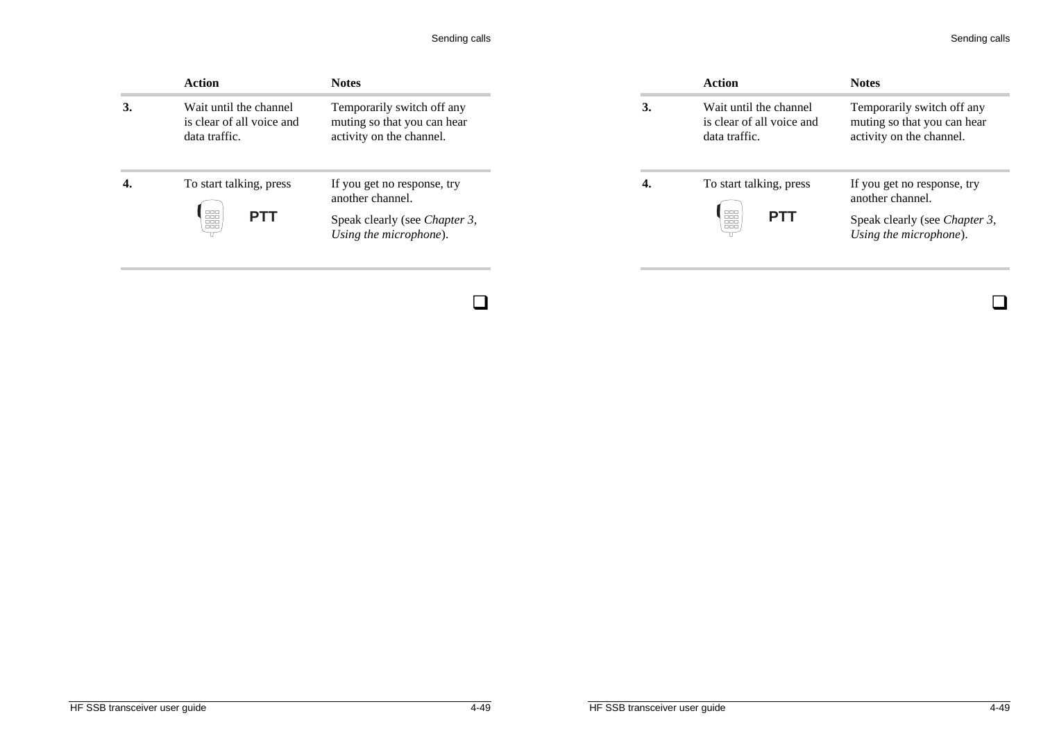| | Action | Notes |
|---|---|---|
| 3. | Wait until the channel is clear of all voice and data traffic. | Temporarily switch off any muting so that you can hear activity on the channel. |
| 4. | To start talking, press PTT | If you get no response, try another channel.<br>Speak clearly (see *Chapter 3, Using the microphone*). |

❑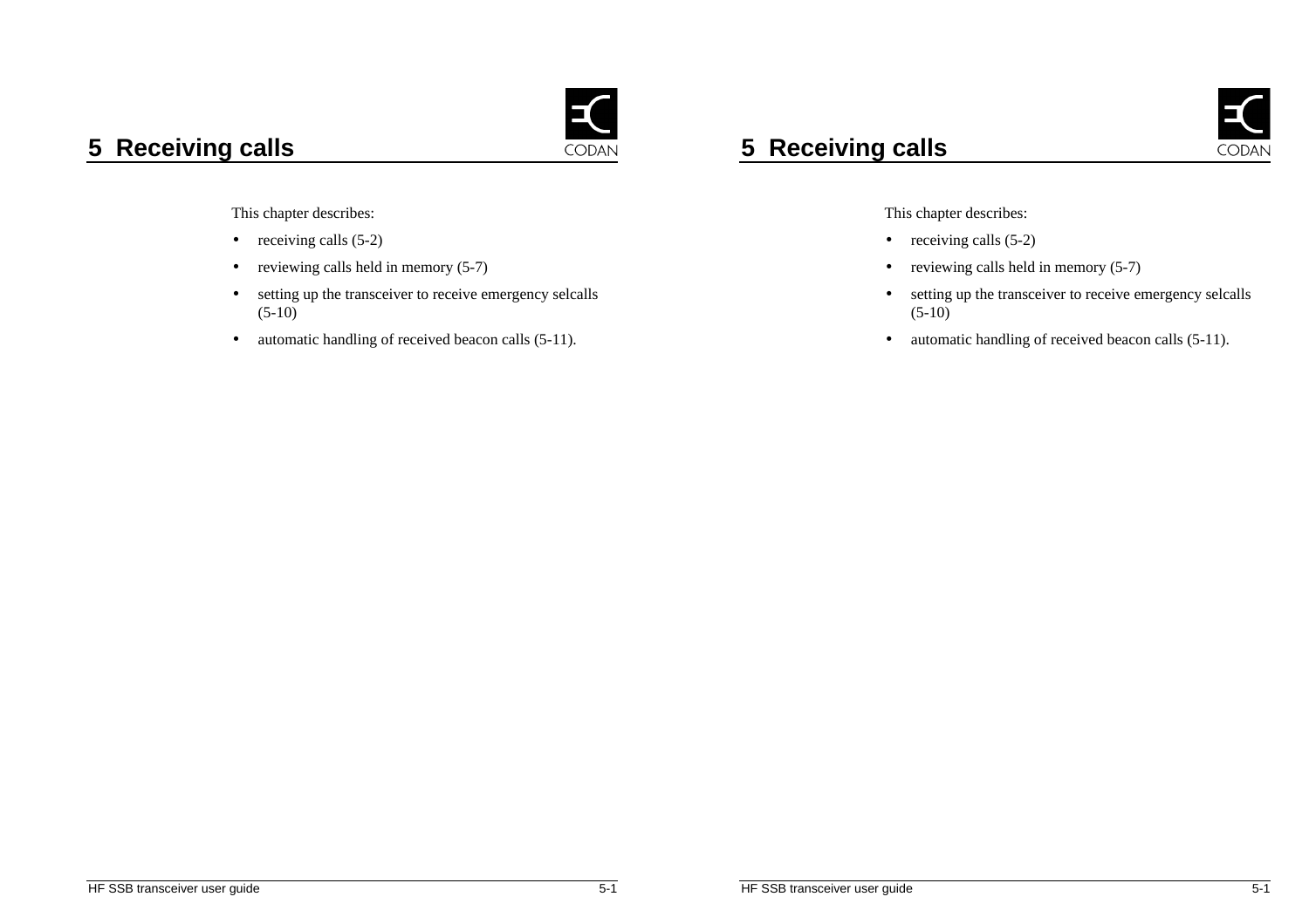# 5 Receiving calls

This chapter describes:

- receiving calls (5-2)
- reviewing calls held in memory (5-7)
- setting up the transceiver to receive emergency selcalls (5-10)
- automatic handling of received beacon calls (5-11).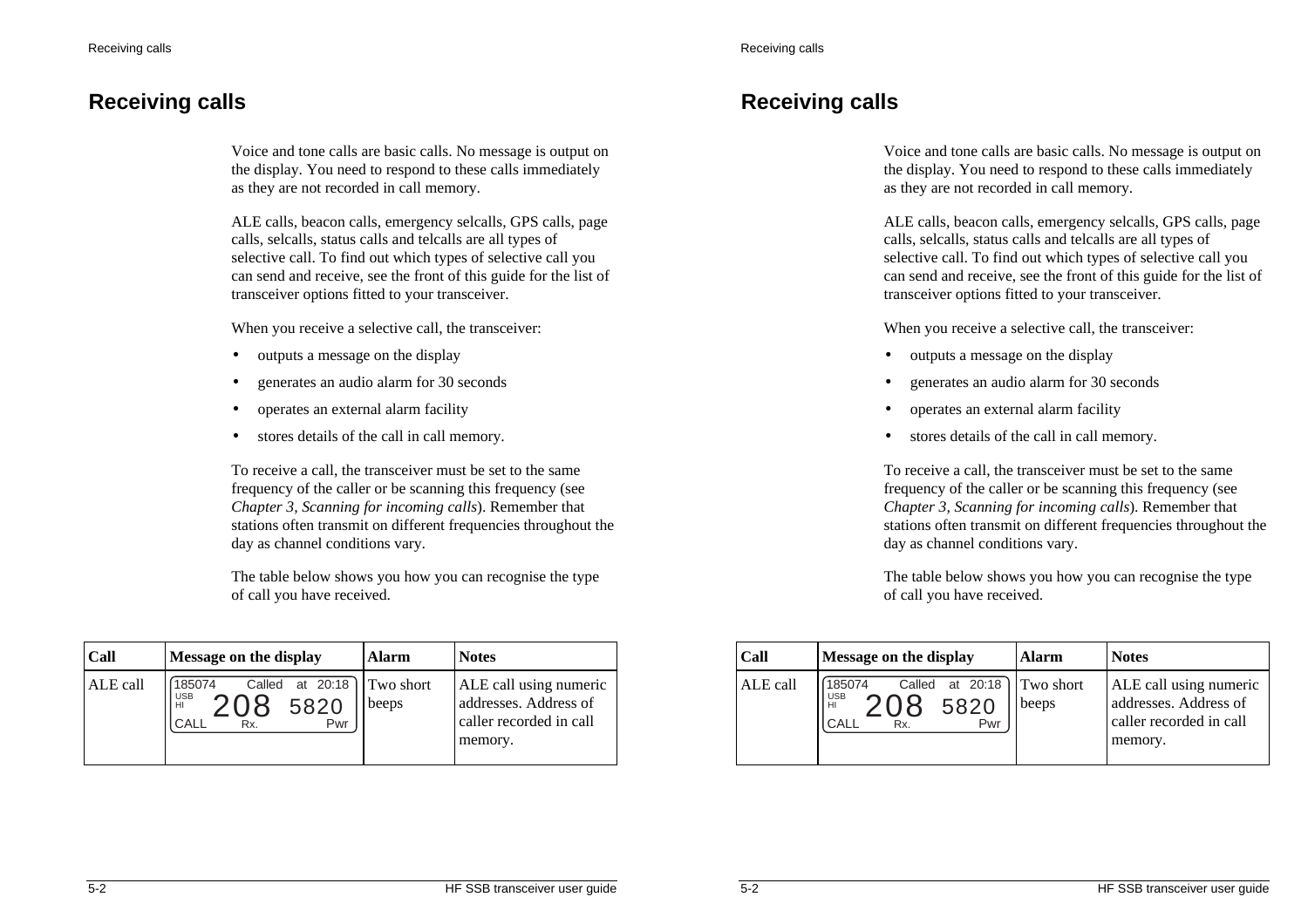# Receiving calls

Voice and tone calls are basic calls. No message is output on the display. You need to respond to these calls immediately as they are not recorded in call memory.

ALE calls, beacon calls, emergency selcalls, GPS calls, page calls, selcalls, status calls and telcalls are all types of selective call. To find out which types of selective call you can send and receive, see the front of this guide for the list of transceiver options fitted to your transceiver.

When you receive a selective call, the transceiver:

- outputs a message on the display
- generates an audio alarm for 30 seconds
- operates an external alarm facility
- stores details of the call in call memory.

To receive a call, the transceiver must be set to the same frequency of the caller or be scanning this frequency (see *Chapter 3, Scanning for incoming calls*). Remember that stations often transmit on different frequencies throughout the day as channel conditions vary.

The table below shows you how you can recognise the type of call you have received.

| Call | Message on the display | Alarm | Notes |
|---|---|---|---|
| ALE call | 185074 Called at 20:18 USB HI 208 5820 CALL Rx. Pwr | Two short beeps | ALE call using numeric addresses. Address of caller recorded in call memory. |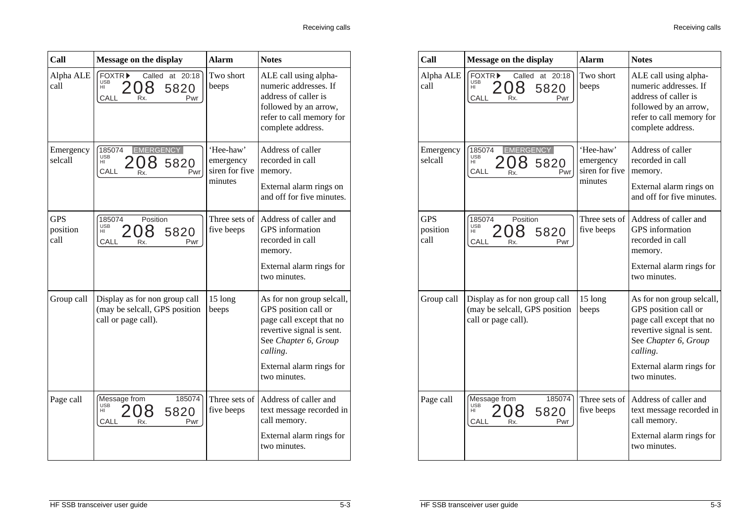| Call | Message on the display | Alarm | Notes |
|---|---|---|---|
| Alpha ALE call | FOXTR▶ Called at 20:18 USB HI 208 5820 CALL Rx. Pwr | Two short beeps | ALE call using alpha-numeric addresses. If address of caller is followed by an arrow, refer to call memory for complete address. |
| Emergency selcall | 185074 EMERGENCY USB HI 208 5820 CALL Rx. Pwr | 'Hee-haw' emergency siren for five minutes | Address of caller recorded in call memory. External alarm rings on and off for five minutes. |
| GPS position call | 185074 Position USB HI 208 5820 CALL Rx. Pwr | Three sets of five beeps | Address of caller and GPS information recorded in call memory. External alarm rings for two minutes. |
| Group call | Display as for non group call (may be selcall, GPS position call or page call). | 15 long beeps | As for non group selcall, GPS position call or page call except that no revertive signal is sent. See *Chapter 6, Group calling*. External alarm rings for two minutes. |
| Page call | Message from 185074 USB HI 208 5820 CALL Rx. Pwr | Three sets of five beeps | Address of caller and text message recorded in call memory. External alarm rings for two minutes. |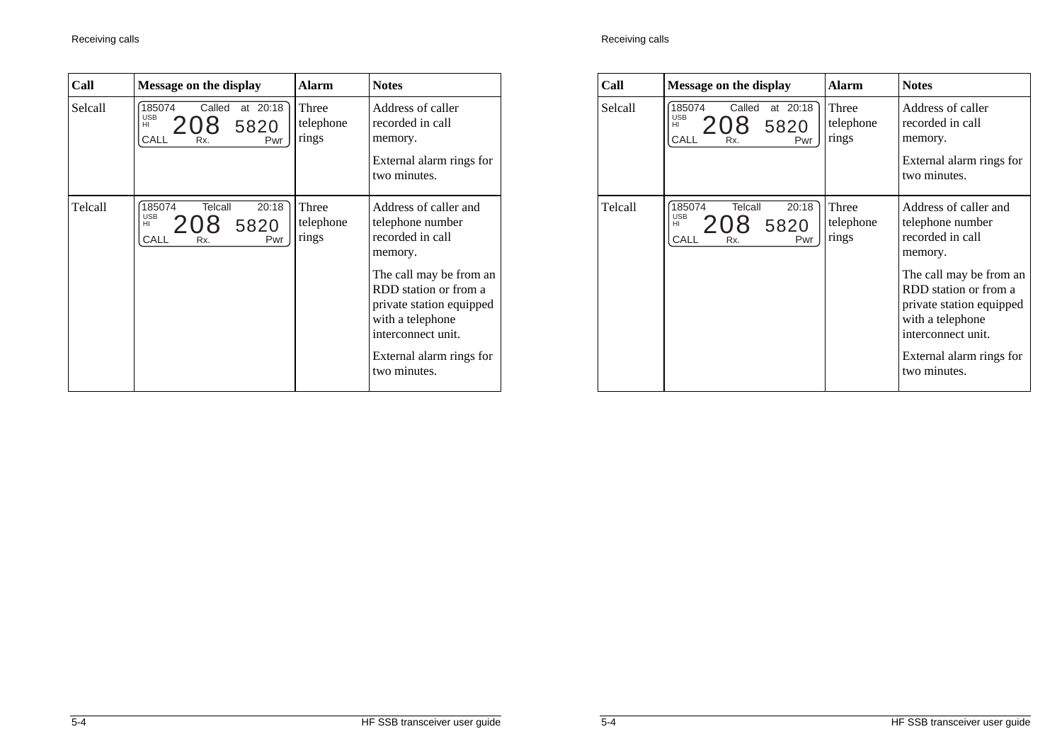| Call | Message on the display | Alarm | Notes |
|---|---|---|---|
| Selcall | 185074 Called at 20:18<br>USB HI 208 5820<br>CALL Rx. Pwr | Three telephone rings | Address of caller recorded in call memory.<br><br>External alarm rings for two minutes. |
| Telcall | 185074 Telcall 20:18<br>USB HI 208 5820<br>CALL Rx. Pwr | Three telephone rings | Address of caller and telephone number recorded in call memory.<br><br>The call may be from an RDD station or from a private station equipped with a telephone interconnect unit.<br><br>External alarm rings for two minutes. |

| Call | Message on the display | Alarm | Notes |
|---|---|---|---|
| Selcall | 185074 Called at 20:18<br>USB HI 208 5820<br>CALL Rx. Pwr | Three telephone rings | Address of caller recorded in call memory.<br><br>External alarm rings for two minutes. |
| Telcall | 185074 Telcall 20:18<br>USB HI 208 5820<br>CALL Rx. Pwr | Three telephone rings | Address of caller and telephone number recorded in call memory.<br><br>The call may be from an RDD station or from a private station equipped with a telephone interconnect unit.<br><br>External alarm rings for two minutes. |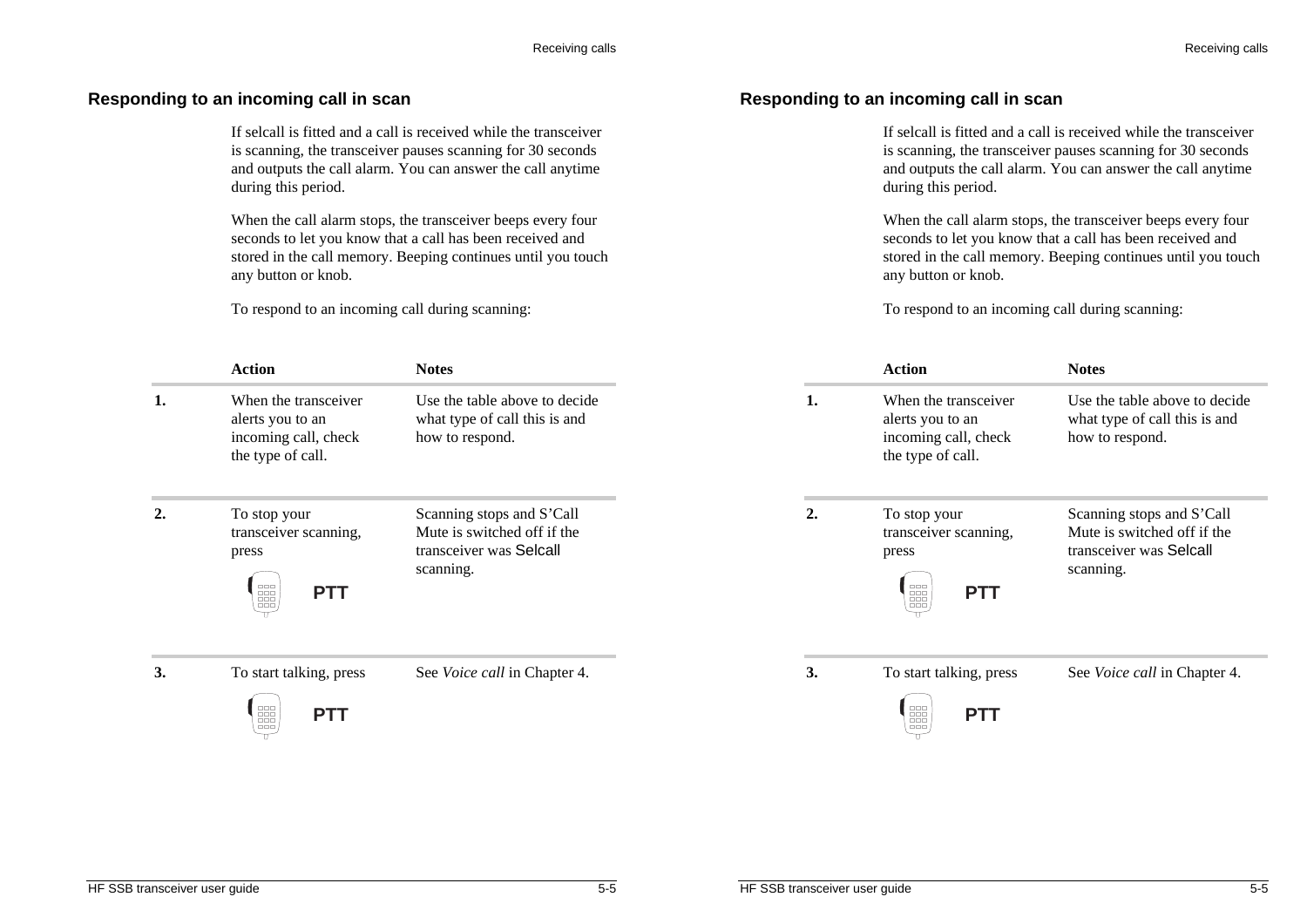## Responding to an incoming call in scan

If selcall is fitted and a call is received while the transceiver is scanning, the transceiver pauses scanning for 30 seconds and outputs the call alarm. You can answer the call anytime during this period.

When the call alarm stops, the transceiver beeps every four seconds to let you know that a call has been received and stored in the call memory. Beeping continues until you touch any button or knob.

To respond to an incoming call during scanning:

| | Action | Notes |
|---|---|---|
| **1.** | When the transceiver alerts you to an incoming call, check the type of call. | Use the table above to decide what type of call this is and how to respond. |
| **2.** | To stop your transceiver scanning, press **PTT** | Scanning stops and S'Call Mute is switched off if the transceiver was Selcall scanning. |
| **3.** | To start talking, press **PTT** | See *Voice call* in Chapter 4. |

## Responding to an incoming call in scan

If selcall is fitted and a call is received while the transceiver is scanning, the transceiver pauses scanning for 30 seconds and outputs the call alarm. You can answer the call anytime during this period.

When the call alarm stops, the transceiver beeps every four seconds to let you know that a call has been received and stored in the call memory. Beeping continues until you touch any button or knob.

To respond to an incoming call during scanning:

| | Action | Notes |
|---|---|---|
| **1.** | When the transceiver alerts you to an incoming call, check the type of call. | Use the table above to decide what type of call this is and how to respond. |
| **2.** | To stop your transceiver scanning, press **PTT** | Scanning stops and S'Call Mute is switched off if the transceiver was Selcall scanning. |
| **3.** | To start talking, press **PTT** | See *Voice call* in Chapter 4. |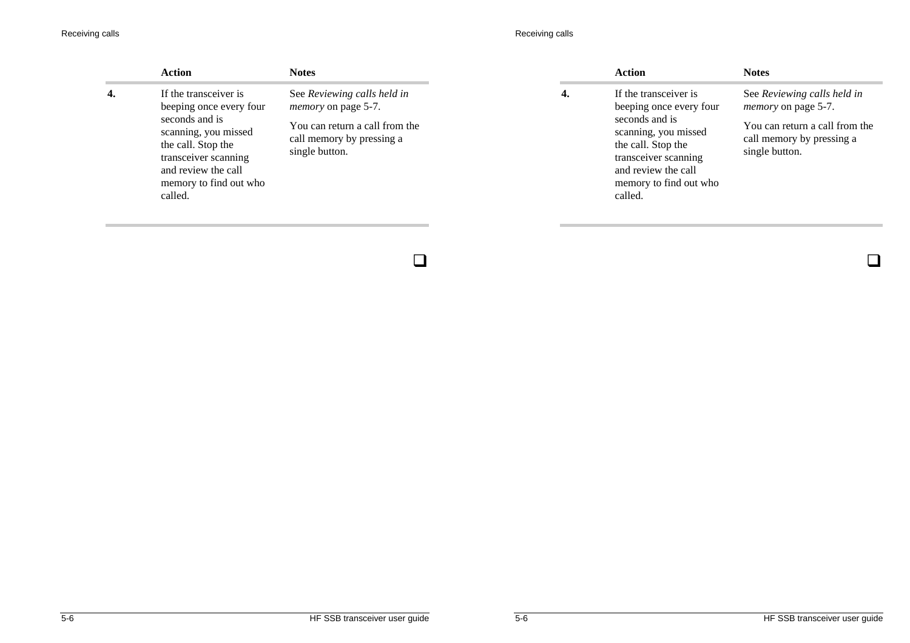| | Action | Notes |
|---|---|---|
| **4.** | If the transceiver is beeping once every four seconds and is scanning, you missed the call. Stop the transceiver scanning and review the call memory to find out who called. | See *Reviewing calls held in memory* on page 5-7.<br><br>You can return a call from the call memory by pressing a single button. |

❑

| | Action | Notes |
|---|---|---|
| **4.** | If the transceiver is beeping once every four seconds and is scanning, you missed the call. Stop the transceiver scanning and review the call memory to find out who called. | See *Reviewing calls held in memory* on page 5-7.<br><br>You can return a call from the call memory by pressing a single button. |

❑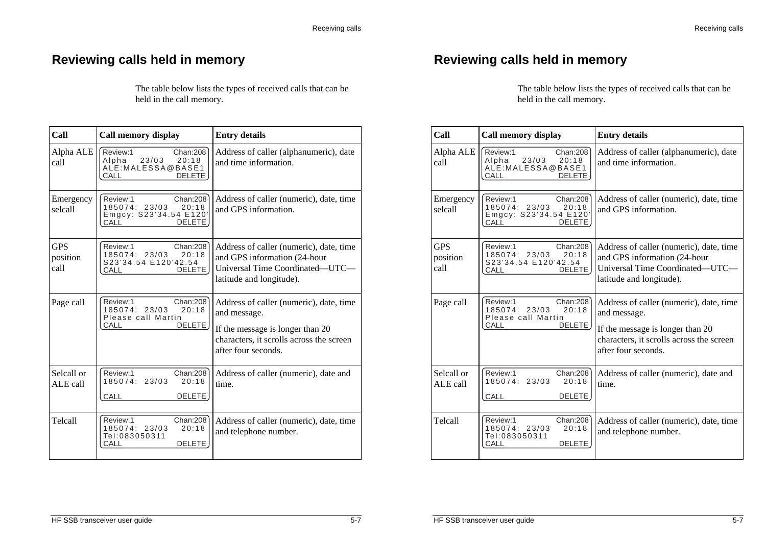# Reviewing calls held in memory

The table below lists the types of received calls that can be held in the call memory.

| Call | Call memory display | Entry details |
|---|---|---|
| Alpha ALE call | Review:1 Chan:208<br>Alpha 23/03 20:18<br>ALE:MALESSA@BASE1<br>CALL DELETE | Address of caller (alphanumeric), date and time information. |
| Emergency selcall | Review:1 Chan:208<br>185074: 23/03 20:18<br>Emgcy: S23'34.54 E120'<br>CALL DELETE | Address of caller (numeric), date, time and GPS information. |
| GPS position call | Review:1 Chan:208<br>185074: 23/03 20:18<br>S23'34.54 E120'42.54<br>CALL DELETE | Address of caller (numeric), date, time and GPS information (24-hour Universal Time Coordinated—UTC—latitude and longitude). |
| Page call | Review:1 Chan:208<br>185074: 23/03 20:18<br>Please call Martin<br>CALL DELETE | Address of caller (numeric), date, time and message.<br><br>If the message is longer than 20 characters, it scrolls across the screen after four seconds. |
| Selcall or ALE call | Review:1 Chan:208<br>185074: 23/03 20:18<br><br>CALL DELETE | Address of caller (numeric), date and time. |
| Telcall | Review:1 Chan:208<br>185074: 23/03 20:18<br>Tel:083050311<br>CALL DELETE | Address of caller (numeric), date, time and telephone number. |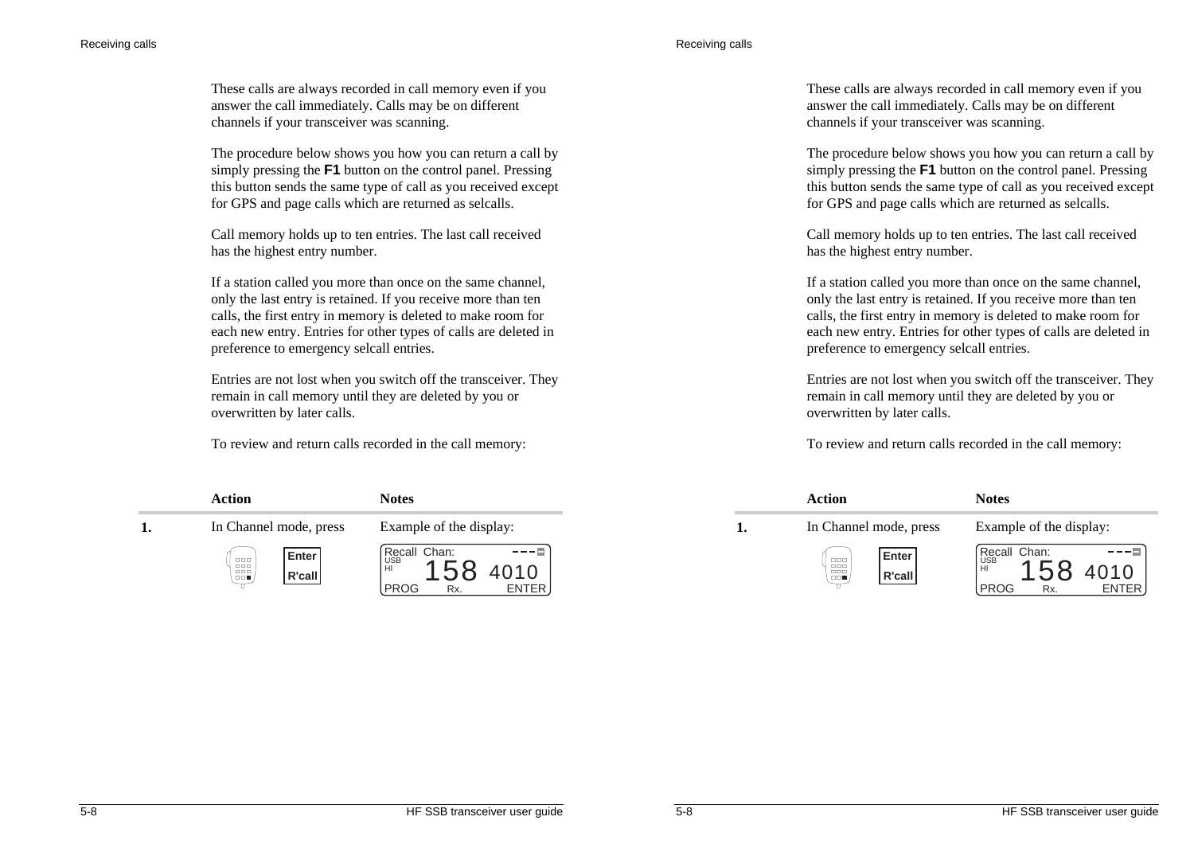These calls are always recorded in call memory even if you answer the call immediately. Calls may be on different channels if your transceiver was scanning.

The procedure below shows you how you can return a call by simply pressing the **F1** button on the control panel. Pressing this button sends the same type of call as you received except for GPS and page calls which are returned as selcalls.

Call memory holds up to ten entries. The last call received has the highest entry number.

If a station called you more than once on the same channel, only the last entry is retained. If you receive more than ten calls, the first entry in memory is deleted to make room for each new entry. Entries for other types of calls are deleted in preference to emergency selcall entries.

Entries are not lost when you switch off the transceiver. They remain in call memory until they are deleted by you or overwritten by later calls.

To review and return calls recorded in the call memory:

| | Action | Notes |
|---|---|---|
| **1.** | In Channel mode, press **Enter R'call** | Example of the display: Recall Chan: USB HI 158 4010 PROG Rx. ENTER |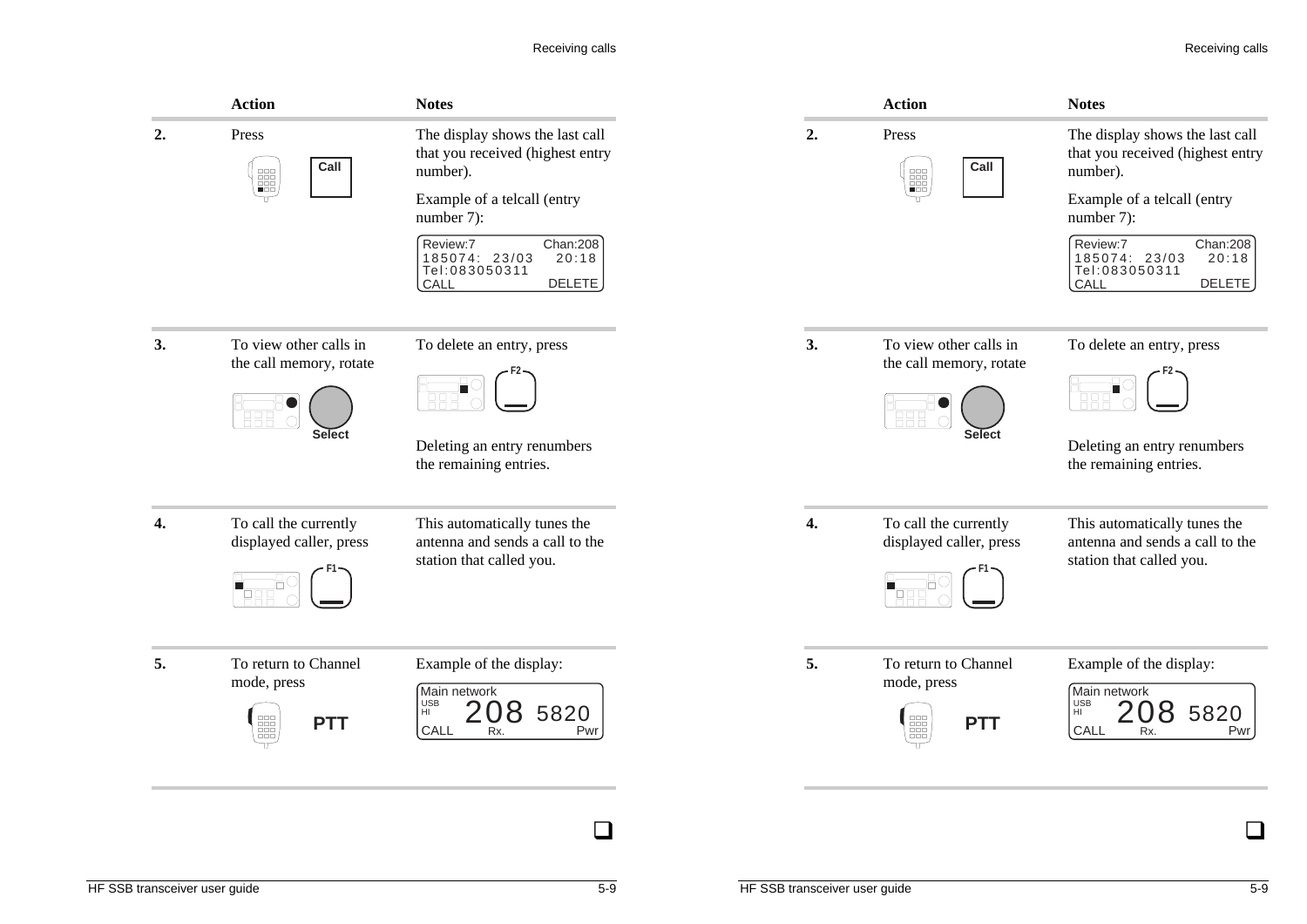| | Action | Notes |
|---|---|---|
| **2.** | Press **Call** | The display shows the last call that you received (highest entry number).<br><br>Example of a telcall (entry number 7):<br><br>Review:7 Chan:208<br>185074: 23/03 20:18<br>Tel:083050311<br>CALL DELETE |
| **3.** | To view other calls in the call memory, rotate **Select** | To delete an entry, press **F2**<br><br>Deleting an entry renumbers the remaining entries. |
| **4.** | To call the currently displayed caller, press **F1** | This automatically tunes the antenna and sends a call to the station that called you. |
| **5.** | To return to Channel mode, press **PTT** | Example of the display:<br><br>Main network<br>USB HI 208 5820<br>CALL Rx. Pwr |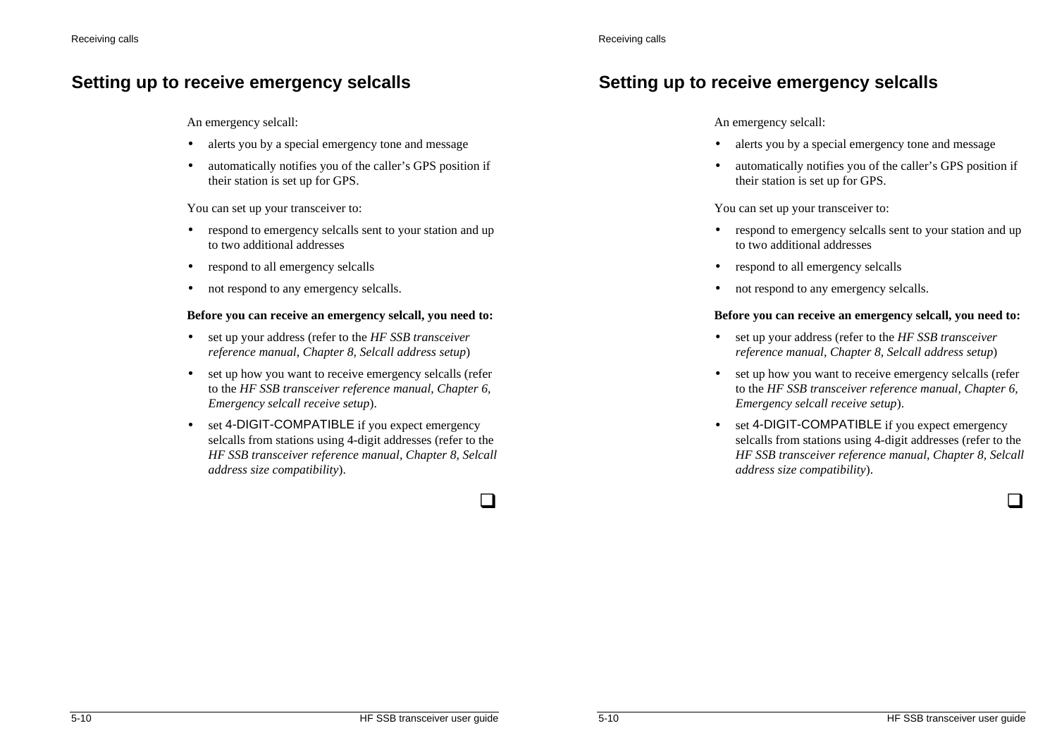## Setting up to receive emergency selcalls

An emergency selcall:

- alerts you by a special emergency tone and message
- automatically notifies you of the caller's GPS position if their station is set up for GPS.

You can set up your transceiver to:

- respond to emergency selcalls sent to your station and up to two additional addresses
- respond to all emergency selcalls
- not respond to any emergency selcalls.

**Before you can receive an emergency selcall, you need to:**

- set up your address (refer to the *HF SSB transceiver reference manual, Chapter 8, Selcall address setup*)
- set up how you want to receive emergency selcalls (refer to the *HF SSB transceiver reference manual, Chapter 6, Emergency selcall receive setup*).
- set 4-DIGIT-COMPATIBLE if you expect emergency selcalls from stations using 4-digit addresses (refer to the *HF SSB transceiver reference manual, Chapter 8, Selcall address size compatibility*).

❑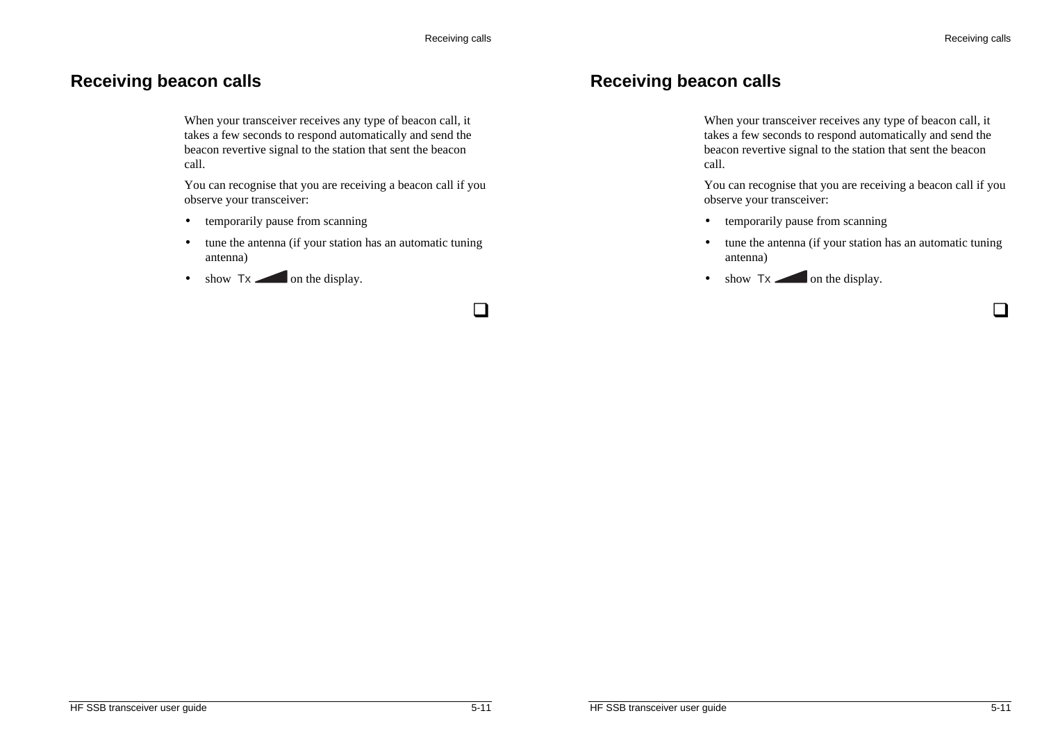## Receiving beacon calls

When your transceiver receives any type of beacon call, it takes a few seconds to respond automatically and send the beacon revertive signal to the station that sent the beacon call.

You can recognise that you are receiving a beacon call if you observe your transceiver:

- temporarily pause from scanning
- tune the antenna (if your station has an automatic tuning antenna)
- show Tx on the display.

❑

## Receiving beacon calls

When your transceiver receives any type of beacon call, it takes a few seconds to respond automatically and send the beacon revertive signal to the station that sent the beacon call.

You can recognise that you are receiving a beacon call if you observe your transceiver:

- temporarily pause from scanning
- tune the antenna (if your station has an automatic tuning antenna)
- show Tx on the display.

❑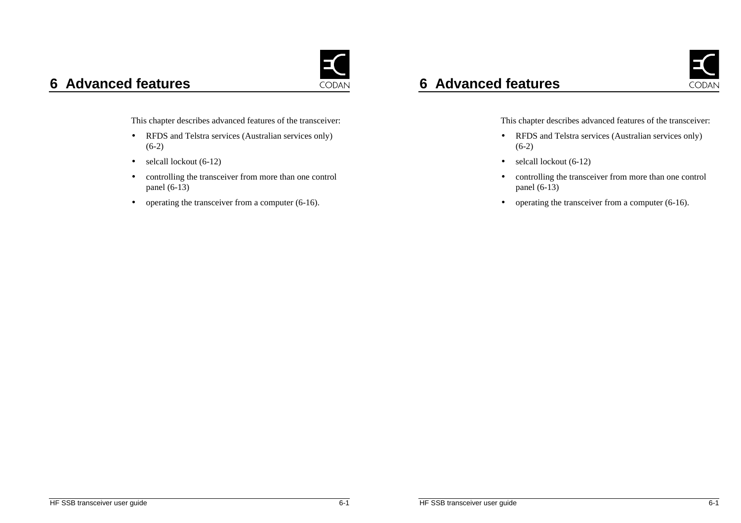# 6 Advanced features

This chapter describes advanced features of the transceiver:

- RFDS and Telstra services (Australian services only) (6-2)
- selcall lockout (6-12)
- controlling the transceiver from more than one control panel (6-13)
- operating the transceiver from a computer (6-16).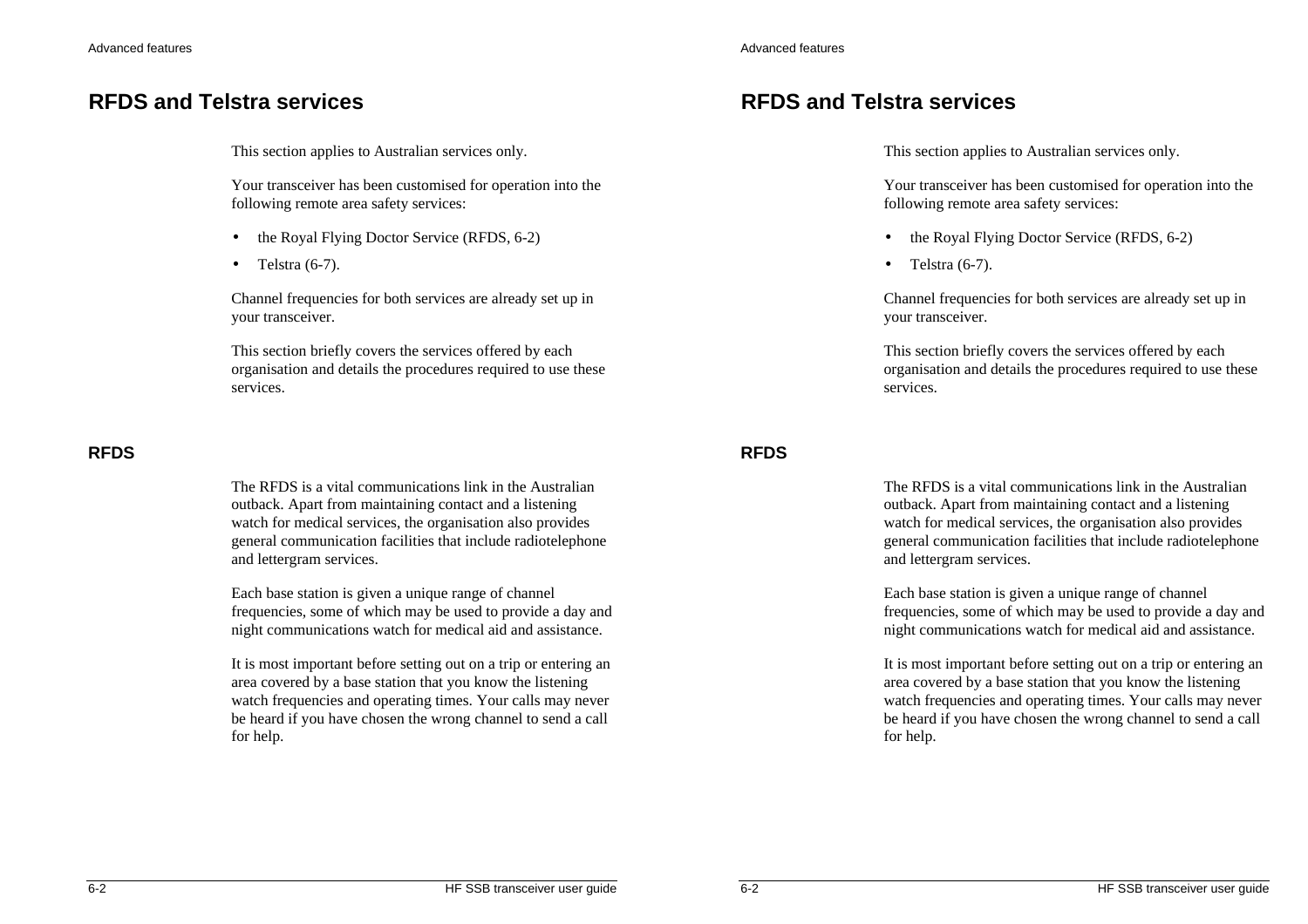# RFDS and Telstra services

This section applies to Australian services only.

Your transceiver has been customised for operation into the following remote area safety services:

- the Royal Flying Doctor Service (RFDS, 6-2)
- Telstra (6-7).

Channel frequencies for both services are already set up in your transceiver.

This section briefly covers the services offered by each organisation and details the procedures required to use these services.

## RFDS

The RFDS is a vital communications link in the Australian outback. Apart from maintaining contact and a listening watch for medical services, the organisation also provides general communication facilities that include radiotelephone and lettergram services.

Each base station is given a unique range of channel frequencies, some of which may be used to provide a day and night communications watch for medical aid and assistance.

It is most important before setting out on a trip or entering an area covered by a base station that you know the listening watch frequencies and operating times. Your calls may never be heard if you have chosen the wrong channel to send a call for help.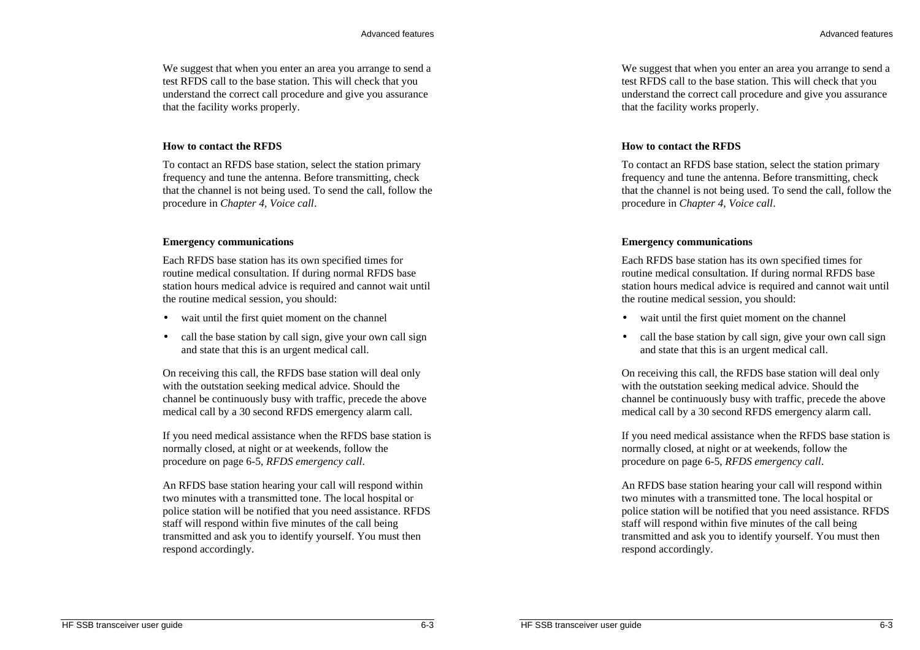We suggest that when you enter an area you arrange to send a test RFDS call to the base station. This will check that you understand the correct call procedure and give you assurance that the facility works properly.

**How to contact the RFDS**

To contact an RFDS base station, select the station primary frequency and tune the antenna. Before transmitting, check that the channel is not being used. To send the call, follow the procedure in *Chapter 4, Voice call*.

**Emergency communications**

Each RFDS base station has its own specified times for routine medical consultation. If during normal RFDS base station hours medical advice is required and cannot wait until the routine medical session, you should:

- wait until the first quiet moment on the channel
- call the base station by call sign, give your own call sign and state that this is an urgent medical call.

On receiving this call, the RFDS base station will deal only with the outstation seeking medical advice. Should the channel be continuously busy with traffic, precede the above medical call by a 30 second RFDS emergency alarm call.

If you need medical assistance when the RFDS base station is normally closed, at night or at weekends, follow the procedure on page 6-5, *RFDS emergency call*.

An RFDS base station hearing your call will respond within two minutes with a transmitted tone. The local hospital or police station will be notified that you need assistance. RFDS staff will respond within five minutes of the call being transmitted and ask you to identify yourself. You must then respond accordingly.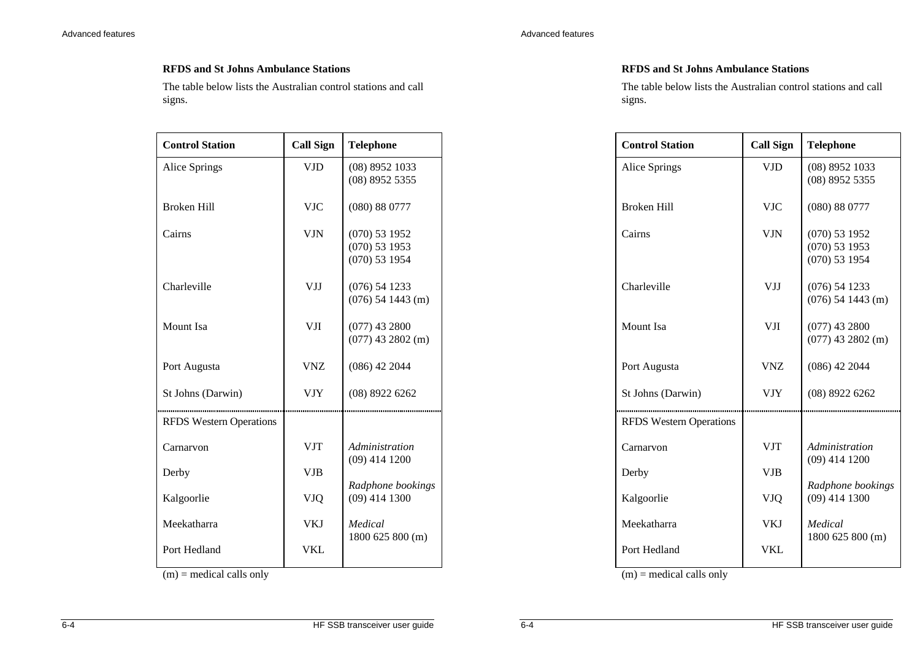**RFDS and St Johns Ambulance Stations**

The table below lists the Australian control stations and call signs.

| Control Station | Call Sign | Telephone |
|---|---|---|
| Alice Springs | VJD | (08) 8952 1033<br>(08) 8952 5355 |
| Broken Hill | VJC | (080) 88 0777 |
| Cairns | VJN | (070) 53 1952<br>(070) 53 1953<br>(070) 53 1954 |
| Charleville | VJJ | (076) 54 1233<br>(076) 54 1443 (m) |
| Mount Isa | VJI | (077) 43 2800<br>(077) 43 2802 (m) |
| Port Augusta | VNZ | (086) 42 2044 |
| St Johns (Darwin) | VJY | (08) 8922 6262 |
| RFDS Western Operations | | |
| Carnarvon | VJT | *Administration*<br>(09) 414 1200 |
| Derby | VJB | |
| Kalgoorlie | VJQ | *Radphone bookings*<br>(09) 414 1300 |
| Meekatharra | VKJ | *Medical*<br>1800 625 800 (m) |
| Port Hedland | VKL | |

(m) = medical calls only

**RFDS and St Johns Ambulance Stations**

The table below lists the Australian control stations and call signs.

| Control Station | Call Sign | Telephone |
|---|---|---|
| Alice Springs | VJD | (08) 8952 1033<br>(08) 8952 5355 |
| Broken Hill | VJC | (080) 88 0777 |
| Cairns | VJN | (070) 53 1952<br>(070) 53 1953<br>(070) 53 1954 |
| Charleville | VJJ | (076) 54 1233<br>(076) 54 1443 (m) |
| Mount Isa | VJI | (077) 43 2800<br>(077) 43 2802 (m) |
| Port Augusta | VNZ | (086) 42 2044 |
| St Johns (Darwin) | VJY | (08) 8922 6262 |
| RFDS Western Operations | | |
| Carnarvon | VJT | *Administration*<br>(09) 414 1200 |
| Derby | VJB | |
| Kalgoorlie | VJQ | *Radphone bookings*<br>(09) 414 1300 |
| Meekatharra | VKJ | *Medical*<br>1800 625 800 (m) |
| Port Hedland | VKL | |

(m) = medical calls only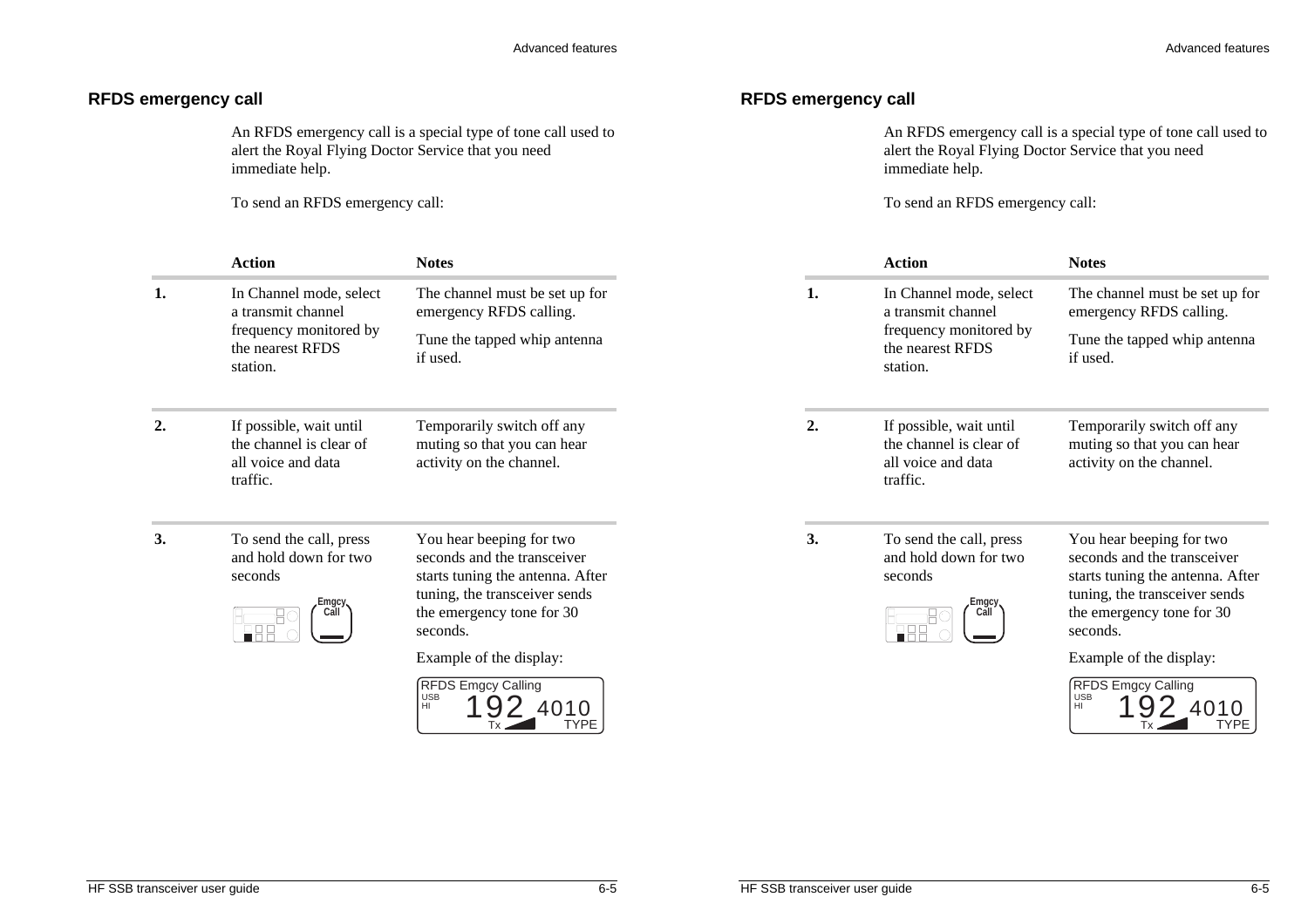## RFDS emergency call

An RFDS emergency call is a special type of tone call used to alert the Royal Flying Doctor Service that you need immediate help.

To send an RFDS emergency call:

| | Action | Notes |
|---|---|---|
| **1.** | In Channel mode, select a transmit channel frequency monitored by the nearest RFDS station. | The channel must be set up for emergency RFDS calling.<br><br>Tune the tapped whip antenna if used. |
| **2.** | If possible, wait until the channel is clear of all voice and data traffic. | Temporarily switch off any muting so that you can hear activity on the channel. |
| **3.** | To send the call, press and hold down for two seconds<br><br>Emgcy Call | You hear beeping for two seconds and the transceiver starts tuning the antenna. After tuning, the transceiver sends the emergency tone for 30 seconds.<br><br>Example of the display:<br><br>RFDS Emgcy Calling<br>USB HI 192 4010<br>Tx TYPE |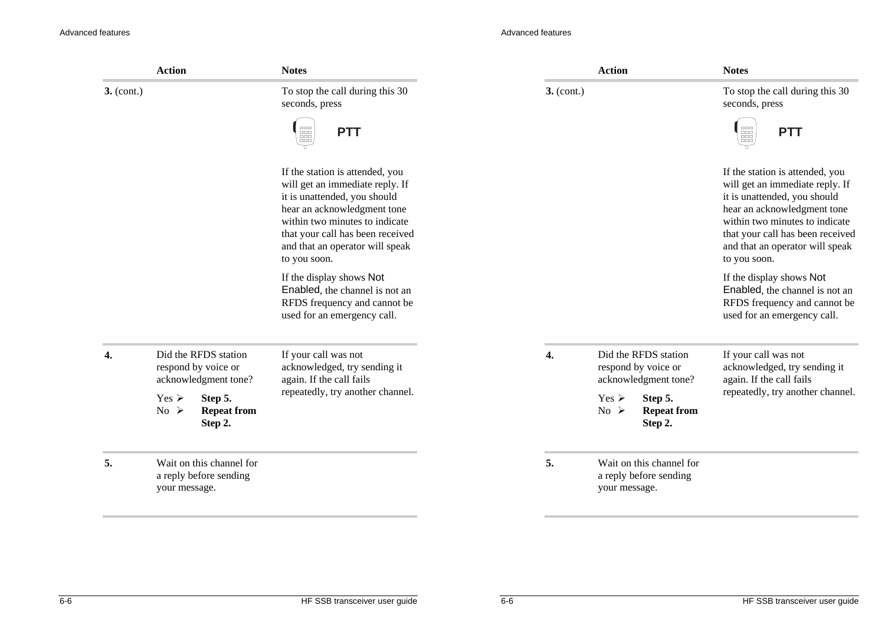| | Action | Notes |
|---|---|---|
| **3.** (cont.) | | To stop the call during this 30 seconds, press<br><br>PTT<br><br>If the station is attended, you will get an immediate reply. If it is unattended, you should hear an acknowledgment tone within two minutes to indicate that your call has been received and that an operator will speak to you soon.<br><br>If the display shows Not Enabled, the channel is not an RFDS frequency and cannot be used for an emergency call. |
| **4.** | Did the RFDS station respond by voice or acknowledgment tone?<br><br>Yes ➢ **Step 5.**<br>No ➢ **Repeat from Step 2.** | If your call was not acknowledged, try sending it again. If the call fails repeatedly, try another channel. |
| **5.** | Wait on this channel for a reply before sending your message. | |

| | Action | Notes |
|---|---|---|
| **3.** (cont.) | | To stop the call during this 30 seconds, press<br><br>PTT<br><br>If the station is attended, you will get an immediate reply. If it is unattended, you should hear an acknowledgment tone within two minutes to indicate that your call has been received and that an operator will speak to you soon.<br><br>If the display shows Not Enabled, the channel is not an RFDS frequency and cannot be used for an emergency call. |
| **4.** | Did the RFDS station respond by voice or acknowledgment tone?<br><br>Yes ➢ **Step 5.**<br>No ➢ **Repeat from Step 2.** | If your call was not acknowledged, try sending it again. If the call fails repeatedly, try another channel. |
| **5.** | Wait on this channel for a reply before sending your message. | |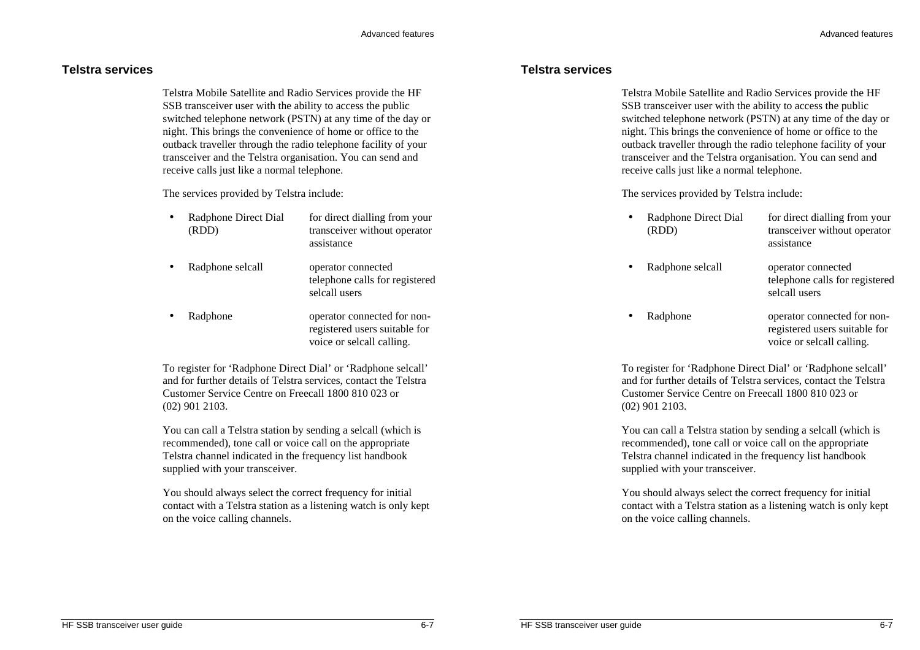## Telstra services

Telstra Mobile Satellite and Radio Services provide the HF SSB transceiver user with the ability to access the public switched telephone network (PSTN) at any time of the day or night. This brings the convenience of home or office to the outback traveller through the radio telephone facility of your transceiver and the Telstra organisation. You can send and receive calls just like a normal telephone.

The services provided by Telstra include:

- Radphone Direct Dial (RDD) — for direct dialling from your transceiver without operator assistance
- Radphone selcall — operator connected telephone calls for registered selcall users
- Radphone — operator connected for non-registered users suitable for voice or selcall calling.

To register for ‘Radphone Direct Dial’ or ‘Radphone selcall’ and for further details of Telstra services, contact the Telstra Customer Service Centre on Freecall 1800 810 023 or (02) 901 2103.

You can call a Telstra station by sending a selcall (which is recommended), tone call or voice call on the appropriate Telstra channel indicated in the frequency list handbook supplied with your transceiver.

You should always select the correct frequency for initial contact with a Telstra station as a listening watch is only kept on the voice calling channels.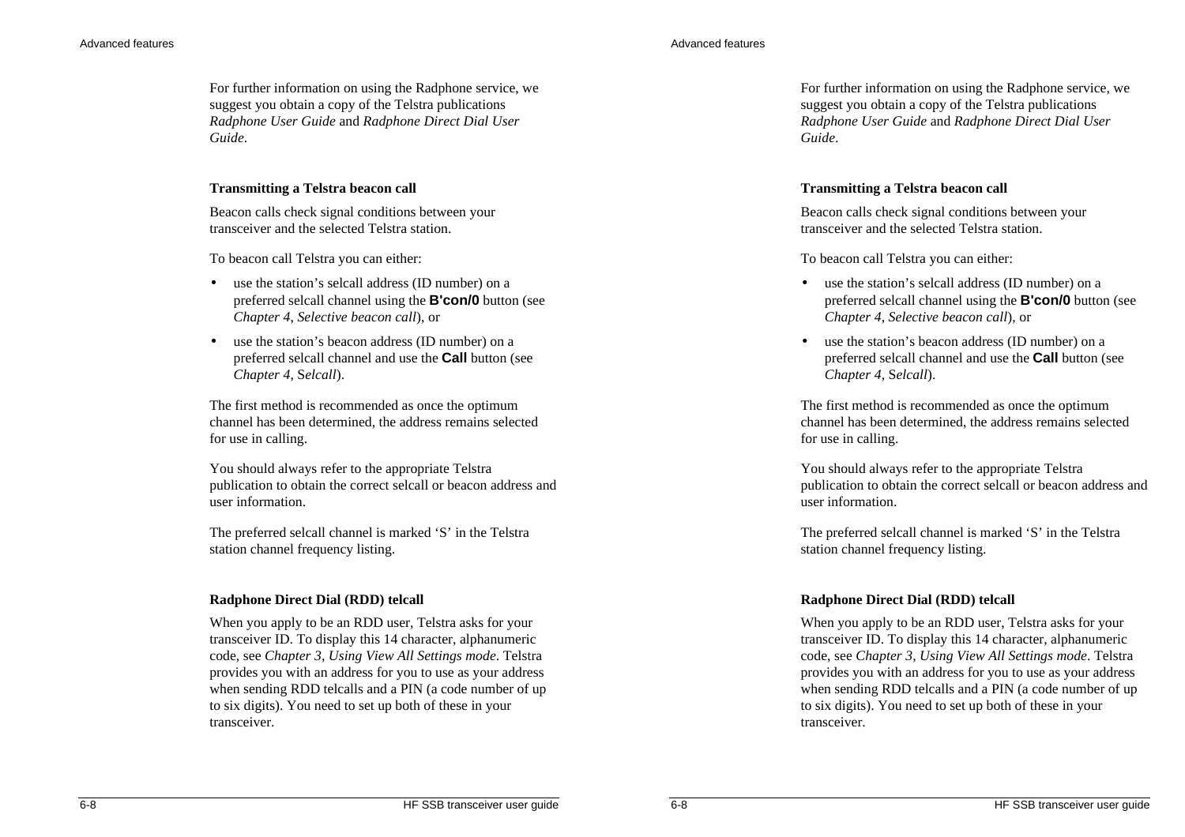For further information on using the Radphone service, we suggest you obtain a copy of the Telstra publications *Radphone User Guide* and *Radphone Direct Dial User Guide*.

### Transmitting a Telstra beacon call

Beacon calls check signal conditions between your transceiver and the selected Telstra station.

To beacon call Telstra you can either:

- use the station's selcall address (ID number) on a preferred selcall channel using the **B'con/0** button (see *Chapter 4*, *Selective beacon call*), or
- use the station's beacon address (ID number) on a preferred selcall channel and use the **Call** button (see *Chapter 4*, *Selcall*).

The first method is recommended as once the optimum channel has been determined, the address remains selected for use in calling.

You should always refer to the appropriate Telstra publication to obtain the correct selcall or beacon address and user information.

The preferred selcall channel is marked 'S' in the Telstra station channel frequency listing.

### Radphone Direct Dial (RDD) telcall

When you apply to be an RDD user, Telstra asks for your transceiver ID. To display this 14 character, alphanumeric code, see *Chapter 3*, *Using View All Settings mode*. Telstra provides you with an address for you to use as your address when sending RDD telcalls and a PIN (a code number of up to six digits). You need to set up both of these in your transceiver.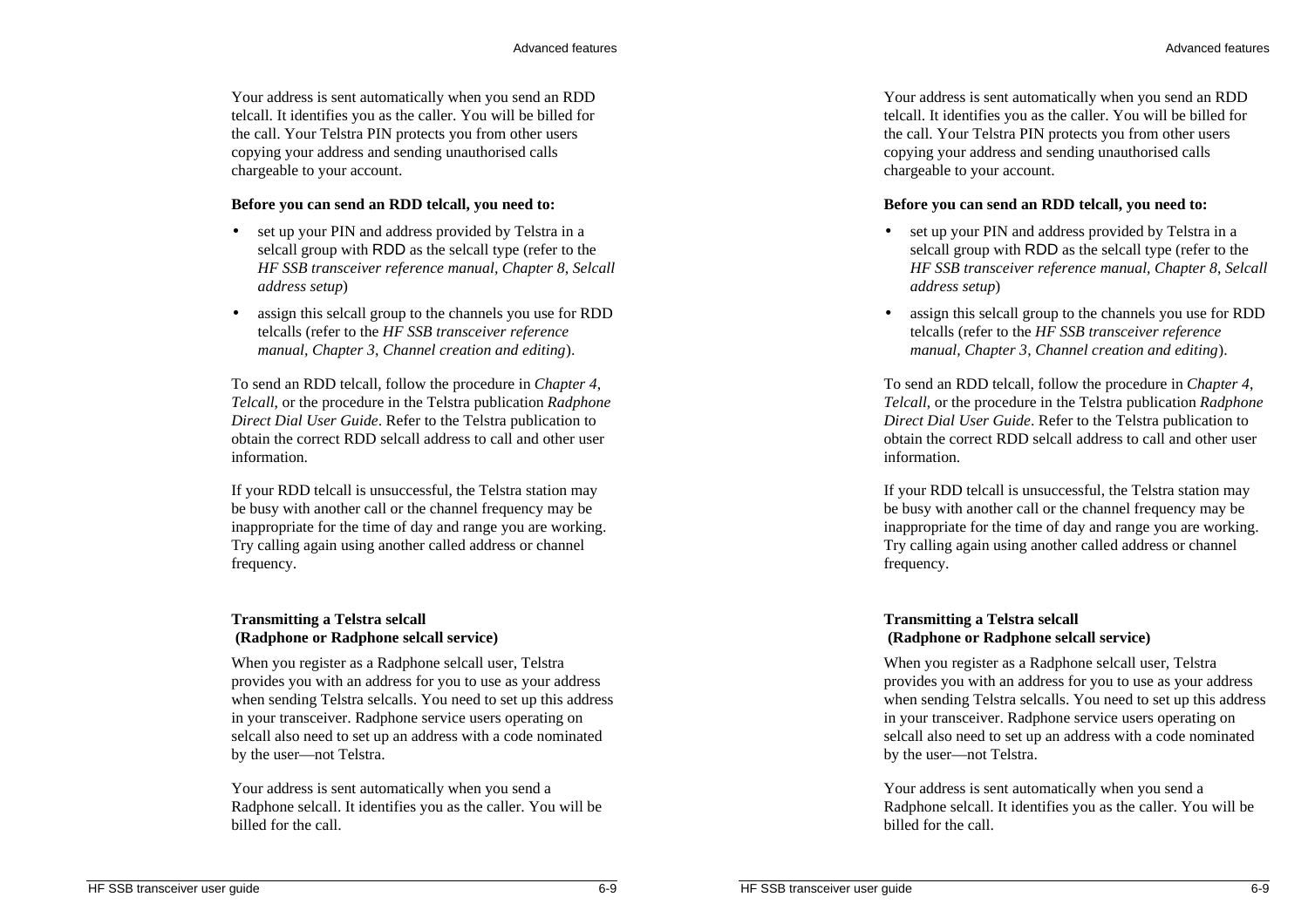Your address is sent automatically when you send an RDD telcall. It identifies you as the caller. You will be billed for the call. Your Telstra PIN protects you from other users copying your address and sending unauthorised calls chargeable to your account.

**Before you can send an RDD telcall, you need to:**

- set up your PIN and address provided by Telstra in a selcall group with RDD as the selcall type (refer to the *HF SSB transceiver reference manual, Chapter 8, Selcall address setup*)
- assign this selcall group to the channels you use for RDD telcalls (refer to the *HF SSB transceiver reference manual, Chapter 3, Channel creation and editing*).

To send an RDD telcall, follow the procedure in *Chapter 4, Telcall*, or the procedure in the Telstra publication *Radphone Direct Dial User Guide*. Refer to the Telstra publication to obtain the correct RDD selcall address to call and other user information.

If your RDD telcall is unsuccessful, the Telstra station may be busy with another call or the channel frequency may be inappropriate for the time of day and range you are working. Try calling again using another called address or channel frequency.

**Transmitting a Telstra selcall (Radphone or Radphone selcall service)**

When you register as a Radphone selcall user, Telstra provides you with an address for you to use as your address when sending Telstra selcalls. You need to set up this address in your transceiver. Radphone service users operating on selcall also need to set up an address with a code nominated by the user—not Telstra.

Your address is sent automatically when you send a Radphone selcall. It identifies you as the caller. You will be billed for the call.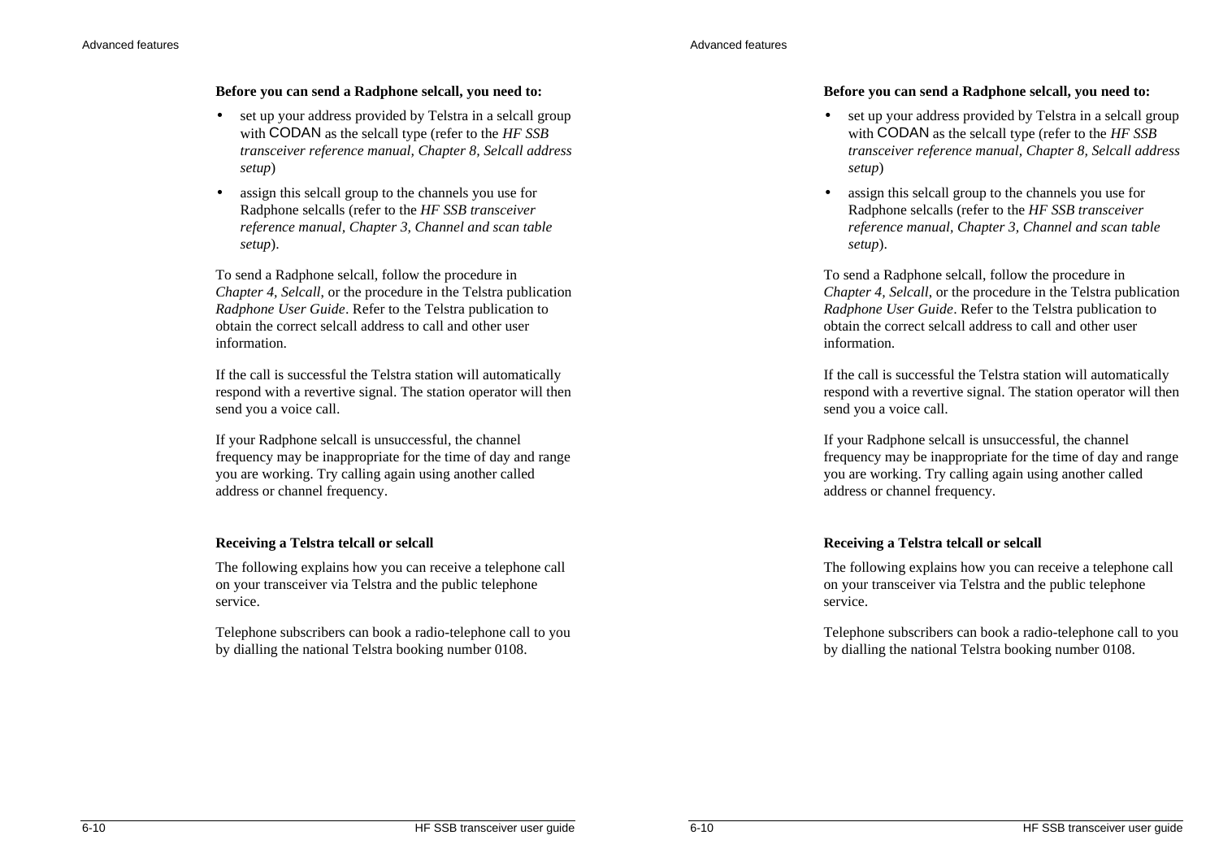**Before you can send a Radphone selcall, you need to:**

- set up your address provided by Telstra in a selcall group with CODAN as the selcall type (refer to the *HF SSB transceiver reference manual, Chapter 8, Selcall address setup*)
- assign this selcall group to the channels you use for Radphone selcalls (refer to the *HF SSB transceiver reference manual, Chapter 3, Channel and scan table setup*).

To send a Radphone selcall, follow the procedure in *Chapter 4, Selcall*, or the procedure in the Telstra publication *Radphone User Guide*. Refer to the Telstra publication to obtain the correct selcall address to call and other user information.

If the call is successful the Telstra station will automatically respond with a revertive signal. The station operator will then send you a voice call.

If your Radphone selcall is unsuccessful, the channel frequency may be inappropriate for the time of day and range you are working. Try calling again using another called address or channel frequency.

**Receiving a Telstra telcall or selcall**

The following explains how you can receive a telephone call on your transceiver via Telstra and the public telephone service.

Telephone subscribers can book a radio-telephone call to you by dialling the national Telstra booking number 0108.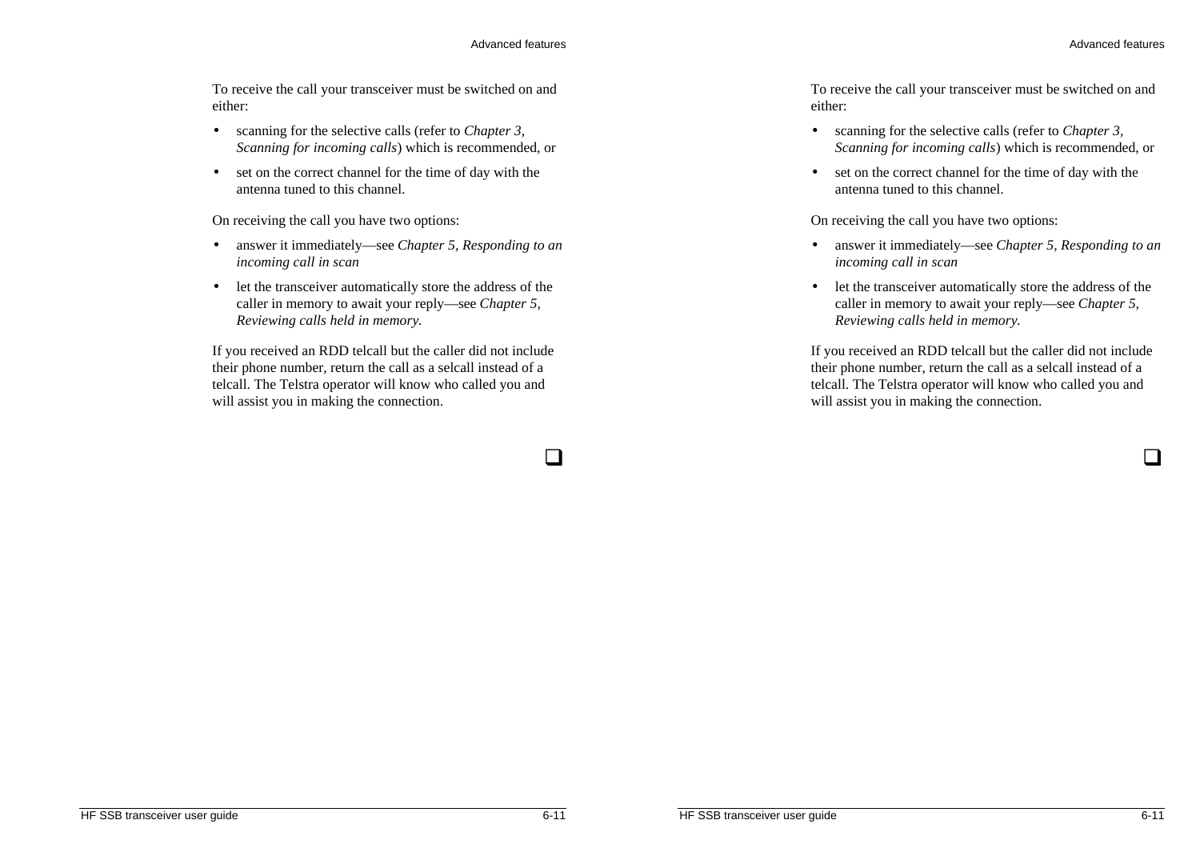To receive the call your transceiver must be switched on and either:

- scanning for the selective calls (refer to *Chapter 3, Scanning for incoming calls*) which is recommended, or
- set on the correct channel for the time of day with the antenna tuned to this channel.

On receiving the call you have two options:

- answer it immediately—see *Chapter 5, Responding to an incoming call in scan*
- let the transceiver automatically store the address of the caller in memory to await your reply—see *Chapter 5, Reviewing calls held in memory.*

If you received an RDD telcall but the caller did not include their phone number, return the call as a selcall instead of a telcall. The Telstra operator will know who called you and will assist you in making the connection.

❑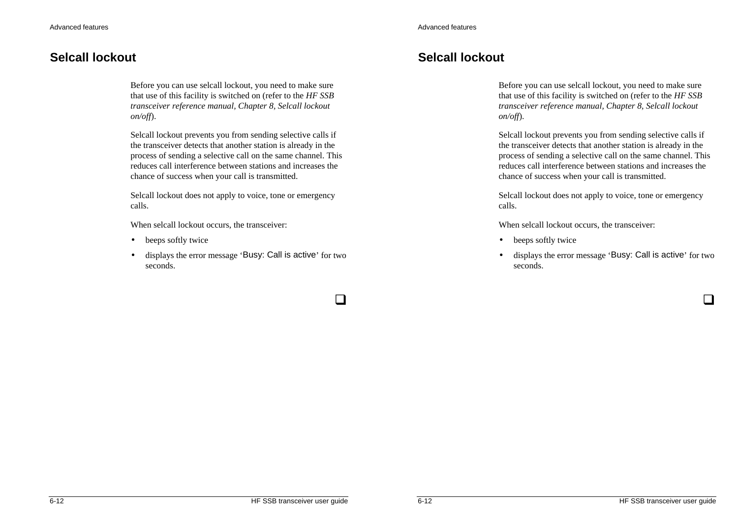## Selcall lockout

Before you can use selcall lockout, you need to make sure that use of this facility is switched on (refer to the *HF SSB transceiver reference manual, Chapter 8, Selcall lockout on/off*).

Selcall lockout prevents you from sending selective calls if the transceiver detects that another station is already in the process of sending a selective call on the same channel. This reduces call interference between stations and increases the chance of success when your call is transmitted.

Selcall lockout does not apply to voice, tone or emergency calls.

When selcall lockout occurs, the transceiver:

- beeps softly twice
- displays the error message 'Busy: Call is active' for two seconds.

❑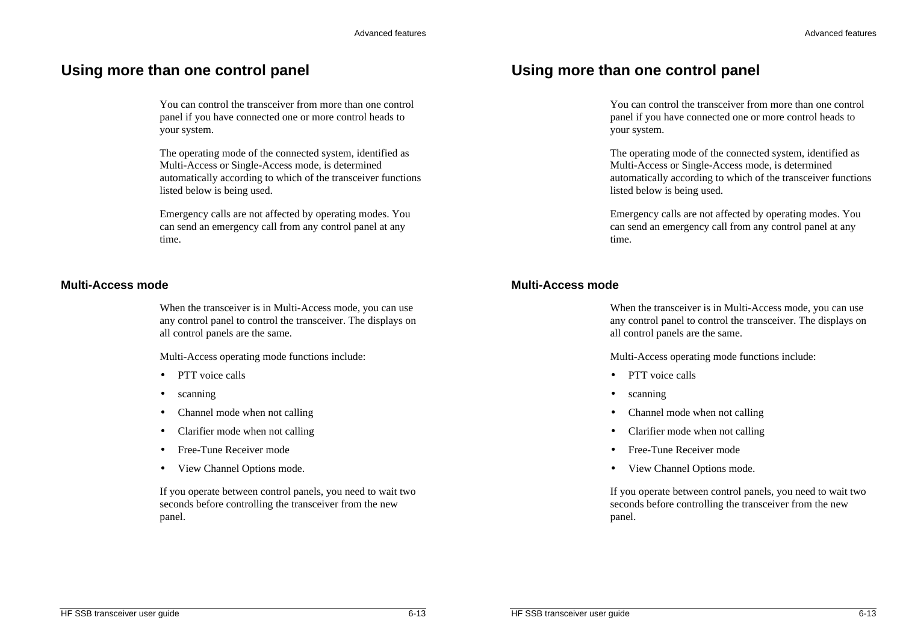# Using more than one control panel

You can control the transceiver from more than one control panel if you have connected one or more control heads to your system.

The operating mode of the connected system, identified as Multi-Access or Single-Access mode, is determined automatically according to which of the transceiver functions listed below is being used.

Emergency calls are not affected by operating modes. You can send an emergency call from any control panel at any time.

## Multi-Access mode

When the transceiver is in Multi-Access mode, you can use any control panel to control the transceiver. The displays on all control panels are the same.

Multi-Access operating mode functions include:

- PTT voice calls
- scanning
- Channel mode when not calling
- Clarifier mode when not calling
- Free-Tune Receiver mode
- View Channel Options mode.

If you operate between control panels, you need to wait two seconds before controlling the transceiver from the new panel.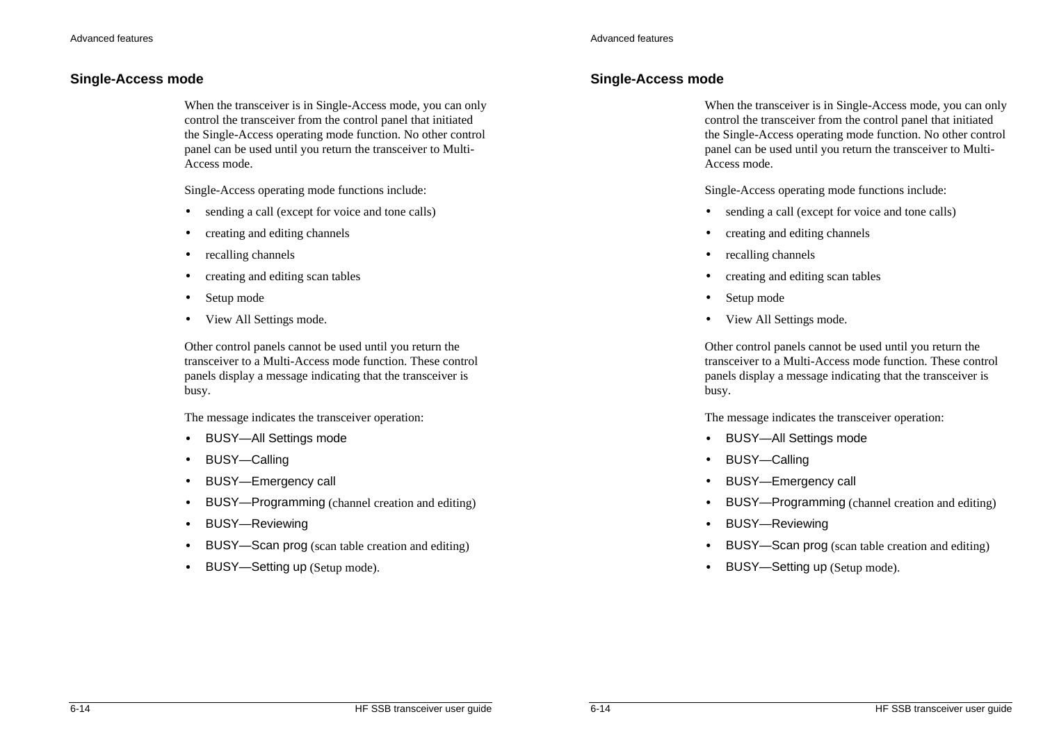## Single-Access mode

When the transceiver is in Single-Access mode, you can only control the transceiver from the control panel that initiated the Single-Access operating mode function. No other control panel can be used until you return the transceiver to Multi-Access mode.

Single-Access operating mode functions include:

- sending a call (except for voice and tone calls)
- creating and editing channels
- recalling channels
- creating and editing scan tables
- Setup mode
- View All Settings mode.

Other control panels cannot be used until you return the transceiver to a Multi-Access mode function. These control panels display a message indicating that the transceiver is busy.

The message indicates the transceiver operation:

- BUSY—All Settings mode
- BUSY—Calling
- BUSY—Emergency call
- BUSY—Programming (channel creation and editing)
- BUSY—Reviewing
- BUSY—Scan prog (scan table creation and editing)
- BUSY—Setting up (Setup mode).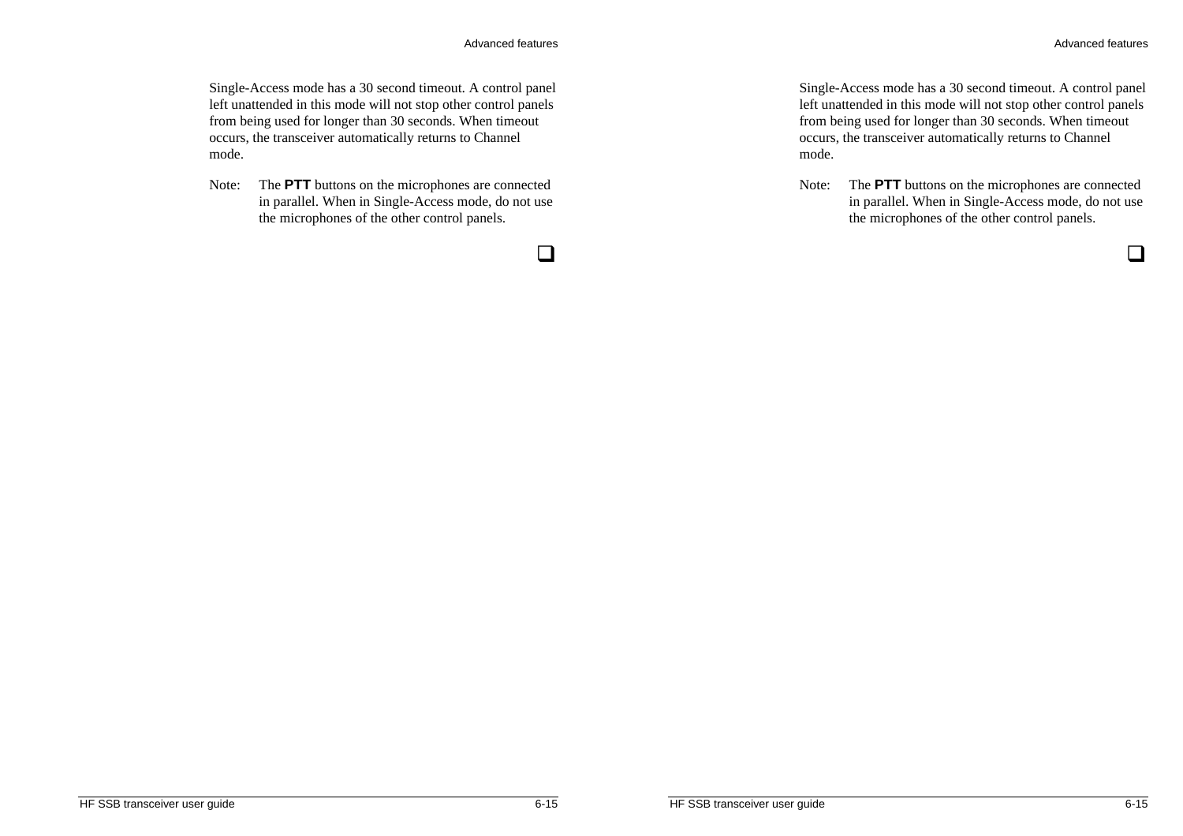Single-Access mode has a 30 second timeout. A control panel left unattended in this mode will not stop other control panels from being used for longer than 30 seconds. When timeout occurs, the transceiver automatically returns to Channel mode.

Note: The **PTT** buttons on the microphones are connected in parallel. When in Single-Access mode, do not use the microphones of the other control panels.

❑

Single-Access mode has a 30 second timeout. A control panel left unattended in this mode will not stop other control panels from being used for longer than 30 seconds. When timeout occurs, the transceiver automatically returns to Channel mode.

Note: The **PTT** buttons on the microphones are connected in parallel. When in Single-Access mode, do not use the microphones of the other control panels.

❑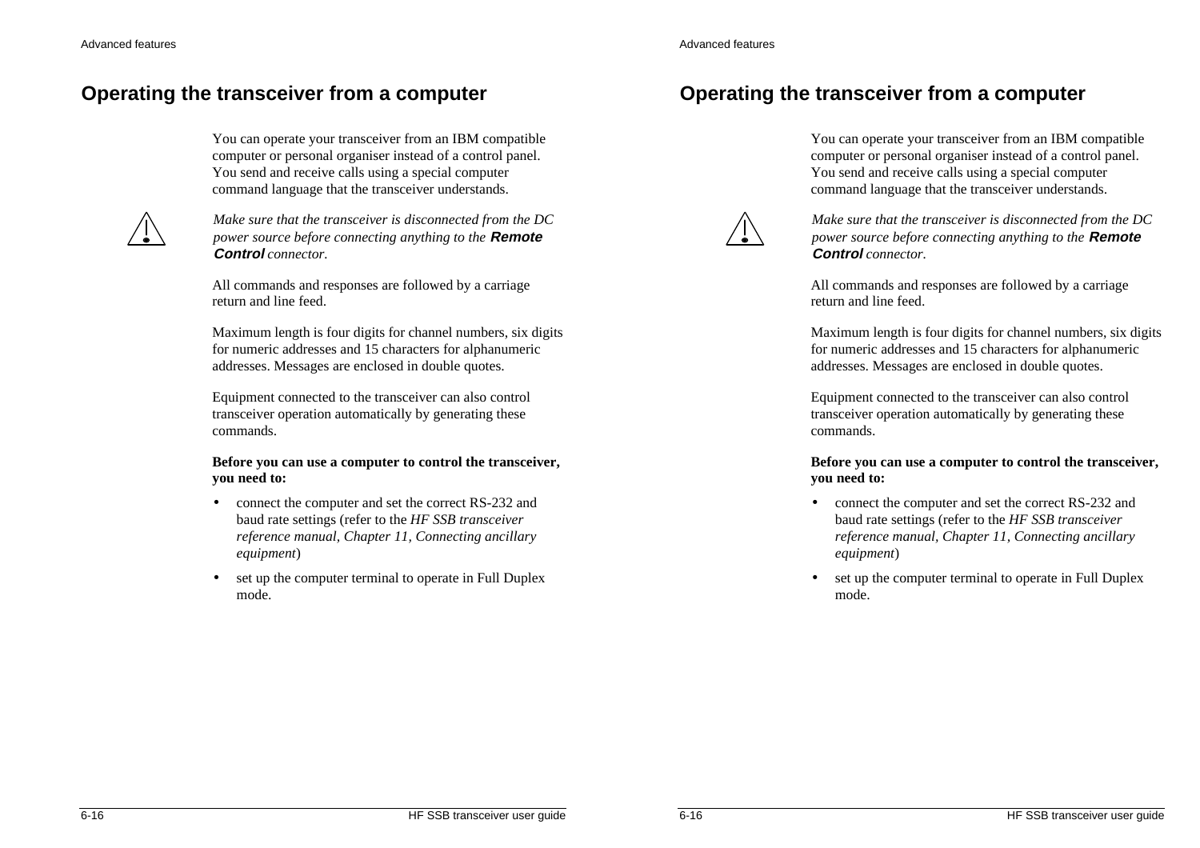# Operating the transceiver from a computer

You can operate your transceiver from an IBM compatible computer or personal organiser instead of a control panel. You send and receive calls using a special computer command language that the transceiver understands.

*Make sure that the transceiver is disconnected from the DC power source before connecting anything to the* ***Remote Control*** *connector.*

All commands and responses are followed by a carriage return and line feed.

Maximum length is four digits for channel numbers, six digits for numeric addresses and 15 characters for alphanumeric addresses. Messages are enclosed in double quotes.

Equipment connected to the transceiver can also control transceiver operation automatically by generating these commands.

**Before you can use a computer to control the transceiver, you need to:**

- connect the computer and set the correct RS-232 and baud rate settings (refer to the *HF SSB transceiver reference manual, Chapter 11, Connecting ancillary equipment*)
- set up the computer terminal to operate in Full Duplex mode.

# Operating the transceiver from a computer

You can operate your transceiver from an IBM compatible computer or personal organiser instead of a control panel. You send and receive calls using a special computer command language that the transceiver understands.

*Make sure that the transceiver is disconnected from the DC power source before connecting anything to the* ***Remote Control*** *connector.*

All commands and responses are followed by a carriage return and line feed.

Maximum length is four digits for channel numbers, six digits for numeric addresses and 15 characters for alphanumeric addresses. Messages are enclosed in double quotes.

Equipment connected to the transceiver can also control transceiver operation automatically by generating these commands.

**Before you can use a computer to control the transceiver, you need to:**

- connect the computer and set the correct RS-232 and baud rate settings (refer to the *HF SSB transceiver reference manual, Chapter 11, Connecting ancillary equipment*)
- set up the computer terminal to operate in Full Duplex mode.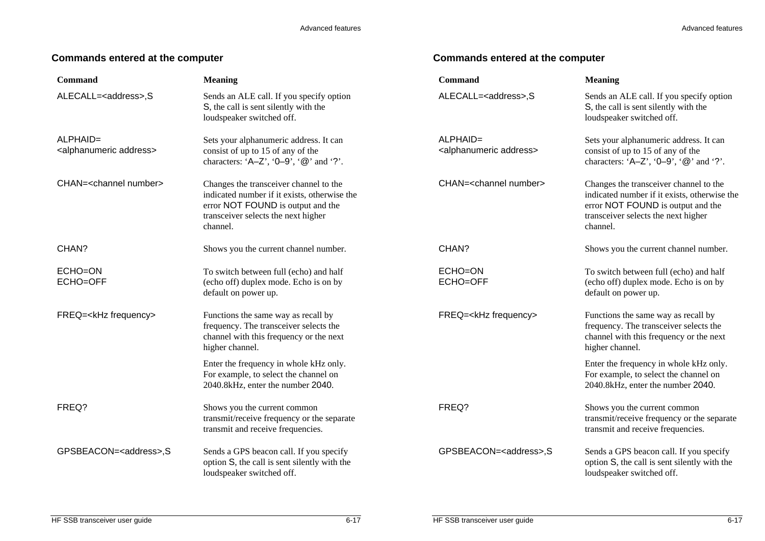## Commands entered at the computer

| Command | Meaning |
|---|---|
| ALECALL=<address>,S | Sends an ALE call. If you specify option S, the call is sent silently with the loudspeaker switched off. |
| ALPHAID=<br><alphanumeric address> | Sets your alphanumeric address. It can consist of up to 15 of any of the characters: 'A–Z', '0–9', '@' and '?'. |
| CHAN=<channel number> | Changes the transceiver channel to the indicated number if it exists, otherwise the error NOT FOUND is output and the transceiver selects the next higher channel. |
| CHAN? | Shows you the current channel number. |
| ECHO=ON<br>ECHO=OFF | To switch between full (echo) and half (echo off) duplex mode. Echo is on by default on power up. |
| FREQ=<kHz frequency> | Functions the same way as recall by frequency. The transceiver selects the channel with this frequency or the next higher channel.<br><br>Enter the frequency in whole kHz only. For example, to select the channel on 2040.8kHz, enter the number 2040. |
| FREQ? | Shows you the current common transmit/receive frequency or the separate transmit and receive frequencies. |
| GPSBEACON=<address>,S | Sends a GPS beacon call. If you specify option S, the call is sent silently with the loudspeaker switched off. |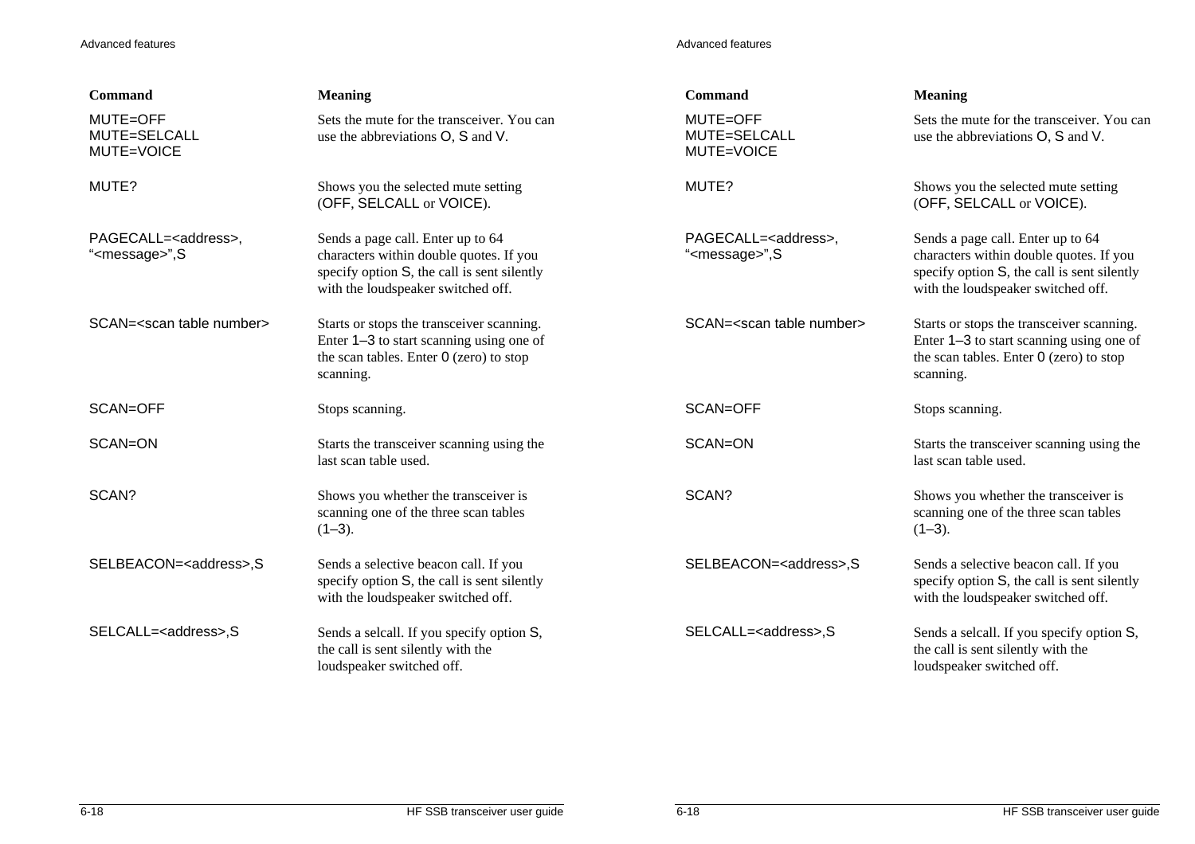| Command | Meaning |
|---|---|
| MUTE=OFF<br>MUTE=SELCALL<br>MUTE=VOICE | Sets the mute for the transceiver. You can use the abbreviations O, S and V. |
| MUTE? | Shows you the selected mute setting (OFF, SELCALL or VOICE). |
| PAGECALL=<address>,<br>“<message>”,S | Sends a page call. Enter up to 64 characters within double quotes. If you specify option S, the call is sent silently with the loudspeaker switched off. |
| SCAN=<scan table number> | Starts or stops the transceiver scanning. Enter 1–3 to start scanning using one of the scan tables. Enter 0 (zero) to stop scanning. |
| SCAN=OFF | Stops scanning. |
| SCAN=ON | Starts the transceiver scanning using the last scan table used. |
| SCAN? | Shows you whether the transceiver is scanning one of the three scan tables (1–3). |
| SELBEACON=<address>,S | Sends a selective beacon call. If you specify option S, the call is sent silently with the loudspeaker switched off. |
| SELCALL=<address>,S | Sends a selcall. If you specify option S, the call is sent silently with the loudspeaker switched off. |

| Command | Meaning |
|---|---|
| MUTE=OFF<br>MUTE=SELCALL<br>MUTE=VOICE | Sets the mute for the transceiver. You can use the abbreviations O, S and V. |
| MUTE? | Shows you the selected mute setting (OFF, SELCALL or VOICE). |
| PAGECALL=<address>,<br>“<message>”,S | Sends a page call. Enter up to 64 characters within double quotes. If you specify option S, the call is sent silently with the loudspeaker switched off. |
| SCAN=<scan table number> | Starts or stops the transceiver scanning. Enter 1–3 to start scanning using one of the scan tables. Enter 0 (zero) to stop scanning. |
| SCAN=OFF | Stops scanning. |
| SCAN=ON | Starts the transceiver scanning using the last scan table used. |
| SCAN? | Shows you whether the transceiver is scanning one of the three scan tables (1–3). |
| SELBEACON=<address>,S | Sends a selective beacon call. If you specify option S, the call is sent silently with the loudspeaker switched off. |
| SELCALL=<address>,S | Sends a selcall. If you specify option S, the call is sent silently with the loudspeaker switched off. |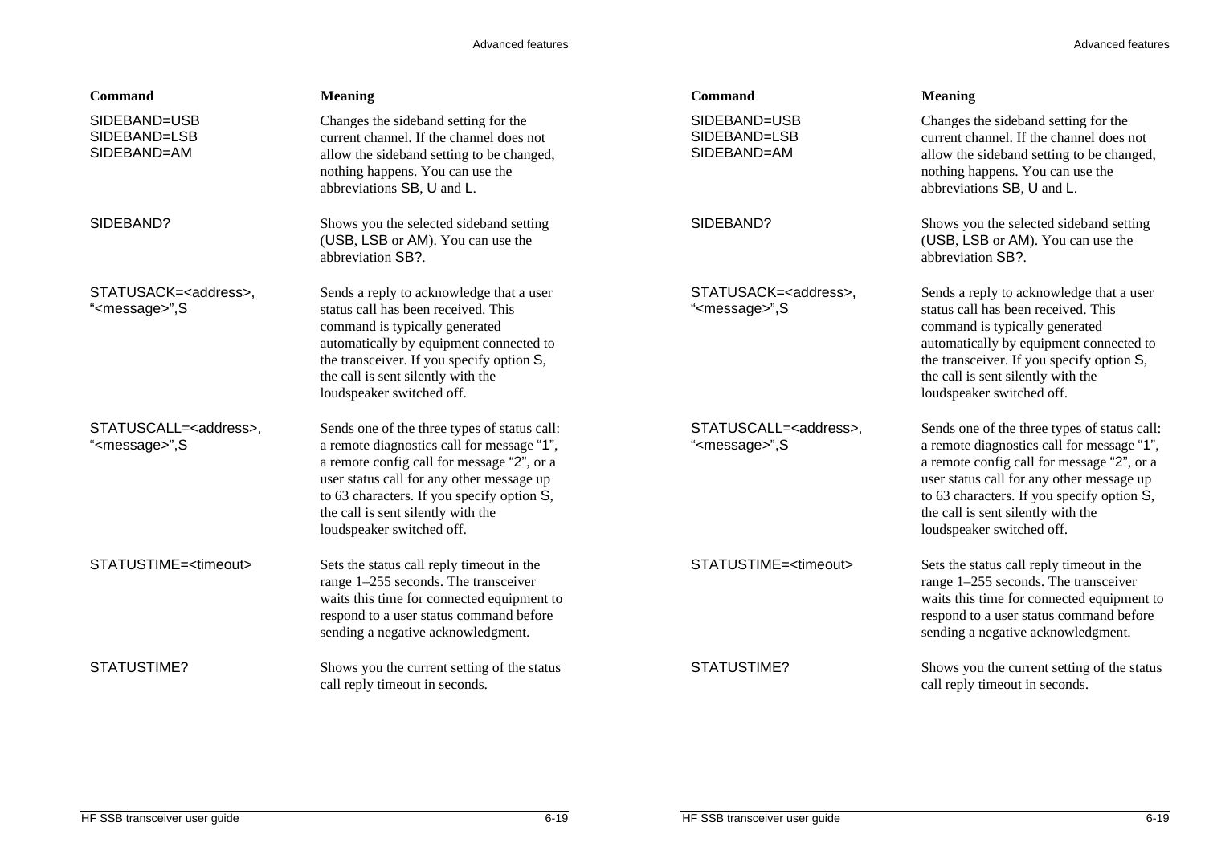| Command | Meaning |
| --- | --- |
| SIDEBAND=USB<br>SIDEBAND=LSB<br>SIDEBAND=AM | Changes the sideband setting for the current channel. If the channel does not allow the sideband setting to be changed, nothing happens. You can use the abbreviations SB, U and L. |
| SIDEBAND? | Shows you the selected sideband setting (USB, LSB or AM). You can use the abbreviation SB?. |
| STATUSACK=<address>, "<message>",S | Sends a reply to acknowledge that a user status call has been received. This command is typically generated automatically by equipment connected to the transceiver. If you specify option S, the call is sent silently with the loudspeaker switched off. |
| STATUSCALL=<address>, "<message>",S | Sends one of the three types of status call: a remote diagnostics call for message "1", a remote config call for message "2", or a user status call for any other message up to 63 characters. If you specify option S, the call is sent silently with the loudspeaker switched off. |
| STATUSTIME=<timeout> | Sets the status call reply timeout in the range 1–255 seconds. The transceiver waits this time for connected equipment to respond to a user status command before sending a negative acknowledgment. |
| STATUSTIME? | Shows you the current setting of the status call reply timeout in seconds. |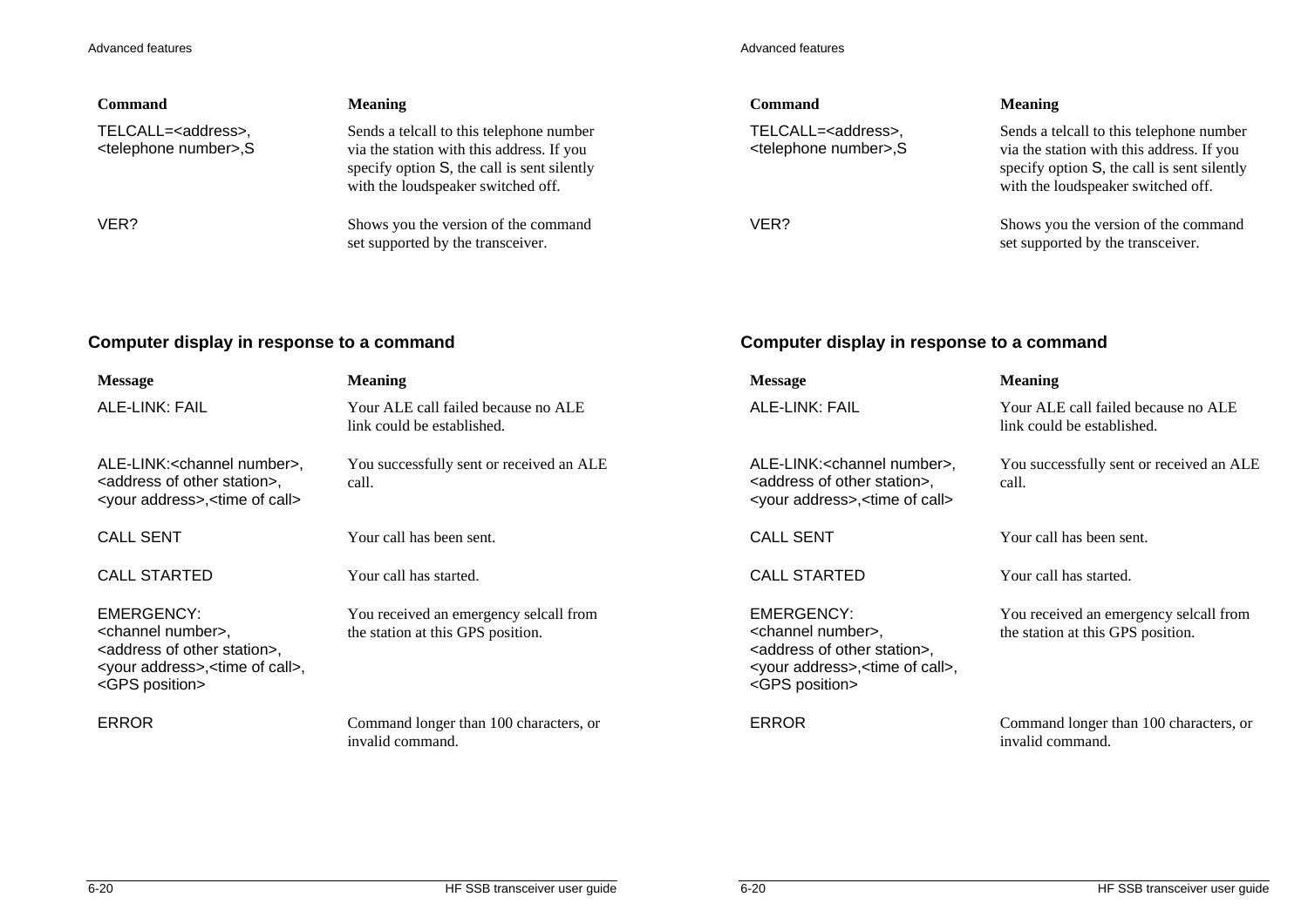| Command | Meaning |
|---|---|
| TELCALL=<address>, <telephone number>,S | Sends a telcall to this telephone number via the station with this address. If you specify option S, the call is sent silently with the loudspeaker switched off. |
| VER? | Shows you the version of the command set supported by the transceiver. |

## Computer display in response to a command

| Message | Meaning |
|---|---|
| ALE-LINK: FAIL | Your ALE call failed because no ALE link could be established. |
| ALE-LINK:<channel number>, <address of other station>, <your address>,<time of call> | You successfully sent or received an ALE call. |
| CALL SENT | Your call has been sent. |
| CALL STARTED | Your call has started. |
| EMERGENCY: <channel number>, <address of other station>, <your address>,<time of call>, <GPS position> | You received an emergency selcall from the station at this GPS position. |
| ERROR | Command longer than 100 characters, or invalid command. |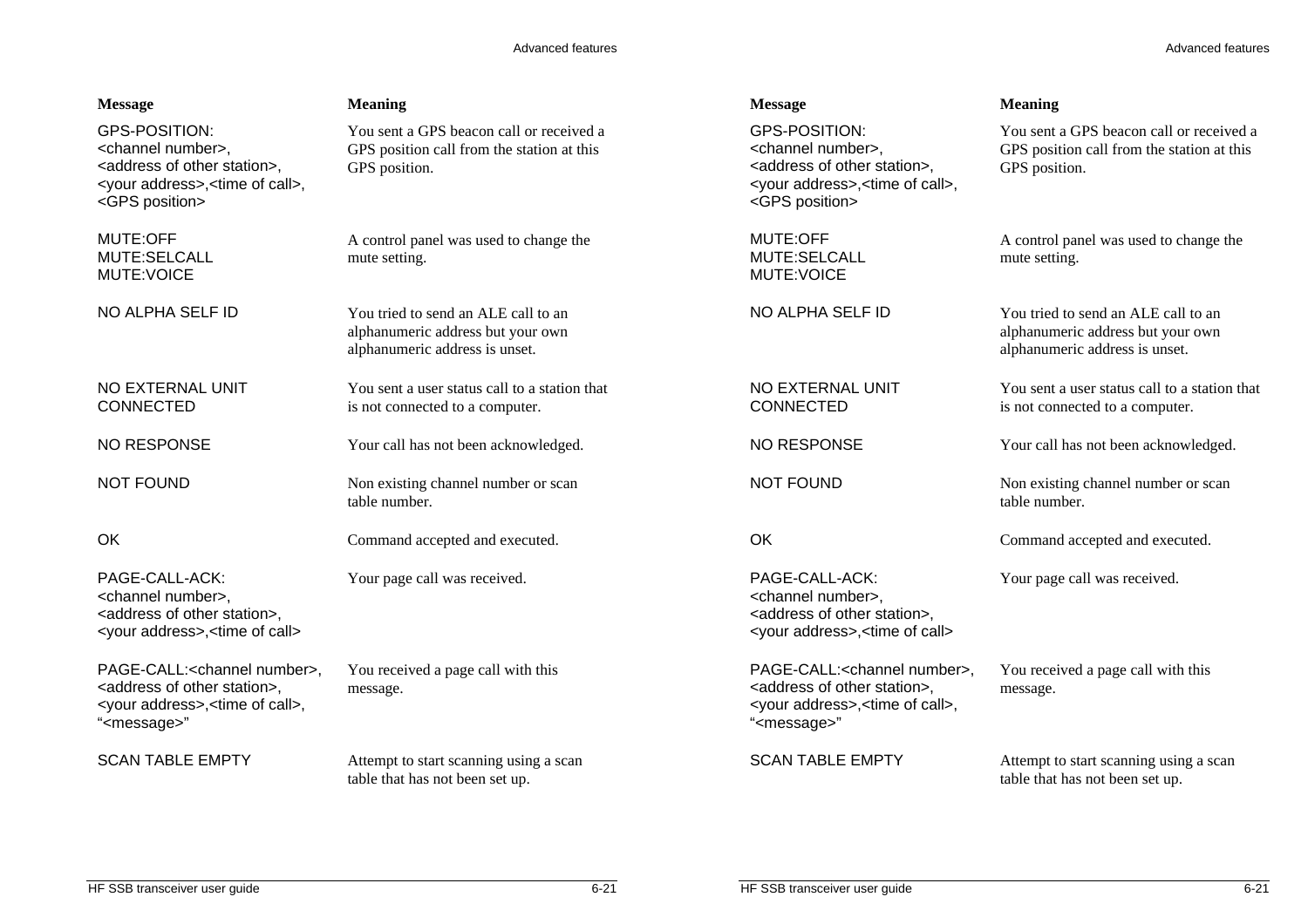| Message | Meaning |
|---|---|
| GPS-POSITION: <channel number>, <address of other station>, <your address>,<time of call>, <GPS position> | You sent a GPS beacon call or received a GPS position call from the station at this GPS position. |
| MUTE:OFF<br>MUTE:SELCALL<br>MUTE:VOICE | A control panel was used to change the mute setting. |
| NO ALPHA SELF ID | You tried to send an ALE call to an alphanumeric address but your own alphanumeric address is unset. |
| NO EXTERNAL UNIT CONNECTED | You sent a user status call to a station that is not connected to a computer. |
| NO RESPONSE | Your call has not been acknowledged. |
| NOT FOUND | Non existing channel number or scan table number. |
| OK | Command accepted and executed. |
| PAGE-CALL-ACK: <channel number>, <address of other station>, <your address>,<time of call> | Your page call was received. |
| PAGE-CALL:<channel number>, <address of other station>, <your address>,<time of call>, "<message>" | You received a page call with this message. |
| SCAN TABLE EMPTY | Attempt to start scanning using a scan table that has not been set up. |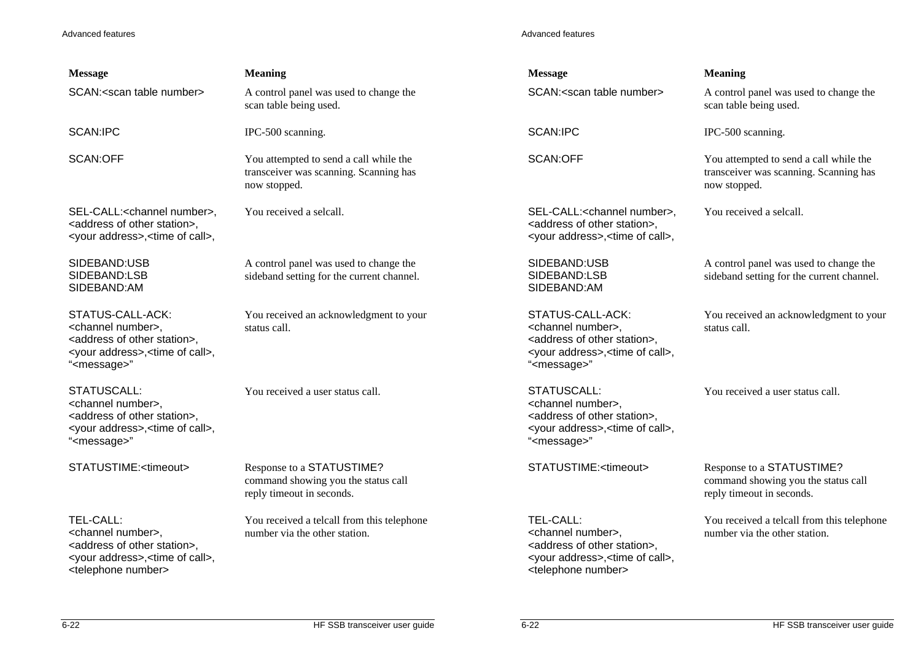| Message | Meaning |
|---|---|
| SCAN:<scan table number> | A control panel was used to change the scan table being used. |
| SCAN:IPC | IPC-500 scanning. |
| SCAN:OFF | You attempted to send a call while the transceiver was scanning. Scanning has now stopped. |
| SEL-CALL:<channel number>, <address of other station>, <your address>,<time of call>, | You received a selcall. |
| SIDEBAND:USB<br>SIDEBAND:LSB<br>SIDEBAND:AM | A control panel was used to change the sideband setting for the current channel. |
| STATUS-CALL-ACK: <channel number>, <address of other station>, <your address>,<time of call>, "<message>" | You received an acknowledgment to your status call. |
| STATUSCALL: <channel number>, <address of other station>, <your address>,<time of call>, "<message>" | You received a user status call. |
| STATUSTIME:<timeout> | Response to a STATUSTIME? command showing you the status call reply timeout in seconds. |
| TEL-CALL: <channel number>, <address of other station>, <your address>,<time of call>, <telephone number> | You received a telcall from this telephone number via the other station. |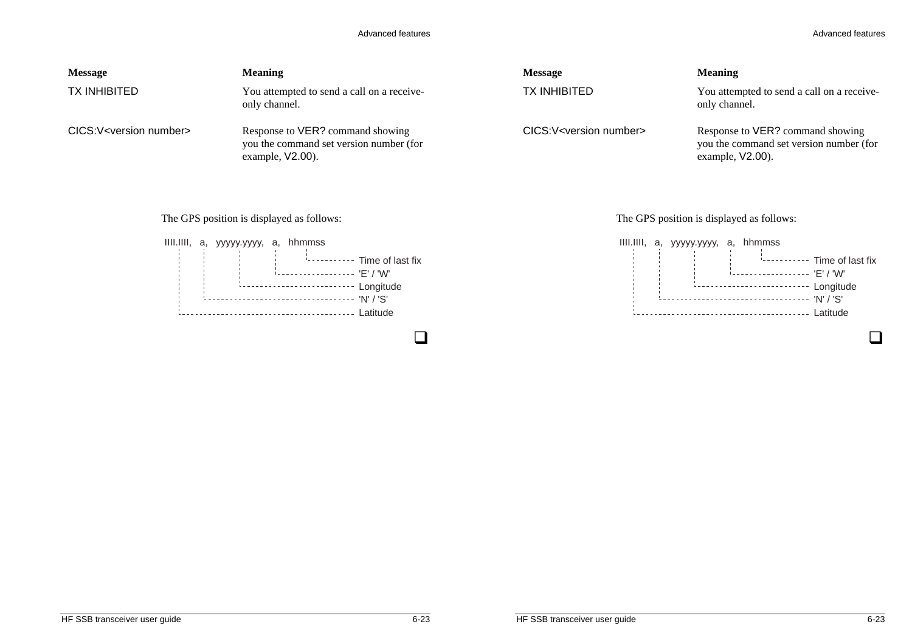| Message | Meaning |
|---|---|
| TX INHIBITED | You attempted to send a call on a receive-only channel. |
| CICS:V<version number> | Response to VER? command showing you the command set version number (for example, V2.00). |

The GPS position is displayed as follows:

```
IIII.IIII,   a,   yyyyy.yyyy,   a,   hhmmss
    :        :         :        :       :
    :        :         :        :       :---------- Time of last fix
    :        :         :        :------------------ 'E' / 'W'
    :        :         :--------------------------- Longitude
    :        :------------------------------------- 'N' / 'S'
    :---------------------------------------------- Latitude
```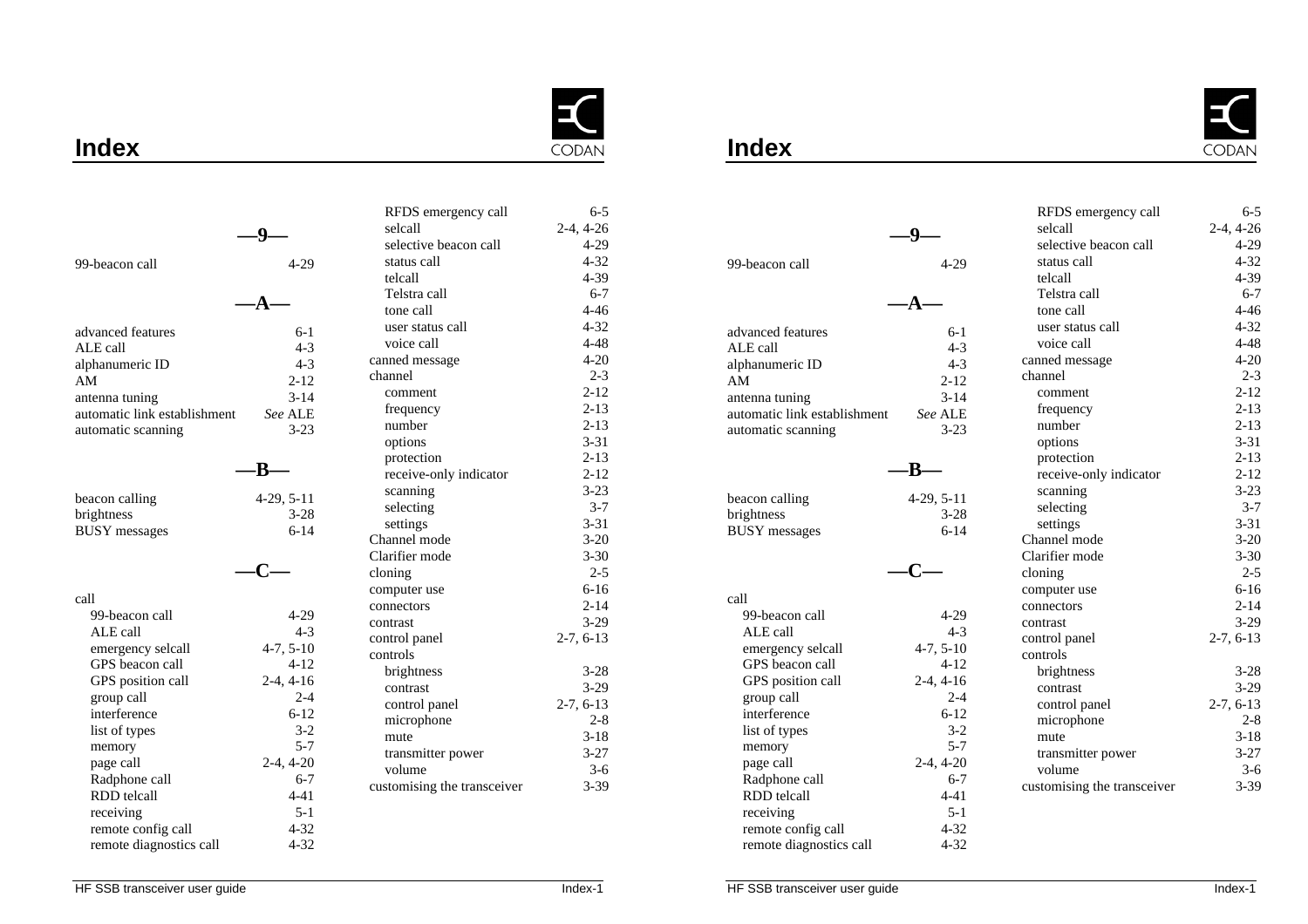# Index

## —9—

99-beacon call 4-29

## —A—

advanced features 6-1
ALE call 4-3
alphanumeric ID 4-3
AM 2-12
antenna tuning 3-14
automatic link establishment *See* ALE
automatic scanning 3-23

## —B—

beacon calling 4-29, 5-11
brightness 3-28
BUSY messages 6-14

## —C—

call
- 99-beacon call 4-29
- ALE call 4-3
- emergency selcall 4-7, 5-10
- GPS beacon call 4-12
- GPS position call 2-4, 4-16
- group call 2-4
- interference 6-12
- list of types 3-2
- memory 5-7
- page call 2-4, 4-20
- Radphone call 6-7
- RDD telcall 4-41
- receiving 5-1
- remote config call 4-32
- remote diagnostics call 4-32
- RFDS emergency call 6-5
- selcall 2-4, 4-26
- selective beacon call 4-29
- status call 4-32
- telcall 4-39
- Telstra call 6-7
- tone call 4-46
- user status call 4-32
- voice call 4-48

canned message 4-20
channel 2-3
- comment 2-12
- frequency 2-13
- number 2-13
- options 3-31
- protection 2-13
- receive-only indicator 2-12
- scanning 3-23
- selecting 3-7
- settings 3-31

Channel mode 3-20
Clarifier mode 3-30
cloning 2-5
computer use 6-16
connectors 2-14
contrast 3-29
control panel 2-7, 6-13
controls
- brightness 3-28
- contrast 3-29
- control panel 2-7, 6-13
- microphone 2-8
- mute 3-18
- transmitter power 3-27
- volume 3-6

customising the transceiver 3-39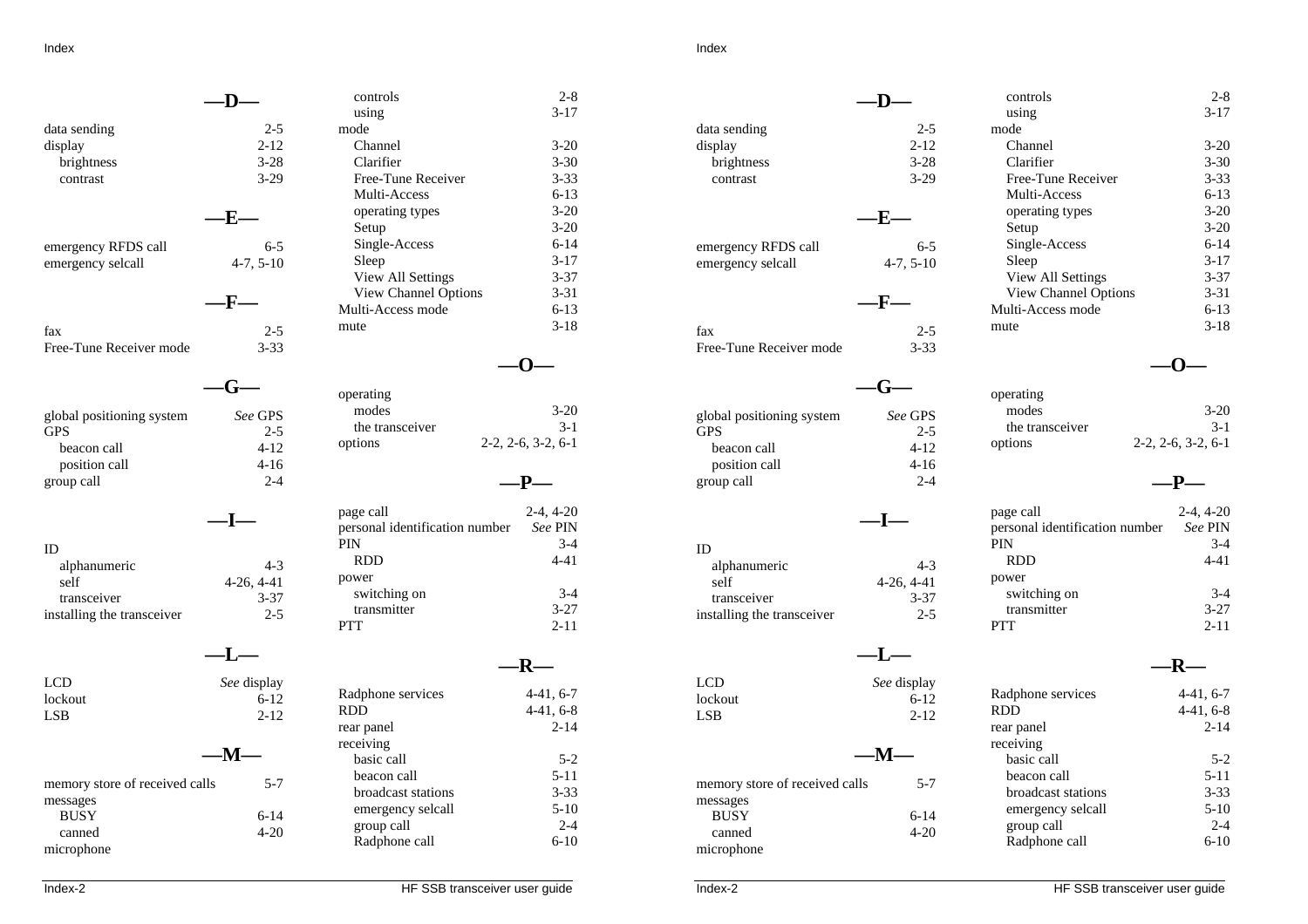## —D—

- data sending 2-5
- display 2-12
  - brightness 3-28
  - contrast 3-29

## —E—

- emergency RFDS call 6-5
- emergency selcall 4-7, 5-10

## —F—

- fax 2-5
- Free-Tune Receiver mode 3-33

## —G—

- global positioning system *See* GPS
- GPS 2-5
  - beacon call 4-12
  - position call 4-16
- group call 2-4

## —I—

- ID
  - alphanumeric 4-3
  - self 4-26, 4-41
  - transceiver 3-37
- installing the transceiver 2-5

## —L—

- LCD *See* display
- lockout 6-12
- LSB 2-12

## —M—

- memory store of received calls 5-7
- messages
  - BUSY 6-14
  - canned 4-20
- microphone
  - controls 2-8
  - using 3-17
- mode
  - Channel 3-20
  - Clarifier 3-30
  - Free-Tune Receiver 3-33
  - Multi-Access 6-13
  - operating types 3-20
  - Setup 3-20
  - Single-Access 6-14
  - Sleep 3-17
  - View All Settings 3-37
  - View Channel Options 3-31
- Multi-Access mode 6-13
- mute 3-18

## —O—

- operating
  - modes 3-20
  - the transceiver 3-1
- options 2-2, 2-6, 3-2, 6-1

## —P—

- page call 2-4, 4-20
- personal identification number *See* PIN
- PIN 3-4
  - RDD 4-41
- power
  - switching on 3-4
  - transmitter 3-27
- PTT 2-11

## —R—

- Radphone services 4-41, 6-7
- RDD 4-41, 6-8
- rear panel 2-14
- receiving
  - basic call 5-2
  - beacon call 5-11
  - broadcast stations 3-33
  - emergency selcall 5-10
  - group call 2-4
  - Radphone call 6-10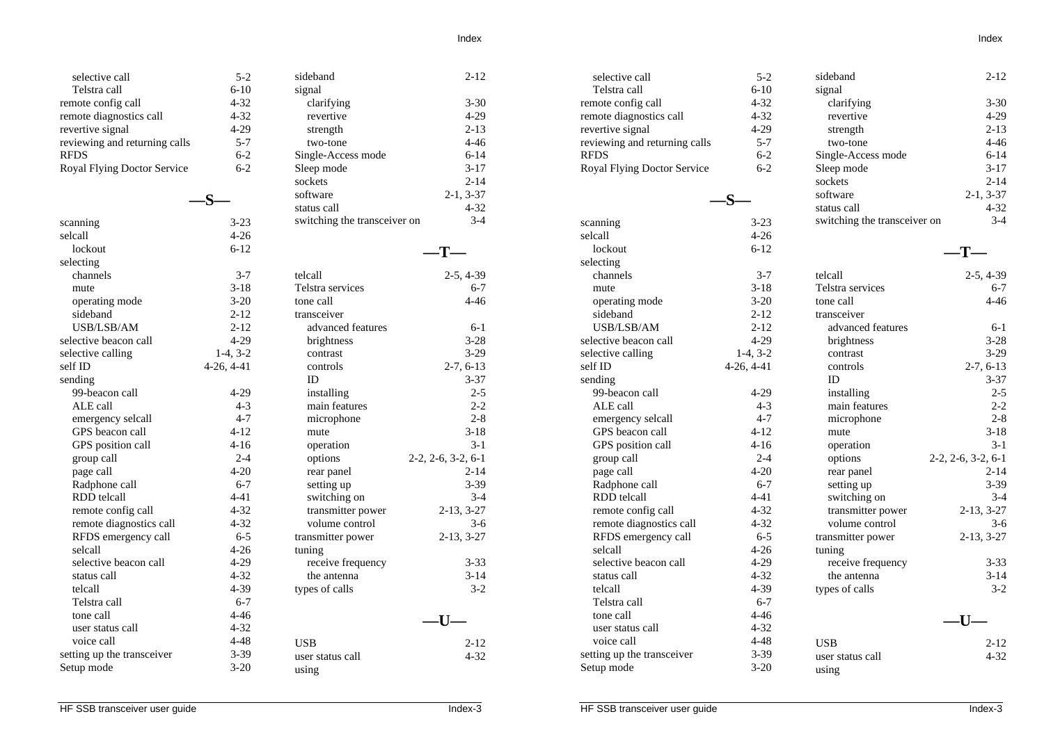selective call 5-2
Telstra call 6-10
remote config call 4-32
remote diagnostics call 4-32
revertive signal 4-29
reviewing and returning calls 5-7
RFDS 6-2
Royal Flying Doctor Service 6-2

## —S—

scanning 3-23
selcall 4-26
  lockout 6-12
selecting
  channels 3-7
  mute 3-18
  operating mode 3-20
  sideband 2-12
  USB/LSB/AM 2-12
selective beacon call 4-29
selective calling 1-4, 3-2
self ID 4-26, 4-41
sending
  99-beacon call 4-29
  ALE call 4-3
  emergency selcall 4-7
  GPS beacon call 4-12
  GPS position call 4-16
  group call 2-4
  page call 4-20
  Radphone call 6-7
  RDD telcall 4-41
  remote config call 4-32
  remote diagnostics call 4-32
  RFDS emergency call 6-5
  selcall 4-26
  selective beacon call 4-29
  status call 4-32
  telcall 4-39
  Telstra call 6-7
  tone call 4-46
  user status call 4-32
  voice call 4-48
setting up the transceiver 3-39
Setup mode 3-20
sideband 2-12
signal
  clarifying 3-30
  revertive 4-29
  strength 2-13
  two-tone 4-46
Single-Access mode 6-14
Sleep mode 3-17
sockets 2-14
software 2-1, 3-37
status call 4-32
switching the transceiver on 3-4

## —T—

telcall 2-5, 4-39
Telstra services 6-7
tone call 4-46
transceiver
  advanced features 6-1
  brightness 3-28
  contrast 3-29
  controls 2-7, 6-13
  ID 3-37
  installing 2-5
  main features 2-2
  microphone 2-8
  mute 3-18
  operation 3-1
  options 2-2, 2-6, 3-2, 6-1
  rear panel 2-14
  setting up 3-39
  switching on 3-4
  transmitter power 2-13, 3-27
  volume control 3-6
transmitter power 2-13, 3-27
tuning
  receive frequency 3-33
  the antenna 3-14
types of calls 3-2

## —U—

USB 2-12
user status call 4-32
using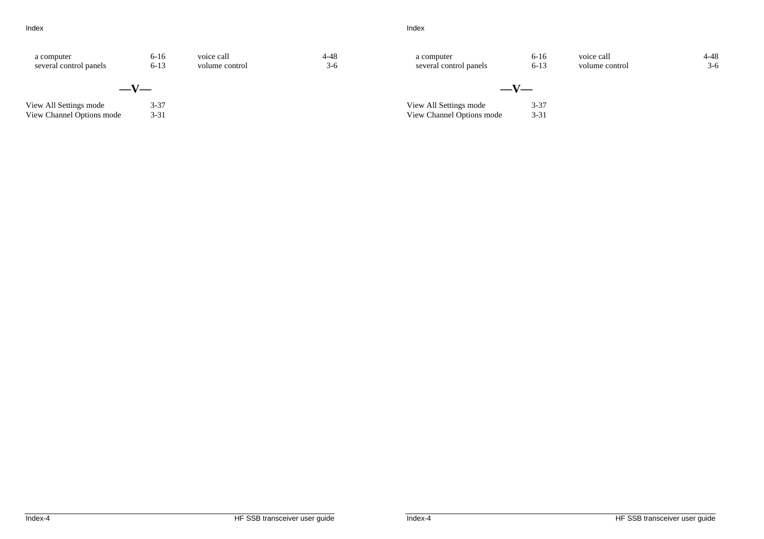a computer 6-16
several control panels 6-13

voice call 4-48
volume control 3-6

## —V—

View All Settings mode 3-37
View Channel Options mode 3-31

a computer 6-16
several control panels 6-13

voice call 4-48
volume control 3-6

## —V—

View All Settings mode 3-37
View Channel Options mode 3-31